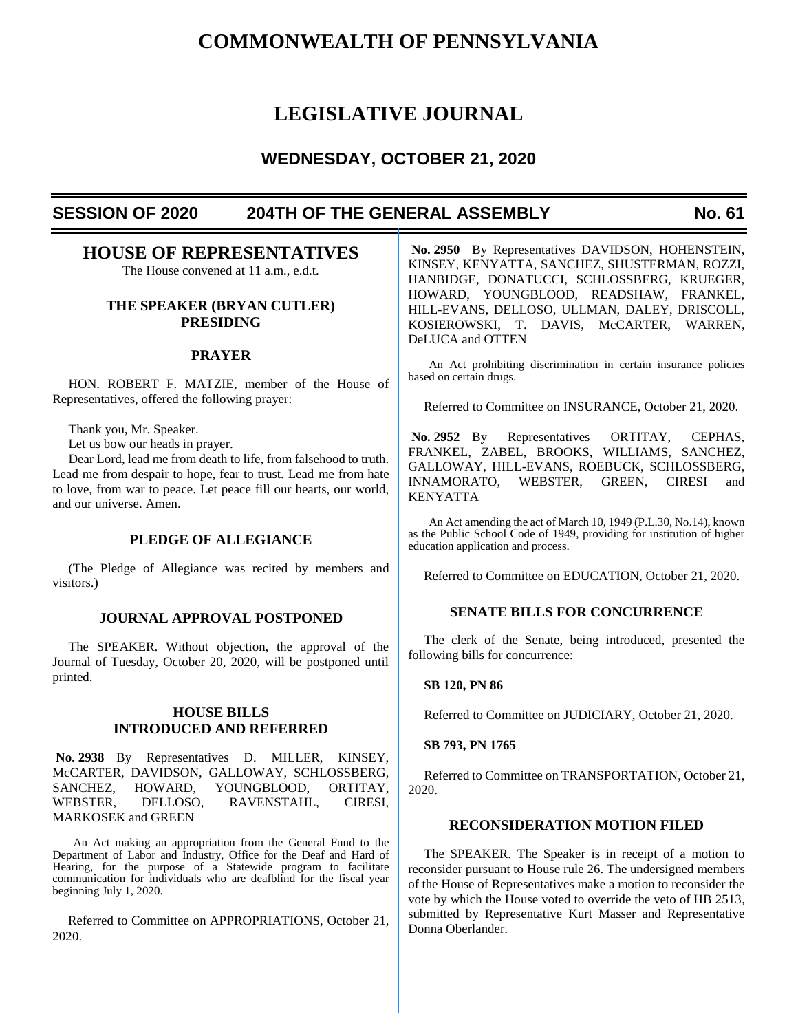# COMMONWEALTH OF PENNSYLVANIA

# LEGISLATIVE JOURNAL

## WEDNESDAY, OCTOBER 21, 2020

**SESSION OF 2020 — 204TH OF THE GENERAL ASSEMBLY — No. 61**

## HOUSE OF REPRESENTATIVES

The House convened at 11 a.m., e.d.t.

### THE SPEAKER (BRYAN CUTLER) PRESIDING

### PRAYER

HON. ROBERT F. MATZIE, member of the House of Representatives, offered the following prayer:

Thank you, Mr. Speaker.

Let us bow our heads in prayer.

Dear Lord, lead me from death to life, from falsehood to truth. Lead me from despair to hope, fear to trust. Lead me from hate to love, from war to peace. Let peace fill our hearts, our world, and our universe. Amen.

### PLEDGE OF ALLEGIANCE

(The Pledge of Allegiance was recited by members and visitors.)

### JOURNAL APPROVAL POSTPONED

The SPEAKER. Without objection, the approval of the Journal of Tuesday, October 20, 2020, will be postponed until printed.

### HOUSE BILLS INTRODUCED AND REFERRED

**No. 2938** By Representatives D. MILLER, KINSEY, McCARTER, DAVIDSON, GALLOWAY, SCHLOSSBERG, SANCHEZ, HOWARD, YOUNGBLOOD, ORTITAY, WEBSTER, DELLOSO, RAVENSTAHL, CIRESI, MARKOSEK and GREEN

An Act making an appropriation from the General Fund to the Department of Labor and Industry, Office for the Deaf and Hard of Hearing, for the purpose of a Statewide program to facilitate communication for individuals who are deafblind for the fiscal year beginning July 1, 2020.

Referred to Committee on APPROPRIATIONS, October 21, 2020.

**No. 2950** By Representatives DAVIDSON, HOHENSTEIN, KINSEY, KENYATTA, SANCHEZ, SHUSTERMAN, ROZZI, HANBIDGE, DONATUCCI, SCHLOSSBERG, KRUEGER, HOWARD, YOUNGBLOOD, READSHAW, FRANKEL, HILL-EVANS, DELLOSO, ULLMAN, DALEY, DRISCOLL, KOSIEROWSKI, T. DAVIS, McCARTER, WARREN, DeLUCA and OTTEN

An Act prohibiting discrimination in certain insurance policies based on certain drugs.

Referred to Committee on INSURANCE, October 21, 2020.

**No. 2952** By Representatives ORTITAY, CEPHAS, FRANKEL, ZABEL, BROOKS, WILLIAMS, SANCHEZ, GALLOWAY, HILL-EVANS, ROEBUCK, SCHLOSSBERG, INNAMORATO, WEBSTER, GREEN, CIRESI and KENYATTA

An Act amending the act of March 10, 1949 (P.L.30, No.14), known as the Public School Code of 1949, providing for institution of higher education application and process.

Referred to Committee on EDUCATION, October 21, 2020.

### SENATE BILLS FOR CONCURRENCE

The clerk of the Senate, being introduced, presented the following bills for concurrence:

**SB 120, PN 86**

Referred to Committee on JUDICIARY, October 21, 2020.

**SB 793, PN 1765**

Referred to Committee on TRANSPORTATION, October 21, 2020.

### RECONSIDERATION MOTION FILED

The SPEAKER. The Speaker is in receipt of a motion to reconsider pursuant to House rule 26. The undersigned members of the House of Representatives make a motion to reconsider the vote by which the House voted to override the veto of HB 2513, submitted by Representative Kurt Masser and Representative Donna Oberlander.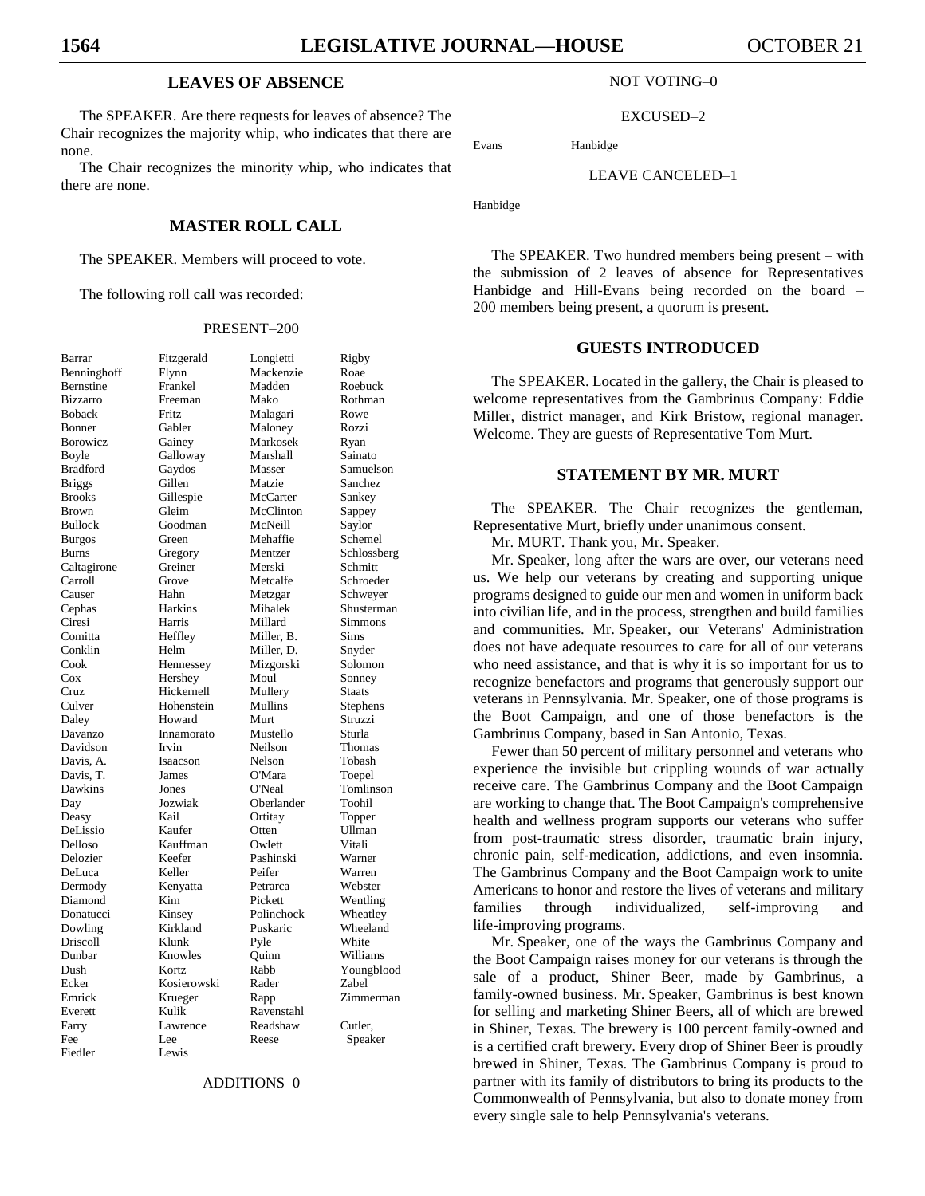## LEAVES OF ABSENCE

The SPEAKER. Are there requests for leaves of absence? The Chair recognizes the majority whip, who indicates that there are none.

The Chair recognizes the minority whip, who indicates that there are none.

## MASTER ROLL CALL

The SPEAKER. Members will proceed to vote.

The following roll call was recorded:

PRESENT–200

| | | | |
|---|---|---|---|
| Barrar | Fitzgerald | Longietti | Rigby |
| Benninghoff | Flynn | Mackenzie | Roae |
| Bernstine | Frankel | Madden | Roebuck |
| Bizzarro | Freeman | Mako | Rothman |
| Boback | Fritz | Malagari | Rowe |
| Bonner | Gabler | Maloney | Rozzi |
| Borowicz | Gainey | Markosek | Ryan |
| Boyle | Galloway | Marshall | Sainato |
| Bradford | Gaydos | Masser | Samuelson |
| Briggs | Gillen | Matzie | Sanchez |
| Brooks | Gillespie | McCarter | Sankey |
| Brown | Gleim | McClinton | Sappey |
| Bullock | Goodman | McNeill | Saylor |
| Burgos | Green | Mehaffie | Schemel |
| Burns | Gregory | Mentzer | Schlossberg |
| Caltagirone | Greiner | Merski | Schmitt |
| Carroll | Grove | Metcalfe | Schroeder |
| Causer | Hahn | Metzgar | Schweyer |
| Cephas | Harkins | Mihalek | Shusterman |
| Ciresi | Harris | Millard | Simmons |
| Comitta | Heffley | Miller, B. | Sims |
| Conklin | Helm | Miller, D. | Snyder |
| Cook | Hennessey | Mizgorski | Solomon |
| Cox | Hershey | Moul | Sonney |
| Cruz | Hickernell | Mullery | Staats |
| Culver | Hohenstein | Mullins | Stephens |
| Daley | Howard | Murt | Struzzi |
| Davanzo | Innamorato | Mustello | Sturla |
| Davidson | Irvin | Neilson | Thomas |
| Davis, A. | Isaacson | Nelson | Tobash |
| Davis, T. | James | O'Mara | Toepel |
| Dawkins | Jones | O'Neal | Tomlinson |
| Day | Jozwiak | Oberlander | Toohil |
| Deasy | Kail | Ortitay | Topper |
| DeLissio | Kaufer | Otten | Ullman |
| Delloso | Kauffman | Owlett | Vitali |
| Delozier | Keefer | Pashinski | Warner |
| DeLuca | Keller | Peifer | Warren |
| Dermody | Kenyatta | Petrarca | Webster |
| Diamond | Kim | Pickett | Wentling |
| Donatucci | Kinsey | Polinchock | Wheatley |
| Dowling | Kirkland | Puskaric | Wheeland |
| Driscoll | Klunk | Pyle | White |
| Dunbar | Knowles | Quinn | Williams |
| Dush | Kortz | Rabb | Youngblood |
| Ecker | Kosierowski | Rader | Zabel |
| Emrick | Krueger | Rapp | Zimmerman |
| Everett | Kulik | Ravenstahl | |
| Farry | Lawrence | Readshaw | Cutler, |
| Fee | Lee | Reese | Speaker |
| Fiedler | Lewis | | |

ADDITIONS–0

NOT VOTING–0

EXCUSED–2

| | |
|---|---|
| Evans | Hanbidge |

LEAVE CANCELED–1

Hanbidge

The SPEAKER. Two hundred members being present – with the submission of 2 leaves of absence for Representatives Hanbidge and Hill-Evans being recorded on the board – 200 members being present, a quorum is present.

## GUESTS INTRODUCED

The SPEAKER. Located in the gallery, the Chair is pleased to welcome representatives from the Gambrinus Company: Eddie Miller, district manager, and Kirk Bristow, regional manager. Welcome. They are guests of Representative Tom Murt.

## STATEMENT BY MR. MURT

The SPEAKER. The Chair recognizes the gentleman, Representative Murt, briefly under unanimous consent.

Mr. MURT. Thank you, Mr. Speaker.

Mr. Speaker, long after the wars are over, our veterans need us. We help our veterans by creating and supporting unique programs designed to guide our men and women in uniform back into civilian life, and in the process, strengthen and build families and communities. Mr. Speaker, our Veterans' Administration does not have adequate resources to care for all of our veterans who need assistance, and that is why it is so important for us to recognize benefactors and programs that generously support our veterans in Pennsylvania. Mr. Speaker, one of those programs is the Boot Campaign, and one of those benefactors is the Gambrinus Company, based in San Antonio, Texas.

Fewer than 50 percent of military personnel and veterans who experience the invisible but crippling wounds of war actually receive care. The Gambrinus Company and the Boot Campaign are working to change that. The Boot Campaign's comprehensive health and wellness program supports our veterans who suffer from post-traumatic stress disorder, traumatic brain injury, chronic pain, self-medication, addictions, and even insomnia. The Gambrinus Company and the Boot Campaign work to unite Americans to honor and restore the lives of veterans and military families through individualized, self-improving and life-improving programs.

Mr. Speaker, one of the ways the Gambrinus Company and the Boot Campaign raises money for our veterans is through the sale of a product, Shiner Beer, made by Gambrinus, a family-owned business. Mr. Speaker, Gambrinus is best known for selling and marketing Shiner Beers, all of which are brewed in Shiner, Texas. The brewery is 100 percent family-owned and is a certified craft brewery. Every drop of Shiner Beer is proudly brewed in Shiner, Texas. The Gambrinus Company is proud to partner with its family of distributors to bring its products to the Commonwealth of Pennsylvania, but also to donate money from every single sale to help Pennsylvania's veterans.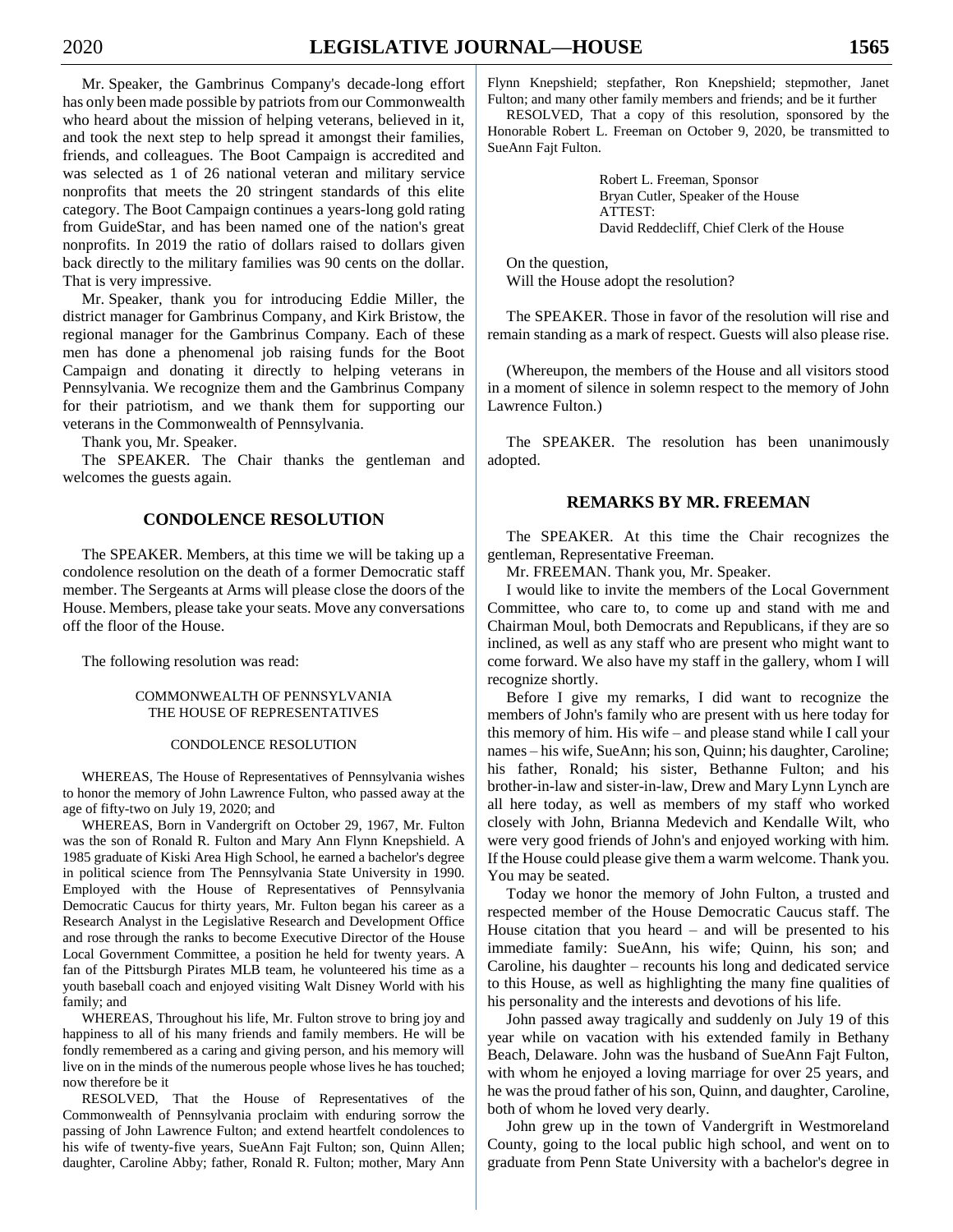Mr. Speaker, the Gambrinus Company's decade-long effort has only been made possible by patriots from our Commonwealth who heard about the mission of helping veterans, believed in it, and took the next step to help spread it amongst their families, friends, and colleagues. The Boot Campaign is accredited and was selected as 1 of 26 national veteran and military service nonprofits that meets the 20 stringent standards of this elite category. The Boot Campaign continues a years-long gold rating from GuideStar, and has been named one of the nation's great nonprofits. In 2019 the ratio of dollars raised to dollars given back directly to the military families was 90 cents on the dollar. That is very impressive.

Mr. Speaker, thank you for introducing Eddie Miller, the district manager for Gambrinus Company, and Kirk Bristow, the regional manager for the Gambrinus Company. Each of these men has done a phenomenal job raising funds for the Boot Campaign and donating it directly to helping veterans in Pennsylvania. We recognize them and the Gambrinus Company for their patriotism, and we thank them for supporting our veterans in the Commonwealth of Pennsylvania.

Thank you, Mr. Speaker.

The SPEAKER. The Chair thanks the gentleman and welcomes the guests again.

## CONDOLENCE RESOLUTION

The SPEAKER. Members, at this time we will be taking up a condolence resolution on the death of a former Democratic staff member. The Sergeants at Arms will please close the doors of the House. Members, please take your seats. Move any conversations off the floor of the House.

The following resolution was read:

COMMONWEALTH OF PENNSYLVANIA
THE HOUSE OF REPRESENTATIVES

CONDOLENCE RESOLUTION

WHEREAS, The House of Representatives of Pennsylvania wishes to honor the memory of John Lawrence Fulton, who passed away at the age of fifty-two on July 19, 2020; and

WHEREAS, Born in Vandergrift on October 29, 1967, Mr. Fulton was the son of Ronald R. Fulton and Mary Ann Flynn Knepshield. A 1985 graduate of Kiski Area High School, he earned a bachelor's degree in political science from The Pennsylvania State University in 1990. Employed with the House of Representatives of Pennsylvania Democratic Caucus for thirty years, Mr. Fulton began his career as a Research Analyst in the Legislative Research and Development Office and rose through the ranks to become Executive Director of the House Local Government Committee, a position he held for twenty years. A fan of the Pittsburgh Pirates MLB team, he volunteered his time as a youth baseball coach and enjoyed visiting Walt Disney World with his family; and

WHEREAS, Throughout his life, Mr. Fulton strove to bring joy and happiness to all of his many friends and family members. He will be fondly remembered as a caring and giving person, and his memory will live on in the minds of the numerous people whose lives he has touched; now therefore be it

RESOLVED, That the House of Representatives of the Commonwealth of Pennsylvania proclaim with enduring sorrow the passing of John Lawrence Fulton; and extend heartfelt condolences to his wife of twenty-five years, SueAnn Fajt Fulton; son, Quinn Allen; daughter, Caroline Abby; father, Ronald R. Fulton; mother, Mary Ann Flynn Knepshield; stepfather, Ron Knepshield; stepmother, Janet Fulton; and many other family members and friends; and be it further

RESOLVED, That a copy of this resolution, sponsored by the Honorable Robert L. Freeman on October 9, 2020, be transmitted to SueAnn Fajt Fulton.

Robert L. Freeman, Sponsor
Bryan Cutler, Speaker of the House
ATTEST:
David Reddecliff, Chief Clerk of the House

On the question,
Will the House adopt the resolution?

The SPEAKER. Those in favor of the resolution will rise and remain standing as a mark of respect. Guests will also please rise.

(Whereupon, the members of the House and all visitors stood in a moment of silence in solemn respect to the memory of John Lawrence Fulton.)

The SPEAKER. The resolution has been unanimously adopted.

## REMARKS BY MR. FREEMAN

The SPEAKER. At this time the Chair recognizes the gentleman, Representative Freeman.

Mr. FREEMAN. Thank you, Mr. Speaker.

I would like to invite the members of the Local Government Committee, who care to, to come up and stand with me and Chairman Moul, both Democrats and Republicans, if they are so inclined, as well as any staff who are present who might want to come forward. We also have my staff in the gallery, whom I will recognize shortly.

Before I give my remarks, I did want to recognize the members of John's family who are present with us here today for this memory of him. His wife – and please stand while I call your names – his wife, SueAnn; his son, Quinn; his daughter, Caroline; his father, Ronald; his sister, Bethanne Fulton; and his brother-in-law and sister-in-law, Drew and Mary Lynn Lynch are all here today, as well as members of my staff who worked closely with John, Brianna Medevich and Kendalle Wilt, who were very good friends of John's and enjoyed working with him. If the House could please give them a warm welcome. Thank you. You may be seated.

Today we honor the memory of John Fulton, a trusted and respected member of the House Democratic Caucus staff. The House citation that you heard – and will be presented to his immediate family: SueAnn, his wife; Quinn, his son; and Caroline, his daughter – recounts his long and dedicated service to this House, as well as highlighting the many fine qualities of his personality and the interests and devotions of his life.

John passed away tragically and suddenly on July 19 of this year while on vacation with his extended family in Bethany Beach, Delaware. John was the husband of SueAnn Fajt Fulton, with whom he enjoyed a loving marriage for over 25 years, and he was the proud father of his son, Quinn, and daughter, Caroline, both of whom he loved very dearly.

John grew up in the town of Vandergrift in Westmoreland County, going to the local public high school, and went on to graduate from Penn State University with a bachelor's degree in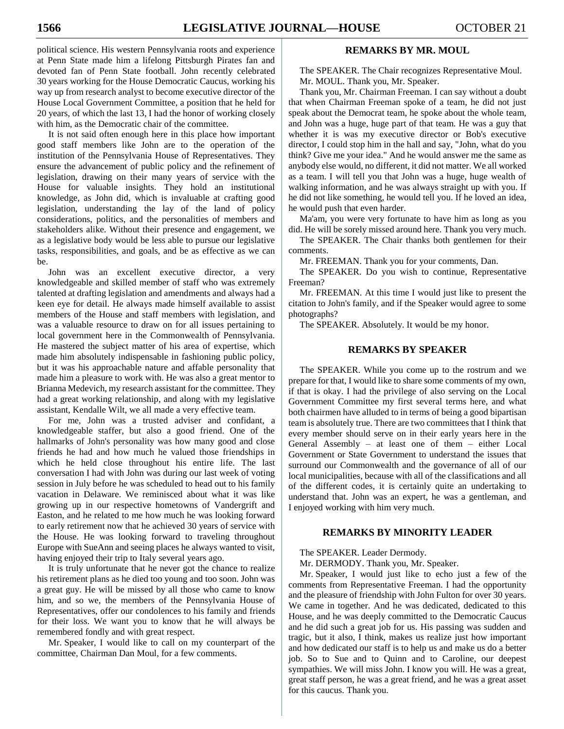political science. His western Pennsylvania roots and experience at Penn State made him a lifelong Pittsburgh Pirates fan and devoted fan of Penn State football. John recently celebrated 30 years working for the House Democratic Caucus, working his way up from research analyst to become executive director of the House Local Government Committee, a position that he held for 20 years, of which the last 13, I had the honor of working closely with him, as the Democratic chair of the committee.

It is not said often enough here in this place how important good staff members like John are to the operation of the institution of the Pennsylvania House of Representatives. They ensure the advancement of public policy and the refinement of legislation, drawing on their many years of service with the House for valuable insights. They hold an institutional knowledge, as John did, which is invaluable at crafting good legislation, understanding the lay of the land of policy considerations, politics, and the personalities of members and stakeholders alike. Without their presence and engagement, we as a legislative body would be less able to pursue our legislative tasks, responsibilities, and goals, and be as effective as we can be.

John was an excellent executive director, a very knowledgeable and skilled member of staff who was extremely talented at drafting legislation and amendments and always had a keen eye for detail. He always made himself available to assist members of the House and staff members with legislation, and was a valuable resource to draw on for all issues pertaining to local government here in the Commonwealth of Pennsylvania. He mastered the subject matter of his area of expertise, which made him absolutely indispensable in fashioning public policy, but it was his approachable nature and affable personality that made him a pleasure to work with. He was also a great mentor to Brianna Medevich, my research assistant for the committee. They had a great working relationship, and along with my legislative assistant, Kendalle Wilt, we all made a very effective team.

For me, John was a trusted adviser and confidant, a knowledgeable staffer, but also a good friend. One of the hallmarks of John's personality was how many good and close friends he had and how much he valued those friendships in which he held close throughout his entire life. The last conversation I had with John was during our last week of voting session in July before he was scheduled to head out to his family vacation in Delaware. We reminisced about what it was like growing up in our respective hometowns of Vandergrift and Easton, and he related to me how much he was looking forward to early retirement now that he achieved 30 years of service with the House. He was looking forward to traveling throughout Europe with SueAnn and seeing places he always wanted to visit, having enjoyed their trip to Italy several years ago.

It is truly unfortunate that he never got the chance to realize his retirement plans as he died too young and too soon. John was a great guy. He will be missed by all those who came to know him, and so we, the members of the Pennsylvania House of Representatives, offer our condolences to his family and friends for their loss. We want you to know that he will always be remembered fondly and with great respect.

Mr. Speaker, I would like to call on my counterpart of the committee, Chairman Dan Moul, for a few comments.

## REMARKS BY MR. MOUL

The SPEAKER. The Chair recognizes Representative Moul.

Mr. MOUL. Thank you, Mr. Speaker.

Thank you, Mr. Chairman Freeman. I can say without a doubt that when Chairman Freeman spoke of a team, he did not just speak about the Democrat team, he spoke about the whole team, and John was a huge, huge part of that team. He was a guy that whether it is was my executive director or Bob's executive director, I could stop him in the hall and say, "John, what do you think? Give me your idea." And he would answer me the same as anybody else would, no different, it did not matter. We all worked as a team. I will tell you that John was a huge, huge wealth of walking information, and he was always straight up with you. If he did not like something, he would tell you. If he loved an idea, he would push that even harder.

Ma'am, you were very fortunate to have him as long as you did. He will be sorely missed around here. Thank you very much.

The SPEAKER. The Chair thanks both gentlemen for their comments.

Mr. FREEMAN. Thank you for your comments, Dan.

The SPEAKER. Do you wish to continue, Representative Freeman?

Mr. FREEMAN. At this time I would just like to present the citation to John's family, and if the Speaker would agree to some photographs?

The SPEAKER. Absolutely. It would be my honor.

## REMARKS BY SPEAKER

The SPEAKER. While you come up to the rostrum and we prepare for that, I would like to share some comments of my own, if that is okay. I had the privilege of also serving on the Local Government Committee my first several terms here, and what both chairmen have alluded to in terms of being a good bipartisan team is absolutely true. There are two committees that I think that every member should serve on in their early years here in the General Assembly – at least one of them – either Local Government or State Government to understand the issues that surround our Commonwealth and the governance of all of our local municipalities, because with all of the classifications and all of the different codes, it is certainly quite an undertaking to understand that. John was an expert, he was a gentleman, and I enjoyed working with him very much.

## REMARKS BY MINORITY LEADER

The SPEAKER. Leader Dermody.

Mr. DERMODY. Thank you, Mr. Speaker.

Mr. Speaker, I would just like to echo just a few of the comments from Representative Freeman. I had the opportunity and the pleasure of friendship with John Fulton for over 30 years. We came in together. And he was dedicated, dedicated to this House, and he was deeply committed to the Democratic Caucus and he did such a great job for us. His passing was sudden and tragic, but it also, I think, makes us realize just how important and how dedicated our staff is to help us and make us do a better job. So to Sue and to Quinn and to Caroline, our deepest sympathies. We will miss John. I know you will. He was a great, great staff person, he was a great friend, and he was a great asset for this caucus. Thank you.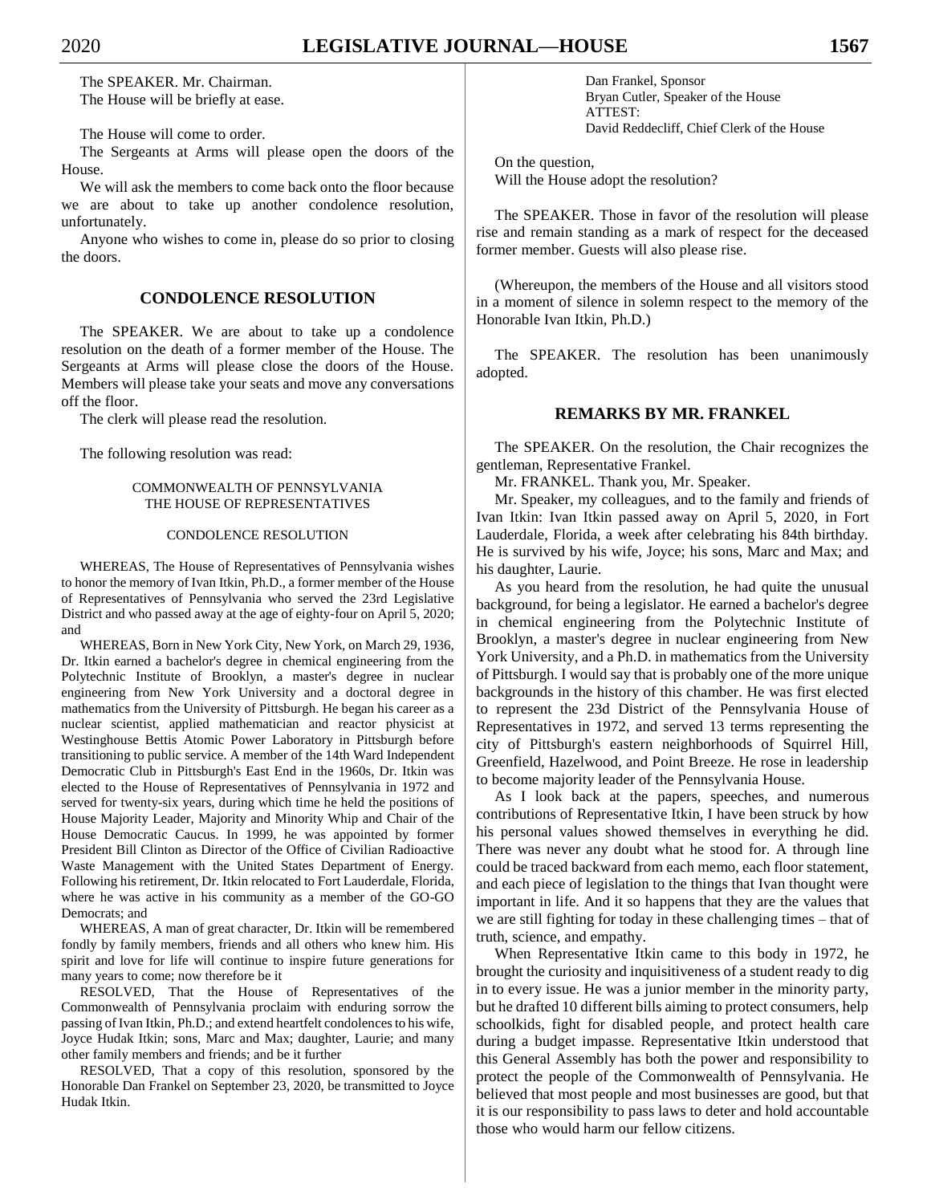The SPEAKER. Mr. Chairman.

The House will be briefly at ease.

The House will come to order.

The Sergeants at Arms will please open the doors of the House.

We will ask the members to come back onto the floor because we are about to take up another condolence resolution, unfortunately.

Anyone who wishes to come in, please do so prior to closing the doors.

## CONDOLENCE RESOLUTION

The SPEAKER. We are about to take up a condolence resolution on the death of a former member of the House. The Sergeants at Arms will please close the doors of the House. Members will please take your seats and move any conversations off the floor.

The clerk will please read the resolution.

The following resolution was read:

COMMONWEALTH OF PENNSYLVANIA
THE HOUSE OF REPRESENTATIVES

CONDOLENCE RESOLUTION

WHEREAS, The House of Representatives of Pennsylvania wishes to honor the memory of Ivan Itkin, Ph.D., a former member of the House of Representatives of Pennsylvania who served the 23rd Legislative District and who passed away at the age of eighty-four on April 5, 2020; and

WHEREAS, Born in New York City, New York, on March 29, 1936, Dr. Itkin earned a bachelor's degree in chemical engineering from the Polytechnic Institute of Brooklyn, a master's degree in nuclear engineering from New York University and a doctoral degree in mathematics from the University of Pittsburgh. He began his career as a nuclear scientist, applied mathematician and reactor physicist at Westinghouse Bettis Atomic Power Laboratory in Pittsburgh before transitioning to public service. A member of the 14th Ward Independent Democratic Club in Pittsburgh's East End in the 1960s, Dr. Itkin was elected to the House of Representatives of Pennsylvania in 1972 and served for twenty-six years, during which time he held the positions of House Majority Leader, Majority and Minority Whip and Chair of the House Democratic Caucus. In 1999, he was appointed by former President Bill Clinton as Director of the Office of Civilian Radioactive Waste Management with the United States Department of Energy. Following his retirement, Dr. Itkin relocated to Fort Lauderdale, Florida, where he was active in his community as a member of the GO-GO Democrats; and

WHEREAS, A man of great character, Dr. Itkin will be remembered fondly by family members, friends and all others who knew him. His spirit and love for life will continue to inspire future generations for many years to come; now therefore be it

RESOLVED, That the House of Representatives of the Commonwealth of Pennsylvania proclaim with enduring sorrow the passing of Ivan Itkin, Ph.D.; and extend heartfelt condolences to his wife, Joyce Hudak Itkin; sons, Marc and Max; daughter, Laurie; and many other family members and friends; and be it further

RESOLVED, That a copy of this resolution, sponsored by the Honorable Dan Frankel on September 23, 2020, be transmitted to Joyce Hudak Itkin.

Dan Frankel, Sponsor
Bryan Cutler, Speaker of the House
ATTEST:
David Reddecliff, Chief Clerk of the House

On the question,
Will the House adopt the resolution?

The SPEAKER. Those in favor of the resolution will please rise and remain standing as a mark of respect for the deceased former member. Guests will also please rise.

(Whereupon, the members of the House and all visitors stood in a moment of silence in solemn respect to the memory of the Honorable Ivan Itkin, Ph.D.)

The SPEAKER. The resolution has been unanimously adopted.

## REMARKS BY MR. FRANKEL

The SPEAKER. On the resolution, the Chair recognizes the gentleman, Representative Frankel.

Mr. FRANKEL. Thank you, Mr. Speaker.

Mr. Speaker, my colleagues, and to the family and friends of Ivan Itkin: Ivan Itkin passed away on April 5, 2020, in Fort Lauderdale, Florida, a week after celebrating his 84th birthday. He is survived by his wife, Joyce; his sons, Marc and Max; and his daughter, Laurie.

As you heard from the resolution, he had quite the unusual background, for being a legislator. He earned a bachelor's degree in chemical engineering from the Polytechnic Institute of Brooklyn, a master's degree in nuclear engineering from New York University, and a Ph.D. in mathematics from the University of Pittsburgh. I would say that is probably one of the more unique backgrounds in the history of this chamber. He was first elected to represent the 23d District of the Pennsylvania House of Representatives in 1972, and served 13 terms representing the city of Pittsburgh's eastern neighborhoods of Squirrel Hill, Greenfield, Hazelwood, and Point Breeze. He rose in leadership to become majority leader of the Pennsylvania House.

As I look back at the papers, speeches, and numerous contributions of Representative Itkin, I have been struck by how his personal values showed themselves in everything he did. There was never any doubt what he stood for. A through line could be traced backward from each memo, each floor statement, and each piece of legislation to the things that Ivan thought were important in life. And it so happens that they are the values that we are still fighting for today in these challenging times – that of truth, science, and empathy.

When Representative Itkin came to this body in 1972, he brought the curiosity and inquisitiveness of a student ready to dig in to every issue. He was a junior member in the minority party, but he drafted 10 different bills aiming to protect consumers, help schoolkids, fight for disabled people, and protect health care during a budget impasse. Representative Itkin understood that this General Assembly has both the power and responsibility to protect the people of the Commonwealth of Pennsylvania. He believed that most people and most businesses are good, but that it is our responsibility to pass laws to deter and hold accountable those who would harm our fellow citizens.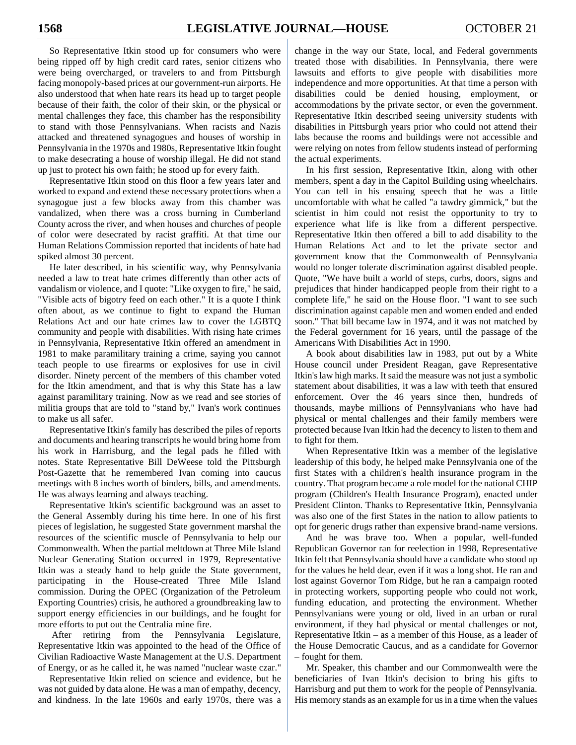So Representative Itkin stood up for consumers who were being ripped off by high credit card rates, senior citizens who were being overcharged, or travelers to and from Pittsburgh facing monopoly-based prices at our government-run airports. He also understood that when hate rears its head up to target people because of their faith, the color of their skin, or the physical or mental challenges they face, this chamber has the responsibility to stand with those Pennsylvanians. When racists and Nazis attacked and threatened synagogues and houses of worship in Pennsylvania in the 1970s and 1980s, Representative Itkin fought to make desecrating a house of worship illegal. He did not stand up just to protect his own faith; he stood up for every faith.

Representative Itkin stood on this floor a few years later and worked to expand and extend these necessary protections when a synagogue just a few blocks away from this chamber was vandalized, when there was a cross burning in Cumberland County across the river, and when houses and churches of people of color were desecrated by racist graffiti. At that time our Human Relations Commission reported that incidents of hate had spiked almost 30 percent.

He later described, in his scientific way, why Pennsylvania needed a law to treat hate crimes differently than other acts of vandalism or violence, and I quote: "Like oxygen to fire," he said, "Visible acts of bigotry feed on each other." It is a quote I think often about, as we continue to fight to expand the Human Relations Act and our hate crimes law to cover the LGBTQ community and people with disabilities. With rising hate crimes in Pennsylvania, Representative Itkin offered an amendment in 1981 to make paramilitary training a crime, saying you cannot teach people to use firearms or explosives for use in civil disorder. Ninety percent of the members of this chamber voted for the Itkin amendment, and that is why this State has a law against paramilitary training. Now as we read and see stories of militia groups that are told to "stand by," Ivan's work continues to make us all safer.

Representative Itkin's family has described the piles of reports and documents and hearing transcripts he would bring home from his work in Harrisburg, and the legal pads he filled with notes. State Representative Bill DeWeese told the Pittsburgh Post-Gazette that he remembered Ivan coming into caucus meetings with 8 inches worth of binders, bills, and amendments. He was always learning and always teaching.

Representative Itkin's scientific background was an asset to the General Assembly during his time here. In one of his first pieces of legislation, he suggested State government marshal the resources of the scientific muscle of Pennsylvania to help our Commonwealth. When the partial meltdown at Three Mile Island Nuclear Generating Station occurred in 1979, Representative Itkin was a steady hand to help guide the State government, participating in the House-created Three Mile Island commission. During the OPEC (Organization of the Petroleum Exporting Countries) crisis, he authored a groundbreaking law to support energy efficiencies in our buildings, and he fought for more efforts to put out the Centralia mine fire.

After retiring from the Pennsylvania Legislature, Representative Itkin was appointed to the head of the Office of Civilian Radioactive Waste Management at the U.S. Department of Energy, or as he called it, he was named "nuclear waste czar."

Representative Itkin relied on science and evidence, but he was not guided by data alone. He was a man of empathy, decency, and kindness. In the late 1960s and early 1970s, there was a change in the way our State, local, and Federal governments treated those with disabilities. In Pennsylvania, there were lawsuits and efforts to give people with disabilities more independence and more opportunities. At that time a person with disabilities could be denied housing, employment, or accommodations by the private sector, or even the government. Representative Itkin described seeing university students with disabilities in Pittsburgh years prior who could not attend their labs because the rooms and buildings were not accessible and were relying on notes from fellow students instead of performing the actual experiments.

In his first session, Representative Itkin, along with other members, spent a day in the Capitol Building using wheelchairs. You can tell in his ensuing speech that he was a little uncomfortable with what he called "a tawdry gimmick," but the scientist in him could not resist the opportunity to try to experience what life is like from a different perspective. Representative Itkin then offered a bill to add disability to the Human Relations Act and to let the private sector and government know that the Commonwealth of Pennsylvania would no longer tolerate discrimination against disabled people. Quote, "We have built a world of steps, curbs, doors, signs and prejudices that hinder handicapped people from their right to a complete life," he said on the House floor. "I want to see such discrimination against capable men and women ended and ended soon." That bill became law in 1974, and it was not matched by the Federal government for 16 years, until the passage of the Americans With Disabilities Act in 1990.

A book about disabilities law in 1983, put out by a White House council under President Reagan, gave Representative Itkin's law high marks. It said the measure was not just a symbolic statement about disabilities, it was a law with teeth that ensured enforcement. Over the 46 years since then, hundreds of thousands, maybe millions of Pennsylvanians who have had physical or mental challenges and their family members were protected because Ivan Itkin had the decency to listen to them and to fight for them.

When Representative Itkin was a member of the legislative leadership of this body, he helped make Pennsylvania one of the first States with a children's health insurance program in the country. That program became a role model for the national CHIP program (Children's Health Insurance Program), enacted under President Clinton. Thanks to Representative Itkin, Pennsylvania was also one of the first States in the nation to allow patients to opt for generic drugs rather than expensive brand-name versions.

And he was brave too. When a popular, well-funded Republican Governor ran for reelection in 1998, Representative Itkin felt that Pennsylvania should have a candidate who stood up for the values he held dear, even if it was a long shot. He ran and lost against Governor Tom Ridge, but he ran a campaign rooted in protecting workers, supporting people who could not work, funding education, and protecting the environment. Whether Pennsylvanians were young or old, lived in an urban or rural environment, if they had physical or mental challenges or not, Representative Itkin – as a member of this House, as a leader of the House Democratic Caucus, and as a candidate for Governor – fought for them.

Mr. Speaker, this chamber and our Commonwealth were the beneficiaries of Ivan Itkin's decision to bring his gifts to Harrisburg and put them to work for the people of Pennsylvania. His memory stands as an example for us in a time when the values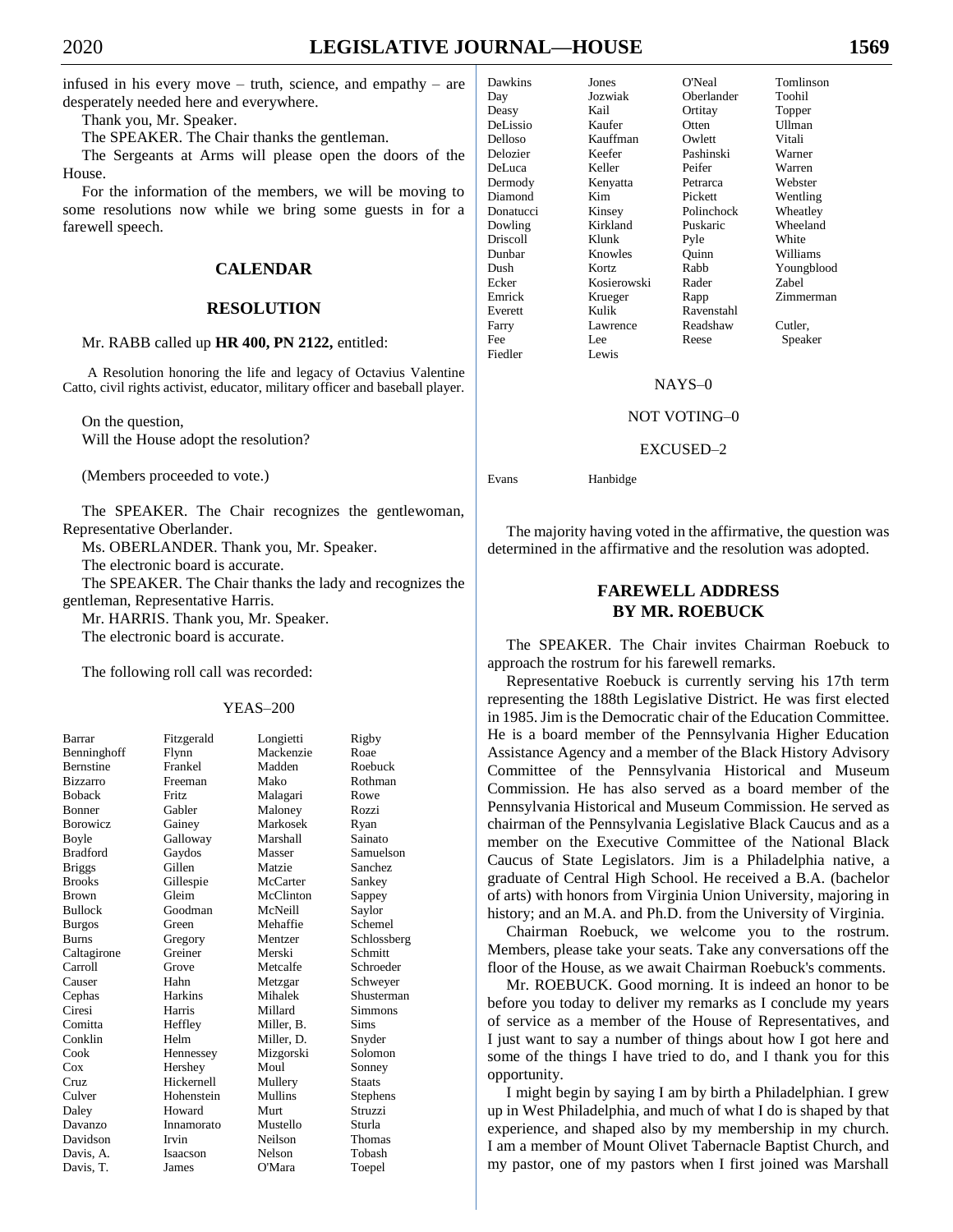infused in his every move – truth, science, and empathy – are desperately needed here and everywhere.

Thank you, Mr. Speaker.

The SPEAKER. The Chair thanks the gentleman.

The Sergeants at Arms will please open the doors of the House.

For the information of the members, we will be moving to some resolutions now while we bring some guests in for a farewell speech.

## CALENDAR

## RESOLUTION

Mr. RABB called up **HR 400, PN 2122,** entitled:

A Resolution honoring the life and legacy of Octavius Valentine Catto, civil rights activist, educator, military officer and baseball player.

On the question,
Will the House adopt the resolution?

(Members proceeded to vote.)

The SPEAKER. The Chair recognizes the gentlewoman, Representative Oberlander.

Ms. OBERLANDER. Thank you, Mr. Speaker.

The electronic board is accurate.

The SPEAKER. The Chair thanks the lady and recognizes the gentleman, Representative Harris.

Mr. HARRIS. Thank you, Mr. Speaker.

The electronic board is accurate.

The following roll call was recorded:

YEAS–200

| | | | |
|---|---|---|---|
| Barrar | Fitzgerald | Longietti | Rigby |
| Benninghoff | Flynn | Mackenzie | Roae |
| Bernstine | Frankel | Madden | Roebuck |
| Bizzarro | Freeman | Mako | Rothman |
| Boback | Fritz | Malagari | Rowe |
| Bonner | Gabler | Maloney | Rozzi |
| Borowicz | Gainey | Markosek | Ryan |
| Boyle | Galloway | Marshall | Sainato |
| Bradford | Gaydos | Masser | Samuelson |
| Briggs | Gillen | Matzie | Sanchez |
| Brooks | Gillespie | McCarter | Sankey |
| Brown | Gleim | McClinton | Sappey |
| Bullock | Goodman | McNeill | Saylor |
| Burgos | Green | Mehaffie | Schemel |
| Burns | Gregory | Mentzer | Schlossberg |
| Caltagirone | Greiner | Merski | Schmitt |
| Carroll | Grove | Metcalfe | Schroeder |
| Causer | Hahn | Metzgar | Schweyer |
| Cephas | Harkins | Mihalek | Shusterman |
| Ciresi | Harris | Millard | Simmons |
| Comitta | Heffley | Miller, B. | Sims |
| Conklin | Helm | Miller, D. | Snyder |
| Cook | Hennessey | Mizgorski | Solomon |
| Cox | Hershey | Moul | Sonney |
| Cruz | Hickernell | Mullery | Staats |
| Culver | Hohenstein | Mullins | Stephens |
| Daley | Howard | Murt | Struzzi |
| Davanzo | Innamorato | Mustello | Sturla |
| Davidson | Irvin | Neilson | Thomas |
| Davis, A. | Isaacson | Nelson | Tobash |
| Davis, T. | James | O'Mara | Toepel |
| Dawkins | Jones | O'Neal | Tomlinson |
| Day | Jozwiak | Oberlander | Toohil |
| Deasy | Kail | Ortitay | Topper |
| DeLissio | Kaufer | Otten | Ullman |
| Delloso | Kauffman | Owlett | Vitali |
| Delozier | Keefer | Pashinski | Warner |
| DeLuca | Keller | Peifer | Warren |
| Dermody | Kenyatta | Petrarca | Webster |
| Diamond | Kim | Pickett | Wentling |
| Donatucci | Kinsey | Polinchock | Wheatley |
| Dowling | Kirkland | Puskaric | Wheeland |
| Driscoll | Klunk | Pyle | White |
| Dunbar | Knowles | Quinn | Williams |
| Dush | Kortz | Rabb | Youngblood |
| Ecker | Kosierowski | Rader | Zabel |
| Emrick | Krueger | Rapp | Zimmerman |
| Everett | Kulik | Ravenstahl | |
| Farry | Lawrence | Readshaw | Cutler, |
| Fee | Lee | Reese | Speaker |
| Fiedler | Lewis | | |

NAYS–0

NOT VOTING–0

EXCUSED–2

| | |
|---|---|
| Evans | Hanbidge |

The majority having voted in the affirmative, the question was determined in the affirmative and the resolution was adopted.

## FAREWELL ADDRESS BY MR. ROEBUCK

The SPEAKER. The Chair invites Chairman Roebuck to approach the rostrum for his farewell remarks.

Representative Roebuck is currently serving his 17th term representing the 188th Legislative District. He was first elected in 1985. Jim is the Democratic chair of the Education Committee. He is a board member of the Pennsylvania Higher Education Assistance Agency and a member of the Black History Advisory Committee of the Pennsylvania Historical and Museum Commission. He has also served as a board member of the Pennsylvania Historical and Museum Commission. He served as chairman of the Pennsylvania Legislative Black Caucus and as a member on the Executive Committee of the National Black Caucus of State Legislators. Jim is a Philadelphia native, a graduate of Central High School. He received a B.A. (bachelor of arts) with honors from Virginia Union University, majoring in history; and an M.A. and Ph.D. from the University of Virginia.

Chairman Roebuck, we welcome you to the rostrum. Members, please take your seats. Take any conversations off the floor of the House, as we await Chairman Roebuck's comments.

Mr. ROEBUCK. Good morning. It is indeed an honor to be before you today to deliver my remarks as I conclude my years of service as a member of the House of Representatives, and I just want to say a number of things about how I got here and some of the things I have tried to do, and I thank you for this opportunity.

I might begin by saying I am by birth a Philadelphian. I grew up in West Philadelphia, and much of what I do is shaped by that experience, and shaped also by my membership in my church. I am a member of Mount Olivet Tabernacle Baptist Church, and my pastor, one of my pastors when I first joined was Marshall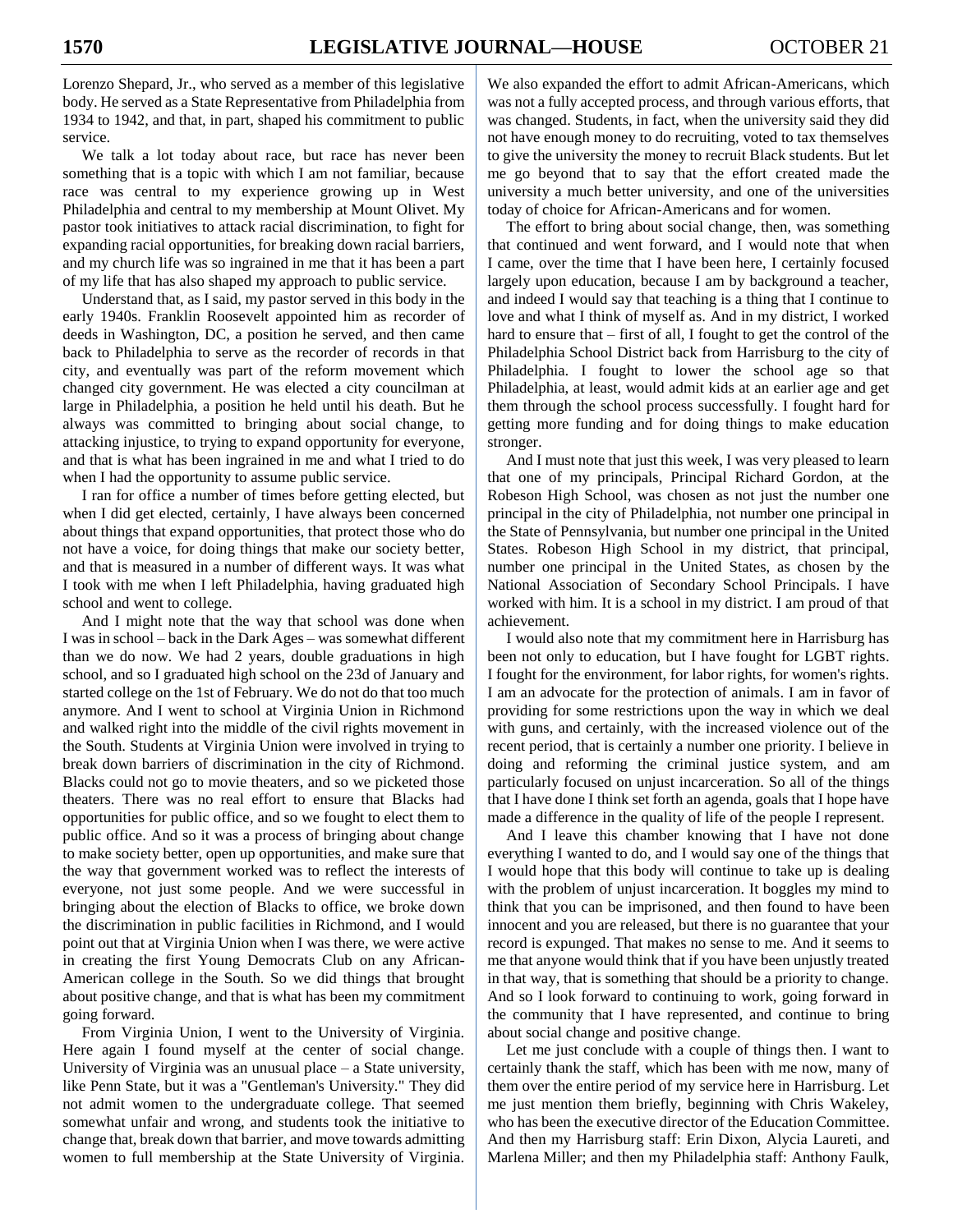Lorenzo Shepard, Jr., who served as a member of this legislative body. He served as a State Representative from Philadelphia from 1934 to 1942, and that, in part, shaped his commitment to public service.

We talk a lot today about race, but race has never been something that is a topic with which I am not familiar, because race was central to my experience growing up in West Philadelphia and central to my membership at Mount Olivet. My pastor took initiatives to attack racial discrimination, to fight for expanding racial opportunities, for breaking down racial barriers, and my church life was so ingrained in me that it has been a part of my life that has also shaped my approach to public service.

Understand that, as I said, my pastor served in this body in the early 1940s. Franklin Roosevelt appointed him as recorder of deeds in Washington, DC, a position he served, and then came back to Philadelphia to serve as the recorder of records in that city, and eventually was part of the reform movement which changed city government. He was elected a city councilman at large in Philadelphia, a position he held until his death. But he always was committed to bringing about social change, to attacking injustice, to trying to expand opportunity for everyone, and that is what has been ingrained in me and what I tried to do when I had the opportunity to assume public service.

I ran for office a number of times before getting elected, but when I did get elected, certainly, I have always been concerned about things that expand opportunities, that protect those who do not have a voice, for doing things that make our society better, and that is measured in a number of different ways. It was what I took with me when I left Philadelphia, having graduated high school and went to college.

And I might note that the way that school was done when I was in school – back in the Dark Ages – was somewhat different than we do now. We had 2 years, double graduations in high school, and so I graduated high school on the 23d of January and started college on the 1st of February. We do not do that too much anymore. And I went to school at Virginia Union in Richmond and walked right into the middle of the civil rights movement in the South. Students at Virginia Union were involved in trying to break down barriers of discrimination in the city of Richmond. Blacks could not go to movie theaters, and so we picketed those theaters. There was no real effort to ensure that Blacks had opportunities for public office, and so we fought to elect them to public office. And so it was a process of bringing about change to make society better, open up opportunities, and make sure that the way that government worked was to reflect the interests of everyone, not just some people. And we were successful in bringing about the election of Blacks to office, we broke down the discrimination in public facilities in Richmond, and I would point out that at Virginia Union when I was there, we were active in creating the first Young Democrats Club on any African-American college in the South. So we did things that brought about positive change, and that is what has been my commitment going forward.

From Virginia Union, I went to the University of Virginia. Here again I found myself at the center of social change. University of Virginia was an unusual place – a State university, like Penn State, but it was a "Gentleman's University." They did not admit women to the undergraduate college. That seemed somewhat unfair and wrong, and students took the initiative to change that, break down that barrier, and move towards admitting women to full membership at the State University of Virginia. We also expanded the effort to admit African-Americans, which was not a fully accepted process, and through various efforts, that was changed. Students, in fact, when the university said they did not have enough money to do recruiting, voted to tax themselves to give the university the money to recruit Black students. But let me go beyond that to say that the effort created made the university a much better university, and one of the universities today of choice for African-Americans and for women.

The effort to bring about social change, then, was something that continued and went forward, and I would note that when I came, over the time that I have been here, I certainly focused largely upon education, because I am by background a teacher, and indeed I would say that teaching is a thing that I continue to love and what I think of myself as. And in my district, I worked hard to ensure that – first of all, I fought to get the control of the Philadelphia School District back from Harrisburg to the city of Philadelphia. I fought to lower the school age so that Philadelphia, at least, would admit kids at an earlier age and get them through the school process successfully. I fought hard for getting more funding and for doing things to make education stronger.

And I must note that just this week, I was very pleased to learn that one of my principals, Principal Richard Gordon, at the Robeson High School, was chosen as not just the number one principal in the city of Philadelphia, not number one principal in the State of Pennsylvania, but number one principal in the United States. Robeson High School in my district, that principal, number one principal in the United States, as chosen by the National Association of Secondary School Principals. I have worked with him. It is a school in my district. I am proud of that achievement.

I would also note that my commitment here in Harrisburg has been not only to education, but I have fought for LGBT rights. I fought for the environment, for labor rights, for women's rights. I am an advocate for the protection of animals. I am in favor of providing for some restrictions upon the way in which we deal with guns, and certainly, with the increased violence out of the recent period, that is certainly a number one priority. I believe in doing and reforming the criminal justice system, and am particularly focused on unjust incarceration. So all of the things that I have done I think set forth an agenda, goals that I hope have made a difference in the quality of life of the people I represent.

And I leave this chamber knowing that I have not done everything I wanted to do, and I would say one of the things that I would hope that this body will continue to take up is dealing with the problem of unjust incarceration. It boggles my mind to think that you can be imprisoned, and then found to have been innocent and you are released, but there is no guarantee that your record is expunged. That makes no sense to me. And it seems to me that anyone would think that if you have been unjustly treated in that way, that is something that should be a priority to change. And so I look forward to continuing to work, going forward in the community that I have represented, and continue to bring about social change and positive change.

Let me just conclude with a couple of things then. I want to certainly thank the staff, which has been with me now, many of them over the entire period of my service here in Harrisburg. Let me just mention them briefly, beginning with Chris Wakeley, who has been the executive director of the Education Committee. And then my Harrisburg staff: Erin Dixon, Alycia Laureti, and Marlena Miller; and then my Philadelphia staff: Anthony Faulk,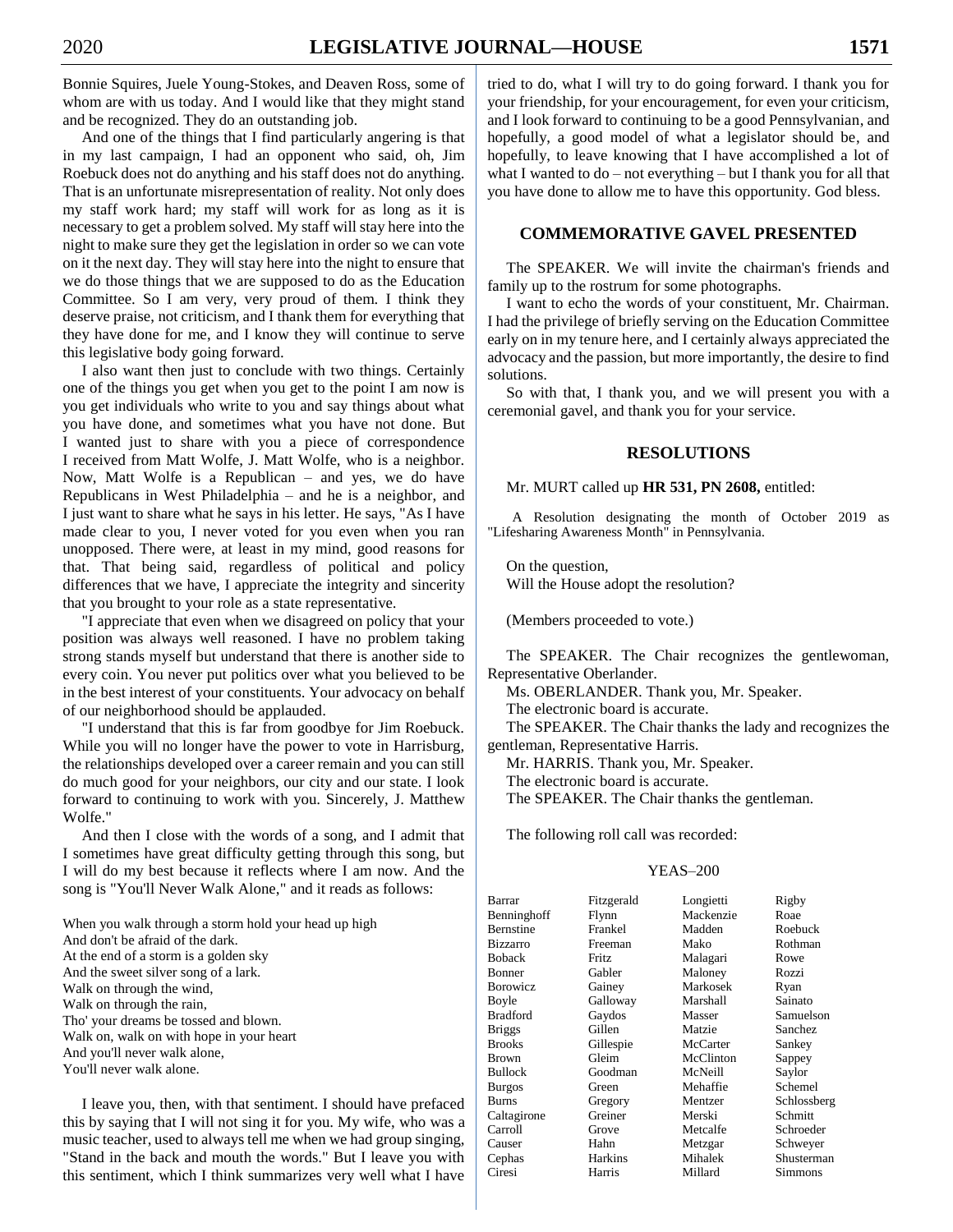Bonnie Squires, Juele Young-Stokes, and Deaven Ross, some of whom are with us today. And I would like that they might stand and be recognized. They do an outstanding job.

And one of the things that I find particularly angering is that in my last campaign, I had an opponent who said, oh, Jim Roebuck does not do anything and his staff does not do anything. That is an unfortunate misrepresentation of reality. Not only does my staff work hard; my staff will work for as long as it is necessary to get a problem solved. My staff will stay here into the night to make sure they get the legislation in order so we can vote on it the next day. They will stay here into the night to ensure that we do those things that we are supposed to do as the Education Committee. So I am very, very proud of them. I think they deserve praise, not criticism, and I thank them for everything that they have done for me, and I know they will continue to serve this legislative body going forward.

I also want then just to conclude with two things. Certainly one of the things you get when you get to the point I am now is you get individuals who write to you and say things about what you have done, and sometimes what you have not done. But I wanted just to share with you a piece of correspondence I received from Matt Wolfe, J. Matt Wolfe, who is a neighbor. Now, Matt Wolfe is a Republican – and yes, we do have Republicans in West Philadelphia – and he is a neighbor, and I just want to share what he says in his letter. He says, "As I have made clear to you, I never voted for you even when you ran unopposed. There were, at least in my mind, good reasons for that. That being said, regardless of political and policy differences that we have, I appreciate the integrity and sincerity that you brought to your role as a state representative.

"I appreciate that even when we disagreed on policy that your position was always well reasoned. I have no problem taking strong stands myself but understand that there is another side to every coin. You never put politics over what you believed to be in the best interest of your constituents. Your advocacy on behalf of our neighborhood should be applauded.

"I understand that this is far from goodbye for Jim Roebuck. While you will no longer have the power to vote in Harrisburg, the relationships developed over a career remain and you can still do much good for your neighbors, our city and our state. I look forward to continuing to work with you. Sincerely, J. Matthew Wolfe."

And then I close with the words of a song, and I admit that I sometimes have great difficulty getting through this song, but I will do my best because it reflects where I am now. And the song is "You'll Never Walk Alone," and it reads as follows:

When you walk through a storm hold your head up high
And don't be afraid of the dark.
At the end of a storm is a golden sky
And the sweet silver song of a lark.
Walk on through the wind,
Walk on through the rain,
Tho' your dreams be tossed and blown.
Walk on, walk on with hope in your heart
And you'll never walk alone,
You'll never walk alone.

I leave you, then, with that sentiment. I should have prefaced this by saying that I will not sing it for you. My wife, who was a music teacher, used to always tell me when we had group singing, "Stand in the back and mouth the words." But I leave you with this sentiment, which I think summarizes very well what I have tried to do, what I will try to do going forward. I thank you for your friendship, for your encouragement, for even your criticism, and I look forward to continuing to be a good Pennsylvanian, and hopefully, a good model of what a legislator should be, and hopefully, to leave knowing that I have accomplished a lot of what I wanted to do – not everything – but I thank you for all that you have done to allow me to have this opportunity. God bless.

## COMMEMORATIVE GAVEL PRESENTED

The SPEAKER. We will invite the chairman's friends and family up to the rostrum for some photographs.

I want to echo the words of your constituent, Mr. Chairman. I had the privilege of briefly serving on the Education Committee early on in my tenure here, and I certainly always appreciated the advocacy and the passion, but more importantly, the desire to find solutions.

So with that, I thank you, and we will present you with a ceremonial gavel, and thank you for your service.

## RESOLUTIONS

Mr. MURT called up **HR 531, PN 2608,** entitled:

A Resolution designating the month of October 2019 as "Lifesharing Awareness Month" in Pennsylvania.

On the question,
Will the House adopt the resolution?

(Members proceeded to vote.)

The SPEAKER. The Chair recognizes the gentlewoman, Representative Oberlander.

Ms. OBERLANDER. Thank you, Mr. Speaker.

The electronic board is accurate.

The SPEAKER. The Chair thanks the lady and recognizes the gentleman, Representative Harris.

Mr. HARRIS. Thank you, Mr. Speaker.

The electronic board is accurate.

The SPEAKER. The Chair thanks the gentleman.

The following roll call was recorded:

YEAS–200

| | | | |
|---|---|---|---|
| Barrar | Fitzgerald | Longietti | Rigby |
| Benninghoff | Flynn | Mackenzie | Roae |
| Bernstine | Frankel | Madden | Roebuck |
| Bizzarro | Freeman | Mako | Rothman |
| Boback | Fritz | Malagari | Rowe |
| Bonner | Gabler | Maloney | Rozzi |
| Borowicz | Gainey | Markosek | Ryan |
| Boyle | Galloway | Marshall | Sainato |
| Bradford | Gaydos | Masser | Samuelson |
| Briggs | Gillen | Matzie | Sanchez |
| Brooks | Gillespie | McCarter | Sankey |
| Brown | Gleim | McClinton | Sappey |
| Bullock | Goodman | McNeill | Saylor |
| Burgos | Green | Mehaffie | Schemel |
| Burns | Gregory | Mentzer | Schlossberg |
| Caltagirone | Greiner | Merski | Schmitt |
| Carroll | Grove | Metcalfe | Schroeder |
| Causer | Hahn | Metzgar | Schweyer |
| Cephas | Harkins | Mihalek | Shusterman |
| Ciresi | Harris | Millard | Simmons |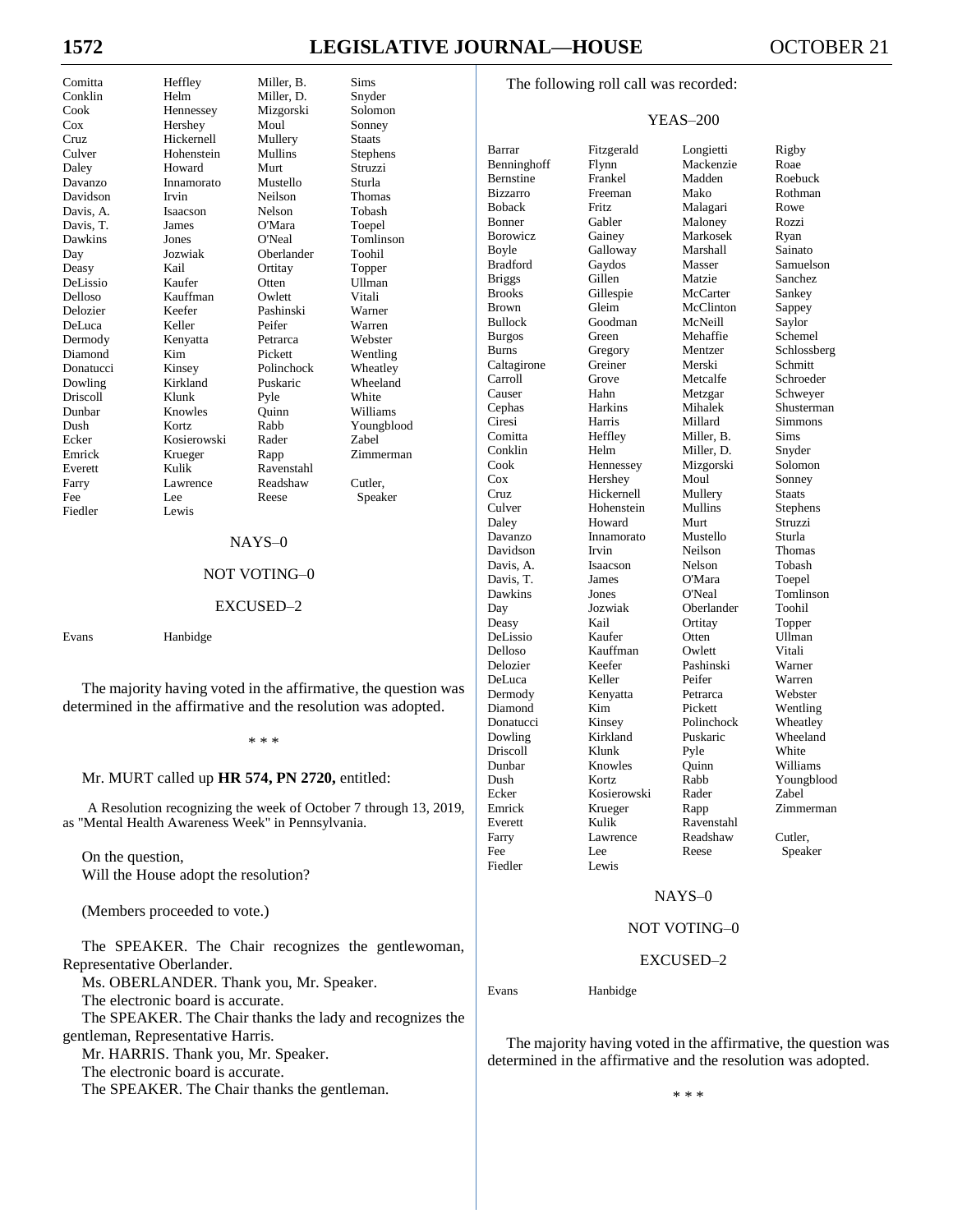| | | | |
|---|---|---|---|
| Comitta | Heffley | Miller, B. | Sims |
| Conklin | Helm | Miller, D. | Snyder |
| Cook | Hennessey | Mizgorski | Solomon |
| Cox | Hershey | Moul | Sonney |
| Cruz | Hickernell | Mullery | Staats |
| Culver | Hohenstein | Mullins | Stephens |
| Daley | Howard | Murt | Struzzi |
| Davanzo | Innamorato | Mustello | Sturla |
| Davidson | Irvin | Neilson | Thomas |
| Davis, A. | Isaacson | Nelson | Tobash |
| Davis, T. | James | O'Mara | Toepel |
| Dawkins | Jones | O'Neal | Tomlinson |
| Day | Jozwiak | Oberlander | Toohil |
| Deasy | Kail | Ortitay | Topper |
| DeLissio | Kaufer | Otten | Ullman |
| Delloso | Kauffman | Owlett | Vitali |
| Delozier | Keefer | Pashinski | Warner |
| DeLuca | Keller | Peifer | Warren |
| Dermody | Kenyatta | Petrarca | Webster |
| Diamond | Kim | Pickett | Wentling |
| Donatucci | Kinsey | Polinchock | Wheatley |
| Dowling | Kirkland | Puskaric | Wheeland |
| Driscoll | Klunk | Pyle | White |
| Dunbar | Knowles | Quinn | Williams |
| Dush | Kortz | Rabb | Youngblood |
| Ecker | Kosierowski | Rader | Zabel |
| Emrick | Krueger | Rapp | Zimmerman |
| Everett | Kulik | Ravenstahl | |
| Farry | Lawrence | Readshaw | Cutler, |
| Fee | Lee | Reese | Speaker |
| Fiedler | Lewis | | |

NAYS–0

NOT VOTING–0

EXCUSED–2

| | |
|---|---|
| Evans | Hanbidge |

The majority having voted in the affirmative, the question was determined in the affirmative and the resolution was adopted.

\* \* \*

Mr. MURT called up **HR 574, PN 2720,** entitled:

A Resolution recognizing the week of October 7 through 13, 2019, as "Mental Health Awareness Week" in Pennsylvania.

On the question,
Will the House adopt the resolution?

(Members proceeded to vote.)

The SPEAKER. The Chair recognizes the gentlewoman, Representative Oberlander.

Ms. OBERLANDER. Thank you, Mr. Speaker.

The electronic board is accurate.

The SPEAKER. The Chair thanks the lady and recognizes the gentleman, Representative Harris.

Mr. HARRIS. Thank you, Mr. Speaker.

The electronic board is accurate.

The SPEAKER. The Chair thanks the gentleman.

The following roll call was recorded:

YEAS–200

| | | | |
|---|---|---|---|
| Barrar | Fitzgerald | Longietti | Rigby |
| Benninghoff | Flynn | Mackenzie | Roae |
| Bernstine | Frankel | Madden | Roebuck |
| Bizzarro | Freeman | Mako | Rothman |
| Boback | Fritz | Malagari | Rowe |
| Bonner | Gabler | Maloney | Rozzi |
| Borowicz | Gainey | Markosek | Ryan |
| Boyle | Galloway | Marshall | Sainato |
| Bradford | Gaydos | Masser | Samuelson |
| Briggs | Gillen | Matzie | Sanchez |
| Brooks | Gillespie | McCarter | Sankey |
| Brown | Gleim | McClinton | Sappey |
| Bullock | Goodman | McNeill | Saylor |
| Burgos | Green | Mehaffie | Schemel |
| Burns | Gregory | Mentzer | Schlossberg |
| Caltagirone | Greiner | Merski | Schmitt |
| Carroll | Grove | Metcalfe | Schroeder |
| Causer | Hahn | Metzgar | Schweyer |
| Cephas | Harkins | Mihalek | Shusterman |
| Ciresi | Harris | Millard | Simmons |
| Comitta | Heffley | Miller, B. | Sims |
| Conklin | Helm | Miller, D. | Snyder |
| Cook | Hennessey | Mizgorski | Solomon |
| Cox | Hershey | Moul | Sonney |
| Cruz | Hickernell | Mullery | Staats |
| Culver | Hohenstein | Mullins | Stephens |
| Daley | Howard | Murt | Struzzi |
| Davanzo | Innamorato | Mustello | Sturla |
| Davidson | Irvin | Neilson | Thomas |
| Davis, A. | Isaacson | Nelson | Tobash |
| Davis, T. | James | O'Mara | Toepel |
| Dawkins | Jones | O'Neal | Tomlinson |
| Day | Jozwiak | Oberlander | Toohil |
| Deasy | Kail | Ortitay | Topper |
| DeLissio | Kaufer | Otten | Ullman |
| Delloso | Kauffman | Owlett | Vitali |
| Delozier | Keefer | Pashinski | Warner |
| DeLuca | Keller | Peifer | Warren |
| Dermody | Kenyatta | Petrarca | Webster |
| Diamond | Kim | Pickett | Wentling |
| Donatucci | Kinsey | Polinchock | Wheatley |
| Dowling | Kirkland | Puskaric | Wheeland |
| Driscoll | Klunk | Pyle | White |
| Dunbar | Knowles | Quinn | Williams |
| Dush | Kortz | Rabb | Youngblood |
| Ecker | Kosierowski | Rader | Zabel |
| Emrick | Krueger | Rapp | Zimmerman |
| Everett | Kulik | Ravenstahl | |
| Farry | Lawrence | Readshaw | Cutler, |
| Fee | Lee | Reese | Speaker |
| Fiedler | Lewis | | |

NAYS–0

NOT VOTING–0

EXCUSED–2

| | |
|---|---|
| Evans | Hanbidge |

The majority having voted in the affirmative, the question was determined in the affirmative and the resolution was adopted.

\* \* \*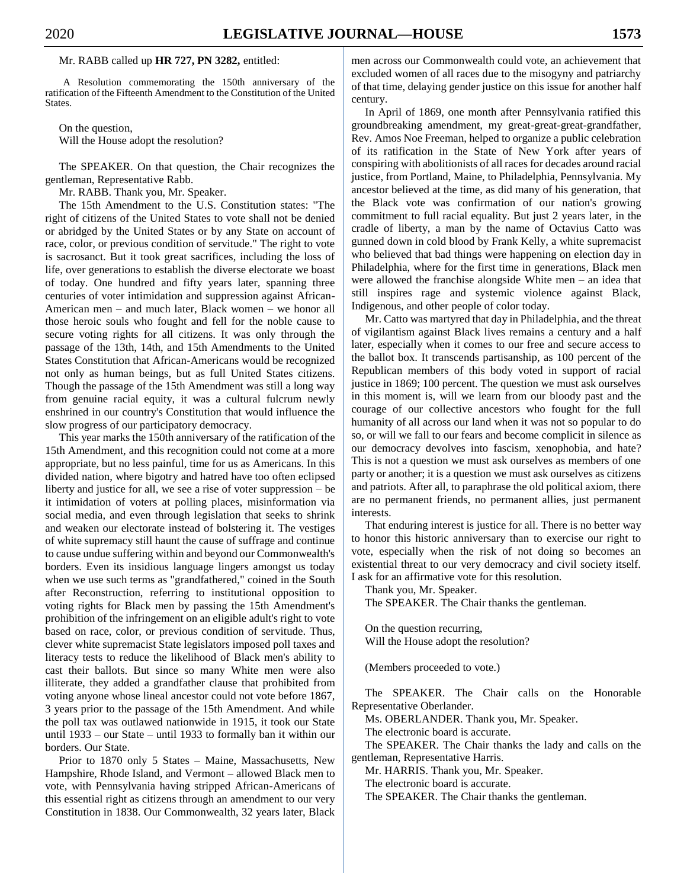Mr. RABB called up **HR 727, PN 3282,** entitled:

A Resolution commemorating the 150th anniversary of the ratification of the Fifteenth Amendment to the Constitution of the United States.

On the question,
Will the House adopt the resolution?

The SPEAKER. On that question, the Chair recognizes the gentleman, Representative Rabb.

Mr. RABB. Thank you, Mr. Speaker.

The 15th Amendment to the U.S. Constitution states: "The right of citizens of the United States to vote shall not be denied or abridged by the United States or by any State on account of race, color, or previous condition of servitude." The right to vote is sacrosanct. But it took great sacrifices, including the loss of life, over generations to establish the diverse electorate we boast of today. One hundred and fifty years later, spanning three centuries of voter intimidation and suppression against African-American men – and much later, Black women – we honor all those heroic souls who fought and fell for the noble cause to secure voting rights for all citizens. It was only through the passage of the 13th, 14th, and 15th Amendments to the United States Constitution that African-Americans would be recognized not only as human beings, but as full United States citizens. Though the passage of the 15th Amendment was still a long way from genuine racial equity, it was a cultural fulcrum newly enshrined in our country's Constitution that would influence the slow progress of our participatory democracy.

This year marks the 150th anniversary of the ratification of the 15th Amendment, and this recognition could not come at a more appropriate, but no less painful, time for us as Americans. In this divided nation, where bigotry and hatred have too often eclipsed liberty and justice for all, we see a rise of voter suppression – be it intimidation of voters at polling places, misinformation via social media, and even through legislation that seeks to shrink and weaken our electorate instead of bolstering it. The vestiges of white supremacy still haunt the cause of suffrage and continue to cause undue suffering within and beyond our Commonwealth's borders. Even its insidious language lingers amongst us today when we use such terms as "grandfathered," coined in the South after Reconstruction, referring to institutional opposition to voting rights for Black men by passing the 15th Amendment's prohibition of the infringement on an eligible adult's right to vote based on race, color, or previous condition of servitude. Thus, clever white supremacist State legislators imposed poll taxes and literacy tests to reduce the likelihood of Black men's ability to cast their ballots. But since so many White men were also illiterate, they added a grandfather clause that prohibited from voting anyone whose lineal ancestor could not vote before 1867, 3 years prior to the passage of the 15th Amendment. And while the poll tax was outlawed nationwide in 1915, it took our State until 1933 – our State – until 1933 to formally ban it within our borders. Our State.

Prior to 1870 only 5 States – Maine, Massachusetts, New Hampshire, Rhode Island, and Vermont – allowed Black men to vote, with Pennsylvania having stripped African-Americans of this essential right as citizens through an amendment to our very Constitution in 1838. Our Commonwealth, 32 years later, Black men across our Commonwealth could vote, an achievement that excluded women of all races due to the misogyny and patriarchy of that time, delaying gender justice on this issue for another half century.

In April of 1869, one month after Pennsylvania ratified this groundbreaking amendment, my great-great-great-grandfather, Rev. Amos Noe Freeman, helped to organize a public celebration of its ratification in the State of New York after years of conspiring with abolitionists of all races for decades around racial justice, from Portland, Maine, to Philadelphia, Pennsylvania. My ancestor believed at the time, as did many of his generation, that the Black vote was confirmation of our nation's growing commitment to full racial equality. But just 2 years later, in the cradle of liberty, a man by the name of Octavius Catto was gunned down in cold blood by Frank Kelly, a white supremacist who believed that bad things were happening on election day in Philadelphia, where for the first time in generations, Black men were allowed the franchise alongside White men – an idea that still inspires rage and systemic violence against Black, Indigenous, and other people of color today.

Mr. Catto was martyred that day in Philadelphia, and the threat of vigilantism against Black lives remains a century and a half later, especially when it comes to our free and secure access to the ballot box. It transcends partisanship, as 100 percent of the Republican members of this body voted in support of racial justice in 1869; 100 percent. The question we must ask ourselves in this moment is, will we learn from our bloody past and the courage of our collective ancestors who fought for the full humanity of all across our land when it was not so popular to do so, or will we fall to our fears and become complicit in silence as our democracy devolves into fascism, xenophobia, and hate? This is not a question we must ask ourselves as members of one party or another; it is a question we must ask ourselves as citizens and patriots. After all, to paraphrase the old political axiom, there are no permanent friends, no permanent allies, just permanent interests.

That enduring interest is justice for all. There is no better way to honor this historic anniversary than to exercise our right to vote, especially when the risk of not doing so becomes an existential threat to our very democracy and civil society itself. I ask for an affirmative vote for this resolution.

Thank you, Mr. Speaker.

The SPEAKER. The Chair thanks the gentleman.

On the question recurring,
Will the House adopt the resolution?

(Members proceeded to vote.)

The SPEAKER. The Chair calls on the Honorable Representative Oberlander.

Ms. OBERLANDER. Thank you, Mr. Speaker.

The electronic board is accurate.

The SPEAKER. The Chair thanks the lady and calls on the gentleman, Representative Harris.

Mr. HARRIS. Thank you, Mr. Speaker.

The electronic board is accurate.

The SPEAKER. The Chair thanks the gentleman.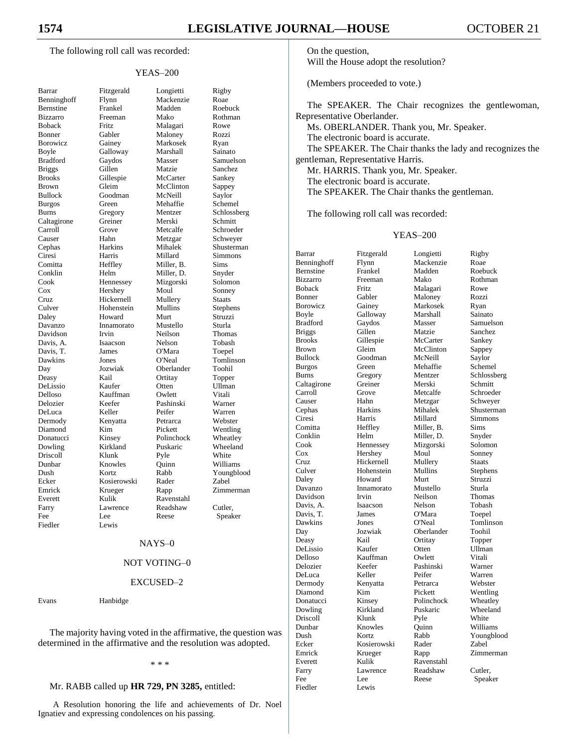The following roll call was recorded:

YEAS–200

| | | | |
|---|---|---|---|
| Barrar | Fitzgerald | Longietti | Rigby |
| Benninghoff | Flynn | Mackenzie | Roae |
| Bernstine | Frankel | Madden | Roebuck |
| Bizzarro | Freeman | Mako | Rothman |
| Boback | Fritz | Malagari | Rowe |
| Bonner | Gabler | Maloney | Rozzi |
| Borowicz | Gainey | Markosek | Ryan |
| Boyle | Galloway | Marshall | Sainato |
| Bradford | Gaydos | Masser | Samuelson |
| Briggs | Gillen | Matzie | Sanchez |
| Brooks | Gillespie | McCarter | Sankey |
| Brown | Gleim | McClinton | Sappey |
| Bullock | Goodman | McNeill | Saylor |
| Burgos | Green | Mehaffie | Schemel |
| Burns | Gregory | Mentzer | Schlossberg |
| Caltagirone | Greiner | Merski | Schmitt |
| Carroll | Grove | Metcalfe | Schroeder |
| Causer | Hahn | Metzgar | Schweyer |
| Cephas | Harkins | Mihalek | Shusterman |
| Ciresi | Harris | Millard | Simmons |
| Comitta | Heffley | Miller, B. | Sims |
| Conklin | Helm | Miller, D. | Snyder |
| Cook | Hennessey | Mizgorski | Solomon |
| Cox | Hershey | Moul | Sonney |
| Cruz | Hickernell | Mullery | Staats |
| Culver | Hohenstein | Mullins | Stephens |
| Daley | Howard | Murt | Struzzi |
| Davanzo | Innamorato | Mustello | Sturla |
| Davidson | Irvin | Neilson | Thomas |
| Davis, A. | Isaacson | Nelson | Tobash |
| Davis, T. | James | O'Mara | Toepel |
| Dawkins | Jones | O'Neal | Tomlinson |
| Day | Jozwiak | Oberlander | Toohil |
| Deasy | Kail | Ortitay | Topper |
| DeLissio | Kaufer | Otten | Ullman |
| Delloso | Kauffman | Owlett | Vitali |
| Delozier | Keefer | Pashinski | Warner |
| DeLuca | Keller | Peifer | Warren |
| Dermody | Kenyatta | Petrarca | Webster |
| Diamond | Kim | Pickett | Wentling |
| Donatucci | Kinsey | Polinchock | Wheatley |
| Dowling | Kirkland | Puskaric | Wheeland |
| Driscoll | Klunk | Pyle | White |
| Dunbar | Knowles | Quinn | Williams |
| Dush | Kortz | Rabb | Youngblood |
| Ecker | Kosierowski | Rader | Zabel |
| Emrick | Krueger | Rapp | Zimmerman |
| Everett | Kulik | Ravenstahl | |
| Farry | Lawrence | Readshaw | Cutler, |
| Fee | Lee | Reese | Speaker |
| Fiedler | Lewis | | |

NAYS–0

NOT VOTING–0

EXCUSED–2

| | |
|---|---|
| Evans | Hanbidge |

The majority having voted in the affirmative, the question was determined in the affirmative and the resolution was adopted.

\* \* \*

Mr. RABB called up **HR 729, PN 3285,** entitled:

A Resolution honoring the life and achievements of Dr. Noel Ignatiev and expressing condolences on his passing.

On the question,
Will the House adopt the resolution?

(Members proceeded to vote.)

The SPEAKER. The Chair recognizes the gentlewoman, Representative Oberlander.

Ms. OBERLANDER. Thank you, Mr. Speaker.

The electronic board is accurate.

The SPEAKER. The Chair thanks the lady and recognizes the gentleman, Representative Harris.

Mr. HARRIS. Thank you, Mr. Speaker.

The electronic board is accurate.

The SPEAKER. The Chair thanks the gentleman.

The following roll call was recorded:

YEAS–200

| | | | |
|---|---|---|---|
| Barrar | Fitzgerald | Longietti | Rigby |
| Benninghoff | Flynn | Mackenzie | Roae |
| Bernstine | Frankel | Madden | Roebuck |
| Bizzarro | Freeman | Mako | Rothman |
| Boback | Fritz | Malagari | Rowe |
| Bonner | Gabler | Maloney | Rozzi |
| Borowicz | Gainey | Markosek | Ryan |
| Boyle | Galloway | Marshall | Sainato |
| Bradford | Gaydos | Masser | Samuelson |
| Briggs | Gillen | Matzie | Sanchez |
| Brooks | Gillespie | McCarter | Sankey |
| Brown | Gleim | McClinton | Sappey |
| Bullock | Goodman | McNeill | Saylor |
| Burgos | Green | Mehaffie | Schemel |
| Burns | Gregory | Mentzer | Schlossberg |
| Caltagirone | Greiner | Merski | Schmitt |
| Carroll | Grove | Metcalfe | Schroeder |
| Causer | Hahn | Metzgar | Schweyer |
| Cephas | Harkins | Mihalek | Shusterman |
| Ciresi | Harris | Millard | Simmons |
| Comitta | Heffley | Miller, B. | Sims |
| Conklin | Helm | Miller, D. | Snyder |
| Cook | Hennessey | Mizgorski | Solomon |
| Cox | Hershey | Moul | Sonney |
| Cruz | Hickernell | Mullery | Staats |
| Culver | Hohenstein | Mullins | Stephens |
| Daley | Howard | Murt | Struzzi |
| Davanzo | Innamorato | Mustello | Sturla |
| Davidson | Irvin | Neilson | Thomas |
| Davis, A. | Isaacson | Nelson | Tobash |
| Davis, T. | James | O'Mara | Toepel |
| Dawkins | Jones | O'Neal | Tomlinson |
| Day | Jozwiak | Oberlander | Toohil |
| Deasy | Kail | Ortitay | Topper |
| DeLissio | Kaufer | Otten | Ullman |
| Delloso | Kauffman | Owlett | Vitali |
| Delozier | Keefer | Pashinski | Warner |
| DeLuca | Keller | Peifer | Warren |
| Dermody | Kenyatta | Petrarca | Webster |
| Diamond | Kim | Pickett | Wentling |
| Donatucci | Kinsey | Polinchock | Wheatley |
| Dowling | Kirkland | Puskaric | Wheeland |
| Driscoll | Klunk | Pyle | White |
| Dunbar | Knowles | Quinn | Williams |
| Dush | Kortz | Rabb | Youngblood |
| Ecker | Kosierowski | Rader | Zabel |
| Emrick | Krueger | Rapp | Zimmerman |
| Everett | Kulik | Ravenstahl | |
| Farry | Lawrence | Readshaw | Cutler, |
| Fee | Lee | Reese | Speaker |
| Fiedler | Lewis | | |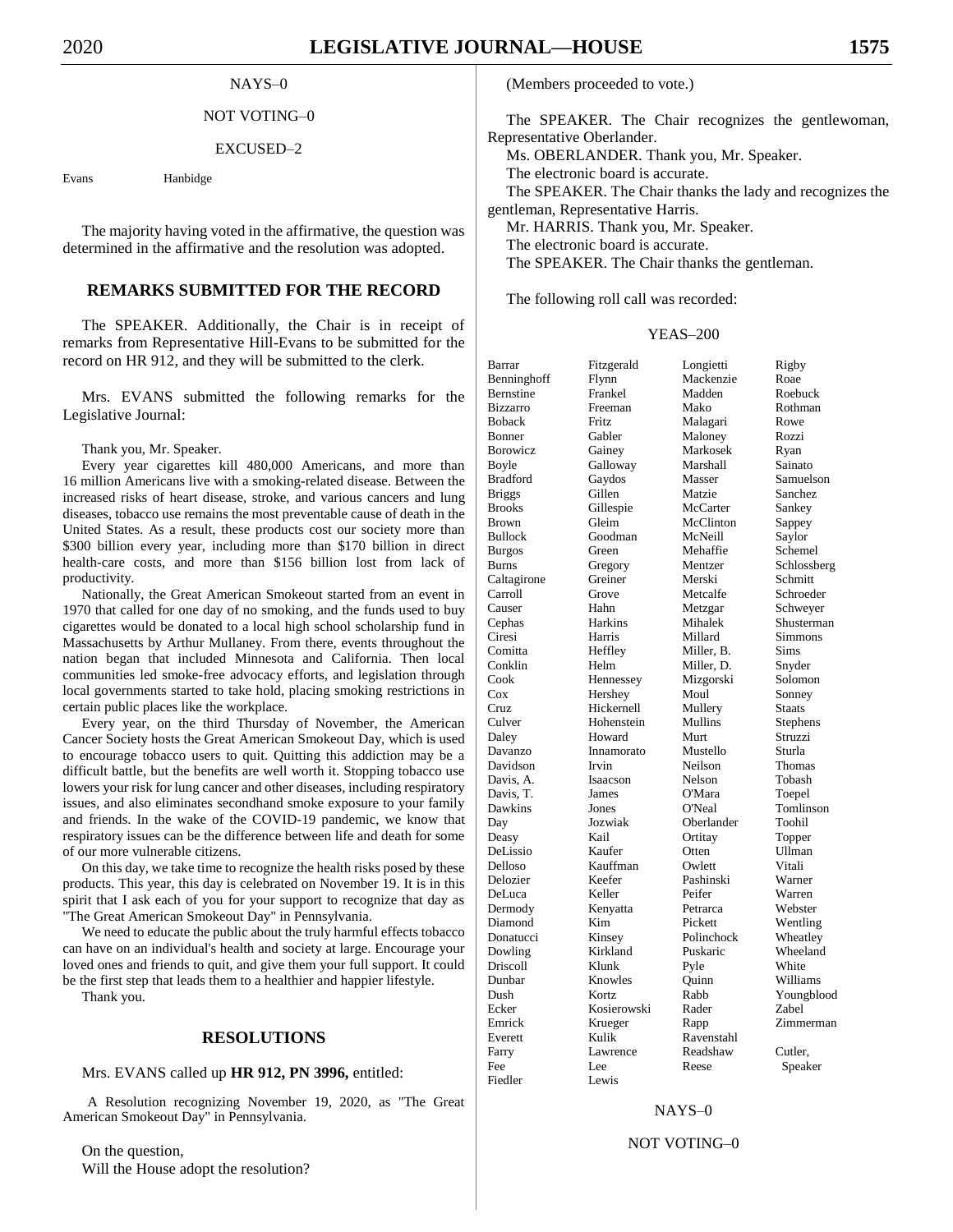NAYS–0

NOT VOTING–0

EXCUSED–2

| | |
|---|---|
| Evans | Hanbidge |

The majority having voted in the affirmative, the question was determined in the affirmative and the resolution was adopted.

## REMARKS SUBMITTED FOR THE RECORD

The SPEAKER. Additionally, the Chair is in receipt of remarks from Representative Hill-Evans to be submitted for the record on HR 912, and they will be submitted to the clerk.

Mrs. EVANS submitted the following remarks for the Legislative Journal:

Thank you, Mr. Speaker.

Every year cigarettes kill 480,000 Americans, and more than 16 million Americans live with a smoking-related disease. Between the increased risks of heart disease, stroke, and various cancers and lung diseases, tobacco use remains the most preventable cause of death in the United States. As a result, these products cost our society more than $300 billion every year, including more than $170 billion in direct health-care costs, and more than $156 billion lost from lack of productivity.

Nationally, the Great American Smokeout started from an event in 1970 that called for one day of no smoking, and the funds used to buy cigarettes would be donated to a local high school scholarship fund in Massachusetts by Arthur Mullaney. From there, events throughout the nation began that included Minnesota and California. Then local communities led smoke-free advocacy efforts, and legislation through local governments started to take hold, placing smoking restrictions in certain public places like the workplace.

Every year, on the third Thursday of November, the American Cancer Society hosts the Great American Smokeout Day, which is used to encourage tobacco users to quit. Quitting this addiction may be a difficult battle, but the benefits are well worth it. Stopping tobacco use lowers your risk for lung cancer and other diseases, including respiratory issues, and also eliminates secondhand smoke exposure to your family and friends. In the wake of the COVID-19 pandemic, we know that respiratory issues can be the difference between life and death for some of our more vulnerable citizens.

On this day, we take time to recognize the health risks posed by these products. This year, this day is celebrated on November 19. It is in this spirit that I ask each of you for your support to recognize that day as "The Great American Smokeout Day" in Pennsylvania.

We need to educate the public about the truly harmful effects tobacco can have on an individual's health and society at large. Encourage your loved ones and friends to quit, and give them your full support. It could be the first step that leads them to a healthier and happier lifestyle.

Thank you.

## RESOLUTIONS

Mrs. EVANS called up **HR 912, PN 3996,** entitled:

A Resolution recognizing November 19, 2020, as "The Great American Smokeout Day" in Pennsylvania.

On the question,
Will the House adopt the resolution?

(Members proceeded to vote.)

The SPEAKER. The Chair recognizes the gentlewoman, Representative Oberlander.

Ms. OBERLANDER. Thank you, Mr. Speaker.

The electronic board is accurate.

The SPEAKER. The Chair thanks the lady and recognizes the gentleman, Representative Harris.

Mr. HARRIS. Thank you, Mr. Speaker.

The electronic board is accurate.

The SPEAKER. The Chair thanks the gentleman.

The following roll call was recorded:

YEAS–200

| | | | |
|---|---|---|---|
| Barrar | Fitzgerald | Longietti | Rigby |
| Benninghoff | Flynn | Mackenzie | Roae |
| Bernstine | Frankel | Madden | Roebuck |
| Bizzarro | Freeman | Mako | Rothman |
| Boback | Fritz | Malagari | Rowe |
| Bonner | Gabler | Maloney | Rozzi |
| Borowicz | Gainey | Markosek | Ryan |
| Boyle | Galloway | Marshall | Sainato |
| Bradford | Gaydos | Masser | Samuelson |
| Briggs | Gillen | Matzie | Sanchez |
| Brooks | Gillespie | McCarter | Sankey |
| Brown | Gleim | McClinton | Sappey |
| Bullock | Goodman | McNeill | Saylor |
| Burgos | Green | Mehaffie | Schemel |
| Burns | Gregory | Mentzer | Schlossberg |
| Caltagirone | Greiner | Merski | Schmitt |
| Carroll | Grove | Metcalfe | Schroeder |
| Causer | Hahn | Metzgar | Schweyer |
| Cephas | Harkins | Mihalek | Shusterman |
| Ciresi | Harris | Millard | Simmons |
| Comitta | Heffley | Miller, B. | Sims |
| Conklin | Helm | Miller, D. | Snyder |
| Cook | Hennessey | Mizgorski | Solomon |
| Cox | Hershey | Moul | Sonney |
| Cruz | Hickernell | Mullery | Staats |
| Culver | Hohenstein | Mullins | Stephens |
| Daley | Howard | Murt | Struzzi |
| Davanzo | Innamorato | Mustello | Sturla |
| Davidson | Irvin | Neilson | Thomas |
| Davis, A. | Isaacson | Nelson | Tobash |
| Davis, T. | James | O'Mara | Toepel |
| Dawkins | Jones | O'Neal | Tomlinson |
| Day | Jozwiak | Oberlander | Toohil |
| Deasy | Kail | Ortitay | Topper |
| DeLissio | Kaufer | Otten | Ullman |
| Delloso | Kauffman | Owlett | Vitali |
| Delozier | Keefer | Pashinski | Warner |
| DeLuca | Keller | Peifer | Warren |
| Dermody | Kenyatta | Petrarca | Webster |
| Diamond | Kim | Pickett | Wentling |
| Donatucci | Kinsey | Polinchock | Wheatley |
| Dowling | Kirkland | Puskaric | Wheeland |
| Driscoll | Klunk | Pyle | White |
| Dunbar | Knowles | Quinn | Williams |
| Dush | Kortz | Rabb | Youngblood |
| Ecker | Kosierowski | Rader | Zabel |
| Emrick | Krueger | Rapp | Zimmerman |
| Everett | Kulik | Ravenstahl | |
| Farry | Lawrence | Readshaw | Cutler, |
| Fee | Lee | Reese | Speaker |
| Fiedler | Lewis | | |

NAYS–0

NOT VOTING–0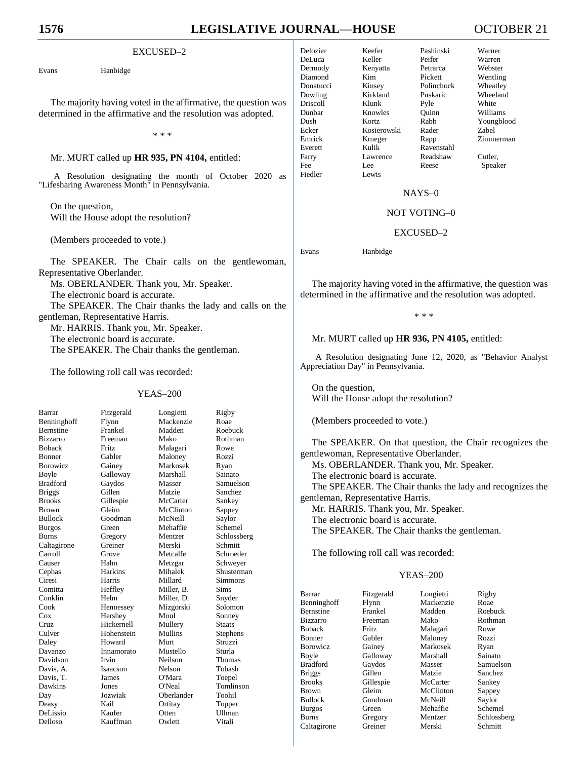EXCUSED–2

| | |
|---|---|
| Evans | Hanbidge |

The majority having voted in the affirmative, the question was determined in the affirmative and the resolution was adopted.

\* \* \*

Mr. MURT called up **HR 935, PN 4104,** entitled:

A Resolution designating the month of October 2020 as "Lifesharing Awareness Month" in Pennsylvania.

On the question,
Will the House adopt the resolution?

(Members proceeded to vote.)

The SPEAKER. The Chair calls on the gentlewoman, Representative Oberlander.

Ms. OBERLANDER. Thank you, Mr. Speaker.

The electronic board is accurate.

The SPEAKER. The Chair thanks the lady and calls on the gentleman, Representative Harris.

Mr. HARRIS. Thank you, Mr. Speaker.

The electronic board is accurate.

The SPEAKER. The Chair thanks the gentleman.

The following roll call was recorded:

YEAS–200

| | | | |
|---|---|---|---|
| Barrar | Fitzgerald | Longietti | Rigby |
| Benninghoff | Flynn | Mackenzie | Roae |
| Bernstine | Frankel | Madden | Roebuck |
| Bizzarro | Freeman | Mako | Rothman |
| Boback | Fritz | Malagari | Rowe |
| Bonner | Gabler | Maloney | Rozzi |
| Borowicz | Gainey | Markosek | Ryan |
| Boyle | Galloway | Marshall | Sainato |
| Bradford | Gaydos | Masser | Samuelson |
| Briggs | Gillen | Matzie | Sanchez |
| Brooks | Gillespie | McCarter | Sankey |
| Brown | Gleim | McClinton | Sappey |
| Bullock | Goodman | McNeill | Saylor |
| Burgos | Green | Mehaffie | Schemel |
| Burns | Gregory | Mentzer | Schlossberg |
| Caltagirone | Greiner | Merski | Schmitt |
| Carroll | Grove | Metcalfe | Schroeder |
| Causer | Hahn | Metzgar | Schweyer |
| Cephas | Harkins | Mihalek | Shusterman |
| Ciresi | Harris | Millard | Simmons |
| Comitta | Heffley | Miller, B. | Sims |
| Conklin | Helm | Miller, D. | Snyder |
| Cook | Hennessey | Mizgorski | Solomon |
| Cox | Hershey | Moul | Sonney |
| Cruz | Hickernell | Mullery | Staats |
| Culver | Hohenstein | Mullins | Stephens |
| Daley | Howard | Murt | Struzzi |
| Davanzo | Innamorato | Mustello | Sturla |
| Davidson | Irvin | Neilson | Thomas |
| Davis, A. | Isaacson | Nelson | Tobash |
| Davis, T. | James | O'Mara | Toepel |
| Dawkins | Jones | O'Neal | Tomlinson |
| Day | Jozwiak | Oberlander | Toohil |
| Deasy | Kail | Ortitay | Topper |
| DeLissio | Kaufer | Otten | Ullman |
| Delloso | Kauffman | Owlett | Vitali |
| Delozier | Keefer | Pashinski | Warner |
| DeLuca | Keller | Peifer | Warren |
| Dermody | Kenyatta | Petrarca | Webster |
| Diamond | Kim | Pickett | Wentling |
| Donatucci | Kinsey | Polinchock | Wheatley |
| Dowling | Kirkland | Puskaric | Wheeland |
| Driscoll | Klunk | Pyle | White |
| Dunbar | Knowles | Quinn | Williams |
| Dush | Kortz | Rabb | Youngblood |
| Ecker | Kosierowski | Rader | Zabel |
| Emrick | Krueger | Rapp | Zimmerman |
| Everett | Kulik | Ravenstahl | |
| Farry | Lawrence | Readshaw | Cutler, |
| Fee | Lee | Reese | Speaker |
| Fiedler | Lewis | | |

NAYS–0

NOT VOTING–0

EXCUSED–2

| | |
|---|---|
| Evans | Hanbidge |

The majority having voted in the affirmative, the question was determined in the affirmative and the resolution was adopted.

\* \* \*

Mr. MURT called up **HR 936, PN 4105,** entitled:

A Resolution designating June 12, 2020, as "Behavior Analyst Appreciation Day" in Pennsylvania.

On the question,
Will the House adopt the resolution?

(Members proceeded to vote.)

The SPEAKER. On that question, the Chair recognizes the gentlewoman, Representative Oberlander.

Ms. OBERLANDER. Thank you, Mr. Speaker.

The electronic board is accurate.

The SPEAKER. The Chair thanks the lady and recognizes the gentleman, Representative Harris.

Mr. HARRIS. Thank you, Mr. Speaker.

The electronic board is accurate.

The SPEAKER. The Chair thanks the gentleman.

The following roll call was recorded:

YEAS–200

| | | | |
|---|---|---|---|
| Barrar | Fitzgerald | Longietti | Rigby |
| Benninghoff | Flynn | Mackenzie | Roae |
| Bernstine | Frankel | Madden | Roebuck |
| Bizzarro | Freeman | Mako | Rothman |
| Boback | Fritz | Malagari | Rowe |
| Bonner | Gabler | Maloney | Rozzi |
| Borowicz | Gainey | Markosek | Ryan |
| Boyle | Galloway | Marshall | Sainato |
| Bradford | Gaydos | Masser | Samuelson |
| Briggs | Gillen | Matzie | Sanchez |
| Brooks | Gillespie | McCarter | Sankey |
| Brown | Gleim | McClinton | Sappey |
| Bullock | Goodman | McNeill | Saylor |
| Burgos | Green | Mehaffie | Schemel |
| Burns | Gregory | Mentzer | Schlossberg |
| Caltagirone | Greiner | Merski | Schmitt |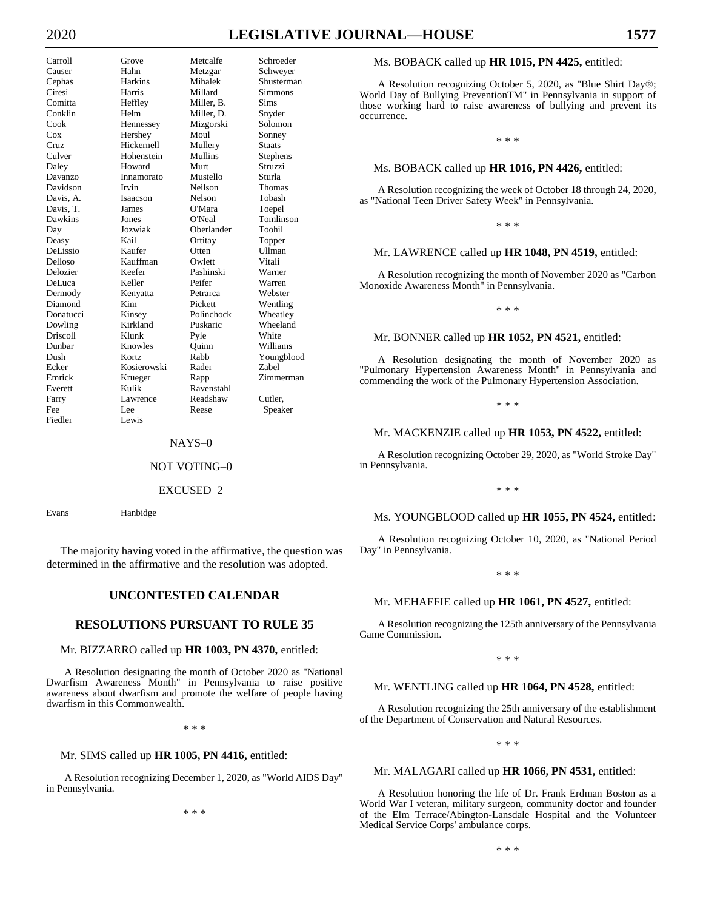| | | | |
|---|---|---|---|
| Carroll | Grove | Metcalfe | Schroeder |
| Causer | Hahn | Metzgar | Schweyer |
| Cephas | Harkins | Mihalek | Shusterman |
| Ciresi | Harris | Millard | Simmons |
| Comitta | Heffley | Miller, B. | Sims |
| Conklin | Helm | Miller, D. | Snyder |
| Cook | Hennessey | Mizgorski | Solomon |
| Cox | Hershey | Moul | Sonney |
| Cruz | Hickernell | Mullery | Staats |
| Culver | Hohenstein | Mullins | Stephens |
| Daley | Howard | Murt | Struzzi |
| Davanzo | Innamorato | Mustello | Sturla |
| Davidson | Irvin | Neilson | Thomas |
| Davis, A. | Isaacson | Nelson | Tobash |
| Davis, T. | James | O'Mara | Toepel |
| Dawkins | Jones | O'Neal | Tomlinson |
| Day | Jozwiak | Oberlander | Toohil |
| Deasy | Kail | Ortitay | Topper |
| DeLissio | Kaufer | Otten | Ullman |
| Delloso | Kauffman | Owlett | Vitali |
| Delozier | Keefer | Pashinski | Warner |
| DeLuca | Keller | Peifer | Warren |
| Dermody | Kenyatta | Petrarca | Webster |
| Diamond | Kim | Pickett | Wentling |
| Donatucci | Kinsey | Polinchock | Wheatley |
| Dowling | Kirkland | Puskaric | Wheeland |
| Driscoll | Klunk | Pyle | White |
| Dunbar | Knowles | Quinn | Williams |
| Dush | Kortz | Rabb | Youngblood |
| Ecker | Kosierowski | Rader | Zabel |
| Emrick | Krueger | Rapp | Zimmerman |
| Everett | Kulik | Ravenstahl | |
| Farry | Lawrence | Readshaw | Cutler, |
| Fee | Lee | Reese | Speaker |
| Fiedler | Lewis | | |

NAYS–0

NOT VOTING–0

EXCUSED–2

| | |
|---|---|
| Evans | Hanbidge |

The majority having voted in the affirmative, the question was determined in the affirmative and the resolution was adopted.

## UNCONTESTED CALENDAR

## RESOLUTIONS PURSUANT TO RULE 35

Mr. BIZZARRO called up **HR 1003, PN 4370,** entitled:

A Resolution designating the month of October 2020 as "National Dwarfism Awareness Month" in Pennsylvania to raise positive awareness about dwarfism and promote the welfare of people having dwarfism in this Commonwealth.

\* \* \*

Mr. SIMS called up **HR 1005, PN 4416,** entitled:

A Resolution recognizing December 1, 2020, as "World AIDS Day" in Pennsylvania.

\* \* \*

Ms. BOBACK called up **HR 1015, PN 4425,** entitled:

A Resolution recognizing October 5, 2020, as "Blue Shirt Day®; World Day of Bullying PreventionTM" in Pennsylvania in support of those working hard to raise awareness of bullying and prevent its occurrence.

\* \* \*

Ms. BOBACK called up **HR 1016, PN 4426,** entitled:

A Resolution recognizing the week of October 18 through 24, 2020, as "National Teen Driver Safety Week" in Pennsylvania.

\* \* \*

Mr. LAWRENCE called up **HR 1048, PN 4519,** entitled:

A Resolution recognizing the month of November 2020 as "Carbon Monoxide Awareness Month" in Pennsylvania.

\* \* \*

Mr. BONNER called up **HR 1052, PN 4521,** entitled:

A Resolution designating the month of November 2020 as "Pulmonary Hypertension Awareness Month" in Pennsylvania and commending the work of the Pulmonary Hypertension Association.

\* \* \*

Mr. MACKENZIE called up **HR 1053, PN 4522,** entitled:

A Resolution recognizing October 29, 2020, as "World Stroke Day" in Pennsylvania.

\* \* \*

Ms. YOUNGBLOOD called up **HR 1055, PN 4524,** entitled:

A Resolution recognizing October 10, 2020, as "National Period Day" in Pennsylvania.

\* \* \*

Mr. MEHAFFIE called up **HR 1061, PN 4527,** entitled:

A Resolution recognizing the 125th anniversary of the Pennsylvania Game Commission.

\* \* \*

Mr. WENTLING called up **HR 1064, PN 4528,** entitled:

A Resolution recognizing the 25th anniversary of the establishment of the Department of Conservation and Natural Resources.

\* \* \*

Mr. MALAGARI called up **HR 1066, PN 4531,** entitled:

A Resolution honoring the life of Dr. Frank Erdman Boston as a World War I veteran, military surgeon, community doctor and founder of the Elm Terrace/Abington-Lansdale Hospital and the Volunteer Medical Service Corps' ambulance corps.

\* \* \*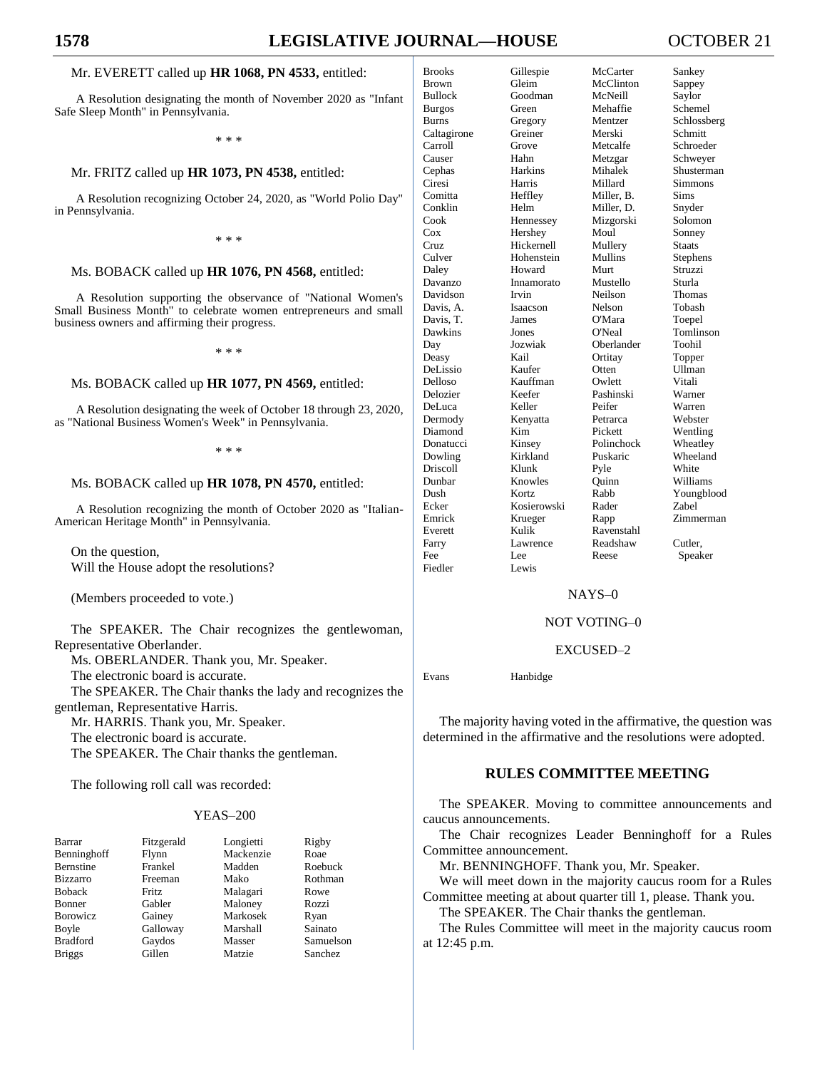Mr. EVERETT called up **HR 1068, PN 4533,** entitled:

A Resolution designating the month of November 2020 as "Infant Safe Sleep Month" in Pennsylvania.

\* \* \*

Mr. FRITZ called up **HR 1073, PN 4538,** entitled:

A Resolution recognizing October 24, 2020, as "World Polio Day" in Pennsylvania.

\* \* \*

Ms. BOBACK called up **HR 1076, PN 4568,** entitled:

A Resolution supporting the observance of "National Women's Small Business Month" to celebrate women entrepreneurs and small business owners and affirming their progress.

\* \* \*

Ms. BOBACK called up **HR 1077, PN 4569,** entitled:

A Resolution designating the week of October 18 through 23, 2020, as "National Business Women's Week" in Pennsylvania.

\* \* \*

Ms. BOBACK called up **HR 1078, PN 4570,** entitled:

A Resolution recognizing the month of October 2020 as "Italian-American Heritage Month" in Pennsylvania.

On the question,
Will the House adopt the resolutions?

(Members proceeded to vote.)

The SPEAKER. The Chair recognizes the gentlewoman, Representative Oberlander.

Ms. OBERLANDER. Thank you, Mr. Speaker.

The electronic board is accurate.

The SPEAKER. The Chair thanks the lady and recognizes the gentleman, Representative Harris.

Mr. HARRIS. Thank you, Mr. Speaker.

The electronic board is accurate.

The SPEAKER. The Chair thanks the gentleman.

The following roll call was recorded:

YEAS–200

| | | | |
|---|---|---|---|
| Barrar | Fitzgerald | Longietti | Rigby |
| Benninghoff | Flynn | Mackenzie | Roae |
| Bernstine | Frankel | Madden | Roebuck |
| Bizzarro | Freeman | Mako | Rothman |
| Boback | Fritz | Malagari | Rowe |
| Bonner | Gabler | Maloney | Rozzi |
| Borowicz | Gainey | Markosek | Ryan |
| Boyle | Galloway | Marshall | Sainato |
| Bradford | Gaydos | Masser | Samuelson |
| Briggs | Gillen | Matzie | Sanchez |
| Brooks | Gillespie | McCarter | Sankey |
| Brown | Gleim | McClinton | Sappey |
| Bullock | Goodman | McNeill | Saylor |
| Burgos | Green | Mehaffie | Schemel |
| Burns | Gregory | Mentzer | Schlossberg |
| Caltagirone | Greiner | Merski | Schmitt |
| Carroll | Grove | Metcalfe | Schroeder |
| Causer | Hahn | Metzgar | Schweyer |
| Cephas | Harkins | Mihalek | Shusterman |
| Ciresi | Harris | Millard | Simmons |
| Comitta | Heffley | Miller, B. | Sims |
| Conklin | Helm | Miller, D. | Snyder |
| Cook | Hennessey | Mizgorski | Solomon |
| Cox | Hershey | Moul | Sonney |
| Cruz | Hickernell | Mullery | Staats |
| Culver | Hohenstein | Mullins | Stephens |
| Daley | Howard | Murt | Struzzi |
| Davanzo | Innamorato | Mustello | Sturla |
| Davidson | Irvin | Neilson | Thomas |
| Davis, A. | Isaacson | Nelson | Tobash |
| Davis, T. | James | O'Mara | Toepel |
| Dawkins | Jones | O'Neal | Tomlinson |
| Day | Jozwiak | Oberlander | Toohil |
| Deasy | Kail | Ortitay | Topper |
| DeLissio | Kaufer | Otten | Ullman |
| Delloso | Kauffman | Owlett | Vitali |
| Delozier | Keefer | Pashinski | Warner |
| DeLuca | Keller | Peifer | Warren |
| Dermody | Kenyatta | Petrarca | Webster |
| Diamond | Kim | Pickett | Wentling |
| Donatucci | Kinsey | Polinchock | Wheatley |
| Dowling | Kirkland | Puskaric | Wheeland |
| Driscoll | Klunk | Pyle | White |
| Dunbar | Knowles | Quinn | Williams |
| Dush | Kortz | Rabb | Youngblood |
| Ecker | Kosierowski | Rader | Zabel |
| Emrick | Krueger | Rapp | Zimmerman |
| Everett | Kulik | Ravenstahl | |
| Farry | Lawrence | Readshaw | Cutler, |
| Fee | Lee | Reese | Speaker |
| Fiedler | Lewis | | |

NAYS–0

NOT VOTING–0

EXCUSED–2

| | |
|---|---|
| Evans | Hanbidge |

The majority having voted in the affirmative, the question was determined in the affirmative and the resolutions were adopted.

## RULES COMMITTEE MEETING

The SPEAKER. Moving to committee announcements and caucus announcements.

The Chair recognizes Leader Benninghoff for a Rules Committee announcement.

Mr. BENNINGHOFF. Thank you, Mr. Speaker.

We will meet down in the majority caucus room for a Rules Committee meeting at about quarter till 1, please. Thank you.

The SPEAKER. The Chair thanks the gentleman.

The Rules Committee will meet in the majority caucus room at 12:45 p.m.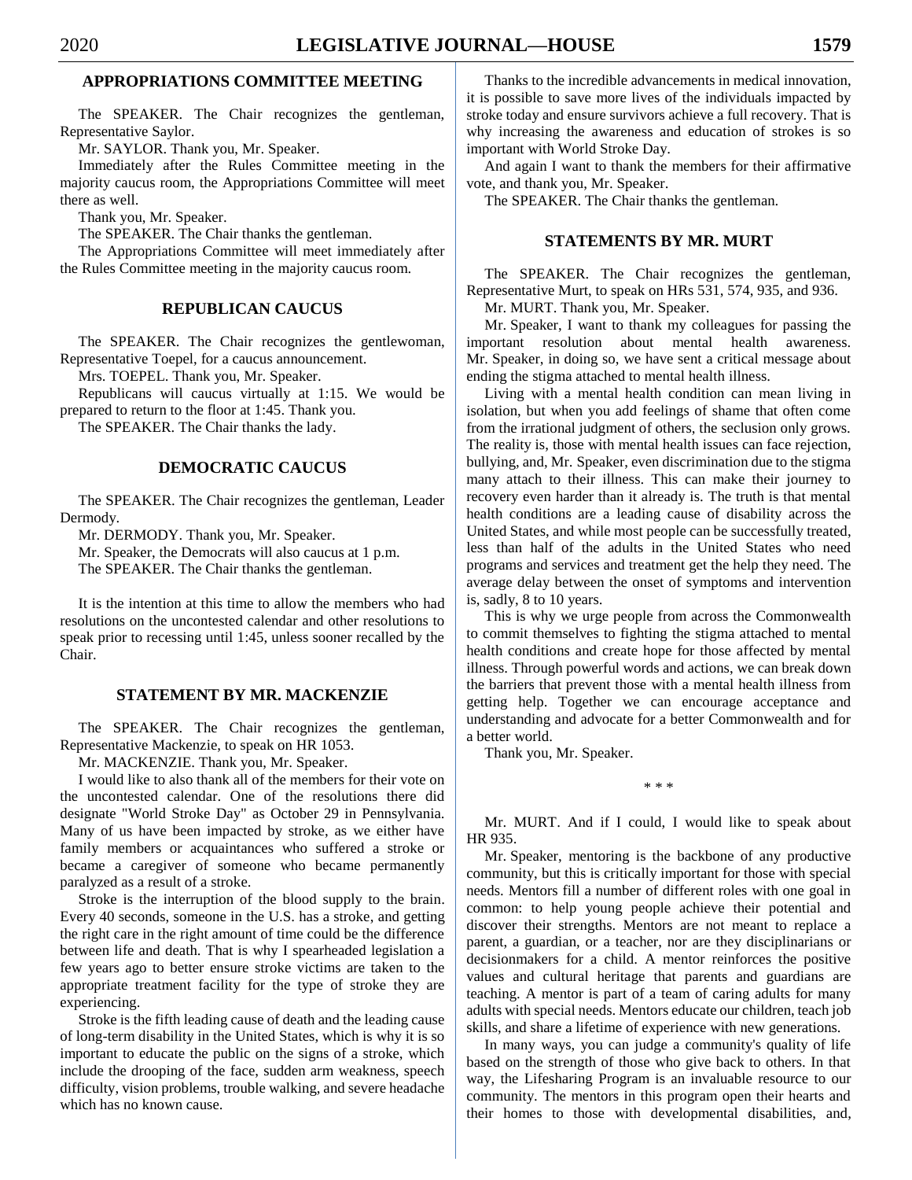## APPROPRIATIONS COMMITTEE MEETING

The SPEAKER. The Chair recognizes the gentleman, Representative Saylor.

Mr. SAYLOR. Thank you, Mr. Speaker.

Immediately after the Rules Committee meeting in the majority caucus room, the Appropriations Committee will meet there as well.

Thank you, Mr. Speaker.

The SPEAKER. The Chair thanks the gentleman.

The Appropriations Committee will meet immediately after the Rules Committee meeting in the majority caucus room.

## REPUBLICAN CAUCUS

The SPEAKER. The Chair recognizes the gentlewoman, Representative Toepel, for a caucus announcement.

Mrs. TOEPEL. Thank you, Mr. Speaker.

Republicans will caucus virtually at 1:15. We would be prepared to return to the floor at 1:45. Thank you.

The SPEAKER. The Chair thanks the lady.

## DEMOCRATIC CAUCUS

The SPEAKER. The Chair recognizes the gentleman, Leader Dermody.

Mr. DERMODY. Thank you, Mr. Speaker.

Mr. Speaker, the Democrats will also caucus at 1 p.m.

The SPEAKER. The Chair thanks the gentleman.

It is the intention at this time to allow the members who had resolutions on the uncontested calendar and other resolutions to speak prior to recessing until 1:45, unless sooner recalled by the Chair.

## STATEMENT BY MR. MACKENZIE

The SPEAKER. The Chair recognizes the gentleman, Representative Mackenzie, to speak on HR 1053.

Mr. MACKENZIE. Thank you, Mr. Speaker.

I would like to also thank all of the members for their vote on the uncontested calendar. One of the resolutions there did designate "World Stroke Day" as October 29 in Pennsylvania. Many of us have been impacted by stroke, as we either have family members or acquaintances who suffered a stroke or became a caregiver of someone who became permanently paralyzed as a result of a stroke.

Stroke is the interruption of the blood supply to the brain. Every 40 seconds, someone in the U.S. has a stroke, and getting the right care in the right amount of time could be the difference between life and death. That is why I spearheaded legislation a few years ago to better ensure stroke victims are taken to the appropriate treatment facility for the type of stroke they are experiencing.

Stroke is the fifth leading cause of death and the leading cause of long-term disability in the United States, which is why it is so important to educate the public on the signs of a stroke, which include the drooping of the face, sudden arm weakness, speech difficulty, vision problems, trouble walking, and severe headache which has no known cause.

Thanks to the incredible advancements in medical innovation, it is possible to save more lives of the individuals impacted by stroke today and ensure survivors achieve a full recovery. That is why increasing the awareness and education of strokes is so important with World Stroke Day.

And again I want to thank the members for their affirmative vote, and thank you, Mr. Speaker.

The SPEAKER. The Chair thanks the gentleman.

## STATEMENTS BY MR. MURT

The SPEAKER. The Chair recognizes the gentleman, Representative Murt, to speak on HRs 531, 574, 935, and 936.

Mr. MURT. Thank you, Mr. Speaker.

Mr. Speaker, I want to thank my colleagues for passing the important resolution about mental health awareness. Mr. Speaker, in doing so, we have sent a critical message about ending the stigma attached to mental health illness.

Living with a mental health condition can mean living in isolation, but when you add feelings of shame that often come from the irrational judgment of others, the seclusion only grows. The reality is, those with mental health issues can face rejection, bullying, and, Mr. Speaker, even discrimination due to the stigma many attach to their illness. This can make their journey to recovery even harder than it already is. The truth is that mental health conditions are a leading cause of disability across the United States, and while most people can be successfully treated, less than half of the adults in the United States who need programs and services and treatment get the help they need. The average delay between the onset of symptoms and intervention is, sadly, 8 to 10 years.

This is why we urge people from across the Commonwealth to commit themselves to fighting the stigma attached to mental health conditions and create hope for those affected by mental illness. Through powerful words and actions, we can break down the barriers that prevent those with a mental health illness from getting help. Together we can encourage acceptance and understanding and advocate for a better Commonwealth and for a better world.

Thank you, Mr. Speaker.

\* \* \*

Mr. MURT. And if I could, I would like to speak about HR 935.

Mr. Speaker, mentoring is the backbone of any productive community, but this is critically important for those with special needs. Mentors fill a number of different roles with one goal in common: to help young people achieve their potential and discover their strengths. Mentors are not meant to replace a parent, a guardian, or a teacher, nor are they disciplinarians or decisionmakers for a child. A mentor reinforces the positive values and cultural heritage that parents and guardians are teaching. A mentor is part of a team of caring adults for many adults with special needs. Mentors educate our children, teach job skills, and share a lifetime of experience with new generations.

In many ways, you can judge a community's quality of life based on the strength of those who give back to others. In that way, the Lifesharing Program is an invaluable resource to our community. The mentors in this program open their hearts and their homes to those with developmental disabilities, and,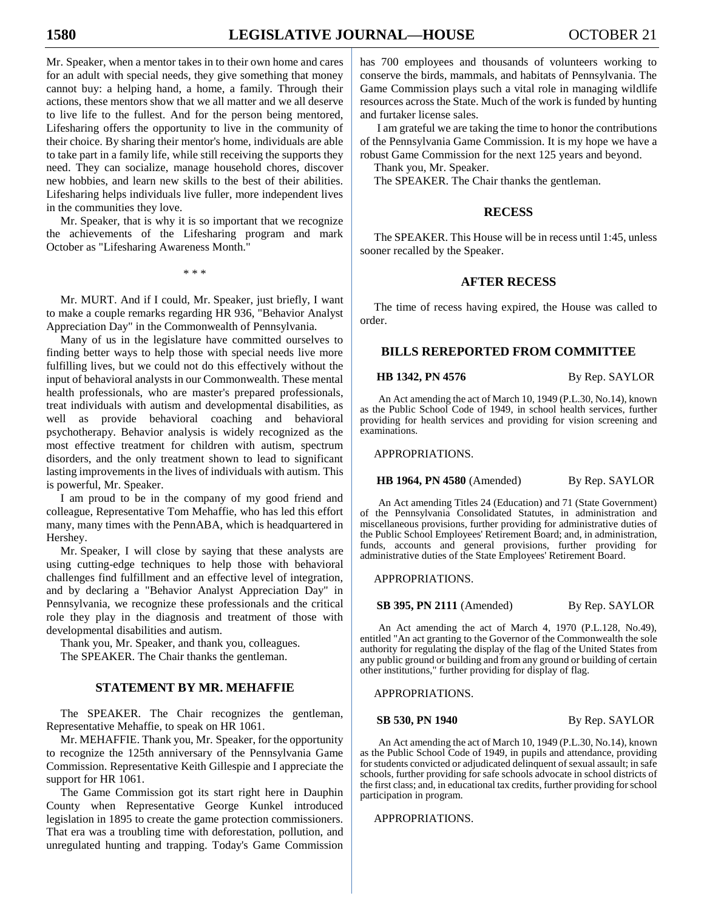Mr. Speaker, when a mentor takes in to their own home and cares for an adult with special needs, they give something that money cannot buy: a helping hand, a home, a family. Through their actions, these mentors show that we all matter and we all deserve to live life to the fullest. And for the person being mentored, Lifesharing offers the opportunity to live in the community of their choice. By sharing their mentor's home, individuals are able to take part in a family life, while still receiving the supports they need. They can socialize, manage household chores, discover new hobbies, and learn new skills to the best of their abilities. Lifesharing helps individuals live fuller, more independent lives in the communities they love.

Mr. Speaker, that is why it is so important that we recognize the achievements of the Lifesharing program and mark October as "Lifesharing Awareness Month."

\* \* \*

Mr. MURT. And if I could, Mr. Speaker, just briefly, I want to make a couple remarks regarding HR 936, "Behavior Analyst Appreciation Day" in the Commonwealth of Pennsylvania.

Many of us in the legislature have committed ourselves to finding better ways to help those with special needs live more fulfilling lives, but we could not do this effectively without the input of behavioral analysts in our Commonwealth. These mental health professionals, who are master's prepared professionals, treat individuals with autism and developmental disabilities, as well as provide behavioral coaching and behavioral psychotherapy. Behavior analysis is widely recognized as the most effective treatment for children with autism, spectrum disorders, and the only treatment shown to lead to significant lasting improvements in the lives of individuals with autism. This is powerful, Mr. Speaker.

I am proud to be in the company of my good friend and colleague, Representative Tom Mehaffie, who has led this effort many, many times with the PennABA, which is headquartered in Hershey.

Mr. Speaker, I will close by saying that these analysts are using cutting-edge techniques to help those with behavioral challenges find fulfillment and an effective level of integration, and by declaring a "Behavior Analyst Appreciation Day" in Pennsylvania, we recognize these professionals and the critical role they play in the diagnosis and treatment of those with developmental disabilities and autism.

Thank you, Mr. Speaker, and thank you, colleagues.

The SPEAKER. The Chair thanks the gentleman.

## STATEMENT BY MR. MEHAFFIE

The SPEAKER. The Chair recognizes the gentleman, Representative Mehaffie, to speak on HR 1061.

Mr. MEHAFFIE. Thank you, Mr. Speaker, for the opportunity to recognize the 125th anniversary of the Pennsylvania Game Commission. Representative Keith Gillespie and I appreciate the support for HR 1061.

The Game Commission got its start right here in Dauphin County when Representative George Kunkel introduced legislation in 1895 to create the game protection commissioners. That era was a troubling time with deforestation, pollution, and unregulated hunting and trapping. Today's Game Commission has 700 employees and thousands of volunteers working to conserve the birds, mammals, and habitats of Pennsylvania. The Game Commission plays such a vital role in managing wildlife resources across the State. Much of the work is funded by hunting and furtaker license sales.

I am grateful we are taking the time to honor the contributions of the Pennsylvania Game Commission. It is my hope we have a robust Game Commission for the next 125 years and beyond.

Thank you, Mr. Speaker.

The SPEAKER. The Chair thanks the gentleman.

## RECESS

The SPEAKER. This House will be in recess until 1:45, unless sooner recalled by the Speaker.

## AFTER RECESS

The time of recess having expired, the House was called to order.

## BILLS REREPORTED FROM COMMITTEE

**HB 1342, PN 4576** By Rep. SAYLOR

An Act amending the act of March 10, 1949 (P.L.30, No.14), known as the Public School Code of 1949, in school health services, further providing for health services and providing for vision screening and examinations.

APPROPRIATIONS.

**HB 1964, PN 4580** (Amended) By Rep. SAYLOR

An Act amending Titles 24 (Education) and 71 (State Government) of the Pennsylvania Consolidated Statutes, in administration and miscellaneous provisions, further providing for administrative duties of the Public School Employees' Retirement Board; and, in administration, funds, accounts and general provisions, further providing for administrative duties of the State Employees' Retirement Board.

APPROPRIATIONS.

**SB 395, PN 2111** (Amended) By Rep. SAYLOR

An Act amending the act of March 4, 1970 (P.L.128, No.49), entitled "An act granting to the Governor of the Commonwealth the sole authority for regulating the display of the flag of the United States from any public ground or building and from any ground or building of certain other institutions," further providing for display of flag.

APPROPRIATIONS.

**SB 530, PN 1940** By Rep. SAYLOR

An Act amending the act of March 10, 1949 (P.L.30, No.14), known as the Public School Code of 1949, in pupils and attendance, providing for students convicted or adjudicated delinquent of sexual assault; in safe schools, further providing for safe schools advocate in school districts of the first class; and, in educational tax credits, further providing for school participation in program.

APPROPRIATIONS.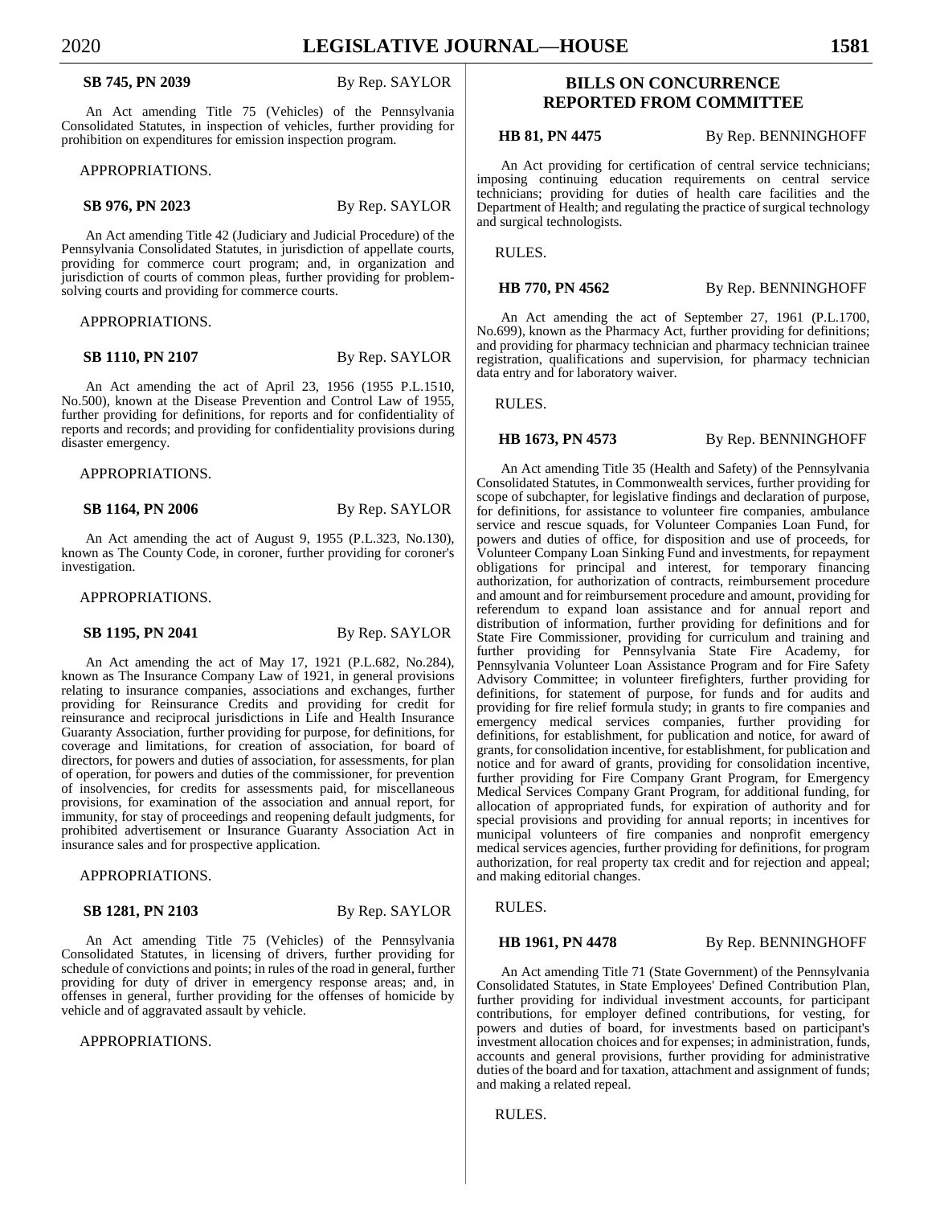**SB 745, PN 2039** By Rep. SAYLOR

An Act amending Title 75 (Vehicles) of the Pennsylvania Consolidated Statutes, in inspection of vehicles, further providing for prohibition on expenditures for emission inspection program.

APPROPRIATIONS.

**SB 976, PN 2023** By Rep. SAYLOR

An Act amending Title 42 (Judiciary and Judicial Procedure) of the Pennsylvania Consolidated Statutes, in jurisdiction of appellate courts, providing for commerce court program; and, in organization and jurisdiction of courts of common pleas, further providing for problem-solving courts and providing for commerce courts.

APPROPRIATIONS.

**SB 1110, PN 2107** By Rep. SAYLOR

An Act amending the act of April 23, 1956 (1955 P.L.1510, No.500), known at the Disease Prevention and Control Law of 1955, further providing for definitions, for reports and for confidentiality of reports and records; and providing for confidentiality provisions during disaster emergency.

APPROPRIATIONS.

**SB 1164, PN 2006** By Rep. SAYLOR

An Act amending the act of August 9, 1955 (P.L.323, No.130), known as The County Code, in coroner, further providing for coroner's investigation.

APPROPRIATIONS.

**SB 1195, PN 2041** By Rep. SAYLOR

An Act amending the act of May 17, 1921 (P.L.682, No.284), known as The Insurance Company Law of 1921, in general provisions relating to insurance companies, associations and exchanges, further providing for Reinsurance Credits and providing for credit for reinsurance and reciprocal jurisdictions in Life and Health Insurance Guaranty Association, further providing for purpose, for definitions, for coverage and limitations, for creation of association, for board of directors, for powers and duties of association, for assessments, for plan of operation, for powers and duties of the commissioner, for prevention of insolvencies, for credits for assessments paid, for miscellaneous provisions, for examination of the association and annual report, for immunity, for stay of proceedings and reopening default judgments, for prohibited advertisement or Insurance Guaranty Association Act in insurance sales and for prospective application.

APPROPRIATIONS.

**SB 1281, PN 2103** By Rep. SAYLOR

An Act amending Title 75 (Vehicles) of the Pennsylvania Consolidated Statutes, in licensing of drivers, further providing for schedule of convictions and points; in rules of the road in general, further providing for duty of driver in emergency response areas; and, in offenses in general, further providing for the offenses of homicide by vehicle and of aggravated assault by vehicle.

APPROPRIATIONS.

## BILLS ON CONCURRENCE REPORTED FROM COMMITTEE

**HB 81, PN 4475** By Rep. BENNINGHOFF

An Act providing for certification of central service technicians; imposing continuing education requirements on central service technicians; providing for duties of health care facilities and the Department of Health; and regulating the practice of surgical technology and surgical technologists.

RULES.

**HB 770, PN 4562** By Rep. BENNINGHOFF

An Act amending the act of September 27, 1961 (P.L.1700, No.699), known as the Pharmacy Act, further providing for definitions; and providing for pharmacy technician and pharmacy technician trainee registration, qualifications and supervision, for pharmacy technician data entry and for laboratory waiver.

RULES.

**HB 1673, PN 4573** By Rep. BENNINGHOFF

An Act amending Title 35 (Health and Safety) of the Pennsylvania Consolidated Statutes, in Commonwealth services, further providing for scope of subchapter, for legislative findings and declaration of purpose, for definitions, for assistance to volunteer fire companies, ambulance service and rescue squads, for Volunteer Companies Loan Fund, for powers and duties of office, for disposition and use of proceeds, for Volunteer Company Loan Sinking Fund and investments, for repayment obligations for principal and interest, for temporary financing authorization, for authorization of contracts, reimbursement procedure and amount and for reimbursement procedure and amount, providing for referendum to expand loan assistance and for annual report and distribution of information, further providing for definitions and for State Fire Commissioner, providing for curriculum and training and further providing for Pennsylvania State Fire Academy, for Pennsylvania Volunteer Loan Assistance Program and for Fire Safety Advisory Committee; in volunteer firefighters, further providing for definitions, for statement of purpose, for funds and for audits and providing for fire relief formula study; in grants to fire companies and emergency medical services companies, further providing for definitions, for establishment, for publication and notice, for award of grants, for consolidation incentive, for establishment, for publication and notice and for award of grants, providing for consolidation incentive, further providing for Fire Company Grant Program, for Emergency Medical Services Company Grant Program, for additional funding, for allocation of appropriated funds, for expiration of authority and for special provisions and providing for annual reports; in incentives for municipal volunteers of fire companies and nonprofit emergency medical services agencies, further providing for definitions, for program authorization, for real property tax credit and for rejection and appeal; and making editorial changes.

RULES.

**HB 1961, PN 4478** By Rep. BENNINGHOFF

An Act amending Title 71 (State Government) of the Pennsylvania Consolidated Statutes, in State Employees' Defined Contribution Plan, further providing for individual investment accounts, for participant contributions, for employer defined contributions, for vesting, for powers and duties of board, for investments based on participant's investment allocation choices and for expenses; in administration, funds, accounts and general provisions, further providing for administrative duties of the board and for taxation, attachment and assignment of funds; and making a related repeal.

RULES.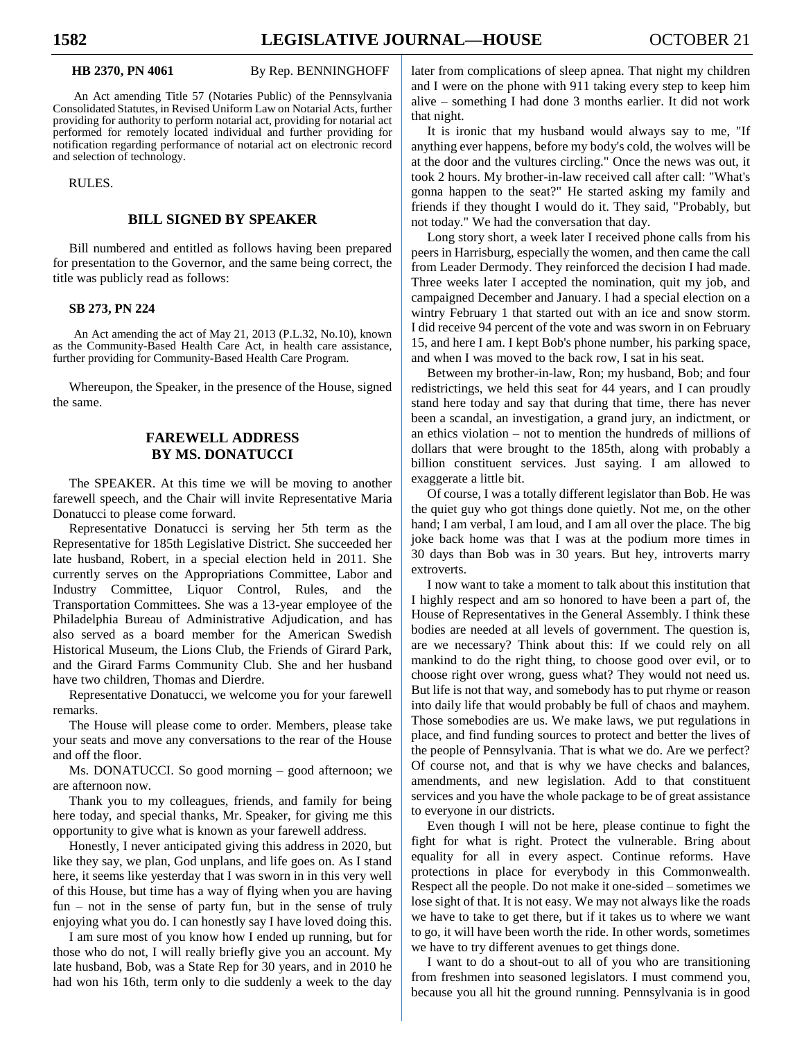**HB 2370, PN 4061** By Rep. BENNINGHOFF

An Act amending Title 57 (Notaries Public) of the Pennsylvania Consolidated Statutes, in Revised Uniform Law on Notarial Acts, further providing for authority to perform notarial act, providing for notarial act performed for remotely located individual and further providing for notification regarding performance of notarial act on electronic record and selection of technology.

RULES.

## BILL SIGNED BY SPEAKER

Bill numbered and entitled as follows having been prepared for presentation to the Governor, and the same being correct, the title was publicly read as follows:

**SB 273, PN 224**

An Act amending the act of May 21, 2013 (P.L.32, No.10), known as the Community-Based Health Care Act, in health care assistance, further providing for Community-Based Health Care Program.

Whereupon, the Speaker, in the presence of the House, signed the same.

## FAREWELL ADDRESS BY MS. DONATUCCI

The SPEAKER. At this time we will be moving to another farewell speech, and the Chair will invite Representative Maria Donatucci to please come forward.

Representative Donatucci is serving her 5th term as the Representative for 185th Legislative District. She succeeded her late husband, Robert, in a special election held in 2011. She currently serves on the Appropriations Committee, Labor and Industry Committee, Liquor Control, Rules, and the Transportation Committees. She was a 13-year employee of the Philadelphia Bureau of Administrative Adjudication, and has also served as a board member for the American Swedish Historical Museum, the Lions Club, the Friends of Girard Park, and the Girard Farms Community Club. She and her husband have two children, Thomas and Dierdre.

Representative Donatucci, we welcome you for your farewell remarks.

The House will please come to order. Members, please take your seats and move any conversations to the rear of the House and off the floor.

Ms. DONATUCCI. So good morning – good afternoon; we are afternoon now.

Thank you to my colleagues, friends, and family for being here today, and special thanks, Mr. Speaker, for giving me this opportunity to give what is known as your farewell address.

Honestly, I never anticipated giving this address in 2020, but like they say, we plan, God unplans, and life goes on. As I stand here, it seems like yesterday that I was sworn in in this very well of this House, but time has a way of flying when you are having fun – not in the sense of party fun, but in the sense of truly enjoying what you do. I can honestly say I have loved doing this.

I am sure most of you know how I ended up running, but for those who do not, I will really briefly give you an account. My late husband, Bob, was a State Rep for 30 years, and in 2010 he had won his 16th, term only to die suddenly a week to the day later from complications of sleep apnea. That night my children and I were on the phone with 911 taking every step to keep him alive – something I had done 3 months earlier. It did not work that night.

It is ironic that my husband would always say to me, "If anything ever happens, before my body's cold, the wolves will be at the door and the vultures circling." Once the news was out, it took 2 hours. My brother-in-law received call after call: "What's gonna happen to the seat?" He started asking my family and friends if they thought I would do it. They said, "Probably, but not today." We had the conversation that day.

Long story short, a week later I received phone calls from his peers in Harrisburg, especially the women, and then came the call from Leader Dermody. They reinforced the decision I had made. Three weeks later I accepted the nomination, quit my job, and campaigned December and January. I had a special election on a wintry February 1 that started out with an ice and snow storm. I did receive 94 percent of the vote and was sworn in on February 15, and here I am. I kept Bob's phone number, his parking space, and when I was moved to the back row, I sat in his seat.

Between my brother-in-law, Ron; my husband, Bob; and four redistrictings, we held this seat for 44 years, and I can proudly stand here today and say that during that time, there has never been a scandal, an investigation, a grand jury, an indictment, or an ethics violation – not to mention the hundreds of millions of dollars that were brought to the 185th, along with probably a billion constituent services. Just saying. I am allowed to exaggerate a little bit.

Of course, I was a totally different legislator than Bob. He was the quiet guy who got things done quietly. Not me, on the other hand; I am verbal, I am loud, and I am all over the place. The big joke back home was that I was at the podium more times in 30 days than Bob was in 30 years. But hey, introverts marry extroverts.

I now want to take a moment to talk about this institution that I highly respect and am so honored to have been a part of, the House of Representatives in the General Assembly. I think these bodies are needed at all levels of government. The question is, are we necessary? Think about this: If we could rely on all mankind to do the right thing, to choose good over evil, or to choose right over wrong, guess what? They would not need us. But life is not that way, and somebody has to put rhyme or reason into daily life that would probably be full of chaos and mayhem. Those somebodies are us. We make laws, we put regulations in place, and find funding sources to protect and better the lives of the people of Pennsylvania. That is what we do. Are we perfect? Of course not, and that is why we have checks and balances, amendments, and new legislation. Add to that constituent services and you have the whole package to be of great assistance to everyone in our districts.

Even though I will not be here, please continue to fight the fight for what is right. Protect the vulnerable. Bring about equality for all in every aspect. Continue reforms. Have protections in place for everybody in this Commonwealth. Respect all the people. Do not make it one-sided – sometimes we lose sight of that. It is not easy. We may not always like the roads we have to take to get there, but if it takes us to where we want to go, it will have been worth the ride. In other words, sometimes we have to try different avenues to get things done.

I want to do a shout-out to all of you who are transitioning from freshmen into seasoned legislators. I must commend you, because you all hit the ground running. Pennsylvania is in good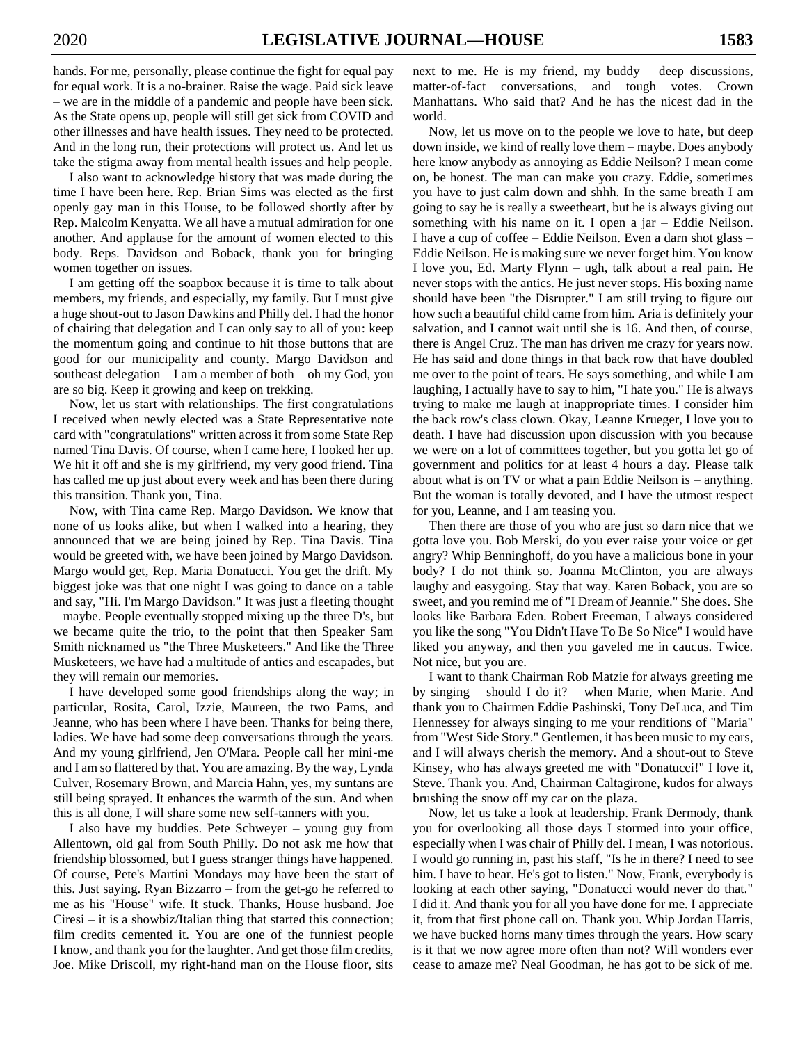hands. For me, personally, please continue the fight for equal pay for equal work. It is a no-brainer. Raise the wage. Paid sick leave – we are in the middle of a pandemic and people have been sick. As the State opens up, people will still get sick from COVID and other illnesses and have health issues. They need to be protected. And in the long run, their protections will protect us. And let us take the stigma away from mental health issues and help people.

I also want to acknowledge history that was made during the time I have been here. Rep. Brian Sims was elected as the first openly gay man in this House, to be followed shortly after by Rep. Malcolm Kenyatta. We all have a mutual admiration for one another. And applause for the amount of women elected to this body. Reps. Davidson and Boback, thank you for bringing women together on issues.

I am getting off the soapbox because it is time to talk about members, my friends, and especially, my family. But I must give a huge shout-out to Jason Dawkins and Philly del. I had the honor of chairing that delegation and I can only say to all of you: keep the momentum going and continue to hit those buttons that are good for our municipality and county. Margo Davidson and southeast delegation – I am a member of both – oh my God, you are so big. Keep it growing and keep on trekking.

Now, let us start with relationships. The first congratulations I received when newly elected was a State Representative note card with "congratulations" written across it from some State Rep named Tina Davis. Of course, when I came here, I looked her up. We hit it off and she is my girlfriend, my very good friend. Tina has called me up just about every week and has been there during this transition. Thank you, Tina.

Now, with Tina came Rep. Margo Davidson. We know that none of us looks alike, but when I walked into a hearing, they announced that we are being joined by Rep. Tina Davis. Tina would be greeted with, we have been joined by Margo Davidson. Margo would get, Rep. Maria Donatucci. You get the drift. My biggest joke was that one night I was going to dance on a table and say, "Hi. I'm Margo Davidson." It was just a fleeting thought – maybe. People eventually stopped mixing up the three D's, but we became quite the trio, to the point that then Speaker Sam Smith nicknamed us "the Three Musketeers." And like the Three Musketeers, we have had a multitude of antics and escapades, but they will remain our memories.

I have developed some good friendships along the way; in particular, Rosita, Carol, Izzie, Maureen, the two Pams, and Jeanne, who has been where I have been. Thanks for being there, ladies. We have had some deep conversations through the years. And my young girlfriend, Jen O'Mara. People call her mini-me and I am so flattered by that. You are amazing. By the way, Lynda Culver, Rosemary Brown, and Marcia Hahn, yes, my suntans are still being sprayed. It enhances the warmth of the sun. And when this is all done, I will share some new self-tanners with you.

I also have my buddies. Pete Schweyer – young guy from Allentown, old gal from South Philly. Do not ask me how that friendship blossomed, but I guess stranger things have happened. Of course, Pete's Martini Mondays may have been the start of this. Just saying. Ryan Bizzarro – from the get-go he referred to me as his "House" wife. It stuck. Thanks, House husband. Joe Ciresi – it is a showbiz/Italian thing that started this connection; film credits cemented it. You are one of the funniest people I know, and thank you for the laughter. And get those film credits, Joe. Mike Driscoll, my right-hand man on the House floor, sits next to me. He is my friend, my buddy – deep discussions, matter-of-fact conversations, and tough votes. Crown Manhattans. Who said that? And he has the nicest dad in the world.

Now, let us move on to the people we love to hate, but deep down inside, we kind of really love them – maybe. Does anybody here know anybody as annoying as Eddie Neilson? I mean come on, be honest. The man can make you crazy. Eddie, sometimes you have to just calm down and shhh. In the same breath I am going to say he is really a sweetheart, but he is always giving out something with his name on it. I open a jar – Eddie Neilson. I have a cup of coffee – Eddie Neilson. Even a darn shot glass – Eddie Neilson. He is making sure we never forget him. You know I love you, Ed. Marty Flynn – ugh, talk about a real pain. He never stops with the antics. He just never stops. His boxing name should have been "the Disrupter." I am still trying to figure out how such a beautiful child came from him. Aria is definitely your salvation, and I cannot wait until she is 16. And then, of course, there is Angel Cruz. The man has driven me crazy for years now. He has said and done things in that back row that have doubled me over to the point of tears. He says something, and while I am laughing, I actually have to say to him, "I hate you." He is always trying to make me laugh at inappropriate times. I consider him the back row's class clown. Okay, Leanne Krueger, I love you to death. I have had discussion upon discussion with you because we were on a lot of committees together, but you gotta let go of government and politics for at least 4 hours a day. Please talk about what is on TV or what a pain Eddie Neilson is – anything. But the woman is totally devoted, and I have the utmost respect for you, Leanne, and I am teasing you.

Then there are those of you who are just so darn nice that we gotta love you. Bob Merski, do you ever raise your voice or get angry? Whip Benninghoff, do you have a malicious bone in your body? I do not think so. Joanna McClinton, you are always laughy and easygoing. Stay that way. Karen Boback, you are so sweet, and you remind me of "I Dream of Jeannie." She does. She looks like Barbara Eden. Robert Freeman, I always considered you like the song "You Didn't Have To Be So Nice" I would have liked you anyway, and then you gaveled me in caucus. Twice. Not nice, but you are.

I want to thank Chairman Rob Matzie for always greeting me by singing – should I do it? – when Marie, when Marie. And thank you to Chairmen Eddie Pashinski, Tony DeLuca, and Tim Hennessey for always singing to me your renditions of "Maria" from "West Side Story." Gentlemen, it has been music to my ears, and I will always cherish the memory. And a shout-out to Steve Kinsey, who has always greeted me with "Donatucci!" I love it, Steve. Thank you. And, Chairman Caltagirone, kudos for always brushing the snow off my car on the plaza.

Now, let us take a look at leadership. Frank Dermody, thank you for overlooking all those days I stormed into your office, especially when I was chair of Philly del. I mean, I was notorious. I would go running in, past his staff, "Is he in there? I need to see him. I have to hear. He's got to listen." Now, Frank, everybody is looking at each other saying, "Donatucci would never do that." I did it. And thank you for all you have done for me. I appreciate it, from that first phone call on. Thank you. Whip Jordan Harris, we have bucked horns many times through the years. How scary is it that we now agree more often than not? Will wonders ever cease to amaze me? Neal Goodman, he has got to be sick of me.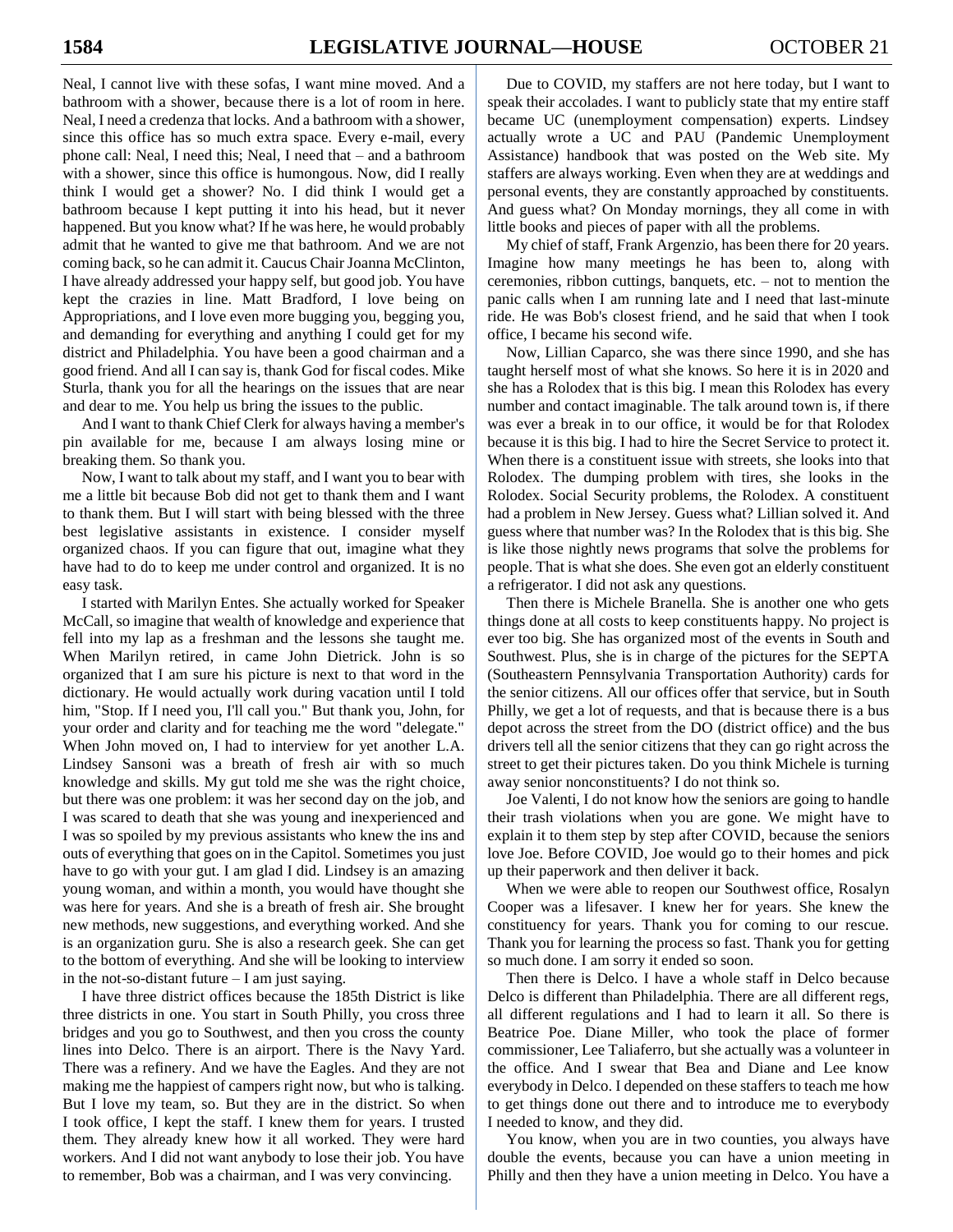Neal, I cannot live with these sofas, I want mine moved. And a bathroom with a shower, because there is a lot of room in here. Neal, I need a credenza that locks. And a bathroom with a shower, since this office has so much extra space. Every e-mail, every phone call: Neal, I need this; Neal, I need that – and a bathroom with a shower, since this office is humongous. Now, did I really think I would get a shower? No. I did think I would get a bathroom because I kept putting it into his head, but it never happened. But you know what? If he was here, he would probably admit that he wanted to give me that bathroom. And we are not coming back, so he can admit it. Caucus Chair Joanna McClinton, I have already addressed your happy self, but good job. You have kept the crazies in line. Matt Bradford, I love being on Appropriations, and I love even more bugging you, begging you, and demanding for everything and anything I could get for my district and Philadelphia. You have been a good chairman and a good friend. And all I can say is, thank God for fiscal codes. Mike Sturla, thank you for all the hearings on the issues that are near and dear to me. You help us bring the issues to the public.

And I want to thank Chief Clerk for always having a member's pin available for me, because I am always losing mine or breaking them. So thank you.

Now, I want to talk about my staff, and I want you to bear with me a little bit because Bob did not get to thank them and I want to thank them. But I will start with being blessed with the three best legislative assistants in existence. I consider myself organized chaos. If you can figure that out, imagine what they have had to do to keep me under control and organized. It is no easy task.

I started with Marilyn Entes. She actually worked for Speaker McCall, so imagine that wealth of knowledge and experience that fell into my lap as a freshman and the lessons she taught me. When Marilyn retired, in came John Dietrick. John is so organized that I am sure his picture is next to that word in the dictionary. He would actually work during vacation until I told him, "Stop. If I need you, I'll call you." But thank you, John, for your order and clarity and for teaching me the word "delegate." When John moved on, I had to interview for yet another L.A. Lindsey Sansoni was a breath of fresh air with so much knowledge and skills. My gut told me she was the right choice, but there was one problem: it was her second day on the job, and I was scared to death that she was young and inexperienced and I was so spoiled by my previous assistants who knew the ins and outs of everything that goes on in the Capitol. Sometimes you just have to go with your gut. I am glad I did. Lindsey is an amazing young woman, and within a month, you would have thought she was here for years. And she is a breath of fresh air. She brought new methods, new suggestions, and everything worked. And she is an organization guru. She is also a research geek. She can get to the bottom of everything. And she will be looking to interview in the not-so-distant future – I am just saying.

I have three district offices because the 185th District is like three districts in one. You start in South Philly, you cross three bridges and you go to Southwest, and then you cross the county lines into Delco. There is an airport. There is the Navy Yard. There was a refinery. And we have the Eagles. And they are not making me the happiest of campers right now, but who is talking. But I love my team, so. But they are in the district. So when I took office, I kept the staff. I knew them for years. I trusted them. They already knew how it all worked. They were hard workers. And I did not want anybody to lose their job. You have to remember, Bob was a chairman, and I was very convincing.

Due to COVID, my staffers are not here today, but I want to speak their accolades. I want to publicly state that my entire staff became UC (unemployment compensation) experts. Lindsey actually wrote a UC and PAU (Pandemic Unemployment Assistance) handbook that was posted on the Web site. My staffers are always working. Even when they are at weddings and personal events, they are constantly approached by constituents. And guess what? On Monday mornings, they all come in with little books and pieces of paper with all the problems.

My chief of staff, Frank Argenzio, has been there for 20 years. Imagine how many meetings he has been to, along with ceremonies, ribbon cuttings, banquets, etc. – not to mention the panic calls when I am running late and I need that last-minute ride. He was Bob's closest friend, and he said that when I took office, I became his second wife.

Now, Lillian Caparco, she was there since 1990, and she has taught herself most of what she knows. So here it is in 2020 and she has a Rolodex that is this big. I mean this Rolodex has every number and contact imaginable. The talk around town is, if there was ever a break in to our office, it would be for that Rolodex because it is this big. I had to hire the Secret Service to protect it. When there is a constituent issue with streets, she looks into that Rolodex. The dumping problem with tires, she looks in the Rolodex. Social Security problems, the Rolodex. A constituent had a problem in New Jersey. Guess what? Lillian solved it. And guess where that number was? In the Rolodex that is this big. She is like those nightly news programs that solve the problems for people. That is what she does. She even got an elderly constituent a refrigerator. I did not ask any questions.

Then there is Michele Branella. She is another one who gets things done at all costs to keep constituents happy. No project is ever too big. She has organized most of the events in South and Southwest. Plus, she is in charge of the pictures for the SEPTA (Southeastern Pennsylvania Transportation Authority) cards for the senior citizens. All our offices offer that service, but in South Philly, we get a lot of requests, and that is because there is a bus depot across the street from the DO (district office) and the bus drivers tell all the senior citizens that they can go right across the street to get their pictures taken. Do you think Michele is turning away senior nonconstituents? I do not think so.

Joe Valenti, I do not know how the seniors are going to handle their trash violations when you are gone. We might have to explain it to them step by step after COVID, because the seniors love Joe. Before COVID, Joe would go to their homes and pick up their paperwork and then deliver it back.

When we were able to reopen our Southwest office, Rosalyn Cooper was a lifesaver. I knew her for years. She knew the constituency for years. Thank you for coming to our rescue. Thank you for learning the process so fast. Thank you for getting so much done. I am sorry it ended so soon.

Then there is Delco. I have a whole staff in Delco because Delco is different than Philadelphia. There are all different regs, all different regulations and I had to learn it all. So there is Beatrice Poe. Diane Miller, who took the place of former commissioner, Lee Taliaferro, but she actually was a volunteer in the office. And I swear that Bea and Diane and Lee know everybody in Delco. I depended on these staffers to teach me how to get things done out there and to introduce me to everybody I needed to know, and they did.

You know, when you are in two counties, you always have double the events, because you can have a union meeting in Philly and then they have a union meeting in Delco. You have a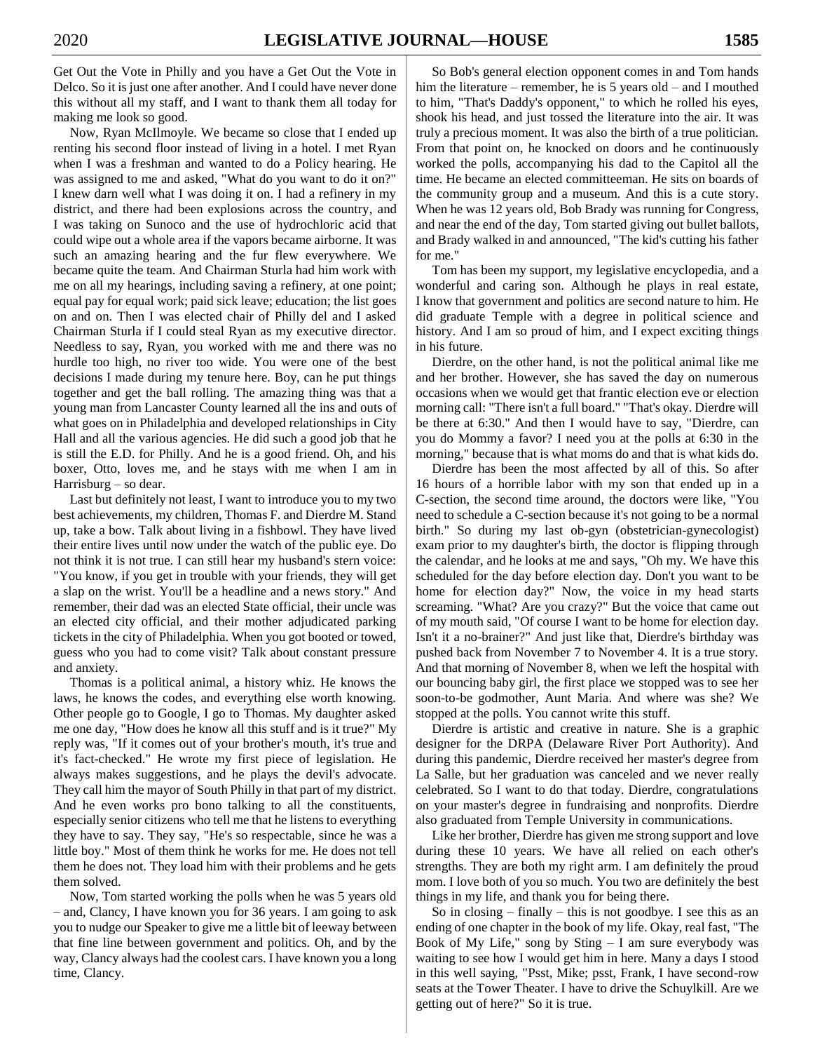Get Out the Vote in Philly and you have a Get Out the Vote in Delco. So it is just one after another. And I could have never done this without all my staff, and I want to thank them all today for making me look so good.

Now, Ryan McIlmoyle. We became so close that I ended up renting his second floor instead of living in a hotel. I met Ryan when I was a freshman and wanted to do a Policy hearing. He was assigned to me and asked, "What do you want to do it on?" I knew darn well what I was doing it on. I had a refinery in my district, and there had been explosions across the country, and I was taking on Sunoco and the use of hydrochloric acid that could wipe out a whole area if the vapors became airborne. It was such an amazing hearing and the fur flew everywhere. We became quite the team. And Chairman Sturla had him work with me on all my hearings, including saving a refinery, at one point; equal pay for equal work; paid sick leave; education; the list goes on and on. Then I was elected chair of Philly del and I asked Chairman Sturla if I could steal Ryan as my executive director. Needless to say, Ryan, you worked with me and there was no hurdle too high, no river too wide. You were one of the best decisions I made during my tenure here. Boy, can he put things together and get the ball rolling. The amazing thing was that a young man from Lancaster County learned all the ins and outs of what goes on in Philadelphia and developed relationships in City Hall and all the various agencies. He did such a good job that he is still the E.D. for Philly. And he is a good friend. Oh, and his boxer, Otto, loves me, and he stays with me when I am in Harrisburg – so dear.

Last but definitely not least, I want to introduce you to my two best achievements, my children, Thomas F. and Dierdre M. Stand up, take a bow. Talk about living in a fishbowl. They have lived their entire lives until now under the watch of the public eye. Do not think it is not true. I can still hear my husband's stern voice: "You know, if you get in trouble with your friends, they will get a slap on the wrist. You'll be a headline and a news story." And remember, their dad was an elected State official, their uncle was an elected city official, and their mother adjudicated parking tickets in the city of Philadelphia. When you got booted or towed, guess who you had to come visit? Talk about constant pressure and anxiety.

Thomas is a political animal, a history whiz. He knows the laws, he knows the codes, and everything else worth knowing. Other people go to Google, I go to Thomas. My daughter asked me one day, "How does he know all this stuff and is it true?" My reply was, "If it comes out of your brother's mouth, it's true and it's fact-checked." He wrote my first piece of legislation. He always makes suggestions, and he plays the devil's advocate. They call him the mayor of South Philly in that part of my district. And he even works pro bono talking to all the constituents, especially senior citizens who tell me that he listens to everything they have to say. They say, "He's so respectable, since he was a little boy." Most of them think he works for me. He does not tell them he does not. They load him with their problems and he gets them solved.

Now, Tom started working the polls when he was 5 years old – and, Clancy, I have known you for 36 years. I am going to ask you to nudge our Speaker to give me a little bit of leeway between that fine line between government and politics. Oh, and by the way, Clancy always had the coolest cars. I have known you a long time, Clancy.

So Bob's general election opponent comes in and Tom hands him the literature – remember, he is 5 years old – and I mouthed to him, "That's Daddy's opponent," to which he rolled his eyes, shook his head, and just tossed the literature into the air. It was truly a precious moment. It was also the birth of a true politician. From that point on, he knocked on doors and he continuously worked the polls, accompanying his dad to the Capitol all the time. He became an elected committeeman. He sits on boards of the community group and a museum. And this is a cute story. When he was 12 years old, Bob Brady was running for Congress, and near the end of the day, Tom started giving out bullet ballots, and Brady walked in and announced, "The kid's cutting his father for me."

Tom has been my support, my legislative encyclopedia, and a wonderful and caring son. Although he plays in real estate, I know that government and politics are second nature to him. He did graduate Temple with a degree in political science and history. And I am so proud of him, and I expect exciting things in his future.

Dierdre, on the other hand, is not the political animal like me and her brother. However, she has saved the day on numerous occasions when we would get that frantic election eve or election morning call: "There isn't a full board." "That's okay. Dierdre will be there at 6:30." And then I would have to say, "Dierdre, can you do Mommy a favor? I need you at the polls at 6:30 in the morning," because that is what moms do and that is what kids do.

Dierdre has been the most affected by all of this. So after 16 hours of a horrible labor with my son that ended up in a C-section, the second time around, the doctors were like, "You need to schedule a C-section because it's not going to be a normal birth." So during my last ob-gyn (obstetrician-gynecologist) exam prior to my daughter's birth, the doctor is flipping through the calendar, and he looks at me and says, "Oh my. We have this scheduled for the day before election day. Don't you want to be home for election day?" Now, the voice in my head starts screaming. "What? Are you crazy?" But the voice that came out of my mouth said, "Of course I want to be home for election day. Isn't it a no-brainer?" And just like that, Dierdre's birthday was pushed back from November 7 to November 4. It is a true story. And that morning of November 8, when we left the hospital with our bouncing baby girl, the first place we stopped was to see her soon-to-be godmother, Aunt Maria. And where was she? We stopped at the polls. You cannot write this stuff.

Dierdre is artistic and creative in nature. She is a graphic designer for the DRPA (Delaware River Port Authority). And during this pandemic, Dierdre received her master's degree from La Salle, but her graduation was canceled and we never really celebrated. So I want to do that today. Dierdre, congratulations on your master's degree in fundraising and nonprofits. Dierdre also graduated from Temple University in communications.

Like her brother, Dierdre has given me strong support and love during these 10 years. We have all relied on each other's strengths. They are both my right arm. I am definitely the proud mom. I love both of you so much. You two are definitely the best things in my life, and thank you for being there.

So in closing – finally – this is not goodbye. I see this as an ending of one chapter in the book of my life. Okay, real fast, "The Book of My Life," song by Sting – I am sure everybody was waiting to see how I would get him in here. Many a days I stood in this well saying, "Psst, Mike; psst, Frank, I have second-row seats at the Tower Theater. I have to drive the Schuylkill. Are we getting out of here?" So it is true.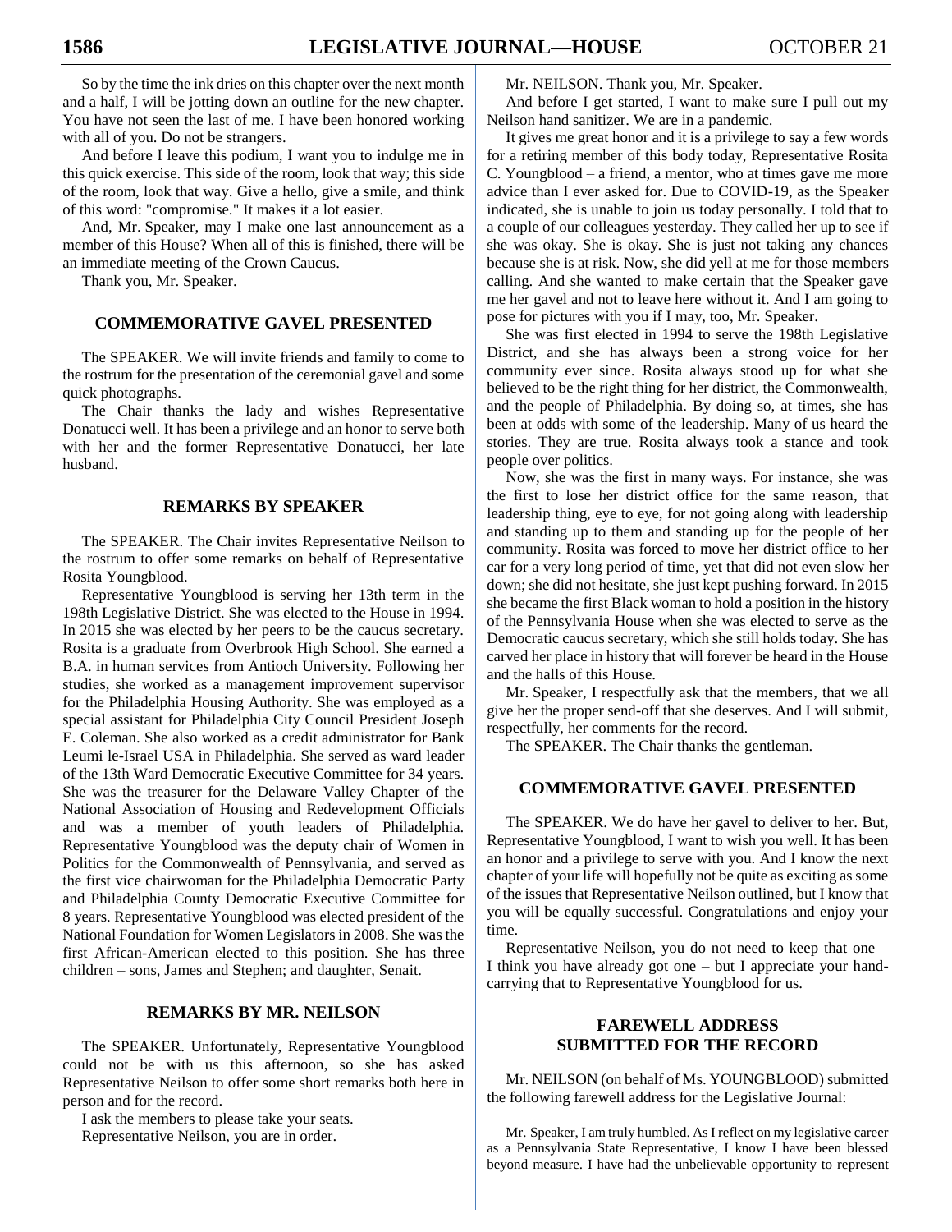So by the time the ink dries on this chapter over the next month and a half, I will be jotting down an outline for the new chapter. You have not seen the last of me. I have been honored working with all of you. Do not be strangers.

And before I leave this podium, I want you to indulge me in this quick exercise. This side of the room, look that way; this side of the room, look that way. Give a hello, give a smile, and think of this word: "compromise." It makes it a lot easier.

And, Mr. Speaker, may I make one last announcement as a member of this House? When all of this is finished, there will be an immediate meeting of the Crown Caucus.

Thank you, Mr. Speaker.

## COMMEMORATIVE GAVEL PRESENTED

The SPEAKER. We will invite friends and family to come to the rostrum for the presentation of the ceremonial gavel and some quick photographs.

The Chair thanks the lady and wishes Representative Donatucci well. It has been a privilege and an honor to serve both with her and the former Representative Donatucci, her late husband.

## REMARKS BY SPEAKER

The SPEAKER. The Chair invites Representative Neilson to the rostrum to offer some remarks on behalf of Representative Rosita Youngblood.

Representative Youngblood is serving her 13th term in the 198th Legislative District. She was elected to the House in 1994. In 2015 she was elected by her peers to be the caucus secretary. Rosita is a graduate from Overbrook High School. She earned a B.A. in human services from Antioch University. Following her studies, she worked as a management improvement supervisor for the Philadelphia Housing Authority. She was employed as a special assistant for Philadelphia City Council President Joseph E. Coleman. She also worked as a credit administrator for Bank Leumi le-Israel USA in Philadelphia. She served as ward leader of the 13th Ward Democratic Executive Committee for 34 years. She was the treasurer for the Delaware Valley Chapter of the National Association of Housing and Redevelopment Officials and was a member of youth leaders of Philadelphia. Representative Youngblood was the deputy chair of Women in Politics for the Commonwealth of Pennsylvania, and served as the first vice chairwoman for the Philadelphia Democratic Party and Philadelphia County Democratic Executive Committee for 8 years. Representative Youngblood was elected president of the National Foundation for Women Legislators in 2008. She was the first African-American elected to this position. She has three children – sons, James and Stephen; and daughter, Senait.

## REMARKS BY MR. NEILSON

The SPEAKER. Unfortunately, Representative Youngblood could not be with us this afternoon, so she has asked Representative Neilson to offer some short remarks both here in person and for the record.

I ask the members to please take your seats.

Representative Neilson, you are in order.

Mr. NEILSON. Thank you, Mr. Speaker.

And before I get started, I want to make sure I pull out my Neilson hand sanitizer. We are in a pandemic.

It gives me great honor and it is a privilege to say a few words for a retiring member of this body today, Representative Rosita C. Youngblood – a friend, a mentor, who at times gave me more advice than I ever asked for. Due to COVID-19, as the Speaker indicated, she is unable to join us today personally. I told that to a couple of our colleagues yesterday. They called her up to see if she was okay. She is okay. She is just not taking any chances because she is at risk. Now, she did yell at me for those members calling. And she wanted to make certain that the Speaker gave me her gavel and not to leave here without it. And I am going to pose for pictures with you if I may, too, Mr. Speaker.

She was first elected in 1994 to serve the 198th Legislative District, and she has always been a strong voice for her community ever since. Rosita always stood up for what she believed to be the right thing for her district, the Commonwealth, and the people of Philadelphia. By doing so, at times, she has been at odds with some of the leadership. Many of us heard the stories. They are true. Rosita always took a stance and took people over politics.

Now, she was the first in many ways. For instance, she was the first to lose her district office for the same reason, that leadership thing, eye to eye, for not going along with leadership and standing up to them and standing up for the people of her community. Rosita was forced to move her district office to her car for a very long period of time, yet that did not even slow her down; she did not hesitate, she just kept pushing forward. In 2015 she became the first Black woman to hold a position in the history of the Pennsylvania House when she was elected to serve as the Democratic caucus secretary, which she still holds today. She has carved her place in history that will forever be heard in the House and the halls of this House.

Mr. Speaker, I respectfully ask that the members, that we all give her the proper send-off that she deserves. And I will submit, respectfully, her comments for the record.

The SPEAKER. The Chair thanks the gentleman.

## COMMEMORATIVE GAVEL PRESENTED

The SPEAKER. We do have her gavel to deliver to her. But, Representative Youngblood, I want to wish you well. It has been an honor and a privilege to serve with you. And I know the next chapter of your life will hopefully not be quite as exciting as some of the issues that Representative Neilson outlined, but I know that you will be equally successful. Congratulations and enjoy your time.

Representative Neilson, you do not need to keep that one – I think you have already got one – but I appreciate your hand-carrying that to Representative Youngblood for us.

## FAREWELL ADDRESS SUBMITTED FOR THE RECORD

Mr. NEILSON (on behalf of Ms. YOUNGBLOOD) submitted the following farewell address for the Legislative Journal:

Mr. Speaker, I am truly humbled. As I reflect on my legislative career as a Pennsylvania State Representative, I know I have been blessed beyond measure. I have had the unbelievable opportunity to represent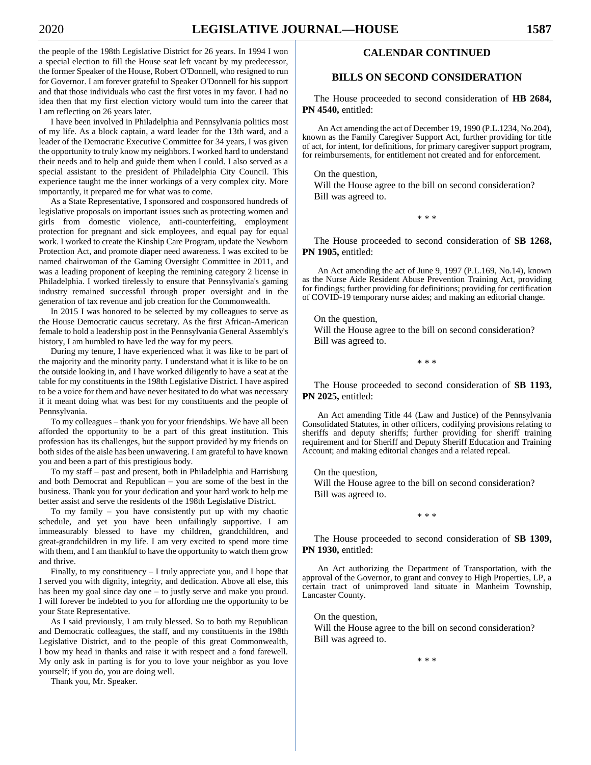the people of the 198th Legislative District for 26 years. In 1994 I won a special election to fill the House seat left vacant by my predecessor, the former Speaker of the House, Robert O'Donnell, who resigned to run for Governor. I am forever grateful to Speaker O'Donnell for his support and that those individuals who cast the first votes in my favor. I had no idea then that my first election victory would turn into the career that I am reflecting on 26 years later.

I have been involved in Philadelphia and Pennsylvania politics most of my life. As a block captain, a ward leader for the 13th ward, and a leader of the Democratic Executive Committee for 34 years, I was given the opportunity to truly know my neighbors. I worked hard to understand their needs and to help and guide them when I could. I also served as a special assistant to the president of Philadelphia City Council. This experience taught me the inner workings of a very complex city. More importantly, it prepared me for what was to come.

As a State Representative, I sponsored and cosponsored hundreds of legislative proposals on important issues such as protecting women and girls from domestic violence, anti-counterfeiting, employment protection for pregnant and sick employees, and equal pay for equal work. I worked to create the Kinship Care Program, update the Newborn Protection Act, and promote diaper need awareness. I was excited to be named chairwoman of the Gaming Oversight Committee in 2011, and was a leading proponent of keeping the remining category 2 license in Philadelphia. I worked tirelessly to ensure that Pennsylvania's gaming industry remained successful through proper oversight and in the generation of tax revenue and job creation for the Commonwealth.

In 2015 I was honored to be selected by my colleagues to serve as the House Democratic caucus secretary. As the first African-American female to hold a leadership post in the Pennsylvania General Assembly's history, I am humbled to have led the way for my peers.

During my tenure, I have experienced what it was like to be part of the majority and the minority party. I understand what it is like to be on the outside looking in, and I have worked diligently to have a seat at the table for my constituents in the 198th Legislative District. I have aspired to be a voice for them and have never hesitated to do what was necessary if it meant doing what was best for my constituents and the people of Pennsylvania.

To my colleagues – thank you for your friendships. We have all been afforded the opportunity to be a part of this great institution. This profession has its challenges, but the support provided by my friends on both sides of the aisle has been unwavering. I am grateful to have known you and been a part of this prestigious body.

To my staff – past and present, both in Philadelphia and Harrisburg and both Democrat and Republican – you are some of the best in the business. Thank you for your dedication and your hard work to help me better assist and serve the residents of the 198th Legislative District.

To my family – you have consistently put up with my chaotic schedule, and yet you have been unfailingly supportive. I am immeasurably blessed to have my children, grandchildren, and great-grandchildren in my life. I am very excited to spend more time with them, and I am thankful to have the opportunity to watch them grow and thrive.

Finally, to my constituency – I truly appreciate you, and I hope that I served you with dignity, integrity, and dedication. Above all else, this has been my goal since day one – to justly serve and make you proud. I will forever be indebted to you for affording me the opportunity to be your State Representative.

As I said previously, I am truly blessed. So to both my Republican and Democratic colleagues, the staff, and my constituents in the 198th Legislative District, and to the people of this great Commonwealth, I bow my head in thanks and raise it with respect and a fond farewell. My only ask in parting is for you to love your neighbor as you love yourself; if you do, you are doing well.

Thank you, Mr. Speaker.

## CALENDAR CONTINUED

## BILLS ON SECOND CONSIDERATION

The House proceeded to second consideration of **HB 2684, PN 4540,** entitled:

An Act amending the act of December 19, 1990 (P.L.1234, No.204), known as the Family Caregiver Support Act, further providing for title of act, for intent, for definitions, for primary caregiver support program, for reimbursements, for entitlement not created and for enforcement.

On the question,
Will the House agree to the bill on second consideration?
Bill was agreed to.

\* \* \*

The House proceeded to second consideration of **SB 1268, PN 1905,** entitled:

An Act amending the act of June 9, 1997 (P.L.169, No.14), known as the Nurse Aide Resident Abuse Prevention Training Act, providing for findings; further providing for definitions; providing for certification of COVID-19 temporary nurse aides; and making an editorial change.

On the question,
Will the House agree to the bill on second consideration?
Bill was agreed to.

\* \* \*

The House proceeded to second consideration of **SB 1193, PN 2025,** entitled:

An Act amending Title 44 (Law and Justice) of the Pennsylvania Consolidated Statutes, in other officers, codifying provisions relating to sheriffs and deputy sheriffs; further providing for sheriff training requirement and for Sheriff and Deputy Sheriff Education and Training Account; and making editorial changes and a related repeal.

On the question,
Will the House agree to the bill on second consideration?
Bill was agreed to.

\* \* \*

The House proceeded to second consideration of **SB 1309, PN 1930,** entitled:

An Act authorizing the Department of Transportation, with the approval of the Governor, to grant and convey to High Properties, LP, a certain tract of unimproved land situate in Manheim Township, Lancaster County.

On the question,
Will the House agree to the bill on second consideration?
Bill was agreed to.

\* \* \*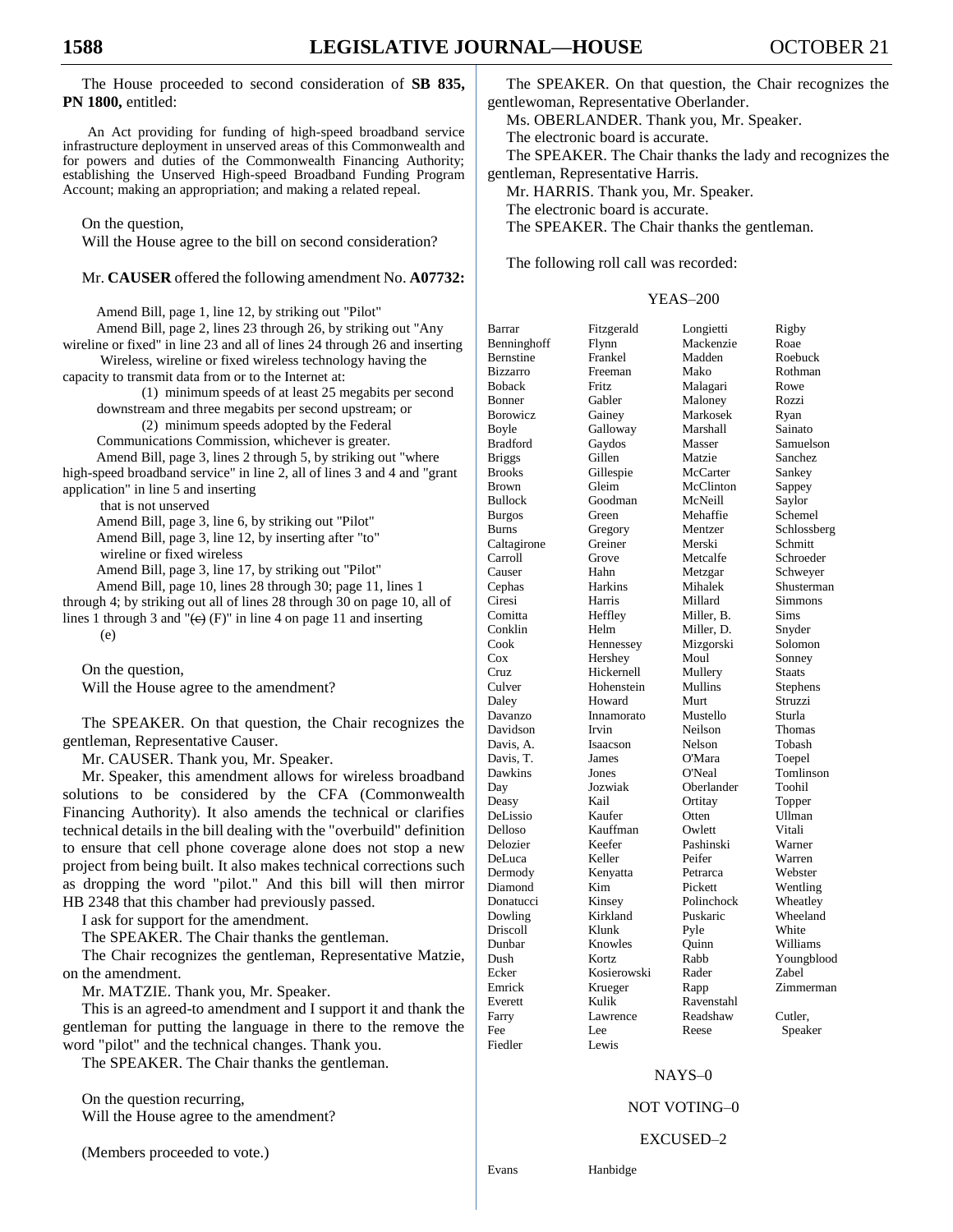The House proceeded to second consideration of **SB 835, PN 1800,** entitled:

An Act providing for funding of high-speed broadband service infrastructure deployment in unserved areas of this Commonwealth and for powers and duties of the Commonwealth Financing Authority; establishing the Unserved High-speed Broadband Funding Program Account; making an appropriation; and making a related repeal.

On the question,
Will the House agree to the bill on second consideration?

Mr. **CAUSER** offered the following amendment No. **A07732:**

Amend Bill, page 1, line 12, by striking out "Pilot"
Amend Bill, page 2, lines 23 through 26, by striking out "Any wireline or fixed" in line 23 and all of lines 24 through 26 and inserting
Wireless, wireline or fixed wireless technology having the capacity to transmit data from or to the Internet at:
(1) minimum speeds of at least 25 megabits per second downstream and three megabits per second upstream; or
(2) minimum speeds adopted by the Federal Communications Commission, whichever is greater.
Amend Bill, page 3, lines 2 through 5, by striking out "where high-speed broadband service" in line 2, all of lines 3 and 4 and "grant application" in line 5 and inserting
that is not unserved
Amend Bill, page 3, line 6, by striking out "Pilot"
Amend Bill, page 3, line 12, by inserting after "to"
wireline or fixed wireless
Amend Bill, page 3, line 17, by striking out "Pilot"
Amend Bill, page 10, lines 28 through 30; page 11, lines 1 through 4; by striking out all of lines 28 through 30 on page 10, all of lines 1 through 3 and "~~(e)~~ (F)" in line 4 on page 11 and inserting
(e)

On the question,
Will the House agree to the amendment?

The SPEAKER. On that question, the Chair recognizes the gentleman, Representative Causer.

Mr. CAUSER. Thank you, Mr. Speaker.

Mr. Speaker, this amendment allows for wireless broadband solutions to be considered by the CFA (Commonwealth Financing Authority). It also amends the technical or clarifies technical details in the bill dealing with the "overbuild" definition to ensure that cell phone coverage alone does not stop a new project from being built. It also makes technical corrections such as dropping the word "pilot." And this bill will then mirror HB 2348 that this chamber had previously passed.

I ask for support for the amendment.

The SPEAKER. The Chair thanks the gentleman.

The Chair recognizes the gentleman, Representative Matzie, on the amendment.

Mr. MATZIE. Thank you, Mr. Speaker.

This is an agreed-to amendment and I support it and thank the gentleman for putting the language in there to the remove the word "pilot" and the technical changes. Thank you.

The SPEAKER. The Chair thanks the gentleman.

On the question recurring,
Will the House agree to the amendment?

(Members proceeded to vote.)

The SPEAKER. On that question, the Chair recognizes the gentlewoman, Representative Oberlander.

Ms. OBERLANDER. Thank you, Mr. Speaker.

The electronic board is accurate.

The SPEAKER. The Chair thanks the lady and recognizes the gentleman, Representative Harris.

Mr. HARRIS. Thank you, Mr. Speaker.

The electronic board is accurate.

The SPEAKER. The Chair thanks the gentleman.

The following roll call was recorded:

YEAS–200

| | | | |
|---|---|---|---|
| Barrar | Fitzgerald | Longietti | Rigby |
| Benninghoff | Flynn | Mackenzie | Roae |
| Bernstine | Frankel | Madden | Roebuck |
| Bizzarro | Freeman | Mako | Rothman |
| Boback | Fritz | Malagari | Rowe |
| Bonner | Gabler | Maloney | Rozzi |
| Borowicz | Gainey | Markosek | Ryan |
| Boyle | Galloway | Marshall | Sainato |
| Bradford | Gaydos | Masser | Samuelson |
| Briggs | Gillen | Matzie | Sanchez |
| Brooks | Gillespie | McCarter | Sankey |
| Brown | Gleim | McClinton | Sappey |
| Bullock | Goodman | McNeill | Saylor |
| Burgos | Green | Mehaffie | Schemel |
| Burns | Gregory | Mentzer | Schlossberg |
| Caltagirone | Greiner | Merski | Schmitt |
| Carroll | Grove | Metcalfe | Schroeder |
| Causer | Hahn | Metzgar | Schweyer |
| Cephas | Harkins | Mihalek | Shusterman |
| Ciresi | Harris | Millard | Simmons |
| Comitta | Heffley | Miller, B. | Sims |
| Conklin | Helm | Miller, D. | Snyder |
| Cook | Hennessey | Mizgorski | Solomon |
| Cox | Hershey | Moul | Sonney |
| Cruz | Hickernell | Mullery | Staats |
| Culver | Hohenstein | Mullins | Stephens |
| Daley | Howard | Murt | Struzzi |
| Davanzo | Innamorato | Mustello | Sturla |
| Davidson | Irvin | Neilson | Thomas |
| Davis, A. | Isaacson | Nelson | Tobash |
| Davis, T. | James | O'Mara | Toepel |
| Dawkins | Jones | O'Neal | Tomlinson |
| Day | Jozwiak | Oberlander | Toohil |
| Deasy | Kail | Ortitay | Topper |
| DeLissio | Kaufer | Otten | Ullman |
| Delloso | Kauffman | Owlett | Vitali |
| Delozier | Keefer | Pashinski | Warner |
| DeLuca | Keller | Peifer | Warren |
| Dermody | Kenyatta | Petrarca | Webster |
| Diamond | Kim | Pickett | Wentling |
| Donatucci | Kinsey | Polinchock | Wheatley |
| Dowling | Kirkland | Puskaric | Wheeland |
| Driscoll | Klunk | Pyle | White |
| Dunbar | Knowles | Quinn | Williams |
| Dush | Kortz | Rabb | Youngblood |
| Ecker | Kosierowski | Rader | Zabel |
| Emrick | Krueger | Rapp | Zimmerman |
| Everett | Kulik | Ravenstahl | |
| Farry | Lawrence | Readshaw | Cutler, |
| Fee | Lee | Reese | Speaker |
| Fiedler | Lewis | | |

NAYS–0

NOT VOTING–0

EXCUSED–2

| | |
|---|---|
| Evans | Hanbidge |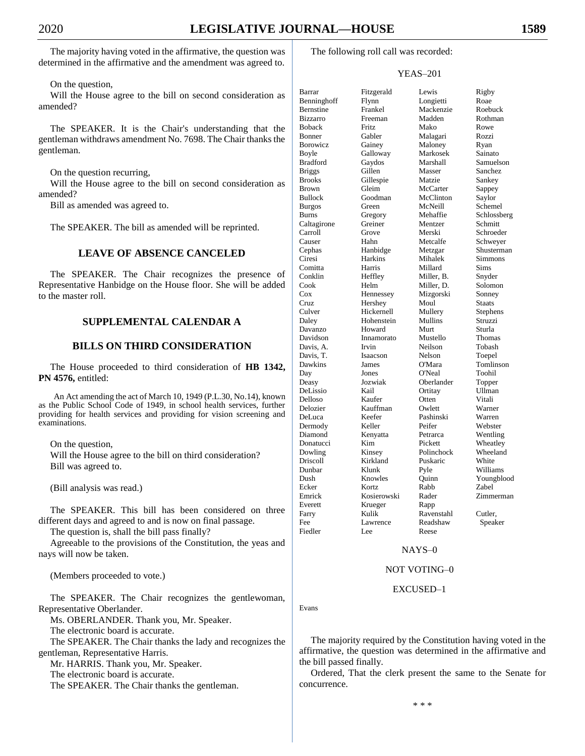The majority having voted in the affirmative, the question was determined in the affirmative and the amendment was agreed to.

On the question,

Will the House agree to the bill on second consideration as amended?

The SPEAKER. It is the Chair's understanding that the gentleman withdraws amendment No. 7698. The Chair thanks the gentleman.

On the question recurring,

Will the House agree to the bill on second consideration as amended?

Bill as amended was agreed to.

The SPEAKER. The bill as amended will be reprinted.

## LEAVE OF ABSENCE CANCELED

The SPEAKER. The Chair recognizes the presence of Representative Hanbidge on the House floor. She will be added to the master roll.

## SUPPLEMENTAL CALENDAR A

## BILLS ON THIRD CONSIDERATION

The House proceeded to third consideration of **HB 1342, PN 4576,** entitled:

An Act amending the act of March 10, 1949 (P.L.30, No.14), known as the Public School Code of 1949, in school health services, further providing for health services and providing for vision screening and examinations.

On the question,

Will the House agree to the bill on third consideration?

Bill was agreed to.

(Bill analysis was read.)

The SPEAKER. This bill has been considered on three different days and agreed to and is now on final passage.

The question is, shall the bill pass finally?

Agreeable to the provisions of the Constitution, the yeas and nays will now be taken.

(Members proceeded to vote.)

The SPEAKER. The Chair recognizes the gentlewoman, Representative Oberlander.

Ms. OBERLANDER. Thank you, Mr. Speaker.

The electronic board is accurate.

The SPEAKER. The Chair thanks the lady and recognizes the gentleman, Representative Harris.

Mr. HARRIS. Thank you, Mr. Speaker.

The electronic board is accurate.

The SPEAKER. The Chair thanks the gentleman.

The following roll call was recorded:

YEAS–201

| | | | |
|---|---|---|---|
| Barrar | Fitzgerald | Lewis | Rigby |
| Benninghoff | Flynn | Longietti | Roae |
| Bernstine | Frankel | Mackenzie | Roebuck |
| Bizzarro | Freeman | Madden | Rothman |
| Boback | Fritz | Mako | Rowe |
| Bonner | Gabler | Malagari | Rozzi |
| Borowicz | Gainey | Maloney | Ryan |
| Boyle | Galloway | Markosek | Sainato |
| Bradford | Gaydos | Marshall | Samuelson |
| Briggs | Gillen | Masser | Sanchez |
| Brooks | Gillespie | Matzie | Sankey |
| Brown | Gleim | McCarter | Sappey |
| Bullock | Goodman | McClinton | Saylor |
| Burgos | Green | McNeill | Schemel |
| Burns | Gregory | Mehaffie | Schlossberg |
| Caltagirone | Greiner | Mentzer | Schmitt |
| Carroll | Grove | Merski | Schroeder |
| Causer | Hahn | Metcalfe | Schweyer |
| Cephas | Hanbidge | Metzgar | Shusterman |
| Ciresi | Harkins | Mihalek | Simmons |
| Comitta | Harris | Millard | Sims |
| Conklin | Heffley | Miller, B. | Snyder |
| Cook | Helm | Miller, D. | Solomon |
| Cox | Hennessey | Mizgorski | Sonney |
| Cruz | Hershey | Moul | Staats |
| Culver | Hickernell | Mullery | Stephens |
| Daley | Hohenstein | Mullins | Struzzi |
| Davanzo | Howard | Murt | Sturla |
| Davidson | Innamorato | Mustello | Thomas |
| Davis, A. | Irvin | Neilson | Tobash |
| Davis, T. | Isaacson | Nelson | Toepel |
| Dawkins | James | O'Mara | Tomlinson |
| Day | Jones | O'Neal | Toohil |
| Deasy | Jozwiak | Oberlander | Topper |
| DeLissio | Kail | Ortitay | Ullman |
| Delloso | Kaufer | Otten | Vitali |
| Delozier | Kauffman | Owlett | Warner |
| DeLuca | Keefer | Pashinski | Warren |
| Dermody | Keller | Peifer | Webster |
| Diamond | Kenyatta | Petrarca | Wentling |
| Donatucci | Kim | Pickett | Wheatley |
| Dowling | Kinsey | Polinchock | Wheeland |
| Driscoll | Kirkland | Puskaric | White |
| Dunbar | Klunk | Pyle | Williams |
| Dush | Knowles | Quinn | Youngblood |
| Ecker | Kortz | Rabb | Zabel |
| Emrick | Kosierowski | Rader | Zimmerman |
| Everett | Krueger | Rapp | |
| Farry | Kulik | Ravenstahl | Cutler, |
| Fee | Lawrence | Readshaw | Speaker |
| Fiedler | Lee | Reese | |

NAYS–0

NOT VOTING–0

EXCUSED–1

Evans

The majority required by the Constitution having voted in the affirmative, the question was determined in the affirmative and the bill passed finally.

Ordered, That the clerk present the same to the Senate for concurrence.

\* \* \*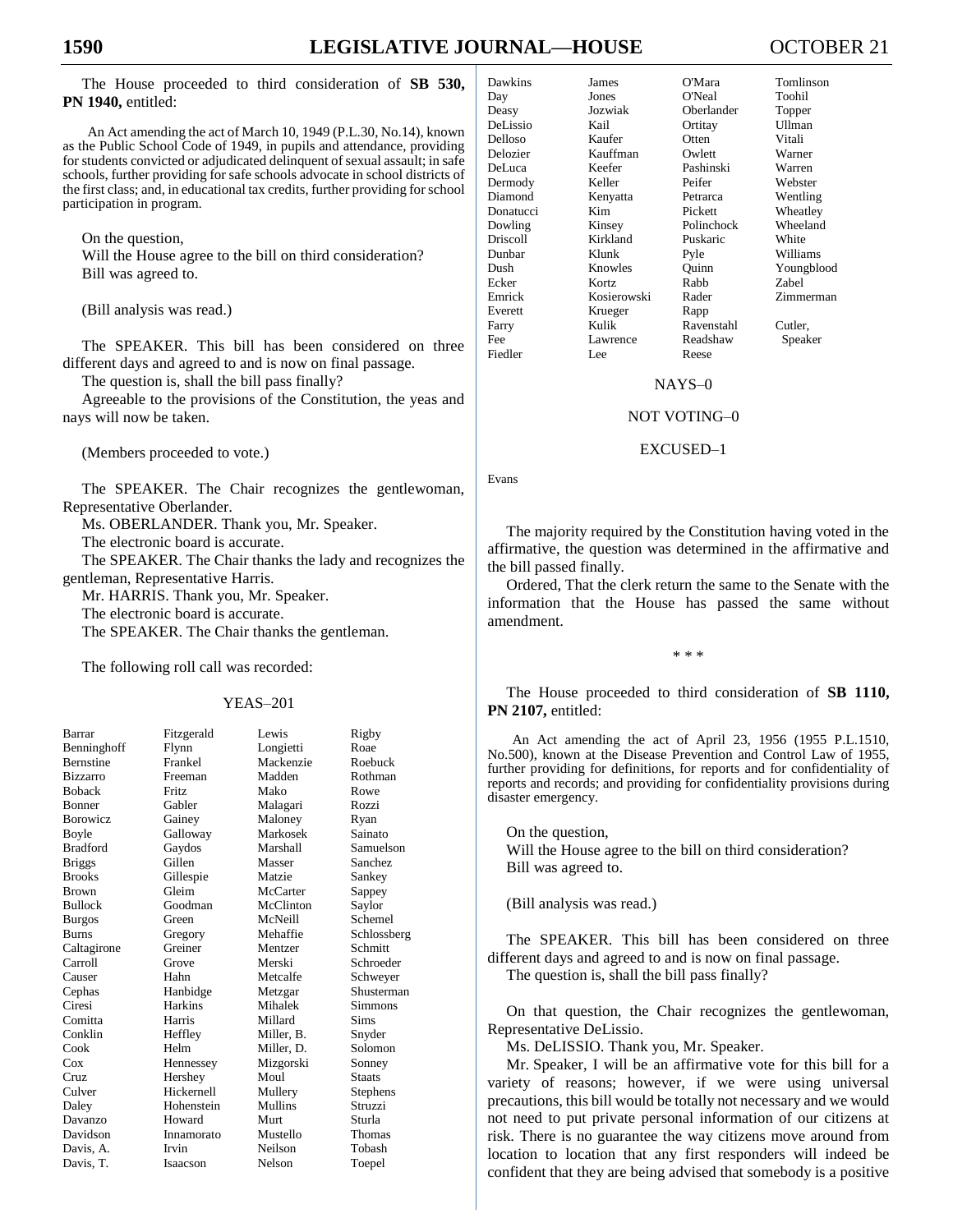The House proceeded to third consideration of **SB 530, PN 1940,** entitled:

An Act amending the act of March 10, 1949 (P.L.30, No.14), known as the Public School Code of 1949, in pupils and attendance, providing for students convicted or adjudicated delinquent of sexual assault; in safe schools, further providing for safe schools advocate in school districts of the first class; and, in educational tax credits, further providing for school participation in program.

On the question,
Will the House agree to the bill on third consideration?
Bill was agreed to.

(Bill analysis was read.)

The SPEAKER. This bill has been considered on three different days and agreed to and is now on final passage.

The question is, shall the bill pass finally?

Agreeable to the provisions of the Constitution, the yeas and nays will now be taken.

(Members proceeded to vote.)

The SPEAKER. The Chair recognizes the gentlewoman, Representative Oberlander.

Ms. OBERLANDER. Thank you, Mr. Speaker.

The electronic board is accurate.

The SPEAKER. The Chair thanks the lady and recognizes the gentleman, Representative Harris.

Mr. HARRIS. Thank you, Mr. Speaker.

The electronic board is accurate.

The SPEAKER. The Chair thanks the gentleman.

The following roll call was recorded:

YEAS–201

| | | | |
|---|---|---|---|
| Barrar | Fitzgerald | Lewis | Rigby |
| Benninghoff | Flynn | Longietti | Roae |
| Bernstine | Frankel | Mackenzie | Roebuck |
| Bizzarro | Freeman | Madden | Rothman |
| Boback | Fritz | Mako | Rowe |
| Bonner | Gabler | Malagari | Rozzi |
| Borowicz | Gainey | Maloney | Ryan |
| Boyle | Galloway | Markosek | Sainato |
| Bradford | Gaydos | Marshall | Samuelson |
| Briggs | Gillen | Masser | Sanchez |
| Brooks | Gillespie | Matzie | Sankey |
| Brown | Gleim | McCarter | Sappey |
| Bullock | Goodman | McClinton | Saylor |
| Burgos | Green | McNeill | Schemel |
| Burns | Gregory | Mehaffie | Schlossberg |
| Caltagirone | Greiner | Mentzer | Schmitt |
| Carroll | Grove | Merski | Schroeder |
| Causer | Hahn | Metcalfe | Schweyer |
| Cephas | Hanbidge | Metzgar | Shusterman |
| Ciresi | Harkins | Mihalek | Simmons |
| Comitta | Harris | Millard | Sims |
| Conklin | Heffley | Miller, B. | Snyder |
| Cook | Helm | Miller, D. | Solomon |
| Cox | Hennessey | Mizgorski | Sonney |
| Cruz | Hershey | Moul | Staats |
| Culver | Hickernell | Mullery | Stephens |
| Daley | Hohenstein | Mullins | Struzzi |
| Davanzo | Howard | Murt | Sturla |
| Davidson | Innamorato | Mustello | Thomas |
| Davis, A. | Irvin | Neilson | Tobash |
| Davis, T. | Isaacson | Nelson | Toepel |
| Dawkins | James | O'Mara | Tomlinson |
| Day | Jones | O'Neal | Toohil |
| Deasy | Jozwiak | Oberlander | Topper |
| DeLissio | Kail | Ortitay | Ullman |
| Delloso | Kaufer | Otten | Vitali |
| Delozier | Kauffman | Owlett | Warner |
| DeLuca | Keefer | Pashinski | Warren |
| Dermody | Keller | Peifer | Webster |
| Diamond | Kenyatta | Petrarca | Wentling |
| Donatucci | Kim | Pickett | Wheatley |
| Dowling | Kinsey | Polinchock | Wheeland |
| Driscoll | Kirkland | Puskaric | White |
| Dunbar | Klunk | Pyle | Williams |
| Dush | Knowles | Quinn | Youngblood |
| Ecker | Kortz | Rabb | Zabel |
| Emrick | Kosierowski | Rader | Zimmerman |
| Everett | Krueger | Rapp | |
| Farry | Kulik | Ravenstahl | Cutler, |
| Fee | Lawrence | Readshaw | Speaker |
| Fiedler | Lee | Reese | |

NAYS–0

NOT VOTING–0

EXCUSED–1

Evans

The majority required by the Constitution having voted in the affirmative, the question was determined in the affirmative and the bill passed finally.

Ordered, That the clerk return the same to the Senate with the information that the House has passed the same without amendment.

\* \* \*

The House proceeded to third consideration of **SB 1110, PN 2107,** entitled:

An Act amending the act of April 23, 1956 (1955 P.L.1510, No.500), known at the Disease Prevention and Control Law of 1955, further providing for definitions, for reports and for confidentiality of reports and records; and providing for confidentiality provisions during disaster emergency.

On the question,
Will the House agree to the bill on third consideration?
Bill was agreed to.

(Bill analysis was read.)

The SPEAKER. This bill has been considered on three different days and agreed to and is now on final passage.

The question is, shall the bill pass finally?

On that question, the Chair recognizes the gentlewoman, Representative DeLissio.

Ms. DeLISSIO. Thank you, Mr. Speaker.

Mr. Speaker, I will be an affirmative vote for this bill for a variety of reasons; however, if we were using universal precautions, this bill would be totally not necessary and we would not need to put private personal information of our citizens at risk. There is no guarantee the way citizens move around from location to location that any first responders will indeed be confident that they are being advised that somebody is a positive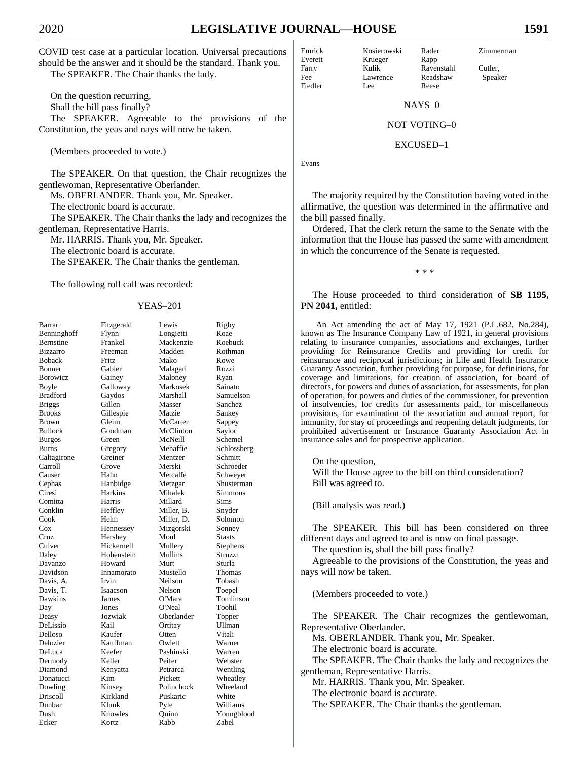COVID test case at a particular location. Universal precautions should be the answer and it should be the standard. Thank you.

The SPEAKER. The Chair thanks the lady.

On the question recurring,
Shall the bill pass finally?

The SPEAKER. Agreeable to the provisions of the Constitution, the yeas and nays will now be taken.

(Members proceeded to vote.)

The SPEAKER. On that question, the Chair recognizes the gentlewoman, Representative Oberlander.

Ms. OBERLANDER. Thank you, Mr. Speaker.

The electronic board is accurate.

The SPEAKER. The Chair thanks the lady and recognizes the gentleman, Representative Harris.

Mr. HARRIS. Thank you, Mr. Speaker.

The electronic board is accurate.

The SPEAKER. The Chair thanks the gentleman.

The following roll call was recorded:

YEAS–201

| | | | |
|---|---|---|---|
| Barrar | Fitzgerald | Lewis | Rigby |
| Benninghoff | Flynn | Longietti | Roae |
| Bernstine | Frankel | Mackenzie | Roebuck |
| Bizzarro | Freeman | Madden | Rothman |
| Boback | Fritz | Mako | Rowe |
| Bonner | Gabler | Malagari | Rozzi |
| Borowicz | Gainey | Maloney | Ryan |
| Boyle | Galloway | Markosek | Sainato |
| Bradford | Gaydos | Marshall | Samuelson |
| Briggs | Gillen | Masser | Sanchez |
| Brooks | Gillespie | Matzie | Sankey |
| Brown | Gleim | McCarter | Sappey |
| Bullock | Goodman | McClinton | Saylor |
| Burgos | Green | McNeill | Schemel |
| Burns | Gregory | Mehaffie | Schlossberg |
| Caltagirone | Greiner | Mentzer | Schmitt |
| Carroll | Grove | Merski | Schroeder |
| Causer | Hahn | Metcalfe | Schweyer |
| Cephas | Hanbidge | Metzgar | Shusterman |
| Ciresi | Harkins | Mihalek | Simmons |
| Comitta | Harris | Millard | Sims |
| Conklin | Heffley | Miller, B. | Snyder |
| Cook | Helm | Miller, D. | Solomon |
| Cox | Hennessey | Mizgorski | Sonney |
| Cruz | Hershey | Moul | Staats |
| Culver | Hickernell | Mullery | Stephens |
| Daley | Hohenstein | Mullins | Struzzi |
| Davanzo | Howard | Murt | Sturla |
| Davidson | Innamorato | Mustello | Thomas |
| Davis, A. | Irvin | Neilson | Tobash |
| Davis, T. | Isaacson | Nelson | Toepel |
| Dawkins | James | O'Mara | Tomlinson |
| Day | Jones | O'Neal | Toohil |
| Deasy | Jozwiak | Oberlander | Topper |
| DeLissio | Kail | Ortitay | Ullman |
| Delloso | Kaufer | Otten | Vitali |
| Delozier | Kauffman | Owlett | Warner |
| DeLuca | Keefer | Pashinski | Warren |
| Dermody | Keller | Peifer | Webster |
| Diamond | Kenyatta | Petrarca | Wentling |
| Donatucci | Kim | Pickett | Wheatley |
| Dowling | Kinsey | Polinchock | Wheeland |
| Driscoll | Kirkland | Puskaric | White |
| Dunbar | Klunk | Pyle | Williams |
| Dush | Knowles | Quinn | Youngblood |
| Ecker | Kortz | Rabb | Zabel |
| Emrick | Kosierowski | Rader | Zimmerman |
| Everett | Krueger | Rapp | |
| Farry | Kulik | Ravenstahl | Cutler, |
| Fee | Lawrence | Readshaw | Speaker |
| Fiedler | Lee | Reese | |

NAYS–0

NOT VOTING–0

EXCUSED–1

Evans

The majority required by the Constitution having voted in the affirmative, the question was determined in the affirmative and the bill passed finally.

Ordered, That the clerk return the same to the Senate with the information that the House has passed the same with amendment in which the concurrence of the Senate is requested.

\* \* \*

The House proceeded to third consideration of **SB 1195, PN 2041,** entitled:

An Act amending the act of May 17, 1921 (P.L.682, No.284), known as The Insurance Company Law of 1921, in general provisions relating to insurance companies, associations and exchanges, further providing for Reinsurance Credits and providing for credit for reinsurance and reciprocal jurisdictions; in Life and Health Insurance Guaranty Association, further providing for purpose, for definitions, for coverage and limitations, for creation of association, for board of directors, for powers and duties of association, for assessments, for plan of operation, for powers and duties of the commissioner, for prevention of insolvencies, for credits for assessments paid, for miscellaneous provisions, for examination of the association and annual report, for immunity, for stay of proceedings and reopening default judgments, for prohibited advertisement or Insurance Guaranty Association Act in insurance sales and for prospective application.

On the question,
Will the House agree to the bill on third consideration?
Bill was agreed to.

(Bill analysis was read.)

The SPEAKER. This bill has been considered on three different days and agreed to and is now on final passage.

The question is, shall the bill pass finally?

Agreeable to the provisions of the Constitution, the yeas and nays will now be taken.

(Members proceeded to vote.)

The SPEAKER. The Chair recognizes the gentlewoman, Representative Oberlander.

Ms. OBERLANDER. Thank you, Mr. Speaker.

The electronic board is accurate.

The SPEAKER. The Chair thanks the lady and recognizes the gentleman, Representative Harris.

Mr. HARRIS. Thank you, Mr. Speaker.

The electronic board is accurate.

The SPEAKER. The Chair thanks the gentleman.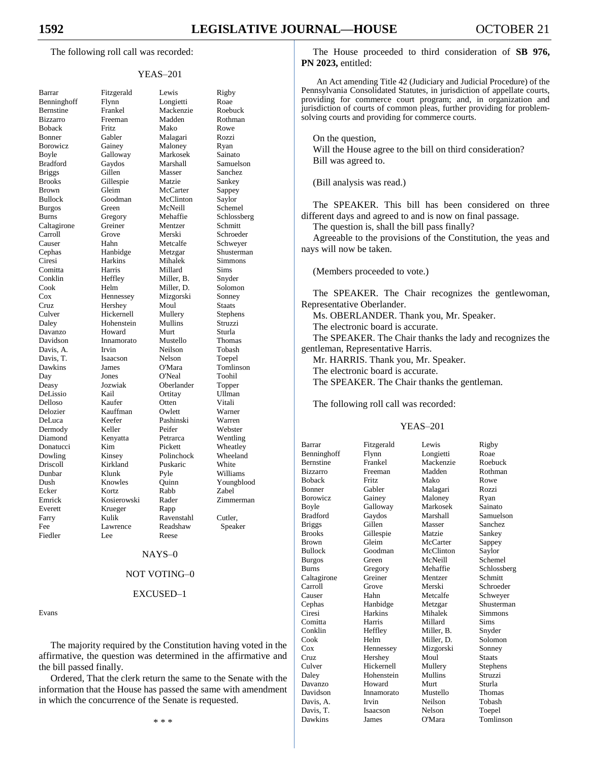The following roll call was recorded:

YEAS–201

| | | | |
|---|---|---|---|
| Barrar | Fitzgerald | Lewis | Rigby |
| Benninghoff | Flynn | Longietti | Roae |
| Bernstine | Frankel | Mackenzie | Roebuck |
| Bizzarro | Freeman | Madden | Rothman |
| Boback | Fritz | Mako | Rowe |
| Bonner | Gabler | Malagari | Rozzi |
| Borowicz | Gainey | Maloney | Ryan |
| Boyle | Galloway | Markosek | Sainato |
| Bradford | Gaydos | Marshall | Samuelson |
| Briggs | Gillen | Masser | Sanchez |
| Brooks | Gillespie | Matzie | Sankey |
| Brown | Gleim | McCarter | Sappey |
| Bullock | Goodman | McClinton | Saylor |
| Burgos | Green | McNeill | Schemel |
| Burns | Gregory | Mehaffie | Schlossberg |
| Caltagirone | Greiner | Mentzer | Schmitt |
| Carroll | Grove | Merski | Schroeder |
| Causer | Hahn | Metcalfe | Schweyer |
| Cephas | Hanbidge | Metzgar | Shusterman |
| Ciresi | Harkins | Mihalek | Simmons |
| Comitta | Harris | Millard | Sims |
| Conklin | Heffley | Miller, B. | Snyder |
| Cook | Helm | Miller, D. | Solomon |
| Cox | Hennessey | Mizgorski | Sonney |
| Cruz | Hershey | Moul | Staats |
| Culver | Hickernell | Mullery | Stephens |
| Daley | Hohenstein | Mullins | Struzzi |
| Davanzo | Howard | Murt | Sturla |
| Davidson | Innamorato | Mustello | Thomas |
| Davis, A. | Irvin | Neilson | Tobash |
| Davis, T. | Isaacson | Nelson | Toepel |
| Dawkins | James | O'Mara | Tomlinson |
| Day | Jones | O'Neal | Toohil |
| Deasy | Jozwiak | Oberlander | Topper |
| DeLissio | Kail | Ortitay | Ullman |
| Delloso | Kaufer | Otten | Vitali |
| Delozier | Kauffman | Owlett | Warner |
| DeLuca | Keefer | Pashinski | Warren |
| Dermody | Keller | Peifer | Webster |
| Diamond | Kenyatta | Petrarca | Wentling |
| Donatucci | Kim | Pickett | Wheatley |
| Dowling | Kinsey | Polinchock | Wheeland |
| Driscoll | Kirkland | Puskaric | White |
| Dunbar | Klunk | Pyle | Williams |
| Dush | Knowles | Quinn | Youngblood |
| Ecker | Kortz | Rabb | Zabel |
| Emrick | Kosierowski | Rader | Zimmerman |
| Everett | Krueger | Rapp | |
| Farry | Kulik | Ravenstahl | Cutler, |
| Fee | Lawrence | Readshaw | Speaker |
| Fiedler | Lee | Reese | |

NAYS–0

NOT VOTING–0

EXCUSED–1

Evans

The majority required by the Constitution having voted in the affirmative, the question was determined in the affirmative and the bill passed finally.

Ordered, That the clerk return the same to the Senate with the information that the House has passed the same with amendment in which the concurrence of the Senate is requested.

\* \* \*

The House proceeded to third consideration of **SB 976, PN 2023,** entitled:

An Act amending Title 42 (Judiciary and Judicial Procedure) of the Pennsylvania Consolidated Statutes, in jurisdiction of appellate courts, providing for commerce court program; and, in organization and jurisdiction of courts of common pleas, further providing for problem-solving courts and providing for commerce courts.

On the question,
Will the House agree to the bill on third consideration?
Bill was agreed to.

(Bill analysis was read.)

The SPEAKER. This bill has been considered on three different days and agreed to and is now on final passage.

The question is, shall the bill pass finally?

Agreeable to the provisions of the Constitution, the yeas and nays will now be taken.

(Members proceeded to vote.)

The SPEAKER. The Chair recognizes the gentlewoman, Representative Oberlander.

Ms. OBERLANDER. Thank you, Mr. Speaker.

The electronic board is accurate.

The SPEAKER. The Chair thanks the lady and recognizes the gentleman, Representative Harris.

Mr. HARRIS. Thank you, Mr. Speaker.

The electronic board is accurate.

The SPEAKER. The Chair thanks the gentleman.

The following roll call was recorded:

YEAS–201

| | | | |
|---|---|---|---|
| Barrar | Fitzgerald | Lewis | Rigby |
| Benninghoff | Flynn | Longietti | Roae |
| Bernstine | Frankel | Mackenzie | Roebuck |
| Bizzarro | Freeman | Madden | Rothman |
| Boback | Fritz | Mako | Rowe |
| Bonner | Gabler | Malagari | Rozzi |
| Borowicz | Gainey | Maloney | Ryan |
| Boyle | Galloway | Markosek | Sainato |
| Bradford | Gaydos | Marshall | Samuelson |
| Briggs | Gillen | Masser | Sanchez |
| Brooks | Gillespie | Matzie | Sankey |
| Brown | Gleim | McCarter | Sappey |
| Bullock | Goodman | McClinton | Saylor |
| Burgos | Green | McNeill | Schemel |
| Burns | Gregory | Mehaffie | Schlossberg |
| Caltagirone | Greiner | Mentzer | Schmitt |
| Carroll | Grove | Merski | Schroeder |
| Causer | Hahn | Metcalfe | Schweyer |
| Cephas | Hanbidge | Metzgar | Shusterman |
| Ciresi | Harkins | Mihalek | Simmons |
| Comitta | Harris | Millard | Sims |
| Conklin | Heffley | Miller, B. | Snyder |
| Cook | Helm | Miller, D. | Solomon |
| Cox | Hennessey | Mizgorski | Sonney |
| Cruz | Hershey | Moul | Staats |
| Culver | Hickernell | Mullery | Stephens |
| Daley | Hohenstein | Mullins | Struzzi |
| Davanzo | Howard | Murt | Sturla |
| Davidson | Innamorato | Mustello | Thomas |
| Davis, A. | Irvin | Neilson | Tobash |
| Davis, T. | Isaacson | Nelson | Toepel |
| Dawkins | James | O'Mara | Tomlinson |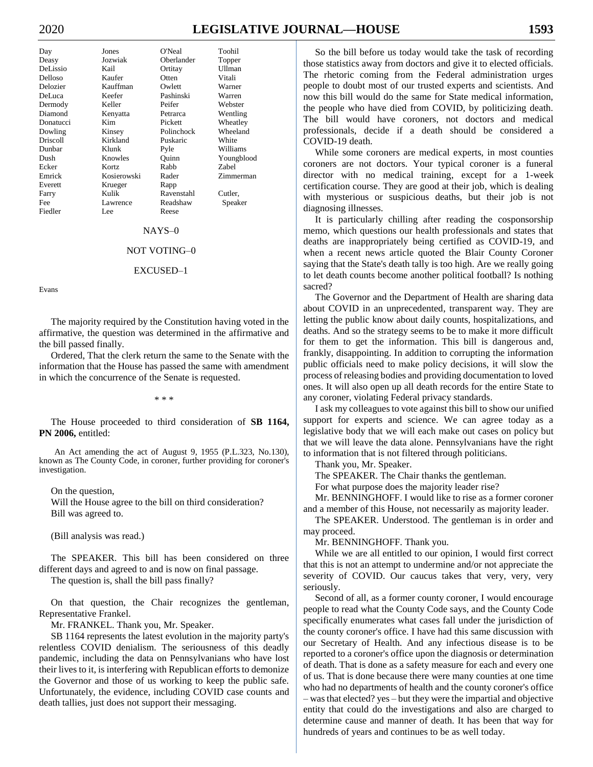| Day | Jones | O'Neal | Toohil |
|---|---|---|---|
| Deasy | Jozwiak | Oberlander | Topper |
| DeLissio | Kail | Ortitay | Ullman |
| Delloso | Kaufer | Otten | Vitali |
| Delozier | Kauffman | Owlett | Warner |
| DeLuca | Keefer | Pashinski | Warren |
| Dermody | Keller | Peifer | Webster |
| Diamond | Kenyatta | Petrarca | Wentling |
| Donatucci | Kim | Pickett | Wheatley |
| Dowling | Kinsey | Polinchock | Wheeland |
| Driscoll | Kirkland | Puskaric | White |
| Dunbar | Klunk | Pyle | Williams |
| Dush | Knowles | Quinn | Youngblood |
| Ecker | Kortz | Rabb | Zabel |
| Emrick | Kosierowski | Rader | Zimmerman |
| Everett | Krueger | Rapp | |
| Farry | Kulik | Ravenstahl | Cutler, |
| Fee | Lawrence | Readshaw | Speaker |
| Fiedler | Lee | Reese | |

NAYS–0

NOT VOTING–0

EXCUSED–1

Evans

The majority required by the Constitution having voted in the affirmative, the question was determined in the affirmative and the bill passed finally.

Ordered, That the clerk return the same to the Senate with the information that the House has passed the same with amendment in which the concurrence of the Senate is requested.

\* \* \*

The House proceeded to third consideration of **SB 1164, PN 2006,** entitled:

An Act amending the act of August 9, 1955 (P.L.323, No.130), known as The County Code, in coroner, further providing for coroner's investigation.

On the question,
Will the House agree to the bill on third consideration?
Bill was agreed to.

(Bill analysis was read.)

The SPEAKER. This bill has been considered on three different days and agreed to and is now on final passage.

The question is, shall the bill pass finally?

On that question, the Chair recognizes the gentleman, Representative Frankel.

Mr. FRANKEL. Thank you, Mr. Speaker.

SB 1164 represents the latest evolution in the majority party's relentless COVID denialism. The seriousness of this deadly pandemic, including the data on Pennsylvanians who have lost their lives to it, is interfering with Republican efforts to demonize the Governor and those of us working to keep the public safe. Unfortunately, the evidence, including COVID case counts and death tallies, just does not support their messaging.

So the bill before us today would take the task of recording those statistics away from doctors and give it to elected officials. The rhetoric coming from the Federal administration urges people to doubt most of our trusted experts and scientists. And now this bill would do the same for State medical information, the people who have died from COVID, by politicizing death. The bill would have coroners, not doctors and medical professionals, decide if a death should be considered a COVID-19 death.

While some coroners are medical experts, in most counties coroners are not doctors. Your typical coroner is a funeral director with no medical training, except for a 1-week certification course. They are good at their job, which is dealing with mysterious or suspicious deaths, but their job is not diagnosing illnesses.

It is particularly chilling after reading the cosponsorship memo, which questions our health professionals and states that deaths are inappropriately being certified as COVID-19, and when a recent news article quoted the Blair County Coroner saying that the State's death tally is too high. Are we really going to let death counts become another political football? Is nothing sacred?

The Governor and the Department of Health are sharing data about COVID in an unprecedented, transparent way. They are letting the public know about daily counts, hospitalizations, and deaths. And so the strategy seems to be to make it more difficult for them to get the information. This bill is dangerous and, frankly, disappointing. In addition to corrupting the information public officials need to make policy decisions, it will slow the process of releasing bodies and providing documentation to loved ones. It will also open up all death records for the entire State to any coroner, violating Federal privacy standards.

I ask my colleagues to vote against this bill to show our unified support for experts and science. We can agree today as a legislative body that we will each make out cases on policy but that we will leave the data alone. Pennsylvanians have the right to information that is not filtered through politicians.

Thank you, Mr. Speaker.

The SPEAKER. The Chair thanks the gentleman.

For what purpose does the majority leader rise?

Mr. BENNINGHOFF. I would like to rise as a former coroner and a member of this House, not necessarily as majority leader.

The SPEAKER. Understood. The gentleman is in order and may proceed.

Mr. BENNINGHOFF. Thank you.

While we are all entitled to our opinion, I would first correct that this is not an attempt to undermine and/or not appreciate the severity of COVID. Our caucus takes that very, very, very seriously.

Second of all, as a former county coroner, I would encourage people to read what the County Code says, and the County Code specifically enumerates what cases fall under the jurisdiction of the county coroner's office. I have had this same discussion with our Secretary of Health. And any infectious disease is to be reported to a coroner's office upon the diagnosis or determination of death. That is done as a safety measure for each and every one of us. That is done because there were many counties at one time who had no departments of health and the county coroner's office – was that elected? yes – but they were the impartial and objective entity that could do the investigations and also are charged to determine cause and manner of death. It has been that way for hundreds of years and continues to be as well today.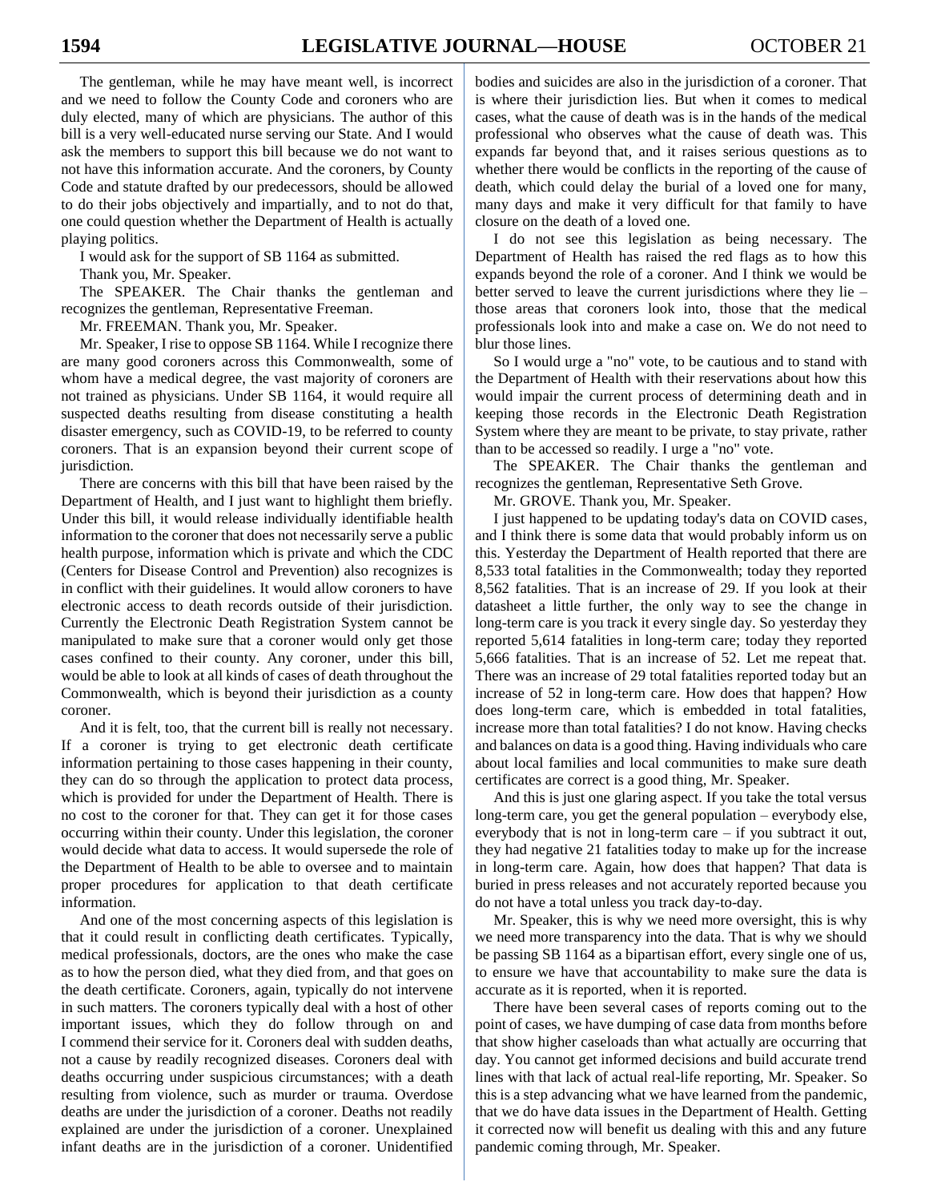The gentleman, while he may have meant well, is incorrect and we need to follow the County Code and coroners who are duly elected, many of which are physicians. The author of this bill is a very well-educated nurse serving our State. And I would ask the members to support this bill because we do not want to not have this information accurate. And the coroners, by County Code and statute drafted by our predecessors, should be allowed to do their jobs objectively and impartially, and to not do that, one could question whether the Department of Health is actually playing politics.

I would ask for the support of SB 1164 as submitted.

Thank you, Mr. Speaker.

The SPEAKER. The Chair thanks the gentleman and recognizes the gentleman, Representative Freeman.

Mr. FREEMAN. Thank you, Mr. Speaker.

Mr. Speaker, I rise to oppose SB 1164. While I recognize there are many good coroners across this Commonwealth, some of whom have a medical degree, the vast majority of coroners are not trained as physicians. Under SB 1164, it would require all suspected deaths resulting from disease constituting a health disaster emergency, such as COVID-19, to be referred to county coroners. That is an expansion beyond their current scope of jurisdiction.

There are concerns with this bill that have been raised by the Department of Health, and I just want to highlight them briefly. Under this bill, it would release individually identifiable health information to the coroner that does not necessarily serve a public health purpose, information which is private and which the CDC (Centers for Disease Control and Prevention) also recognizes is in conflict with their guidelines. It would allow coroners to have electronic access to death records outside of their jurisdiction. Currently the Electronic Death Registration System cannot be manipulated to make sure that a coroner would only get those cases confined to their county. Any coroner, under this bill, would be able to look at all kinds of cases of death throughout the Commonwealth, which is beyond their jurisdiction as a county coroner.

And it is felt, too, that the current bill is really not necessary. If a coroner is trying to get electronic death certificate information pertaining to those cases happening in their county, they can do so through the application to protect data process, which is provided for under the Department of Health. There is no cost to the coroner for that. They can get it for those cases occurring within their county. Under this legislation, the coroner would decide what data to access. It would supersede the role of the Department of Health to be able to oversee and to maintain proper procedures for application to that death certificate information.

And one of the most concerning aspects of this legislation is that it could result in conflicting death certificates. Typically, medical professionals, doctors, are the ones who make the case as to how the person died, what they died from, and that goes on the death certificate. Coroners, again, typically do not intervene in such matters. The coroners typically deal with a host of other important issues, which they do follow through on and I commend their service for it. Coroners deal with sudden deaths, not a cause by readily recognized diseases. Coroners deal with deaths occurring under suspicious circumstances; with a death resulting from violence, such as murder or trauma. Overdose deaths are under the jurisdiction of a coroner. Deaths not readily explained are under the jurisdiction of a coroner. Unexplained infant deaths are in the jurisdiction of a coroner. Unidentified bodies and suicides are also in the jurisdiction of a coroner. That is where their jurisdiction lies. But when it comes to medical cases, what the cause of death was is in the hands of the medical professional who observes what the cause of death was. This expands far beyond that, and it raises serious questions as to whether there would be conflicts in the reporting of the cause of death, which could delay the burial of a loved one for many, many days and make it very difficult for that family to have closure on the death of a loved one.

I do not see this legislation as being necessary. The Department of Health has raised the red flags as to how this expands beyond the role of a coroner. And I think we would be better served to leave the current jurisdictions where they lie – those areas that coroners look into, those that the medical professionals look into and make a case on. We do not need to blur those lines.

So I would urge a "no" vote, to be cautious and to stand with the Department of Health with their reservations about how this would impair the current process of determining death and in keeping those records in the Electronic Death Registration System where they are meant to be private, to stay private, rather than to be accessed so readily. I urge a "no" vote.

The SPEAKER. The Chair thanks the gentleman and recognizes the gentleman, Representative Seth Grove.

Mr. GROVE. Thank you, Mr. Speaker.

I just happened to be updating today's data on COVID cases, and I think there is some data that would probably inform us on this. Yesterday the Department of Health reported that there are 8,533 total fatalities in the Commonwealth; today they reported 8,562 fatalities. That is an increase of 29. If you look at their datasheet a little further, the only way to see the change in long-term care is you track it every single day. So yesterday they reported 5,614 fatalities in long-term care; today they reported 5,666 fatalities. That is an increase of 52. Let me repeat that. There was an increase of 29 total fatalities reported today but an increase of 52 in long-term care. How does that happen? How does long-term care, which is embedded in total fatalities, increase more than total fatalities? I do not know. Having checks and balances on data is a good thing. Having individuals who care about local families and local communities to make sure death certificates are correct is a good thing, Mr. Speaker.

And this is just one glaring aspect. If you take the total versus long-term care, you get the general population – everybody else, everybody that is not in long-term care – if you subtract it out, they had negative 21 fatalities today to make up for the increase in long-term care. Again, how does that happen? That data is buried in press releases and not accurately reported because you do not have a total unless you track day-to-day.

Mr. Speaker, this is why we need more oversight, this is why we need more transparency into the data. That is why we should be passing SB 1164 as a bipartisan effort, every single one of us, to ensure we have that accountability to make sure the data is accurate as it is reported, when it is reported.

There have been several cases of reports coming out to the point of cases, we have dumping of case data from months before that show higher caseloads than what actually are occurring that day. You cannot get informed decisions and build accurate trend lines with that lack of actual real-life reporting, Mr. Speaker. So this is a step advancing what we have learned from the pandemic, that we do have data issues in the Department of Health. Getting it corrected now will benefit us dealing with this and any future pandemic coming through, Mr. Speaker.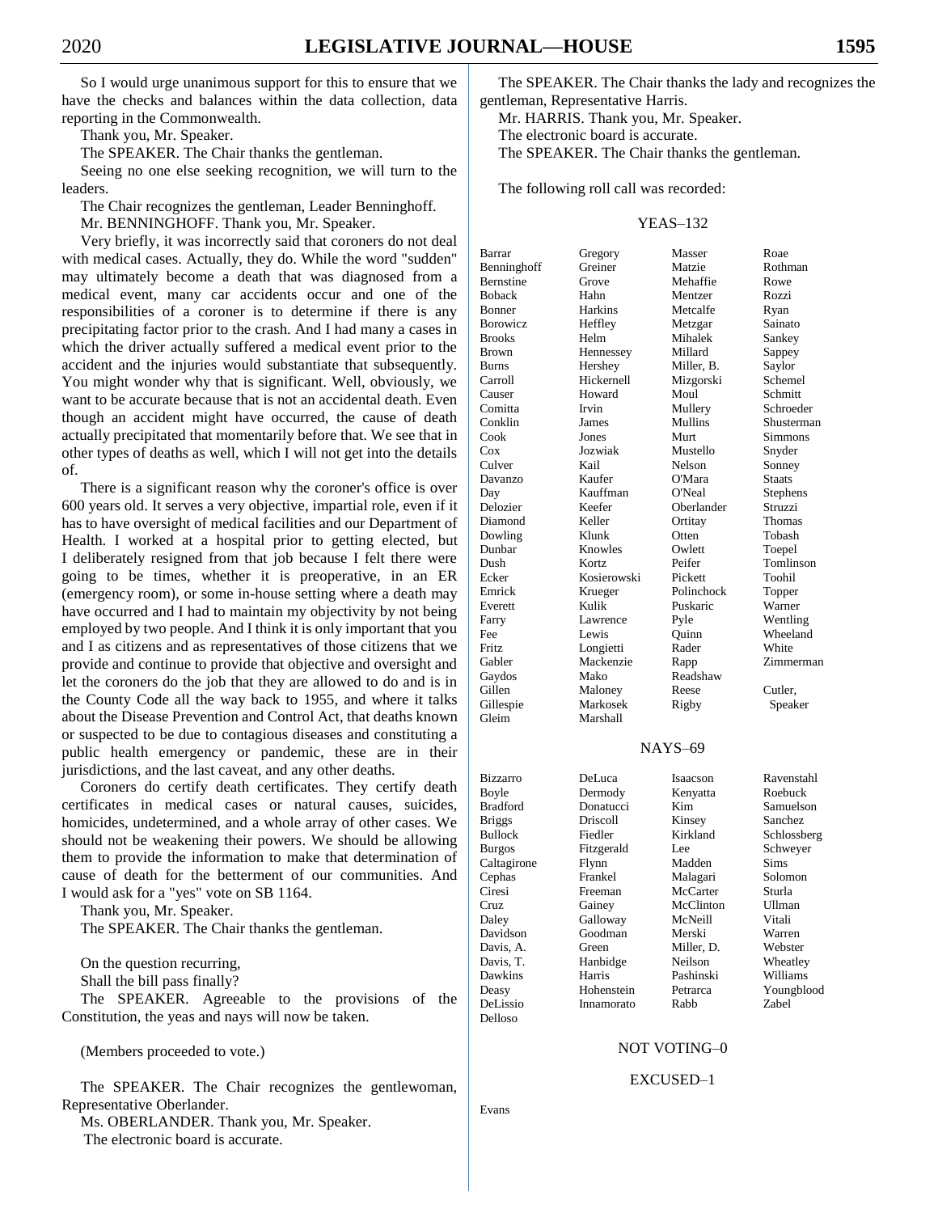So I would urge unanimous support for this to ensure that we have the checks and balances within the data collection, data reporting in the Commonwealth.

Thank you, Mr. Speaker.

The SPEAKER. The Chair thanks the gentleman.

Seeing no one else seeking recognition, we will turn to the leaders.

The Chair recognizes the gentleman, Leader Benninghoff.

Mr. BENNINGHOFF. Thank you, Mr. Speaker.

Very briefly, it was incorrectly said that coroners do not deal with medical cases. Actually, they do. While the word "sudden" may ultimately become a death that was diagnosed from a medical event, many car accidents occur and one of the responsibilities of a coroner is to determine if there is any precipitating factor prior to the crash. And I had many a cases in which the driver actually suffered a medical event prior to the accident and the injuries would substantiate that subsequently. You might wonder why that is significant. Well, obviously, we want to be accurate because that is not an accidental death. Even though an accident might have occurred, the cause of death actually precipitated that momentarily before that. We see that in other types of deaths as well, which I will not get into the details of.

There is a significant reason why the coroner's office is over 600 years old. It serves a very objective, impartial role, even if it has to have oversight of medical facilities and our Department of Health. I worked at a hospital prior to getting elected, but I deliberately resigned from that job because I felt there were going to be times, whether it is preoperative, in an ER (emergency room), or some in-house setting where a death may have occurred and I had to maintain my objectivity by not being employed by two people. And I think it is only important that you and I as citizens and as representatives of those citizens that we provide and continue to provide that objective and oversight and let the coroners do the job that they are allowed to do and is in the County Code all the way back to 1955, and where it talks about the Disease Prevention and Control Act, that deaths known or suspected to be due to contagious diseases and constituting a public health emergency or pandemic, these are in their jurisdictions, and the last caveat, and any other deaths.

Coroners do certify death certificates. They certify death certificates in medical cases or natural causes, suicides, homicides, undetermined, and a whole array of other cases. We should not be weakening their powers. We should be allowing them to provide the information to make that determination of cause of death for the betterment of our communities. And I would ask for a "yes" vote on SB 1164.

Thank you, Mr. Speaker.

The SPEAKER. The Chair thanks the gentleman.

On the question recurring,

Shall the bill pass finally?

The SPEAKER. Agreeable to the provisions of the Constitution, the yeas and nays will now be taken.

(Members proceeded to vote.)

The SPEAKER. The Chair recognizes the gentlewoman, Representative Oberlander.

Ms. OBERLANDER. Thank you, Mr. Speaker.

The electronic board is accurate.

The SPEAKER. The Chair thanks the lady and recognizes the gentleman, Representative Harris.

Mr. HARRIS. Thank you, Mr. Speaker.

The electronic board is accurate.

The SPEAKER. The Chair thanks the gentleman.

The following roll call was recorded:

YEAS–132

| | | | |
|---|---|---|---|
| Barrar | Gregory | Masser | Roae |
| Benninghoff | Greiner | Matzie | Rothman |
| Bernstine | Grove | Mehaffie | Rowe |
| Boback | Hahn | Mentzer | Rozzi |
| Bonner | Harkins | Metcalfe | Ryan |
| Borowicz | Heffley | Metzgar | Sainato |
| Brooks | Helm | Mihalek | Sankey |
| Brown | Hennessey | Millard | Sappey |
| Burns | Hershey | Miller, B. | Saylor |
| Carroll | Hickernell | Mizgorski | Schemel |
| Causer | Howard | Moul | Schmitt |
| Comitta | Irvin | Mullery | Schroeder |
| Conklin | James | Mullins | Shusterman |
| Cook | Jones | Murt | Simmons |
| Cox | Jozwiak | Mustello | Snyder |
| Culver | Kail | Nelson | Sonney |
| Davanzo | Kaufer | O'Mara | Staats |
| Day | Kauffman | O'Neal | Stephens |
| Delozier | Keefer | Oberlander | Struzzi |
| Diamond | Keller | Ortitay | Thomas |
| Dowling | Klunk | Otten | Tobash |
| Dunbar | Knowles | Owlett | Toepel |
| Dush | Kortz | Peifer | Tomlinson |
| Ecker | Kosierowski | Pickett | Toohil |
| Emrick | Krueger | Polinchock | Topper |
| Everett | Kulik | Puskaric | Warner |
| Farry | Lawrence | Pyle | Wentling |
| Fee | Lewis | Quinn | Wheeland |
| Fritz | Longietti | Rader | White |
| Gabler | Mackenzie | Rapp | Zimmerman |
| Gaydos | Mako | Readshaw | |
| Gillen | Maloney | Reese | Cutler, |
| Gillespie | Markosek | Rigby | Speaker |
| Gleim | Marshall | | |

NAYS–69

| | | | |
|---|---|---|---|
| Bizzarro | DeLuca | Isaacson | Ravenstahl |
| Boyle | Dermody | Kenyatta | Roebuck |
| Bradford | Donatucci | Kim | Samuelson |
| Briggs | Driscoll | Kinsey | Sanchez |
| Bullock | Fiedler | Kirkland | Schlossberg |
| Burgos | Fitzgerald | Lee | Schweyer |
| Caltagirone | Flynn | Madden | Sims |
| Cephas | Frankel | Malagari | Solomon |
| Ciresi | Freeman | McCarter | Sturla |
| Cruz | Gainey | McClinton | Ullman |
| Daley | Galloway | McNeill | Vitali |
| Davidson | Goodman | Merski | Warren |
| Davis, A. | Green | Miller, D. | Webster |
| Davis, T. | Hanbidge | Neilson | Wheatley |
| Dawkins | Harris | Pashinski | Williams |
| Deasy | Hohenstein | Petrarca | Youngblood |
| DeLissio | Innamorato | Rabb | Zabel |
| Delloso | | | |

NOT VOTING–0

EXCUSED–1

Evans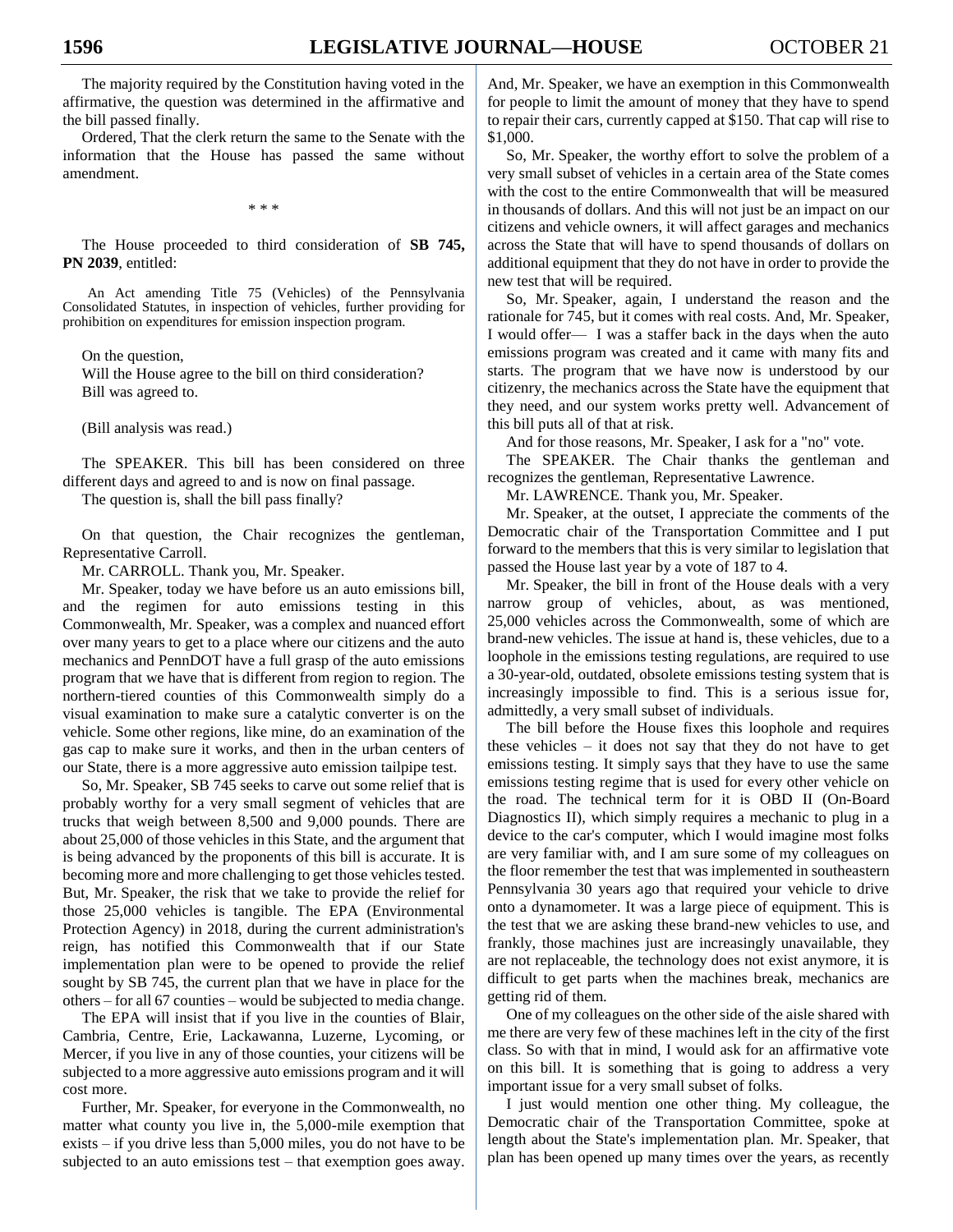The majority required by the Constitution having voted in the affirmative, the question was determined in the affirmative and the bill passed finally.

Ordered, That the clerk return the same to the Senate with the information that the House has passed the same without amendment.

\* \* \*

The House proceeded to third consideration of **SB 745, PN 2039**, entitled:

An Act amending Title 75 (Vehicles) of the Pennsylvania Consolidated Statutes, in inspection of vehicles, further providing for prohibition on expenditures for emission inspection program.

On the question,
Will the House agree to the bill on third consideration?
Bill was agreed to.

(Bill analysis was read.)

The SPEAKER. This bill has been considered on three different days and agreed to and is now on final passage.

The question is, shall the bill pass finally?

On that question, the Chair recognizes the gentleman, Representative Carroll.

Mr. CARROLL. Thank you, Mr. Speaker.

Mr. Speaker, today we have before us an auto emissions bill, and the regimen for auto emissions testing in this Commonwealth, Mr. Speaker, was a complex and nuanced effort over many years to get to a place where our citizens and the auto mechanics and PennDOT have a full grasp of the auto emissions program that we have that is different from region to region. The northern-tiered counties of this Commonwealth simply do a visual examination to make sure a catalytic converter is on the vehicle. Some other regions, like mine, do an examination of the gas cap to make sure it works, and then in the urban centers of our State, there is a more aggressive auto emission tailpipe test.

So, Mr. Speaker, SB 745 seeks to carve out some relief that is probably worthy for a very small segment of vehicles that are trucks that weigh between 8,500 and 9,000 pounds. There are about 25,000 of those vehicles in this State, and the argument that is being advanced by the proponents of this bill is accurate. It is becoming more and more challenging to get those vehicles tested. But, Mr. Speaker, the risk that we take to provide the relief for those 25,000 vehicles is tangible. The EPA (Environmental Protection Agency) in 2018, during the current administration's reign, has notified this Commonwealth that if our State implementation plan were to be opened to provide the relief sought by SB 745, the current plan that we have in place for the others – for all 67 counties – would be subjected to media change.

The EPA will insist that if you live in the counties of Blair, Cambria, Centre, Erie, Lackawanna, Luzerne, Lycoming, or Mercer, if you live in any of those counties, your citizens will be subjected to a more aggressive auto emissions program and it will cost more.

Further, Mr. Speaker, for everyone in the Commonwealth, no matter what county you live in, the 5,000-mile exemption that exists – if you drive less than 5,000 miles, you do not have to be subjected to an auto emissions test – that exemption goes away. And, Mr. Speaker, we have an exemption in this Commonwealth for people to limit the amount of money that they have to spend to repair their cars, currently capped at $150. That cap will rise to $1,000.

So, Mr. Speaker, the worthy effort to solve the problem of a very small subset of vehicles in a certain area of the State comes with the cost to the entire Commonwealth that will be measured in thousands of dollars. And this will not just be an impact on our citizens and vehicle owners, it will affect garages and mechanics across the State that will have to spend thousands of dollars on additional equipment that they do not have in order to provide the new test that will be required.

So, Mr. Speaker, again, I understand the reason and the rationale for 745, but it comes with real costs. And, Mr. Speaker, I would offer— I was a staffer back in the days when the auto emissions program was created and it came with many fits and starts. The program that we have now is understood by our citizenry, the mechanics across the State have the equipment that they need, and our system works pretty well. Advancement of this bill puts all of that at risk.

And for those reasons, Mr. Speaker, I ask for a "no" vote.

The SPEAKER. The Chair thanks the gentleman and recognizes the gentleman, Representative Lawrence.

Mr. LAWRENCE. Thank you, Mr. Speaker.

Mr. Speaker, at the outset, I appreciate the comments of the Democratic chair of the Transportation Committee and I put forward to the members that this is very similar to legislation that passed the House last year by a vote of 187 to 4.

Mr. Speaker, the bill in front of the House deals with a very narrow group of vehicles, about, as was mentioned, 25,000 vehicles across the Commonwealth, some of which are brand-new vehicles. The issue at hand is, these vehicles, due to a loophole in the emissions testing regulations, are required to use a 30-year-old, outdated, obsolete emissions testing system that is increasingly impossible to find. This is a serious issue for, admittedly, a very small subset of individuals.

The bill before the House fixes this loophole and requires these vehicles – it does not say that they do not have to get emissions testing. It simply says that they have to use the same emissions testing regime that is used for every other vehicle on the road. The technical term for it is OBD II (On-Board Diagnostics II), which simply requires a mechanic to plug in a device to the car's computer, which I would imagine most folks are very familiar with, and I am sure some of my colleagues on the floor remember the test that was implemented in southeastern Pennsylvania 30 years ago that required your vehicle to drive onto a dynamometer. It was a large piece of equipment. This is the test that we are asking these brand-new vehicles to use, and frankly, those machines just are increasingly unavailable, they are not replaceable, the technology does not exist anymore, it is difficult to get parts when the machines break, mechanics are getting rid of them.

One of my colleagues on the other side of the aisle shared with me there are very few of these machines left in the city of the first class. So with that in mind, I would ask for an affirmative vote on this bill. It is something that is going to address a very important issue for a very small subset of folks.

I just would mention one other thing. My colleague, the Democratic chair of the Transportation Committee, spoke at length about the State's implementation plan. Mr. Speaker, that plan has been opened up many times over the years, as recently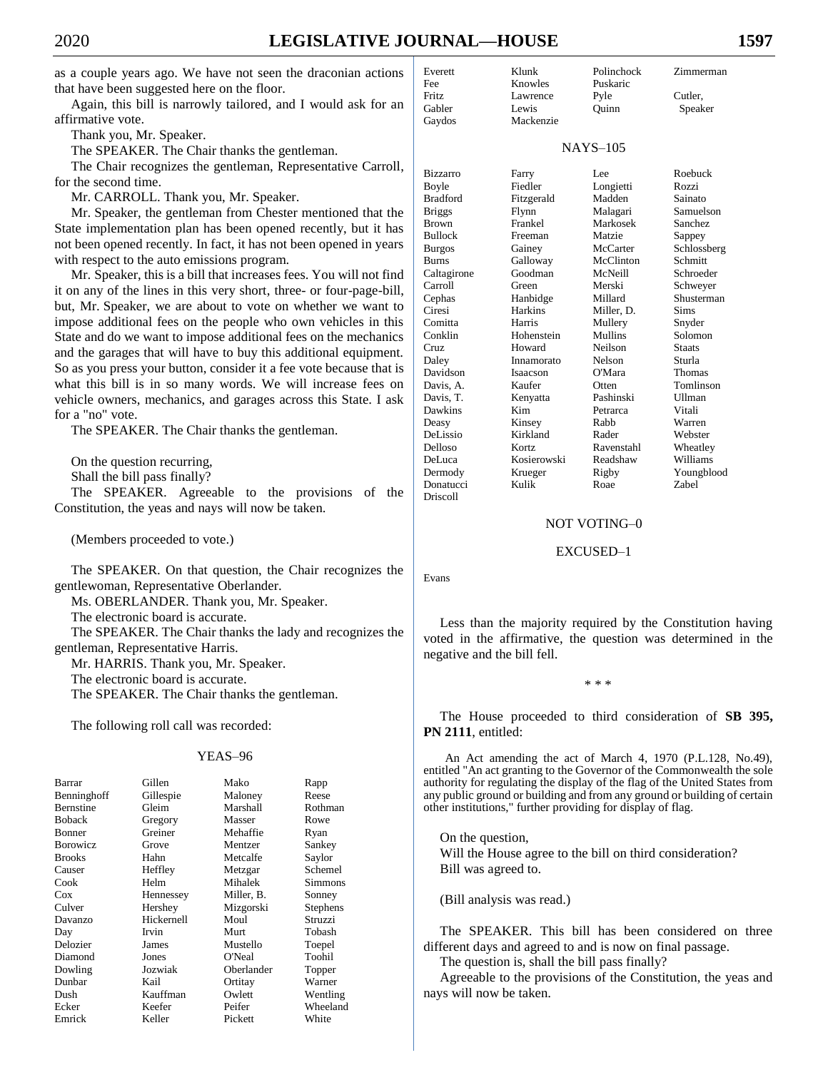as a couple years ago. We have not seen the draconian actions that have been suggested here on the floor.

Again, this bill is narrowly tailored, and I would ask for an affirmative vote.

Thank you, Mr. Speaker.

The SPEAKER. The Chair thanks the gentleman.

The Chair recognizes the gentleman, Representative Carroll, for the second time.

Mr. CARROLL. Thank you, Mr. Speaker.

Mr. Speaker, the gentleman from Chester mentioned that the State implementation plan has been opened recently, but it has not been opened recently. In fact, it has not been opened in years with respect to the auto emissions program.

Mr. Speaker, this is a bill that increases fees. You will not find it on any of the lines in this very short, three- or four-page-bill, but, Mr. Speaker, we are about to vote on whether we want to impose additional fees on the people who own vehicles in this State and do we want to impose additional fees on the mechanics and the garages that will have to buy this additional equipment. So as you press your button, consider it a fee vote because that is what this bill is in so many words. We will increase fees on vehicle owners, mechanics, and garages across this State. I ask for a "no" vote.

The SPEAKER. The Chair thanks the gentleman.

On the question recurring,
Shall the bill pass finally?

The SPEAKER. Agreeable to the provisions of the Constitution, the yeas and nays will now be taken.

(Members proceeded to vote.)

The SPEAKER. On that question, the Chair recognizes the gentlewoman, Representative Oberlander.

Ms. OBERLANDER. Thank you, Mr. Speaker.

The electronic board is accurate.

The SPEAKER. The Chair thanks the lady and recognizes the gentleman, Representative Harris.

Mr. HARRIS. Thank you, Mr. Speaker.

The electronic board is accurate.

The SPEAKER. The Chair thanks the gentleman.

The following roll call was recorded:

YEAS–96

| | | | |
|---|---|---|---|
| Barrar | Gillen | Mako | Rapp |
| Benninghoff | Gillespie | Maloney | Reese |
| Bernstine | Gleim | Marshall | Rothman |
| Boback | Gregory | Masser | Rowe |
| Bonner | Greiner | Mehaffie | Ryan |
| Borowicz | Grove | Mentzer | Sankey |
| Brooks | Hahn | Metcalfe | Saylor |
| Causer | Heffley | Metzgar | Schemel |
| Cook | Helm | Mihalek | Simmons |
| Cox | Hennessey | Miller, B. | Sonney |
| Culver | Hershey | Mizgorski | Stephens |
| Davanzo | Hickernell | Moul | Struzzi |
| Day | Irvin | Murt | Tobash |
| Delozier | James | Mustello | Toepel |
| Diamond | Jones | O'Neal | Toohil |
| Dowling | Jozwiak | Oberlander | Topper |
| Dunbar | Kail | Ortitay | Warner |
| Dush | Kauffman | Owlett | Wentling |
| Ecker | Keefer | Peifer | Wheeland |
| Emrick | Keller | Pickett | White |
| Everett | Klunk | Polinchock | Zimmerman |
| Fee | Knowles | Puskaric | |
| Fritz | Lawrence | Pyle | Cutler, |
| Gabler | Lewis | Quinn | Speaker |
| Gaydos | Mackenzie | | |

NAYS–105

| | | | |
|---|---|---|---|
| Bizzarro | Farry | Lee | Roebuck |
| Boyle | Fiedler | Longietti | Rozzi |
| Bradford | Fitzgerald | Madden | Sainato |
| Briggs | Flynn | Malagari | Samuelson |
| Brown | Frankel | Markosek | Sanchez |
| Bullock | Freeman | Matzie | Sappey |
| Burgos | Gainey | McCarter | Schlossberg |
| Burns | Galloway | McClinton | Schmitt |
| Caltagirone | Goodman | McNeill | Schroeder |
| Carroll | Green | Merski | Schweyer |
| Cephas | Hanbidge | Millard | Shusterman |
| Ciresi | Harkins | Miller, D. | Sims |
| Comitta | Harris | Mullery | Snyder |
| Conklin | Hohenstein | Mullins | Solomon |
| Cruz | Howard | Neilson | Staats |
| Daley | Innamorato | Nelson | Sturla |
| Davidson | Isaacson | O'Mara | Thomas |
| Davis, A. | Kaufer | Otten | Tomlinson |
| Davis, T. | Kenyatta | Pashinski | Ullman |
| Dawkins | Kim | Petrarca | Vitali |
| Deasy | Kinsey | Rabb | Warren |
| DeLissio | Kirkland | Rader | Webster |
| Delloso | Kortz | Ravenstahl | Wheatley |
| DeLuca | Kosierowski | Readshaw | Williams |
| Dermody | Krueger | Rigby | Youngblood |
| Donatucci | Kulik | Roae | Zabel |
| Driscoll | | | |

NOT VOTING–0

EXCUSED–1

Evans

Less than the majority required by the Constitution having voted in the affirmative, the question was determined in the negative and the bill fell.

\* \* \*

The House proceeded to third consideration of **SB 395, PN 2111**, entitled:

An Act amending the act of March 4, 1970 (P.L.128, No.49), entitled "An act granting to the Governor of the Commonwealth the sole authority for regulating the display of the flag of the United States from any public ground or building and from any ground or building of certain other institutions," further providing for display of flag.

On the question,
Will the House agree to the bill on third consideration?
Bill was agreed to.

(Bill analysis was read.)

The SPEAKER. This bill has been considered on three different days and agreed to and is now on final passage.

The question is, shall the bill pass finally?

Agreeable to the provisions of the Constitution, the yeas and nays will now be taken.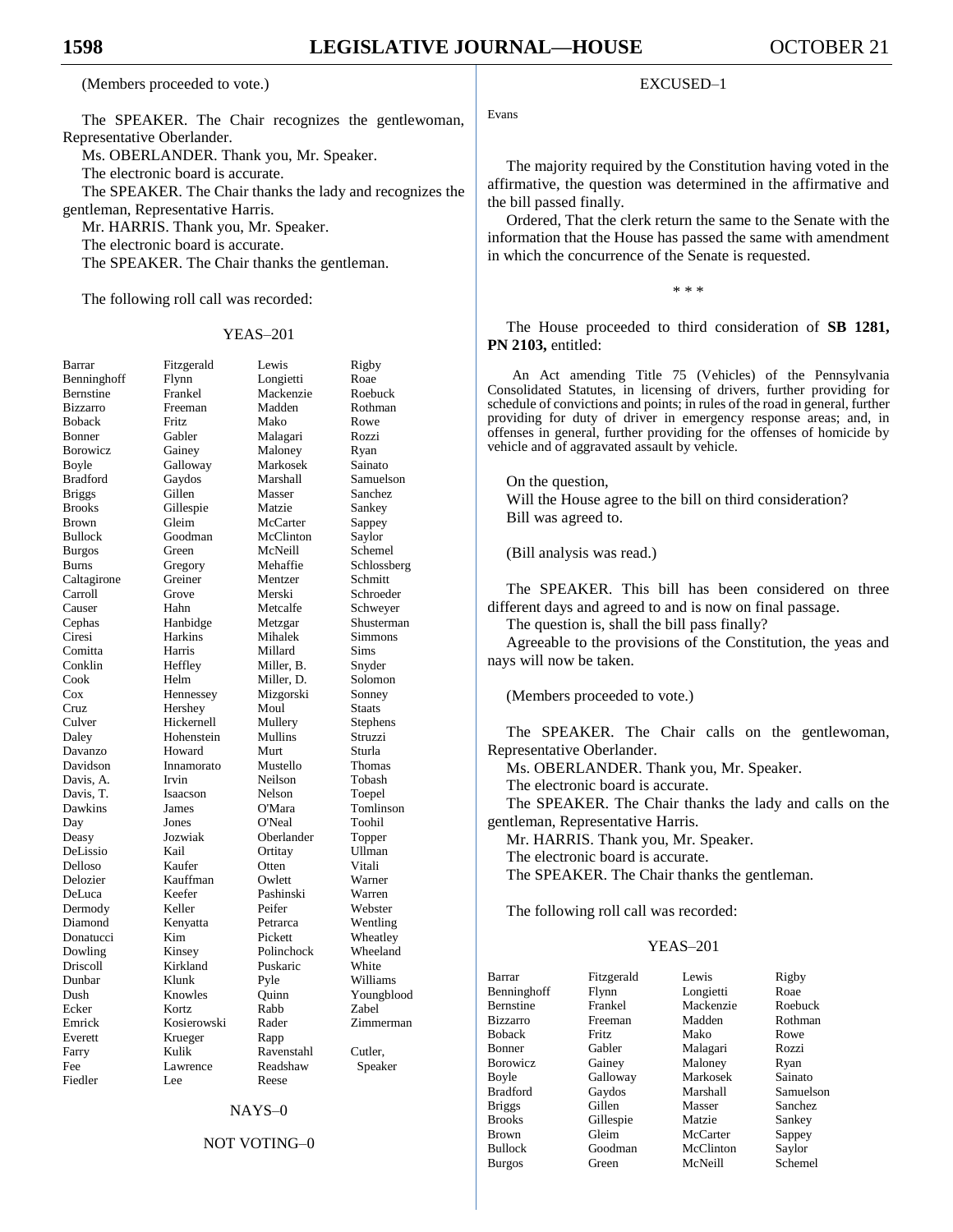(Members proceeded to vote.)

The SPEAKER. The Chair recognizes the gentlewoman, Representative Oberlander.

Ms. OBERLANDER. Thank you, Mr. Speaker.

The electronic board is accurate.

The SPEAKER. The Chair thanks the lady and recognizes the gentleman, Representative Harris.

Mr. HARRIS. Thank you, Mr. Speaker.

The electronic board is accurate.

The SPEAKER. The Chair thanks the gentleman.

The following roll call was recorded:

YEAS–201

| | | | |
|---|---|---|---|
| Barrar | Fitzgerald | Lewis | Rigby |
| Benninghoff | Flynn | Longietti | Roae |
| Bernstine | Frankel | Mackenzie | Roebuck |
| Bizzarro | Freeman | Madden | Rothman |
| Boback | Fritz | Mako | Rowe |
| Bonner | Gabler | Malagari | Rozzi |
| Borowicz | Gainey | Maloney | Ryan |
| Boyle | Galloway | Markosek | Sainato |
| Bradford | Gaydos | Marshall | Samuelson |
| Briggs | Gillen | Masser | Sanchez |
| Brooks | Gillespie | Matzie | Sankey |
| Brown | Gleim | McCarter | Sappey |
| Bullock | Goodman | McClinton | Saylor |
| Burgos | Green | McNeill | Schemel |
| Burns | Gregory | Mehaffie | Schlossberg |
| Caltagirone | Greiner | Mentzer | Schmitt |
| Carroll | Grove | Merski | Schroeder |
| Causer | Hahn | Metcalfe | Schweyer |
| Cephas | Hanbidge | Metzgar | Shusterman |
| Ciresi | Harkins | Mihalek | Simmons |
| Comitta | Harris | Millard | Sims |
| Conklin | Heffley | Miller, B. | Snyder |
| Cook | Helm | Miller, D. | Solomon |
| Cox | Hennessey | Mizgorski | Sonney |
| Cruz | Hershey | Moul | Staats |
| Culver | Hickernell | Mullery | Stephens |
| Daley | Hohenstein | Mullins | Struzzi |
| Davanzo | Howard | Murt | Sturla |
| Davidson | Innamorato | Mustello | Thomas |
| Davis, A. | Irvin | Neilson | Tobash |
| Davis, T. | Isaacson | Nelson | Toepel |
| Dawkins | James | O'Mara | Tomlinson |
| Day | Jones | O'Neal | Toohil |
| Deasy | Jozwiak | Oberlander | Topper |
| DeLissio | Kail | Ortitay | Ullman |
| Delloso | Kaufer | Otten | Vitali |
| Delozier | Kauffman | Owlett | Warner |
| DeLuca | Keefer | Pashinski | Warren |
| Dermody | Keller | Peifer | Webster |
| Diamond | Kenyatta | Petrarca | Wentling |
| Donatucci | Kim | Pickett | Wheatley |
| Dowling | Kinsey | Polinchock | Wheeland |
| Driscoll | Kirkland | Puskaric | White |
| Dunbar | Klunk | Pyle | Williams |
| Dush | Knowles | Quinn | Youngblood |
| Ecker | Kortz | Rabb | Zabel |
| Emrick | Kosierowski | Rader | Zimmerman |
| Everett | Krueger | Rapp | |
| Farry | Kulik | Ravenstahl | Cutler, |
| Fee | Lawrence | Readshaw | Speaker |
| Fiedler | Lee | Reese | |

NAYS–0

NOT VOTING–0

EXCUSED–1

Evans

The majority required by the Constitution having voted in the affirmative, the question was determined in the affirmative and the bill passed finally.

Ordered, That the clerk return the same to the Senate with the information that the House has passed the same with amendment in which the concurrence of the Senate is requested.

\* \* \*

The House proceeded to third consideration of **SB 1281, PN 2103,** entitled:

An Act amending Title 75 (Vehicles) of the Pennsylvania Consolidated Statutes, in licensing of drivers, further providing for schedule of convictions and points; in rules of the road in general, further providing for duty of driver in emergency response areas; and, in offenses in general, further providing for the offenses of homicide by vehicle and of aggravated assault by vehicle.

On the question,

Will the House agree to the bill on third consideration?

Bill was agreed to.

(Bill analysis was read.)

The SPEAKER. This bill has been considered on three different days and agreed to and is now on final passage.

The question is, shall the bill pass finally?

Agreeable to the provisions of the Constitution, the yeas and nays will now be taken.

(Members proceeded to vote.)

The SPEAKER. The Chair calls on the gentlewoman, Representative Oberlander.

Ms. OBERLANDER. Thank you, Mr. Speaker.

The electronic board is accurate.

The SPEAKER. The Chair thanks the lady and calls on the gentleman, Representative Harris.

Mr. HARRIS. Thank you, Mr. Speaker.

The electronic board is accurate.

The SPEAKER. The Chair thanks the gentleman.

The following roll call was recorded:

YEAS–201

| | | | |
|---|---|---|---|
| Barrar | Fitzgerald | Lewis | Rigby |
| Benninghoff | Flynn | Longietti | Roae |
| Bernstine | Frankel | Mackenzie | Roebuck |
| Bizzarro | Freeman | Madden | Rothman |
| Boback | Fritz | Mako | Rowe |
| Bonner | Gabler | Malagari | Rozzi |
| Borowicz | Gainey | Maloney | Ryan |
| Boyle | Galloway | Markosek | Sainato |
| Bradford | Gaydos | Marshall | Samuelson |
| Briggs | Gillen | Masser | Sanchez |
| Brooks | Gillespie | Matzie | Sankey |
| Brown | Gleim | McCarter | Sappey |
| Bullock | Goodman | McClinton | Saylor |
| Burgos | Green | McNeill | Schemel |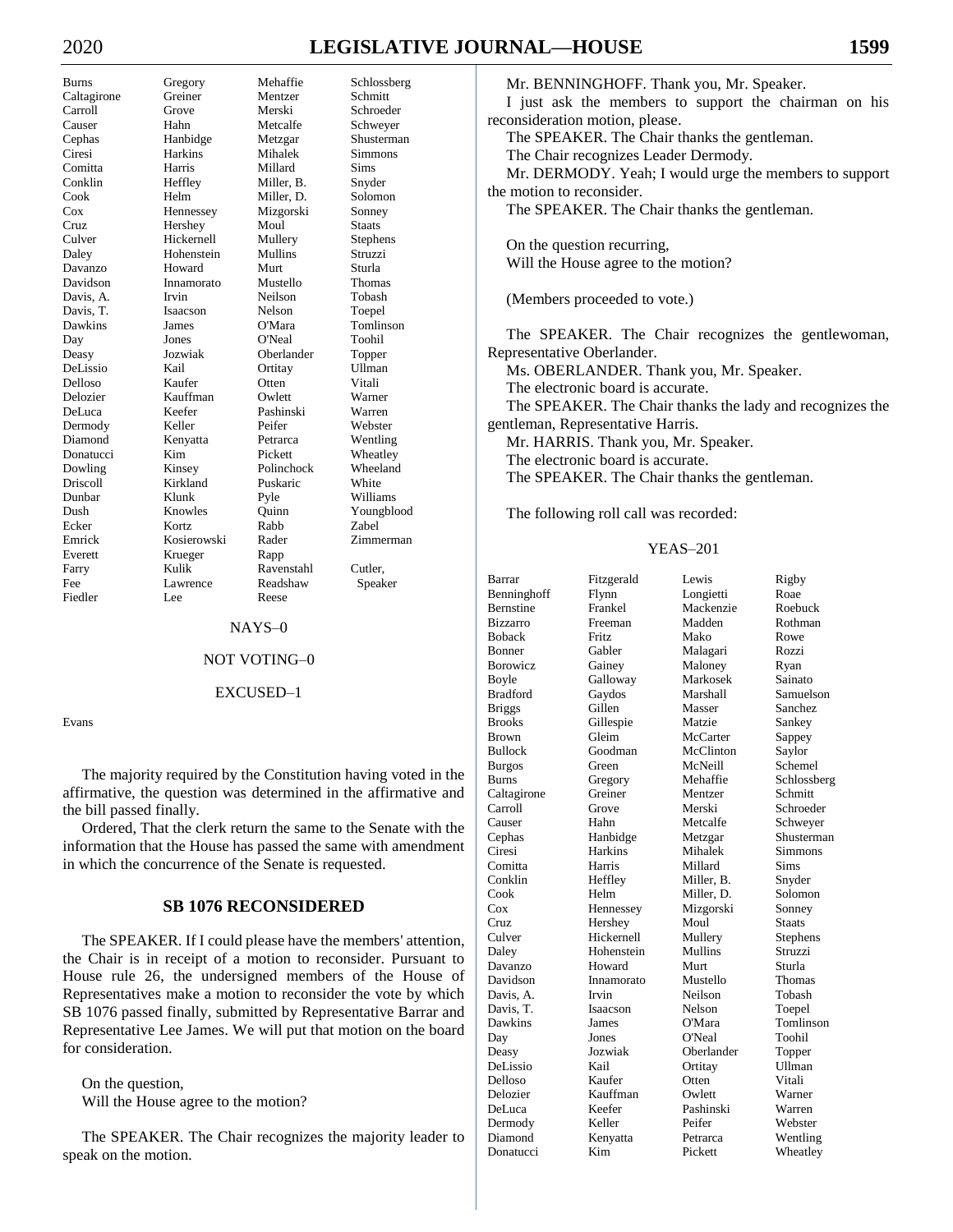| | | | |
|---|---|---|---|
| Burns | Gregory | Mehaffie | Schlossberg |
| Caltagirone | Greiner | Mentzer | Schmitt |
| Carroll | Grove | Merski | Schroeder |
| Causer | Hahn | Metcalfe | Schweyer |
| Cephas | Hanbidge | Metzgar | Shusterman |
| Ciresi | Harkins | Mihalek | Simmons |
| Comitta | Harris | Millard | Sims |
| Conklin | Heffley | Miller, B. | Snyder |
| Cook | Helm | Miller, D. | Solomon |
| Cox | Hennessey | Mizgorski | Sonney |
| Cruz | Hershey | Moul | Staats |
| Culver | Hickernell | Mullery | Stephens |
| Daley | Hohenstein | Mullins | Struzzi |
| Davanzo | Howard | Murt | Sturla |
| Davidson | Innamorato | Mustello | Thomas |
| Davis, A. | Irvin | Neilson | Tobash |
| Davis, T. | Isaacson | Nelson | Toepel |
| Dawkins | James | O'Mara | Tomlinson |
| Day | Jones | O'Neal | Toohil |
| Deasy | Jozwiak | Oberlander | Topper |
| DeLissio | Kail | Ortitay | Ullman |
| Delloso | Kaufer | Otten | Vitali |
| Delozier | Kauffman | Owlett | Warner |
| DeLuca | Keefer | Pashinski | Warren |
| Dermody | Keller | Peifer | Webster |
| Diamond | Kenyatta | Petrarca | Wentling |
| Donatucci | Kim | Pickett | Wheatley |
| Dowling | Kinsey | Polinchock | Wheeland |
| Driscoll | Kirkland | Puskaric | White |
| Dunbar | Klunk | Pyle | Williams |
| Dush | Knowles | Quinn | Youngblood |
| Ecker | Kortz | Rabb | Zabel |
| Emrick | Kosierowski | Rader | Zimmerman |
| Everett | Krueger | Rapp | |
| Farry | Kulik | Ravenstahl | Cutler, |
| Fee | Lawrence | Readshaw | Speaker |
| Fiedler | Lee | Reese | |

NAYS–0

NOT VOTING–0

EXCUSED–1

Evans

The majority required by the Constitution having voted in the affirmative, the question was determined in the affirmative and the bill passed finally.

Ordered, That the clerk return the same to the Senate with the information that the House has passed the same with amendment in which the concurrence of the Senate is requested.

## SB 1076 RECONSIDERED

The SPEAKER. If I could please have the members' attention, the Chair is in receipt of a motion to reconsider. Pursuant to House rule 26, the undersigned members of the House of Representatives make a motion to reconsider the vote by which SB 1076 passed finally, submitted by Representative Barrar and Representative Lee James. We will put that motion on the board for consideration.

On the question,
Will the House agree to the motion?

The SPEAKER. The Chair recognizes the majority leader to speak on the motion.

Mr. BENNINGHOFF. Thank you, Mr. Speaker.

I just ask the members to support the chairman on his reconsideration motion, please.

The SPEAKER. The Chair thanks the gentleman.

The Chair recognizes Leader Dermody.

Mr. DERMODY. Yeah; I would urge the members to support the motion to reconsider.

The SPEAKER. The Chair thanks the gentleman.

On the question recurring,
Will the House agree to the motion?

(Members proceeded to vote.)

The SPEAKER. The Chair recognizes the gentlewoman, Representative Oberlander.

Ms. OBERLANDER. Thank you, Mr. Speaker.

The electronic board is accurate.

The SPEAKER. The Chair thanks the lady and recognizes the gentleman, Representative Harris.

Mr. HARRIS. Thank you, Mr. Speaker.

The electronic board is accurate.

The SPEAKER. The Chair thanks the gentleman.

The following roll call was recorded:

YEAS–201

| | | | |
|---|---|---|---|
| Barrar | Fitzgerald | Lewis | Rigby |
| Benninghoff | Flynn | Longietti | Roae |
| Bernstine | Frankel | Mackenzie | Roebuck |
| Bizzarro | Freeman | Madden | Rothman |
| Boback | Fritz | Mako | Rowe |
| Bonner | Gabler | Malagari | Rozzi |
| Borowicz | Gainey | Maloney | Ryan |
| Boyle | Galloway | Markosek | Sainato |
| Bradford | Gaydos | Marshall | Samuelson |
| Briggs | Gillen | Masser | Sanchez |
| Brooks | Gillespie | Matzie | Sankey |
| Brown | Gleim | McCarter | Sappey |
| Bullock | Goodman | McClinton | Saylor |
| Burgos | Green | McNeill | Schemel |
| Burns | Gregory | Mehaffie | Schlossberg |
| Caltagirone | Greiner | Mentzer | Schmitt |
| Carroll | Grove | Merski | Schroeder |
| Causer | Hahn | Metcalfe | Schweyer |
| Cephas | Hanbidge | Metzgar | Shusterman |
| Ciresi | Harkins | Mihalek | Simmons |
| Comitta | Harris | Millard | Sims |
| Conklin | Heffley | Miller, B. | Snyder |
| Cook | Helm | Miller, D. | Solomon |
| Cox | Hennessey | Mizgorski | Sonney |
| Cruz | Hershey | Moul | Staats |
| Culver | Hickernell | Mullery | Stephens |
| Daley | Hohenstein | Mullins | Struzzi |
| Davanzo | Howard | Murt | Sturla |
| Davidson | Innamorato | Mustello | Thomas |
| Davis, A. | Irvin | Neilson | Tobash |
| Davis, T. | Isaacson | Nelson | Toepel |
| Dawkins | James | O'Mara | Tomlinson |
| Day | Jones | O'Neal | Toohil |
| Deasy | Jozwiak | Oberlander | Topper |
| DeLissio | Kail | Ortitay | Ullman |
| Delloso | Kaufer | Otten | Vitali |
| Delozier | Kauffman | Owlett | Warner |
| DeLuca | Keefer | Pashinski | Warren |
| Dermody | Keller | Peifer | Webster |
| Diamond | Kenyatta | Petrarca | Wentling |
| Donatucci | Kim | Pickett | Wheatley |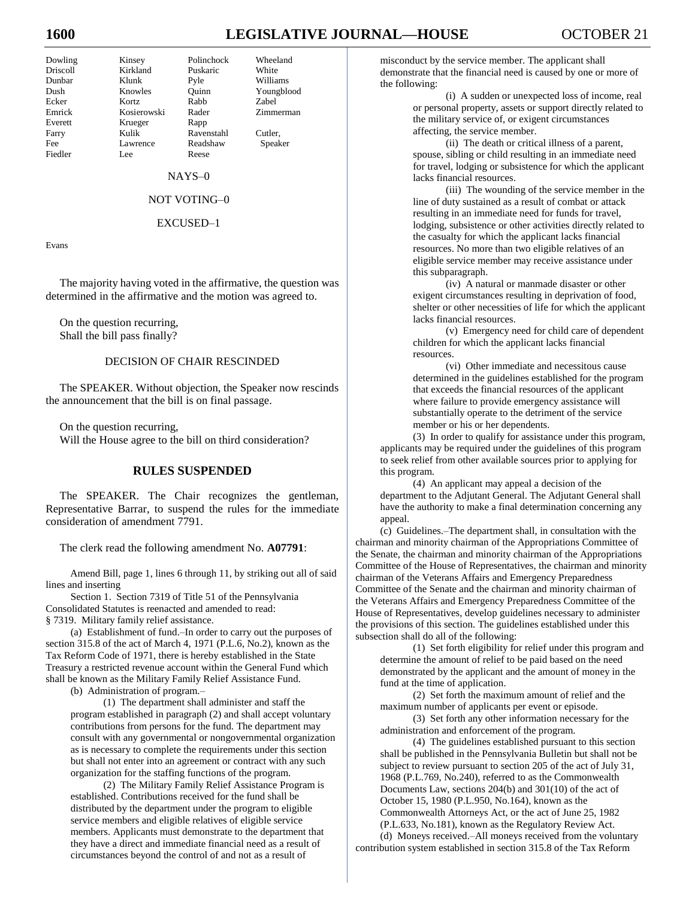| | | | |
|---|---|---|---|
| Dowling | Kinsey | Polinchock | Wheeland |
| Driscoll | Kirkland | Puskaric | White |
| Dunbar | Klunk | Pyle | Williams |
| Dush | Knowles | Quinn | Youngblood |
| Ecker | Kortz | Rabb | Zabel |
| Emrick | Kosierowski | Rader | Zimmerman |
| Everett | Krueger | Rapp | |
| Farry | Kulik | Ravenstahl | Cutler, |
| Fee | Lawrence | Readshaw | Speaker |
| Fiedler | Lee | Reese | |

NAYS–0

NOT VOTING–0

EXCUSED–1

Evans

The majority having voted in the affirmative, the question was determined in the affirmative and the motion was agreed to.

On the question recurring,
Shall the bill pass finally?

DECISION OF CHAIR RESCINDED

The SPEAKER. Without objection, the Speaker now rescinds the announcement that the bill is on final passage.

On the question recurring,
Will the House agree to the bill on third consideration?

## RULES SUSPENDED

The SPEAKER. The Chair recognizes the gentleman, Representative Barrar, to suspend the rules for the immediate consideration of amendment 7791.

The clerk read the following amendment No. **A07791**:

Amend Bill, page 1, lines 6 through 11, by striking out all of said lines and inserting

Section 1. Section 7319 of Title 51 of the Pennsylvania Consolidated Statutes is reenacted and amended to read:

§ 7319. Military family relief assistance.

(a) Establishment of fund.–In order to carry out the purposes of section 315.8 of the act of March 4, 1971 (P.L.6, No.2), known as the Tax Reform Code of 1971, there is hereby established in the State Treasury a restricted revenue account within the General Fund which shall be known as the Military Family Relief Assistance Fund.

(b) Administration of program.–

(1) The department shall administer and staff the program established in paragraph (2) and shall accept voluntary contributions from persons for the fund. The department may consult with any governmental or nongovernmental organization as is necessary to complete the requirements under this section but shall not enter into an agreement or contract with any such organization for the staffing functions of the program.

(2) The Military Family Relief Assistance Program is established. Contributions received for the fund shall be distributed by the department under the program to eligible service members and eligible relatives of eligible service members. Applicants must demonstrate to the department that they have a direct and immediate financial need as a result of circumstances beyond the control of and not as a result of misconduct by the service member. The applicant shall demonstrate that the financial need is caused by one or more of the following:

(i) A sudden or unexpected loss of income, real or personal property, assets or support directly related to the military service of, or exigent circumstances affecting, the service member.

(ii) The death or critical illness of a parent, spouse, sibling or child resulting in an immediate need for travel, lodging or subsistence for which the applicant lacks financial resources.

(iii) The wounding of the service member in the line of duty sustained as a result of combat or attack resulting in an immediate need for funds for travel, lodging, subsistence or other activities directly related to the casualty for which the applicant lacks financial resources. No more than two eligible relatives of an eligible service member may receive assistance under this subparagraph.

(iv) A natural or manmade disaster or other exigent circumstances resulting in deprivation of food, shelter or other necessities of life for which the applicant lacks financial resources.

(v) Emergency need for child care of dependent children for which the applicant lacks financial resources.

(vi) Other immediate and necessitous cause determined in the guidelines established for the program that exceeds the financial resources of the applicant where failure to provide emergency assistance will substantially operate to the detriment of the service member or his or her dependents.

(3) In order to qualify for assistance under this program, applicants may be required under the guidelines of this program to seek relief from other available sources prior to applying for this program.

(4) An applicant may appeal a decision of the department to the Adjutant General. The Adjutant General shall have the authority to make a final determination concerning any appeal.

(c) Guidelines.–The department shall, in consultation with the chairman and minority chairman of the Appropriations Committee of the Senate, the chairman and minority chairman of the Appropriations Committee of the House of Representatives, the chairman and minority chairman of the Veterans Affairs and Emergency Preparedness Committee of the Senate and the chairman and minority chairman of the Veterans Affairs and Emergency Preparedness Committee of the House of Representatives, develop guidelines necessary to administer the provisions of this section. The guidelines established under this subsection shall do all of the following:

(1) Set forth eligibility for relief under this program and determine the amount of relief to be paid based on the need demonstrated by the applicant and the amount of money in the fund at the time of application.

(2) Set forth the maximum amount of relief and the maximum number of applicants per event or episode.

(3) Set forth any other information necessary for the administration and enforcement of the program.

(4) The guidelines established pursuant to this section shall be published in the Pennsylvania Bulletin but shall not be subject to review pursuant to section 205 of the act of July 31, 1968 (P.L.769, No.240), referred to as the Commonwealth Documents Law, sections 204(b) and 301(10) of the act of October 15, 1980 (P.L.950, No.164), known as the Commonwealth Attorneys Act, or the act of June 25, 1982 (P.L.633, No.181), known as the Regulatory Review Act.

(d) Moneys received.–All moneys received from the voluntary contribution system established in section 315.8 of the Tax Reform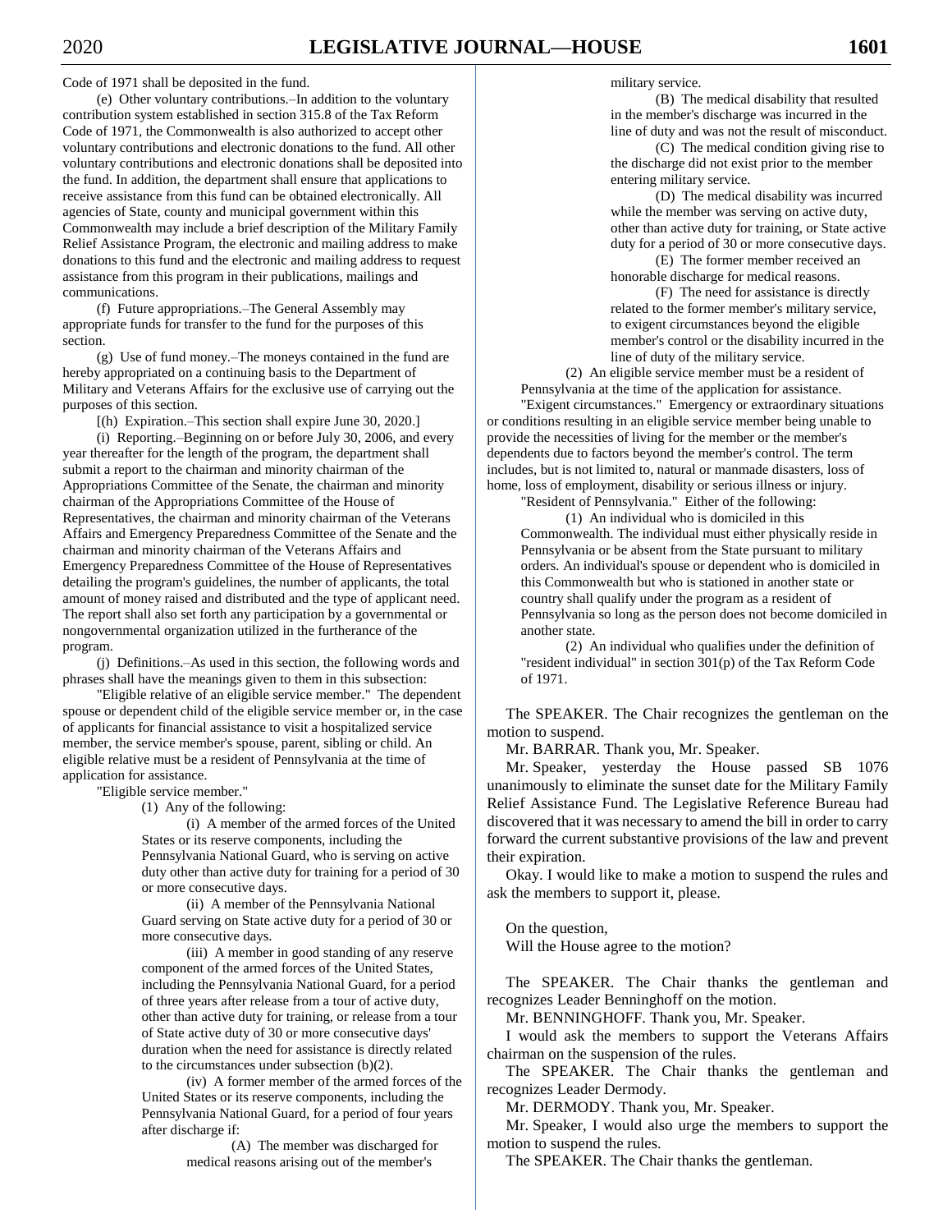Code of 1971 shall be deposited in the fund.

(e) Other voluntary contributions.–In addition to the voluntary contribution system established in section 315.8 of the Tax Reform Code of 1971, the Commonwealth is also authorized to accept other voluntary contributions and electronic donations to the fund. All other voluntary contributions and electronic donations shall be deposited into the fund. In addition, the department shall ensure that applications to receive assistance from this fund can be obtained electronically. All agencies of State, county and municipal government within this Commonwealth may include a brief description of the Military Family Relief Assistance Program, the electronic and mailing address to make donations to this fund and the electronic and mailing address to request assistance from this program in their publications, mailings and communications.

(f) Future appropriations.–The General Assembly may appropriate funds for transfer to the fund for the purposes of this section.

(g) Use of fund money.–The moneys contained in the fund are hereby appropriated on a continuing basis to the Department of Military and Veterans Affairs for the exclusive use of carrying out the purposes of this section.

[(h) Expiration.–This section shall expire June 30, 2020.]

(i) Reporting.–Beginning on or before July 30, 2006, and every year thereafter for the length of the program, the department shall submit a report to the chairman and minority chairman of the Appropriations Committee of the Senate, the chairman and minority chairman of the Appropriations Committee of the House of Representatives, the chairman and minority chairman of the Veterans Affairs and Emergency Preparedness Committee of the Senate and the chairman and minority chairman of the Veterans Affairs and Emergency Preparedness Committee of the House of Representatives detailing the program's guidelines, the number of applicants, the total amount of money raised and distributed and the type of applicant need. The report shall also set forth any participation by a governmental or nongovernmental organization utilized in the furtherance of the program.

(j) Definitions.–As used in this section, the following words and phrases shall have the meanings given to them in this subsection:

"Eligible relative of an eligible service member." The dependent spouse or dependent child of the eligible service member or, in the case of applicants for financial assistance to visit a hospitalized service member, the service member's spouse, parent, sibling or child. An eligible relative must be a resident of Pennsylvania at the time of application for assistance.

"Eligible service member."

(1) Any of the following:

(i) A member of the armed forces of the United States or its reserve components, including the Pennsylvania National Guard, who is serving on active duty other than active duty for training for a period of 30 or more consecutive days.

(ii) A member of the Pennsylvania National Guard serving on State active duty for a period of 30 or more consecutive days.

(iii) A member in good standing of any reserve component of the armed forces of the United States, including the Pennsylvania National Guard, for a period of three years after release from a tour of active duty, other than active duty for training, or release from a tour of State active duty of 30 or more consecutive days' duration when the need for assistance is directly related to the circumstances under subsection (b)(2).

(iv) A former member of the armed forces of the United States or its reserve components, including the Pennsylvania National Guard, for a period of four years after discharge if:

(A) The member was discharged for medical reasons arising out of the member's military service.

(B) The medical disability that resulted in the member's discharge was incurred in the line of duty and was not the result of misconduct.

(C) The medical condition giving rise to the discharge did not exist prior to the member entering military service.

(D) The medical disability was incurred while the member was serving on active duty, other than active duty for training, or State active duty for a period of 30 or more consecutive days.

(E) The former member received an honorable discharge for medical reasons.

(F) The need for assistance is directly related to the former member's military service, to exigent circumstances beyond the eligible member's control or the disability incurred in the line of duty of the military service.

(2) An eligible service member must be a resident of Pennsylvania at the time of the application for assistance.

"Exigent circumstances." Emergency or extraordinary situations or conditions resulting in an eligible service member being unable to provide the necessities of living for the member or the member's dependents due to factors beyond the member's control. The term includes, but is not limited to, natural or manmade disasters, loss of home, loss of employment, disability or serious illness or injury.

"Resident of Pennsylvania." Either of the following:

(1) An individual who is domiciled in this Commonwealth. The individual must either physically reside in Pennsylvania or be absent from the State pursuant to military orders. An individual's spouse or dependent who is domiciled in this Commonwealth but who is stationed in another state or country shall qualify under the program as a resident of Pennsylvania so long as the person does not become domiciled in another state.

(2) An individual who qualifies under the definition of "resident individual" in section 301(p) of the Tax Reform Code of 1971.

The SPEAKER. The Chair recognizes the gentleman on the motion to suspend.

Mr. BARRAR. Thank you, Mr. Speaker.

Mr. Speaker, yesterday the House passed SB 1076 unanimously to eliminate the sunset date for the Military Family Relief Assistance Fund. The Legislative Reference Bureau had discovered that it was necessary to amend the bill in order to carry forward the current substantive provisions of the law and prevent their expiration.

Okay. I would like to make a motion to suspend the rules and ask the members to support it, please.

On the question,
Will the House agree to the motion?

The SPEAKER. The Chair thanks the gentleman and recognizes Leader Benninghoff on the motion.

Mr. BENNINGHOFF. Thank you, Mr. Speaker.

I would ask the members to support the Veterans Affairs chairman on the suspension of the rules.

The SPEAKER. The Chair thanks the gentleman and recognizes Leader Dermody.

Mr. DERMODY. Thank you, Mr. Speaker.

Mr. Speaker, I would also urge the members to support the motion to suspend the rules.

The SPEAKER. The Chair thanks the gentleman.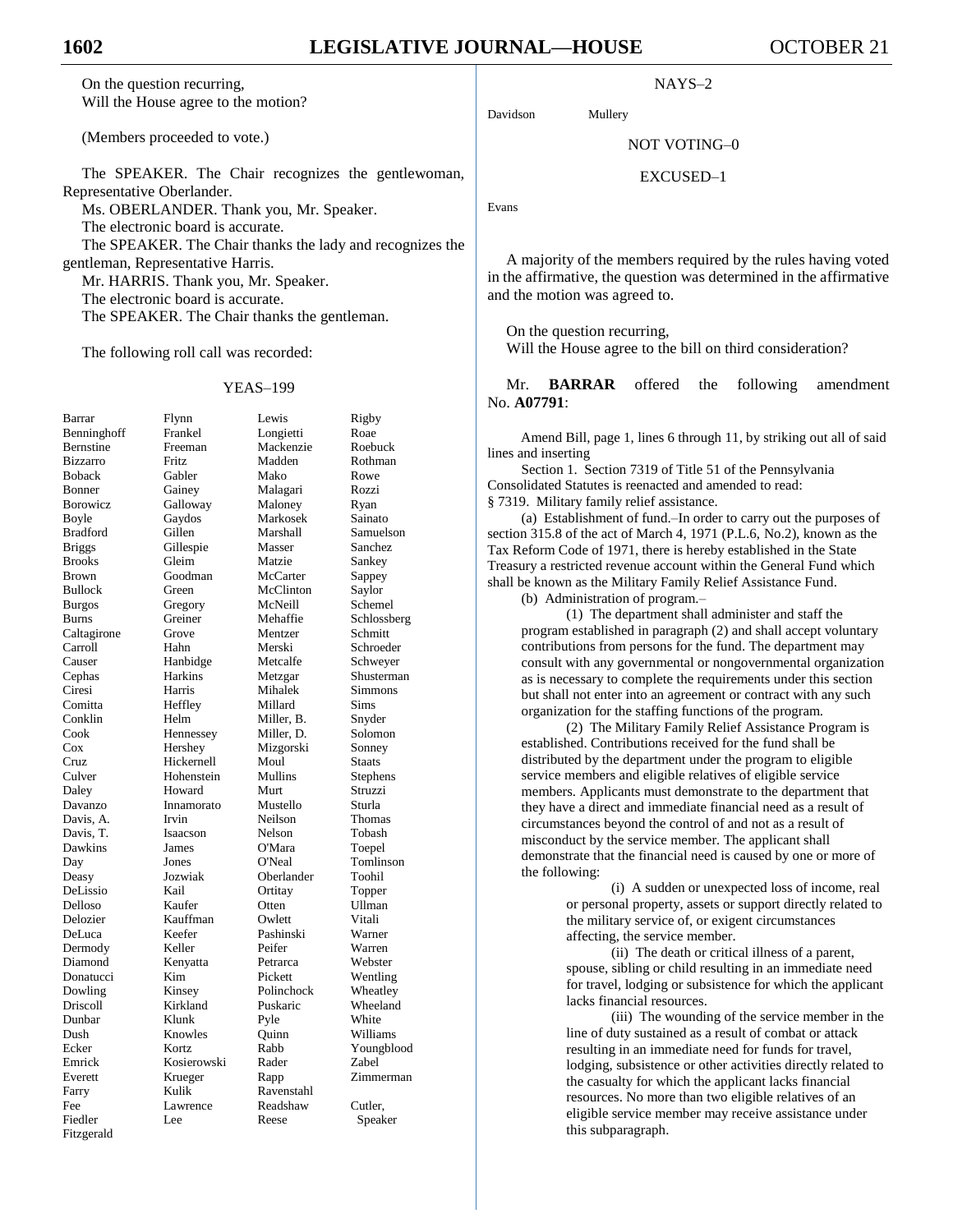On the question recurring,
Will the House agree to the motion?

(Members proceeded to vote.)

The SPEAKER. The Chair recognizes the gentlewoman, Representative Oberlander.

Ms. OBERLANDER. Thank you, Mr. Speaker.

The electronic board is accurate.

The SPEAKER. The Chair thanks the lady and recognizes the gentleman, Representative Harris.

Mr. HARRIS. Thank you, Mr. Speaker.

The electronic board is accurate.

The SPEAKER. The Chair thanks the gentleman.

The following roll call was recorded:

YEAS–199

| | | | |
|---|---|---|---|
| Barrar | Flynn | Lewis | Rigby |
| Benninghoff | Frankel | Longietti | Roae |
| Bernstine | Freeman | Mackenzie | Roebuck |
| Bizzarro | Fritz | Madden | Rothman |
| Boback | Gabler | Mako | Rowe |
| Bonner | Gainey | Malagari | Rozzi |
| Borowicz | Galloway | Maloney | Ryan |
| Boyle | Gaydos | Markosek | Sainato |
| Bradford | Gillen | Marshall | Samuelson |
| Briggs | Gillespie | Masser | Sanchez |
| Brooks | Gleim | Matzie | Sankey |
| Brown | Goodman | McCarter | Sappey |
| Bullock | Green | McClinton | Saylor |
| Burgos | Gregory | McNeill | Schemel |
| Burns | Greiner | Mehaffie | Schlossberg |
| Caltagirone | Grove | Mentzer | Schmitt |
| Carroll | Hahn | Merski | Schroeder |
| Causer | Hanbidge | Metcalfe | Schweyer |
| Cephas | Harkins | Metzgar | Shusterman |
| Ciresi | Harris | Mihalek | Simmons |
| Comitta | Heffley | Millard | Sims |
| Conklin | Helm | Miller, B. | Snyder |
| Cook | Hennessey | Miller, D. | Solomon |
| Cox | Hershey | Mizgorski | Sonney |
| Cruz | Hickernell | Moul | Staats |
| Culver | Hohenstein | Mullins | Stephens |
| Daley | Howard | Murt | Struzzi |
| Davanzo | Innamorato | Mustello | Sturla |
| Davis, A. | Irvin | Neilson | Thomas |
| Davis, T. | Isaacson | Nelson | Tobash |
| Dawkins | James | O'Mara | Toepel |
| Day | Jones | O'Neal | Tomlinson |
| Deasy | Jozwiak | Oberlander | Toohil |
| DeLissio | Kail | Ortitay | Topper |
| Delloso | Kaufer | Otten | Ullman |
| Delozier | Kauffman | Owlett | Vitali |
| DeLuca | Keefer | Pashinski | Warner |
| Dermody | Keller | Peifer | Warren |
| Diamond | Kenyatta | Petrarca | Webster |
| Donatucci | Kim | Pickett | Wentling |
| Dowling | Kinsey | Polinchock | Wheatley |
| Driscoll | Kirkland | Puskaric | Wheeland |
| Dunbar | Klunk | Pyle | White |
| Dush | Knowles | Quinn | Williams |
| Ecker | Kortz | Rabb | Youngblood |
| Emrick | Kosierowski | Rader | Zabel |
| Everett | Krueger | Rapp | Zimmerman |
| Farry | Kulik | Ravenstahl | |
| Fee | Lawrence | Readshaw | Cutler, |
| Fiedler | Lee | Reese | Speaker |
| Fitzgerald | | | |

NAYS–2

| | |
|---|---|
| Davidson | Mullery |

NOT VOTING–0

EXCUSED–1

Evans

A majority of the members required by the rules having voted in the affirmative, the question was determined in the affirmative and the motion was agreed to.

On the question recurring,
Will the House agree to the bill on third consideration?

Mr. **BARRAR** offered the following amendment No. **A07791**:

Amend Bill, page 1, lines 6 through 11, by striking out all of said lines and inserting

Section 1. Section 7319 of Title 51 of the Pennsylvania Consolidated Statutes is reenacted and amended to read:

§ 7319. Military family relief assistance.

(a) Establishment of fund.–In order to carry out the purposes of section 315.8 of the act of March 4, 1971 (P.L.6, No.2), known as the Tax Reform Code of 1971, there is hereby established in the State Treasury a restricted revenue account within the General Fund which shall be known as the Military Family Relief Assistance Fund.

(b) Administration of program.–

(1) The department shall administer and staff the program established in paragraph (2) and shall accept voluntary contributions from persons for the fund. The department may consult with any governmental or nongovernmental organization as is necessary to complete the requirements under this section but shall not enter into an agreement or contract with any such organization for the staffing functions of the program.

(2) The Military Family Relief Assistance Program is established. Contributions received for the fund shall be distributed by the department under the program to eligible service members and eligible relatives of eligible service members. Applicants must demonstrate to the department that they have a direct and immediate financial need as a result of circumstances beyond the control of and not as a result of misconduct by the service member. The applicant shall demonstrate that the financial need is caused by one or more of the following:

(i) A sudden or unexpected loss of income, real or personal property, assets or support directly related to the military service of, or exigent circumstances affecting, the service member.

(ii) The death or critical illness of a parent, spouse, sibling or child resulting in an immediate need for travel, lodging or subsistence for which the applicant lacks financial resources.

(iii) The wounding of the service member in the line of duty sustained as a result of combat or attack resulting in an immediate need for funds for travel, lodging, subsistence or other activities directly related to the casualty for which the applicant lacks financial resources. No more than two eligible relatives of an eligible service member may receive assistance under this subparagraph.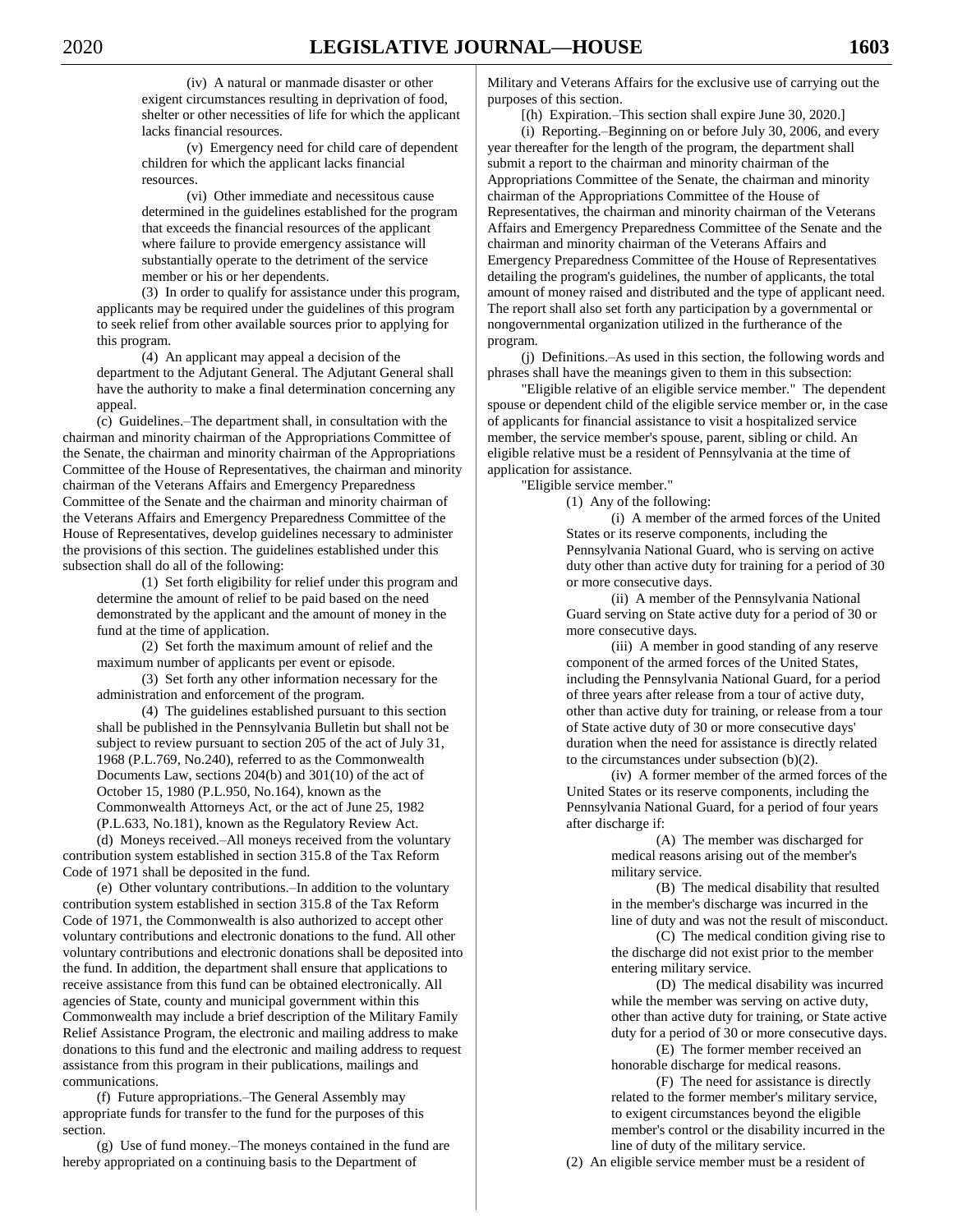(iv) A natural or manmade disaster or other exigent circumstances resulting in deprivation of food, shelter or other necessities of life for which the applicant lacks financial resources.

(v) Emergency need for child care of dependent children for which the applicant lacks financial resources.

(vi) Other immediate and necessitous cause determined in the guidelines established for the program that exceeds the financial resources of the applicant where failure to provide emergency assistance will substantially operate to the detriment of the service member or his or her dependents.

(3) In order to qualify for assistance under this program, applicants may be required under the guidelines of this program to seek relief from other available sources prior to applying for this program.

(4) An applicant may appeal a decision of the department to the Adjutant General. The Adjutant General shall have the authority to make a final determination concerning any appeal.

(c) Guidelines.–The department shall, in consultation with the chairman and minority chairman of the Appropriations Committee of the Senate, the chairman and minority chairman of the Appropriations Committee of the House of Representatives, the chairman and minority chairman of the Veterans Affairs and Emergency Preparedness Committee of the Senate and the chairman and minority chairman of the Veterans Affairs and Emergency Preparedness Committee of the House of Representatives, develop guidelines necessary to administer the provisions of this section. The guidelines established under this subsection shall do all of the following:

(1) Set forth eligibility for relief under this program and determine the amount of relief to be paid based on the need demonstrated by the applicant and the amount of money in the fund at the time of application.

(2) Set forth the maximum amount of relief and the maximum number of applicants per event or episode.

(3) Set forth any other information necessary for the administration and enforcement of the program.

(4) The guidelines established pursuant to this section shall be published in the Pennsylvania Bulletin but shall not be subject to review pursuant to section 205 of the act of July 31, 1968 (P.L.769, No.240), referred to as the Commonwealth Documents Law, sections 204(b) and 301(10) of the act of October 15, 1980 (P.L.950, No.164), known as the Commonwealth Attorneys Act, or the act of June 25, 1982 (P.L.633, No.181), known as the Regulatory Review Act.

(d) Moneys received.–All moneys received from the voluntary contribution system established in section 315.8 of the Tax Reform Code of 1971 shall be deposited in the fund.

(e) Other voluntary contributions.–In addition to the voluntary contribution system established in section 315.8 of the Tax Reform Code of 1971, the Commonwealth is also authorized to accept other voluntary contributions and electronic donations to the fund. All other voluntary contributions and electronic donations shall be deposited into the fund. In addition, the department shall ensure that applications to receive assistance from this fund can be obtained electronically. All agencies of State, county and municipal government within this Commonwealth may include a brief description of the Military Family Relief Assistance Program, the electronic and mailing address to make donations to this fund and the electronic and mailing address to request assistance from this program in their publications, mailings and communications.

(f) Future appropriations.–The General Assembly may appropriate funds for transfer to the fund for the purposes of this section.

(g) Use of fund money.–The moneys contained in the fund are hereby appropriated on a continuing basis to the Department of Military and Veterans Affairs for the exclusive use of carrying out the purposes of this section.

[(h) Expiration.–This section shall expire June 30, 2020.]

(i) Reporting.–Beginning on or before July 30, 2006, and every year thereafter for the length of the program, the department shall submit a report to the chairman and minority chairman of the Appropriations Committee of the Senate, the chairman and minority chairman of the Appropriations Committee of the House of Representatives, the chairman and minority chairman of the Veterans Affairs and Emergency Preparedness Committee of the Senate and the chairman and minority chairman of the Veterans Affairs and Emergency Preparedness Committee of the House of Representatives detailing the program's guidelines, the number of applicants, the total amount of money raised and distributed and the type of applicant need. The report shall also set forth any participation by a governmental or nongovernmental organization utilized in the furtherance of the program.

(j) Definitions.–As used in this section, the following words and phrases shall have the meanings given to them in this subsection:

"Eligible relative of an eligible service member." The dependent spouse or dependent child of the eligible service member or, in the case of applicants for financial assistance to visit a hospitalized service member, the service member's spouse, parent, sibling or child. An eligible relative must be a resident of Pennsylvania at the time of application for assistance.

"Eligible service member."

(1) Any of the following:

(i) A member of the armed forces of the United States or its reserve components, including the Pennsylvania National Guard, who is serving on active duty other than active duty for training for a period of 30 or more consecutive days.

(ii) A member of the Pennsylvania National Guard serving on State active duty for a period of 30 or more consecutive days.

(iii) A member in good standing of any reserve component of the armed forces of the United States, including the Pennsylvania National Guard, for a period of three years after release from a tour of active duty, other than active duty for training, or release from a tour of State active duty of 30 or more consecutive days' duration when the need for assistance is directly related to the circumstances under subsection (b)(2).

(iv) A former member of the armed forces of the United States or its reserve components, including the Pennsylvania National Guard, for a period of four years after discharge if:

(A) The member was discharged for medical reasons arising out of the member's military service.

(B) The medical disability that resulted in the member's discharge was incurred in the line of duty and was not the result of misconduct.

(C) The medical condition giving rise to the discharge did not exist prior to the member entering military service.

(D) The medical disability was incurred while the member was serving on active duty, other than active duty for training, or State active duty for a period of 30 or more consecutive days.

(E) The former member received an honorable discharge for medical reasons.

(F) The need for assistance is directly related to the former member's military service, to exigent circumstances beyond the eligible member's control or the disability incurred in the line of duty of the military service.

(2) An eligible service member must be a resident of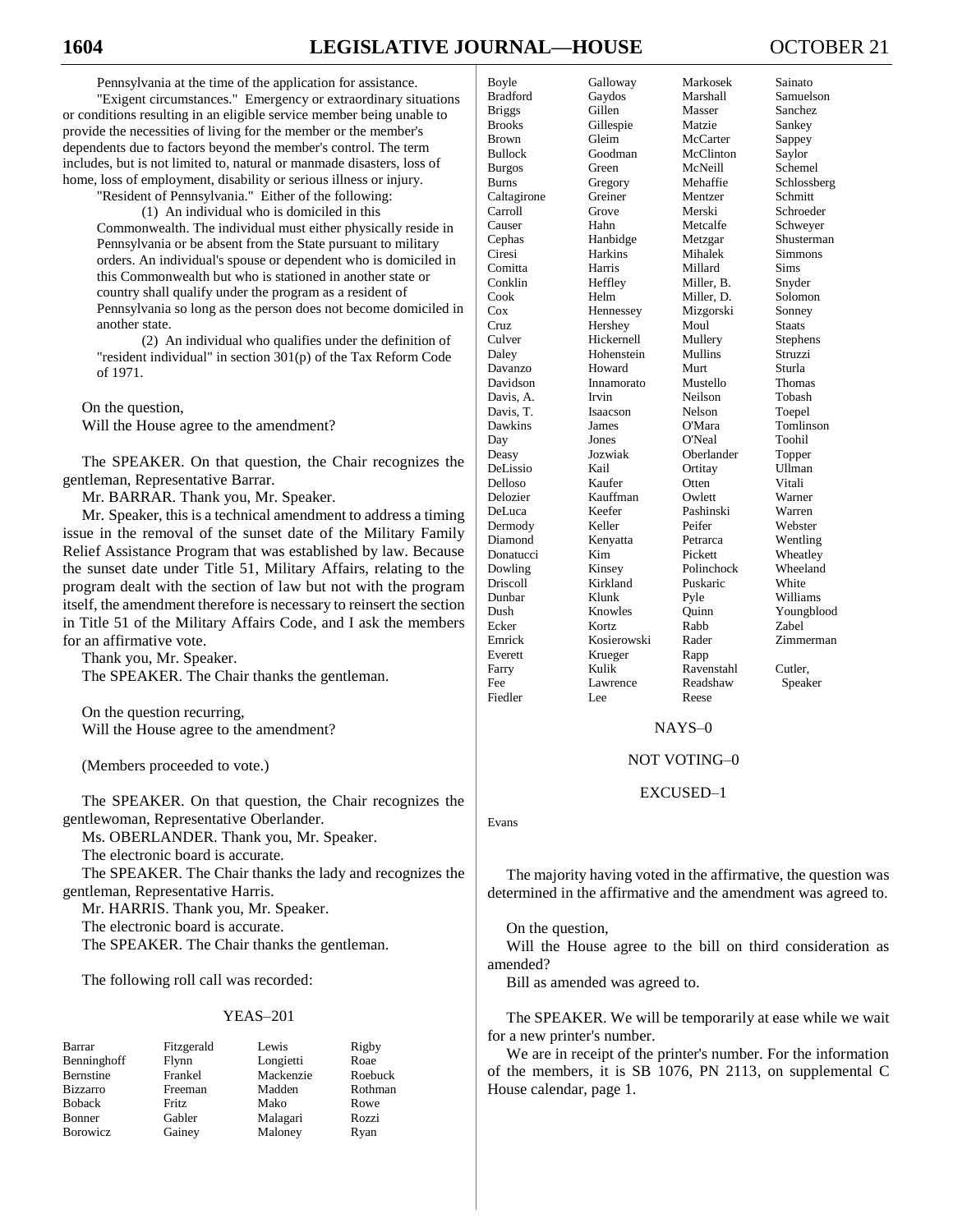Pennsylvania at the time of the application for assistance.

"Exigent circumstances." Emergency or extraordinary situations or conditions resulting in an eligible service member being unable to provide the necessities of living for the member or the member's dependents due to factors beyond the member's control. The term includes, but is not limited to, natural or manmade disasters, loss of home, loss of employment, disability or serious illness or injury.

"Resident of Pennsylvania." Either of the following:

(1) An individual who is domiciled in this Commonwealth. The individual must either physically reside in Pennsylvania or be absent from the State pursuant to military orders. An individual's spouse or dependent who is domiciled in this Commonwealth but who is stationed in another state or country shall qualify under the program as a resident of Pennsylvania so long as the person does not become domiciled in another state.

(2) An individual who qualifies under the definition of "resident individual" in section 301(p) of the Tax Reform Code of 1971.

On the question,
Will the House agree to the amendment?

The SPEAKER. On that question, the Chair recognizes the gentleman, Representative Barrar.

Mr. BARRAR. Thank you, Mr. Speaker.

Mr. Speaker, this is a technical amendment to address a timing issue in the removal of the sunset date of the Military Family Relief Assistance Program that was established by law. Because the sunset date under Title 51, Military Affairs, relating to the program dealt with the section of law but not with the program itself, the amendment therefore is necessary to reinsert the section in Title 51 of the Military Affairs Code, and I ask the members for an affirmative vote.

Thank you, Mr. Speaker.

The SPEAKER. The Chair thanks the gentleman.

On the question recurring,
Will the House agree to the amendment?

(Members proceeded to vote.)

The SPEAKER. On that question, the Chair recognizes the gentlewoman, Representative Oberlander.

Ms. OBERLANDER. Thank you, Mr. Speaker.

The electronic board is accurate.

The SPEAKER. The Chair thanks the lady and recognizes the gentleman, Representative Harris.

Mr. HARRIS. Thank you, Mr. Speaker.

The electronic board is accurate.

The SPEAKER. The Chair thanks the gentleman.

The following roll call was recorded:

YEAS–201

| | | | |
|---|---|---|---|
| Barrar | Fitzgerald | Lewis | Rigby |
| Benninghoff | Flynn | Longietti | Roae |
| Bernstine | Frankel | Mackenzie | Roebuck |
| Bizzarro | Freeman | Madden | Rothman |
| Boback | Fritz | Mako | Rowe |
| Bonner | Gabler | Malagari | Rozzi |
| Borowicz | Gainey | Maloney | Ryan |
| Boyle | Galloway | Markosek | Sainato |
| Bradford | Gaydos | Marshall | Samuelson |
| Briggs | Gillen | Masser | Sanchez |
| Brooks | Gillespie | Matzie | Sankey |
| Brown | Gleim | McCarter | Sappey |
| Bullock | Goodman | McClinton | Saylor |
| Burgos | Green | McNeill | Schemel |
| Burns | Gregory | Mehaffie | Schlossberg |
| Caltagirone | Greiner | Mentzer | Schmitt |
| Carroll | Grove | Merski | Schroeder |
| Causer | Hahn | Metcalfe | Schweyer |
| Cephas | Hanbidge | Metzgar | Shusterman |
| Ciresi | Harkins | Mihalek | Simmons |
| Comitta | Harris | Millard | Sims |
| Conklin | Heffley | Miller, B. | Snyder |
| Cook | Helm | Miller, D. | Solomon |
| Cox | Hennessey | Mizgorski | Sonney |
| Cruz | Hershey | Moul | Staats |
| Culver | Hickernell | Mullery | Stephens |
| Daley | Hohenstein | Mullins | Struzzi |
| Davanzo | Howard | Murt | Sturla |
| Davidson | Innamorato | Mustello | Thomas |
| Davis, A. | Irvin | Neilson | Tobash |
| Davis, T. | Isaacson | Nelson | Toepel |
| Dawkins | James | O'Mara | Tomlinson |
| Day | Jones | O'Neal | Toohil |
| Deasy | Jozwiak | Oberlander | Topper |
| DeLissio | Kail | Ortitay | Ullman |
| Delloso | Kaufer | Otten | Vitali |
| Delozier | Kauffman | Owlett | Warner |
| DeLuca | Keefer | Pashinski | Warren |
| Dermody | Keller | Peifer | Webster |
| Diamond | Kenyatta | Petrarca | Wentling |
| Donatucci | Kim | Pickett | Wheatley |
| Dowling | Kinsey | Polinchock | Wheeland |
| Driscoll | Kirkland | Puskaric | White |
| Dunbar | Klunk | Pyle | Williams |
| Dush | Knowles | Quinn | Youngblood |
| Ecker | Kortz | Rabb | Zabel |
| Emrick | Kosierowski | Rader | Zimmerman |
| Everett | Krueger | Rapp | |
| Farry | Kulik | Ravenstahl | Cutler, |
| Fee | Lawrence | Readshaw | Speaker |
| Fiedler | Lee | Reese | |

NAYS–0

NOT VOTING–0

EXCUSED–1

Evans

The majority having voted in the affirmative, the question was determined in the affirmative and the amendment was agreed to.

On the question,
Will the House agree to the bill on third consideration as amended?

Bill as amended was agreed to.

The SPEAKER. We will be temporarily at ease while we wait for a new printer's number.

We are in receipt of the printer's number. For the information of the members, it is SB 1076, PN 2113, on supplemental C House calendar, page 1.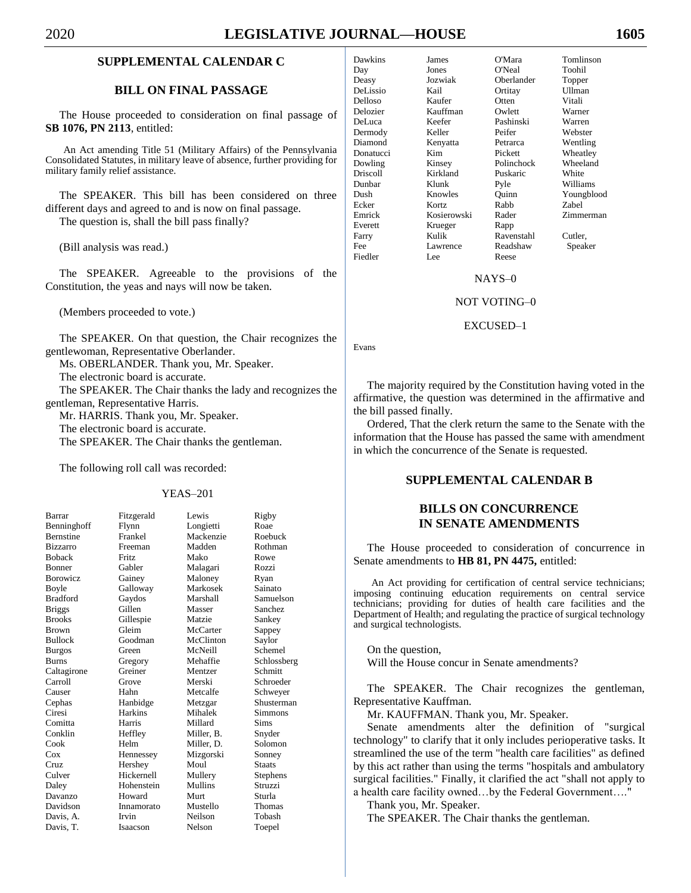## SUPPLEMENTAL CALENDAR C

## BILL ON FINAL PASSAGE

The House proceeded to consideration on final passage of **SB 1076, PN 2113**, entitled:

An Act amending Title 51 (Military Affairs) of the Pennsylvania Consolidated Statutes, in military leave of absence, further providing for military family relief assistance.

The SPEAKER. This bill has been considered on three different days and agreed to and is now on final passage.

The question is, shall the bill pass finally?

(Bill analysis was read.)

The SPEAKER. Agreeable to the provisions of the Constitution, the yeas and nays will now be taken.

(Members proceeded to vote.)

The SPEAKER. On that question, the Chair recognizes the gentlewoman, Representative Oberlander.

Ms. OBERLANDER. Thank you, Mr. Speaker.

The electronic board is accurate.

The SPEAKER. The Chair thanks the lady and recognizes the gentleman, Representative Harris.

Mr. HARRIS. Thank you, Mr. Speaker.

The electronic board is accurate.

The SPEAKER. The Chair thanks the gentleman.

The following roll call was recorded:

YEAS–201

| | | | |
|---|---|---|---|
| Barrar | Fitzgerald | Lewis | Rigby |
| Benninghoff | Flynn | Longietti | Roae |
| Bernstine | Frankel | Mackenzie | Roebuck |
| Bizzarro | Freeman | Madden | Rothman |
| Boback | Fritz | Mako | Rowe |
| Bonner | Gabler | Malagari | Rozzi |
| Borowicz | Gainey | Maloney | Ryan |
| Boyle | Galloway | Markosek | Sainato |
| Bradford | Gaydos | Marshall | Samuelson |
| Briggs | Gillen | Masser | Sanchez |
| Brooks | Gillespie | Matzie | Sankey |
| Brown | Gleim | McCarter | Sappey |
| Bullock | Goodman | McClinton | Saylor |
| Burgos | Green | McNeill | Schemel |
| Burns | Gregory | Mehaffie | Schlossberg |
| Caltagirone | Greiner | Mentzer | Schmitt |
| Carroll | Grove | Merski | Schroeder |
| Causer | Hahn | Metcalfe | Schweyer |
| Cephas | Hanbidge | Metzgar | Shusterman |
| Ciresi | Harkins | Mihalek | Simmons |
| Comitta | Harris | Millard | Sims |
| Conklin | Heffley | Miller, B. | Snyder |
| Cook | Helm | Miller, D. | Solomon |
| Cox | Hennessey | Mizgorski | Sonney |
| Cruz | Hershey | Moul | Staats |
| Culver | Hickernell | Mullery | Stephens |
| Daley | Hohenstein | Mullins | Struzzi |
| Davanzo | Howard | Murt | Sturla |
| Davidson | Innamorato | Mustello | Thomas |
| Davis, A. | Irvin | Neilson | Tobash |
| Davis, T. | Isaacson | Nelson | Toepel |
| Dawkins | James | O'Mara | Tomlinson |
| Day | Jones | O'Neal | Toohil |
| Deasy | Jozwiak | Oberlander | Topper |
| DeLissio | Kail | Ortitay | Ullman |
| Delloso | Kaufer | Otten | Vitali |
| Delozier | Kauffman | Owlett | Warner |
| DeLuca | Keefer | Pashinski | Warren |
| Dermody | Keller | Peifer | Webster |
| Diamond | Kenyatta | Petrarca | Wentling |
| Donatucci | Kim | Pickett | Wheatley |
| Dowling | Kinsey | Polinchock | Wheeland |
| Driscoll | Kirkland | Puskaric | White |
| Dunbar | Klunk | Pyle | Williams |
| Dush | Knowles | Quinn | Youngblood |
| Ecker | Kortz | Rabb | Zabel |
| Emrick | Kosierowski | Rader | Zimmerman |
| Everett | Krueger | Rapp | |
| Farry | Kulik | Ravenstahl | Cutler, |
| Fee | Lawrence | Readshaw | Speaker |
| Fiedler | Lee | Reese | |

NAYS–0

NOT VOTING–0

EXCUSED–1

Evans

The majority required by the Constitution having voted in the affirmative, the question was determined in the affirmative and the bill passed finally.

Ordered, That the clerk return the same to the Senate with the information that the House has passed the same with amendment in which the concurrence of the Senate is requested.

## SUPPLEMENTAL CALENDAR B

## BILLS ON CONCURRENCE IN SENATE AMENDMENTS

The House proceeded to consideration of concurrence in Senate amendments to **HB 81, PN 4475,** entitled:

An Act providing for certification of central service technicians; imposing continuing education requirements on central service technicians; providing for duties of health care facilities and the Department of Health; and regulating the practice of surgical technology and surgical technologists.

On the question,

Will the House concur in Senate amendments?

The SPEAKER. The Chair recognizes the gentleman, Representative Kauffman.

Mr. KAUFFMAN. Thank you, Mr. Speaker.

Senate amendments alter the definition of "surgical technology" to clarify that it only includes perioperative tasks. It streamlined the use of the term "health care facilities" as defined by this act rather than using the terms "hospitals and ambulatory surgical facilities." Finally, it clarified the act "shall not apply to a health care facility owned…by the Federal Government…."

Thank you, Mr. Speaker.

The SPEAKER. The Chair thanks the gentleman.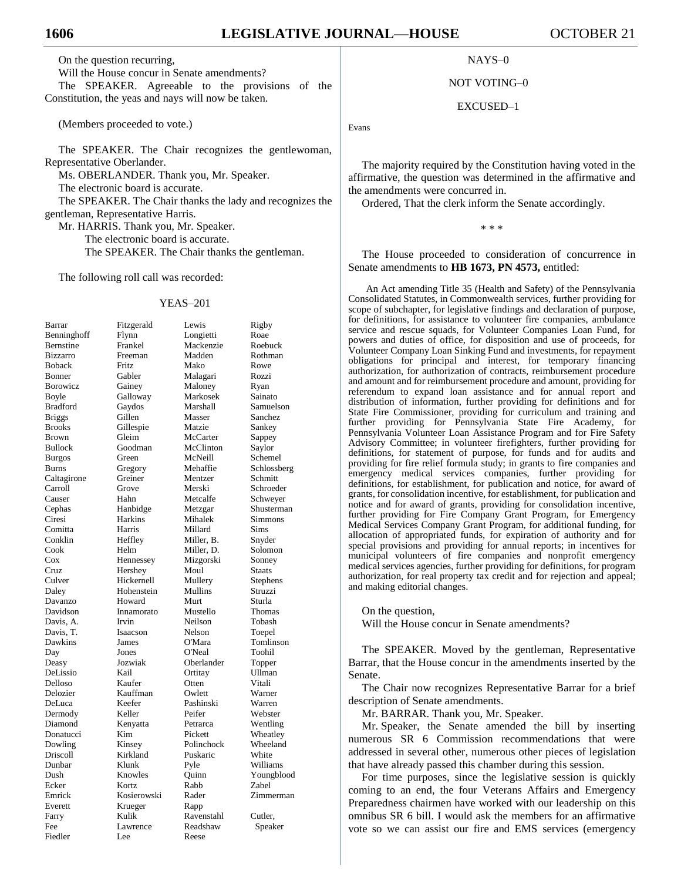On the question recurring,

Will the House concur in Senate amendments?

The SPEAKER. Agreeable to the provisions of the Constitution, the yeas and nays will now be taken.

(Members proceeded to vote.)

The SPEAKER. The Chair recognizes the gentlewoman, Representative Oberlander.

Ms. OBERLANDER. Thank you, Mr. Speaker.

The electronic board is accurate.

The SPEAKER. The Chair thanks the lady and recognizes the gentleman, Representative Harris.

Mr. HARRIS. Thank you, Mr. Speaker.

The electronic board is accurate.

The SPEAKER. The Chair thanks the gentleman.

The following roll call was recorded:

YEAS–201

| | | | |
|---|---|---|---|
| Barrar | Fitzgerald | Lewis | Rigby |
| Benninghoff | Flynn | Longietti | Roae |
| Bernstine | Frankel | Mackenzie | Roebuck |
| Bizzarro | Freeman | Madden | Rothman |
| Boback | Fritz | Mako | Rowe |
| Bonner | Gabler | Malagari | Rozzi |
| Borowicz | Gainey | Maloney | Ryan |
| Boyle | Galloway | Markosek | Sainato |
| Bradford | Gaydos | Marshall | Samuelson |
| Briggs | Gillen | Masser | Sanchez |
| Brooks | Gillespie | Matzie | Sankey |
| Brown | Gleim | McCarter | Sappey |
| Bullock | Goodman | McClinton | Saylor |
| Burgos | Green | McNeill | Schemel |
| Burns | Gregory | Mehaffie | Schlossberg |
| Caltagirone | Greiner | Mentzer | Schmitt |
| Carroll | Grove | Merski | Schroeder |
| Causer | Hahn | Metcalfe | Schweyer |
| Cephas | Hanbidge | Metzgar | Shusterman |
| Ciresi | Harkins | Mihalek | Simmons |
| Comitta | Harris | Millard | Sims |
| Conklin | Heffley | Miller, B. | Snyder |
| Cook | Helm | Miller, D. | Solomon |
| Cox | Hennessey | Mizgorski | Sonney |
| Cruz | Hershey | Moul | Staats |
| Culver | Hickernell | Mullery | Stephens |
| Daley | Hohenstein | Mullins | Struzzi |
| Davanzo | Howard | Murt | Sturla |
| Davidson | Innamorato | Mustello | Thomas |
| Davis, A. | Irvin | Neilson | Tobash |
| Davis, T. | Isaacson | Nelson | Toepel |
| Dawkins | James | O'Mara | Tomlinson |
| Day | Jones | O'Neal | Toohil |
| Deasy | Jozwiak | Oberlander | Topper |
| DeLissio | Kail | Ortitay | Ullman |
| Delloso | Kaufer | Otten | Vitali |
| Delozier | Kauffman | Owlett | Warner |
| DeLuca | Keefer | Pashinski | Warren |
| Dermody | Keller | Peifer | Webster |
| Diamond | Kenyatta | Petrarca | Wentling |
| Donatucci | Kim | Pickett | Wheatley |
| Dowling | Kinsey | Polinchock | Wheeland |
| Driscoll | Kirkland | Puskaric | White |
| Dunbar | Klunk | Pyle | Williams |
| Dush | Knowles | Quinn | Youngblood |
| Ecker | Kortz | Rabb | Zabel |
| Emrick | Kosierowski | Rader | Zimmerman |
| Everett | Krueger | Rapp | |
| Farry | Kulik | Ravenstahl | Cutler, |
| Fee | Lawrence | Readshaw | Speaker |
| Fiedler | Lee | Reese | |

NAYS–0

NOT VOTING–0

EXCUSED–1

Evans

The majority required by the Constitution having voted in the affirmative, the question was determined in the affirmative and the amendments were concurred in.

Ordered, That the clerk inform the Senate accordingly.

\* \* \*

The House proceeded to consideration of concurrence in Senate amendments to **HB 1673, PN 4573,** entitled:

An Act amending Title 35 (Health and Safety) of the Pennsylvania Consolidated Statutes, in Commonwealth services, further providing for scope of subchapter, for legislative findings and declaration of purpose, for definitions, for assistance to volunteer fire companies, ambulance service and rescue squads, for Volunteer Companies Loan Fund, for powers and duties of office, for disposition and use of proceeds, for Volunteer Company Loan Sinking Fund and investments, for repayment obligations for principal and interest, for temporary financing authorization, for authorization of contracts, reimbursement procedure and amount and for reimbursement procedure and amount, providing for referendum to expand loan assistance and for annual report and distribution of information, further providing for definitions and for State Fire Commissioner, providing for curriculum and training and further providing for Pennsylvania State Fire Academy, for Pennsylvania Volunteer Loan Assistance Program and for Fire Safety Advisory Committee; in volunteer firefighters, further providing for definitions, for statement of purpose, for funds and for audits and providing for fire relief formula study; in grants to fire companies and emergency medical services companies, further providing for definitions, for establishment, for publication and notice, for award of grants, for consolidation incentive, for establishment, for publication and notice and for award of grants, providing for consolidation incentive, further providing for Fire Company Grant Program, for Emergency Medical Services Company Grant Program, for additional funding, for allocation of appropriated funds, for expiration of authority and for special provisions and providing for annual reports; in incentives for municipal volunteers of fire companies and nonprofit emergency medical services agencies, further providing for definitions, for program authorization, for real property tax credit and for rejection and appeal; and making editorial changes.

On the question,

Will the House concur in Senate amendments?

The SPEAKER. Moved by the gentleman, Representative Barrar, that the House concur in the amendments inserted by the Senate.

The Chair now recognizes Representative Barrar for a brief description of Senate amendments.

Mr. BARRAR. Thank you, Mr. Speaker.

Mr. Speaker, the Senate amended the bill by inserting numerous SR 6 Commission recommendations that were addressed in several other, numerous other pieces of legislation that have already passed this chamber during this session.

For time purposes, since the legislative session is quickly coming to an end, the four Veterans Affairs and Emergency Preparedness chairmen have worked with our leadership on this omnibus SR 6 bill. I would ask the members for an affirmative vote so we can assist our fire and EMS services (emergency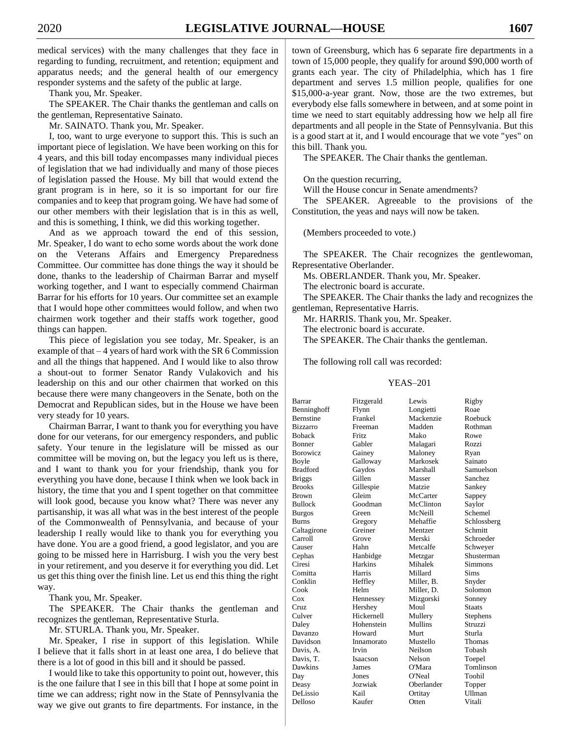medical services) with the many challenges that they face in regarding to funding, recruitment, and retention; equipment and apparatus needs; and the general health of our emergency responder systems and the safety of the public at large.

Thank you, Mr. Speaker.

The SPEAKER. The Chair thanks the gentleman and calls on the gentleman, Representative Sainato.

Mr. SAINATO. Thank you, Mr. Speaker.

I, too, want to urge everyone to support this. This is such an important piece of legislation. We have been working on this for 4 years, and this bill today encompasses many individual pieces of legislation that we had individually and many of those pieces of legislation passed the House. My bill that would extend the grant program is in here, so it is so important for our fire companies and to keep that program going. We have had some of our other members with their legislation that is in this as well, and this is something, I think, we did this working together.

And as we approach toward the end of this session, Mr. Speaker, I do want to echo some words about the work done on the Veterans Affairs and Emergency Preparedness Committee. Our committee has done things the way it should be done, thanks to the leadership of Chairman Barrar and myself working together, and I want to especially commend Chairman Barrar for his efforts for 10 years. Our committee set an example that I would hope other committees would follow, and when two chairmen work together and their staffs work together, good things can happen.

This piece of legislation you see today, Mr. Speaker, is an example of that – 4 years of hard work with the SR 6 Commission and all the things that happened. And I would like to also throw a shout-out to former Senator Randy Vulakovich and his leadership on this and our other chairmen that worked on this because there were many changeovers in the Senate, both on the Democrat and Republican sides, but in the House we have been very steady for 10 years.

Chairman Barrar, I want to thank you for everything you have done for our veterans, for our emergency responders, and public safety. Your tenure in the legislature will be missed as our committee will be moving on, but the legacy you left us is there, and I want to thank you for your friendship, thank you for everything you have done, because I think when we look back in history, the time that you and I spent together on that committee will look good, because you know what? There was never any partisanship, it was all what was in the best interest of the people of the Commonwealth of Pennsylvania, and because of your leadership I really would like to thank you for everything you have done. You are a good friend, a good legislator, and you are going to be missed here in Harrisburg. I wish you the very best in your retirement, and you deserve it for everything you did. Let us get this thing over the finish line. Let us end this thing the right way.

Thank you, Mr. Speaker.

The SPEAKER. The Chair thanks the gentleman and recognizes the gentleman, Representative Sturla.

Mr. STURLA. Thank you, Mr. Speaker.

Mr. Speaker, I rise in support of this legislation. While I believe that it falls short in at least one area, I do believe that there is a lot of good in this bill and it should be passed.

I would like to take this opportunity to point out, however, this is the one failure that I see in this bill that I hope at some point in time we can address; right now in the State of Pennsylvania the way we give out grants to fire departments. For instance, in the town of Greensburg, which has 6 separate fire departments in a town of 15,000 people, they qualify for around $90,000 worth of grants each year. The city of Philadelphia, which has 1 fire department and serves 1.5 million people, qualifies for one $15,000-a-year grant. Now, those are the two extremes, but everybody else falls somewhere in between, and at some point in time we need to start equitably addressing how we help all fire departments and all people in the State of Pennsylvania. But this is a good start at it, and I would encourage that we vote "yes" on this bill. Thank you.

The SPEAKER. The Chair thanks the gentleman.

On the question recurring,

Will the House concur in Senate amendments?

The SPEAKER. Agreeable to the provisions of the Constitution, the yeas and nays will now be taken.

(Members proceeded to vote.)

The SPEAKER. The Chair recognizes the gentlewoman, Representative Oberlander.

Ms. OBERLANDER. Thank you, Mr. Speaker.

The electronic board is accurate.

The SPEAKER. The Chair thanks the lady and recognizes the gentleman, Representative Harris.

Mr. HARRIS. Thank you, Mr. Speaker.

The electronic board is accurate.

The SPEAKER. The Chair thanks the gentleman.

The following roll call was recorded:

YEAS–201

| | | | |
|---|---|---|---|
| Barrar | Fitzgerald | Lewis | Rigby |
| Benninghoff | Flynn | Longietti | Roae |
| Bernstine | Frankel | Mackenzie | Roebuck |
| Bizzarro | Freeman | Madden | Rothman |
| Boback | Fritz | Mako | Rowe |
| Bonner | Gabler | Malagari | Rozzi |
| Borowicz | Gainey | Maloney | Ryan |
| Boyle | Galloway | Markosek | Sainato |
| Bradford | Gaydos | Marshall | Samuelson |
| Briggs | Gillen | Masser | Sanchez |
| Brooks | Gillespie | Matzie | Sankey |
| Brown | Gleim | McCarter | Sappey |
| Bullock | Goodman | McClinton | Saylor |
| Burgos | Green | McNeill | Schemel |
| Burns | Gregory | Mehaffie | Schlossberg |
| Caltagirone | Greiner | Mentzer | Schmitt |
| Carroll | Grove | Merski | Schroeder |
| Causer | Hahn | Metcalfe | Schweyer |
| Cephas | Hanbidge | Metzgar | Shusterman |
| Ciresi | Harkins | Mihalek | Simmons |
| Comitta | Harris | Millard | Sims |
| Conklin | Heffley | Miller, B. | Snyder |
| Cook | Helm | Miller, D. | Solomon |
| Cox | Hennessey | Mizgorski | Sonney |
| Cruz | Hershey | Moul | Staats |
| Culver | Hickernell | Mullery | Stephens |
| Daley | Hohenstein | Mullins | Struzzi |
| Davanzo | Howard | Murt | Sturla |
| Davidson | Innamorato | Mustello | Thomas |
| Davis, A. | Irvin | Neilson | Tobash |
| Davis, T. | Isaacson | Nelson | Toepel |
| Dawkins | James | O'Mara | Tomlinson |
| Day | Jones | O'Neal | Toohil |
| Deasy | Jozwiak | Oberlander | Topper |
| DeLissio | Kail | Ortitay | Ullman |
| Delloso | Kaufer | Otten | Vitali |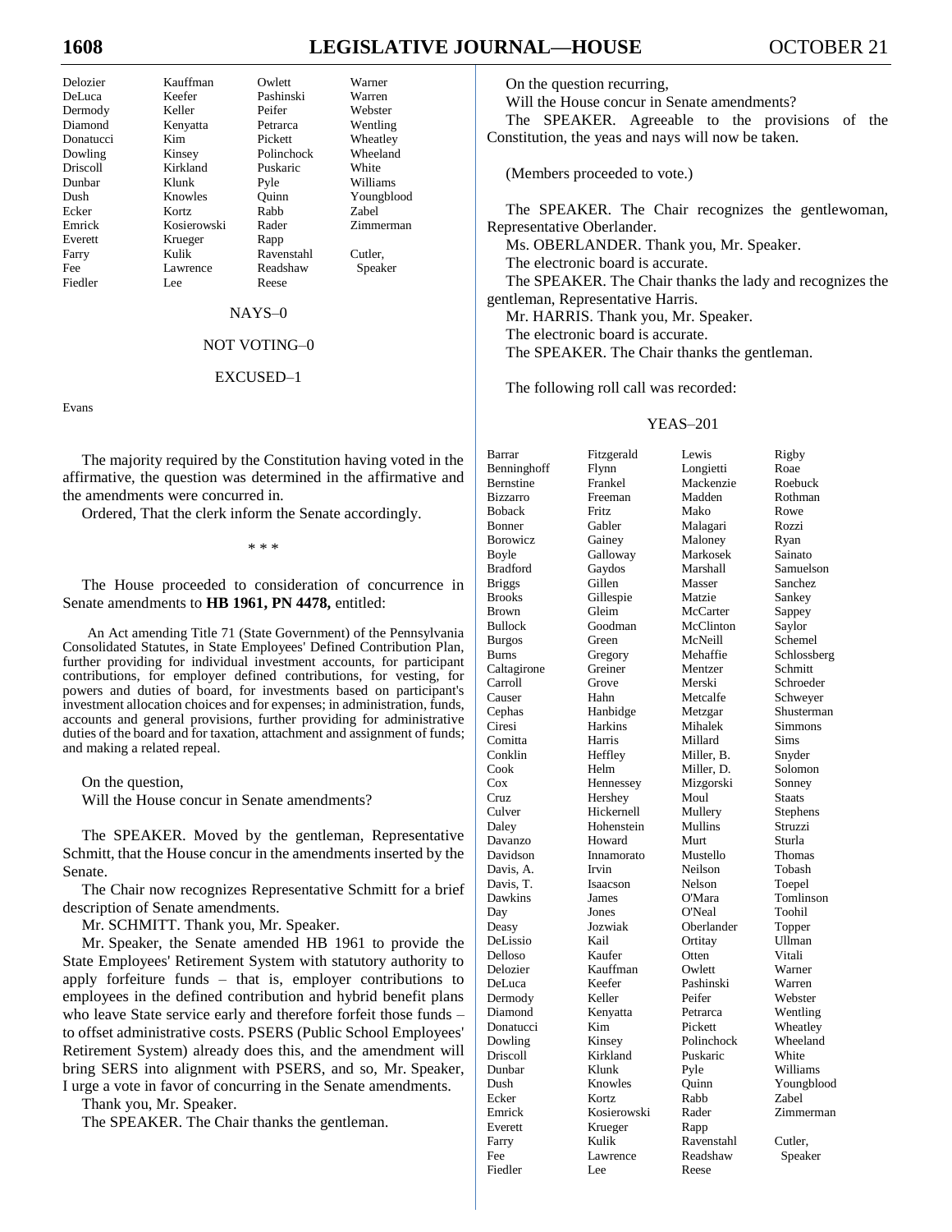| | | | |
|---|---|---|---|
| Delozier | Kauffman | Owlett | Warner |
| DeLuca | Keefer | Pashinski | Warren |
| Dermody | Keller | Peifer | Webster |
| Diamond | Kenyatta | Petrarca | Wentling |
| Donatucci | Kim | Pickett | Wheatley |
| Dowling | Kinsey | Polinchock | Wheeland |
| Driscoll | Kirkland | Puskaric | White |
| Dunbar | Klunk | Pyle | Williams |
| Dush | Knowles | Quinn | Youngblood |
| Ecker | Kortz | Rabb | Zabel |
| Emrick | Kosierowski | Rader | Zimmerman |
| Everett | Krueger | Rapp | |
| Farry | Kulik | Ravenstahl | Cutler, |
| Fee | Lawrence | Readshaw | Speaker |
| Fiedler | Lee | Reese | |

NAYS–0

NOT VOTING–0

EXCUSED–1

Evans

The majority required by the Constitution having voted in the affirmative, the question was determined in the affirmative and the amendments were concurred in.

Ordered, That the clerk inform the Senate accordingly.

\* \* \*

The House proceeded to consideration of concurrence in Senate amendments to **HB 1961, PN 4478,** entitled:

An Act amending Title 71 (State Government) of the Pennsylvania Consolidated Statutes, in State Employees' Defined Contribution Plan, further providing for individual investment accounts, for participant contributions, for employer defined contributions, for vesting, for powers and duties of board, for investments based on participant's investment allocation choices and for expenses; in administration, funds, accounts and general provisions, further providing for administrative duties of the board and for taxation, attachment and assignment of funds; and making a related repeal.

On the question,
Will the House concur in Senate amendments?

The SPEAKER. Moved by the gentleman, Representative Schmitt, that the House concur in the amendments inserted by the Senate.

The Chair now recognizes Representative Schmitt for a brief description of Senate amendments.

Mr. SCHMITT. Thank you, Mr. Speaker.

Mr. Speaker, the Senate amended HB 1961 to provide the State Employees' Retirement System with statutory authority to apply forfeiture funds – that is, employer contributions to employees in the defined contribution and hybrid benefit plans who leave State service early and therefore forfeit those funds – to offset administrative costs. PSERS (Public School Employees' Retirement System) already does this, and the amendment will bring SERS into alignment with PSERS, and so, Mr. Speaker, I urge a vote in favor of concurring in the Senate amendments.

Thank you, Mr. Speaker.

The SPEAKER. The Chair thanks the gentleman.

On the question recurring,
Will the House concur in Senate amendments?

The SPEAKER. Agreeable to the provisions of the Constitution, the yeas and nays will now be taken.

(Members proceeded to vote.)

The SPEAKER. The Chair recognizes the gentlewoman, Representative Oberlander.

Ms. OBERLANDER. Thank you, Mr. Speaker.

The electronic board is accurate.

The SPEAKER. The Chair thanks the lady and recognizes the gentleman, Representative Harris.

Mr. HARRIS. Thank you, Mr. Speaker.

The electronic board is accurate.

The SPEAKER. The Chair thanks the gentleman.

The following roll call was recorded:

YEAS–201

| | | | |
|---|---|---|---|
| Barrar | Fitzgerald | Lewis | Rigby |
| Benninghoff | Flynn | Longietti | Roae |
| Bernstine | Frankel | Mackenzie | Roebuck |
| Bizzarro | Freeman | Madden | Rothman |
| Boback | Fritz | Mako | Rowe |
| Bonner | Gabler | Malagari | Rozzi |
| Borowicz | Gainey | Maloney | Ryan |
| Boyle | Galloway | Markosek | Sainato |
| Bradford | Gaydos | Marshall | Samuelson |
| Briggs | Gillen | Masser | Sanchez |
| Brooks | Gillespie | Matzie | Sankey |
| Brown | Gleim | McCarter | Sappey |
| Bullock | Goodman | McClinton | Saylor |
| Burgos | Green | McNeill | Schemel |
| Burns | Gregory | Mehaffie | Schlossberg |
| Caltagirone | Greiner | Mentzer | Schmitt |
| Carroll | Grove | Merski | Schroeder |
| Causer | Hahn | Metcalfe | Schweyer |
| Cephas | Hanbidge | Metzgar | Shusterman |
| Ciresi | Harkins | Mihalek | Simmons |
| Comitta | Harris | Millard | Sims |
| Conklin | Heffley | Miller, B. | Snyder |
| Cook | Helm | Miller, D. | Solomon |
| Cox | Hennessey | Mizgorski | Sonney |
| Cruz | Hershey | Moul | Staats |
| Culver | Hickernell | Mullery | Stephens |
| Daley | Hohenstein | Mullins | Struzzi |
| Davanzo | Howard | Murt | Sturla |
| Davidson | Innamorato | Mustello | Thomas |
| Davis, A. | Irvin | Neilson | Tobash |
| Davis, T. | Isaacson | Nelson | Toepel |
| Dawkins | James | O'Mara | Tomlinson |
| Day | Jones | O'Neal | Toohil |
| Deasy | Jozwiak | Oberlander | Topper |
| DeLissio | Kail | Ortitay | Ullman |
| Delloso | Kaufer | Otten | Vitali |
| Delozier | Kauffman | Owlett | Warner |
| DeLuca | Keefer | Pashinski | Warren |
| Dermody | Keller | Peifer | Webster |
| Diamond | Kenyatta | Petrarca | Wentling |
| Donatucci | Kim | Pickett | Wheatley |
| Dowling | Kinsey | Polinchock | Wheeland |
| Driscoll | Kirkland | Puskaric | White |
| Dunbar | Klunk | Pyle | Williams |
| Dush | Knowles | Quinn | Youngblood |
| Ecker | Kortz | Rabb | Zabel |
| Emrick | Kosierowski | Rader | Zimmerman |
| Everett | Krueger | Rapp | |
| Farry | Kulik | Ravenstahl | Cutler, |
| Fee | Lawrence | Readshaw | Speaker |
| Fiedler | Lee | Reese | |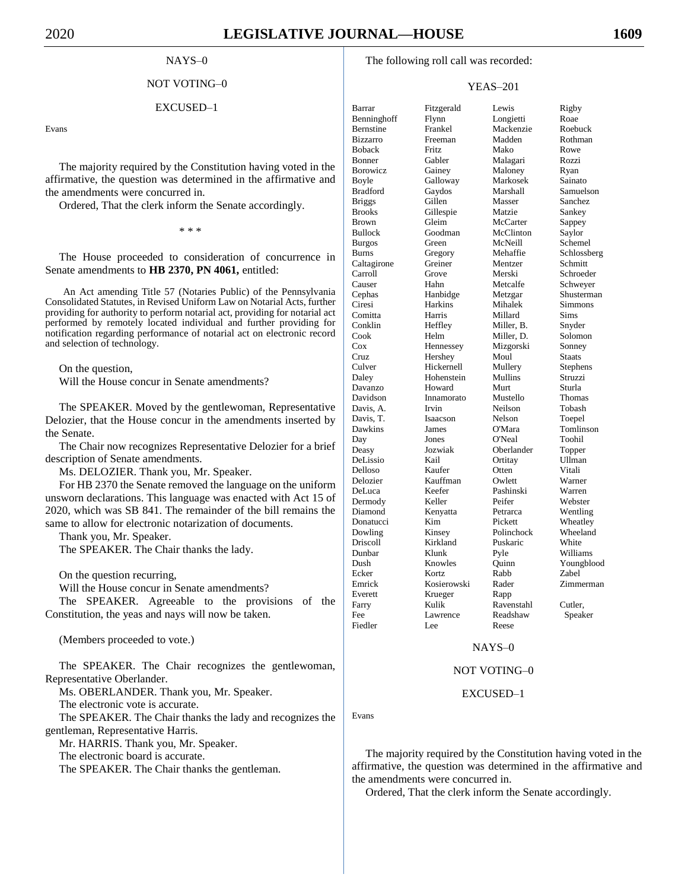NAYS–0

NOT VOTING–0

EXCUSED–1

Evans

The majority required by the Constitution having voted in the affirmative, the question was determined in the affirmative and the amendments were concurred in.

Ordered, That the clerk inform the Senate accordingly.

\* \* \*

The House proceeded to consideration of concurrence in Senate amendments to **HB 2370, PN 4061,** entitled:

An Act amending Title 57 (Notaries Public) of the Pennsylvania Consolidated Statutes, in Revised Uniform Law on Notarial Acts, further providing for authority to perform notarial act, providing for notarial act performed by remotely located individual and further providing for notification regarding performance of notarial act on electronic record and selection of technology.

On the question,
Will the House concur in Senate amendments?

The SPEAKER. Moved by the gentlewoman, Representative Delozier, that the House concur in the amendments inserted by the Senate.

The Chair now recognizes Representative Delozier for a brief description of Senate amendments.

Ms. DELOZIER. Thank you, Mr. Speaker.

For HB 2370 the Senate removed the language on the uniform unsworn declarations. This language was enacted with Act 15 of 2020, which was SB 841. The remainder of the bill remains the same to allow for electronic notarization of documents.

Thank you, Mr. Speaker.

The SPEAKER. The Chair thanks the lady.

On the question recurring,
Will the House concur in Senate amendments?

The SPEAKER. Agreeable to the provisions of the Constitution, the yeas and nays will now be taken.

(Members proceeded to vote.)

The SPEAKER. The Chair recognizes the gentlewoman, Representative Oberlander.

Ms. OBERLANDER. Thank you, Mr. Speaker.

The electronic vote is accurate.

The SPEAKER. The Chair thanks the lady and recognizes the gentleman, Representative Harris.

Mr. HARRIS. Thank you, Mr. Speaker.

The electronic board is accurate.

The SPEAKER. The Chair thanks the gentleman.

The following roll call was recorded:

YEAS–201

| | | | |
|---|---|---|---|
| Barrar | Fitzgerald | Lewis | Rigby |
| Benninghoff | Flynn | Longietti | Roae |
| Bernstine | Frankel | Mackenzie | Roebuck |
| Bizzarro | Freeman | Madden | Rothman |
| Boback | Fritz | Mako | Rowe |
| Bonner | Gabler | Malagari | Rozzi |
| Borowicz | Gainey | Maloney | Ryan |
| Boyle | Galloway | Markosek | Sainato |
| Bradford | Gaydos | Marshall | Samuelson |
| Briggs | Gillen | Masser | Sanchez |
| Brooks | Gillespie | Matzie | Sankey |
| Brown | Gleim | McCarter | Sappey |
| Bullock | Goodman | McClinton | Saylor |
| Burgos | Green | McNeill | Schemel |
| Burns | Gregory | Mehaffie | Schlossberg |
| Caltagirone | Greiner | Mentzer | Schmitt |
| Carroll | Grove | Merski | Schroeder |
| Causer | Hahn | Metcalfe | Schweyer |
| Cephas | Hanbidge | Metzgar | Shusterman |
| Ciresi | Harkins | Mihalek | Simmons |
| Comitta | Harris | Millard | Sims |
| Conklin | Heffley | Miller, B. | Snyder |
| Cook | Helm | Miller, D. | Solomon |
| Cox | Hennessey | Mizgorski | Sonney |
| Cruz | Hershey | Moul | Staats |
| Culver | Hickernell | Mullery | Stephens |
| Daley | Hohenstein | Mullins | Struzzi |
| Davanzo | Howard | Murt | Sturla |
| Davidson | Innamorato | Mustello | Thomas |
| Davis, A. | Irvin | Neilson | Tobash |
| Davis, T. | Isaacson | Nelson | Toepel |
| Dawkins | James | O'Mara | Tomlinson |
| Day | Jones | O'Neal | Toohil |
| Deasy | Jozwiak | Oberlander | Topper |
| DeLissio | Kail | Ortitay | Ullman |
| Delloso | Kaufer | Otten | Vitali |
| Delozier | Kauffman | Owlett | Warner |
| DeLuca | Keefer | Pashinski | Warren |
| Dermody | Keller | Peifer | Webster |
| Diamond | Kenyatta | Petrarca | Wentling |
| Donatucci | Kim | Pickett | Wheatley |
| Dowling | Kinsey | Polinchock | Wheeland |
| Driscoll | Kirkland | Puskaric | White |
| Dunbar | Klunk | Pyle | Williams |
| Dush | Knowles | Quinn | Youngblood |
| Ecker | Kortz | Rabb | Zabel |
| Emrick | Kosierowski | Rader | Zimmerman |
| Everett | Krueger | Rapp | |
| Farry | Kulik | Ravenstahl | Cutler, |
| Fee | Lawrence | Readshaw | Speaker |
| Fiedler | Lee | Reese | |

NAYS–0

NOT VOTING–0

EXCUSED–1

Evans

The majority required by the Constitution having voted in the affirmative, the question was determined in the affirmative and the amendments were concurred in.

Ordered, That the clerk inform the Senate accordingly.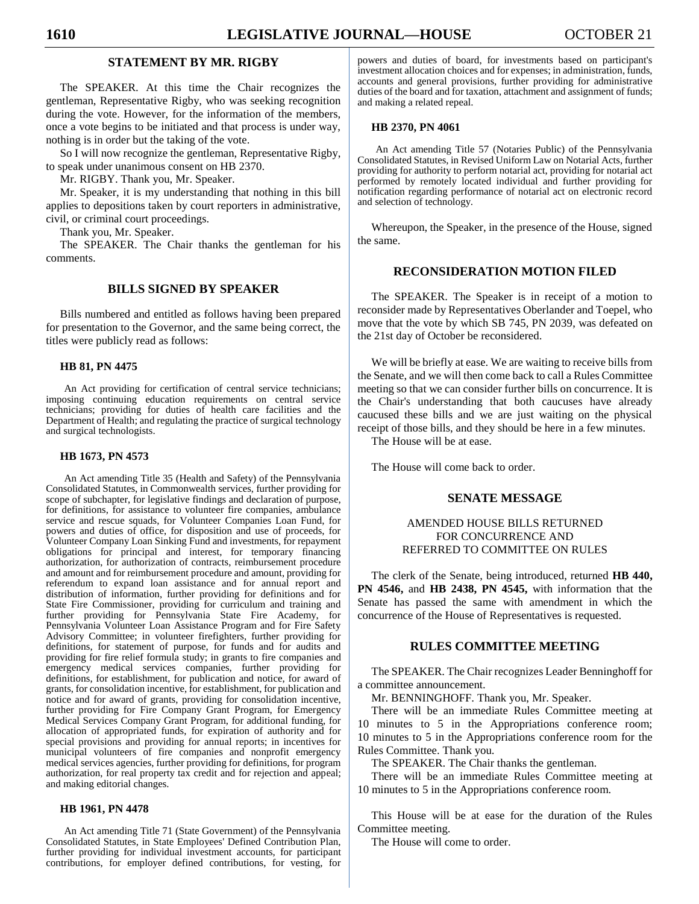## STATEMENT BY MR. RIGBY

The SPEAKER. At this time the Chair recognizes the gentleman, Representative Rigby, who was seeking recognition during the vote. However, for the information of the members, once a vote begins to be initiated and that process is under way, nothing is in order but the taking of the vote.

So I will now recognize the gentleman, Representative Rigby, to speak under unanimous consent on HB 2370.

Mr. RIGBY. Thank you, Mr. Speaker.

Mr. Speaker, it is my understanding that nothing in this bill applies to depositions taken by court reporters in administrative, civil, or criminal court proceedings.

Thank you, Mr. Speaker.

The SPEAKER. The Chair thanks the gentleman for his comments.

## BILLS SIGNED BY SPEAKER

Bills numbered and entitled as follows having been prepared for presentation to the Governor, and the same being correct, the titles were publicly read as follows:

**HB 81, PN 4475**

An Act providing for certification of central service technicians; imposing continuing education requirements on central service technicians; providing for duties of health care facilities and the Department of Health; and regulating the practice of surgical technology and surgical technologists.

**HB 1673, PN 4573**

An Act amending Title 35 (Health and Safety) of the Pennsylvania Consolidated Statutes, in Commonwealth services, further providing for scope of subchapter, for legislative findings and declaration of purpose, for definitions, for assistance to volunteer fire companies, ambulance service and rescue squads, for Volunteer Companies Loan Fund, for powers and duties of office, for disposition and use of proceeds, for Volunteer Company Loan Sinking Fund and investments, for repayment obligations for principal and interest, for temporary financing authorization, for authorization of contracts, reimbursement procedure and amount and for reimbursement procedure and amount, providing for referendum to expand loan assistance and for annual report and distribution of information, further providing for definitions and for State Fire Commissioner, providing for curriculum and training and further providing for Pennsylvania State Fire Academy, for Pennsylvania Volunteer Loan Assistance Program and for Fire Safety Advisory Committee; in volunteer firefighters, further providing for definitions, for statement of purpose, for funds and for audits and providing for fire relief formula study; in grants to fire companies and emergency medical services companies, further providing for definitions, for establishment, for publication and notice, for award of grants, for consolidation incentive, for establishment, for publication and notice and for award of grants, providing for consolidation incentive, further providing for Fire Company Grant Program, for Emergency Medical Services Company Grant Program, for additional funding, for allocation of appropriated funds, for expiration of authority and for special provisions and providing for annual reports; in incentives for municipal volunteers of fire companies and nonprofit emergency medical services agencies, further providing for definitions, for program authorization, for real property tax credit and for rejection and appeal; and making editorial changes.

**HB 1961, PN 4478**

An Act amending Title 71 (State Government) of the Pennsylvania Consolidated Statutes, in State Employees' Defined Contribution Plan, further providing for individual investment accounts, for participant contributions, for employer defined contributions, for vesting, for powers and duties of board, for investments based on participant's investment allocation choices and for expenses; in administration, funds, accounts and general provisions, further providing for administrative duties of the board and for taxation, attachment and assignment of funds; and making a related repeal.

**HB 2370, PN 4061**

An Act amending Title 57 (Notaries Public) of the Pennsylvania Consolidated Statutes, in Revised Uniform Law on Notarial Acts, further providing for authority to perform notarial act, providing for notarial act performed by remotely located individual and further providing for notification regarding performance of notarial act on electronic record and selection of technology.

Whereupon, the Speaker, in the presence of the House, signed the same.

## RECONSIDERATION MOTION FILED

The SPEAKER. The Speaker is in receipt of a motion to reconsider made by Representatives Oberlander and Toepel, who move that the vote by which SB 745, PN 2039, was defeated on the 21st day of October be reconsidered.

We will be briefly at ease. We are waiting to receive bills from the Senate, and we will then come back to call a Rules Committee meeting so that we can consider further bills on concurrence. It is the Chair's understanding that both caucuses have already caucused these bills and we are just waiting on the physical receipt of those bills, and they should be here in a few minutes.

The House will be at ease.

The House will come back to order.

## SENATE MESSAGE

### AMENDED HOUSE BILLS RETURNED FOR CONCURRENCE AND REFERRED TO COMMITTEE ON RULES

The clerk of the Senate, being introduced, returned **HB 440, PN 4546,** and **HB 2438, PN 4545,** with information that the Senate has passed the same with amendment in which the concurrence of the House of Representatives is requested.

## RULES COMMITTEE MEETING

The SPEAKER. The Chair recognizes Leader Benninghoff for a committee announcement.

Mr. BENNINGHOFF. Thank you, Mr. Speaker.

There will be an immediate Rules Committee meeting at 10 minutes to 5 in the Appropriations conference room; 10 minutes to 5 in the Appropriations conference room for the Rules Committee. Thank you.

The SPEAKER. The Chair thanks the gentleman.

There will be an immediate Rules Committee meeting at 10 minutes to 5 in the Appropriations conference room.

This House will be at ease for the duration of the Rules Committee meeting.

The House will come to order.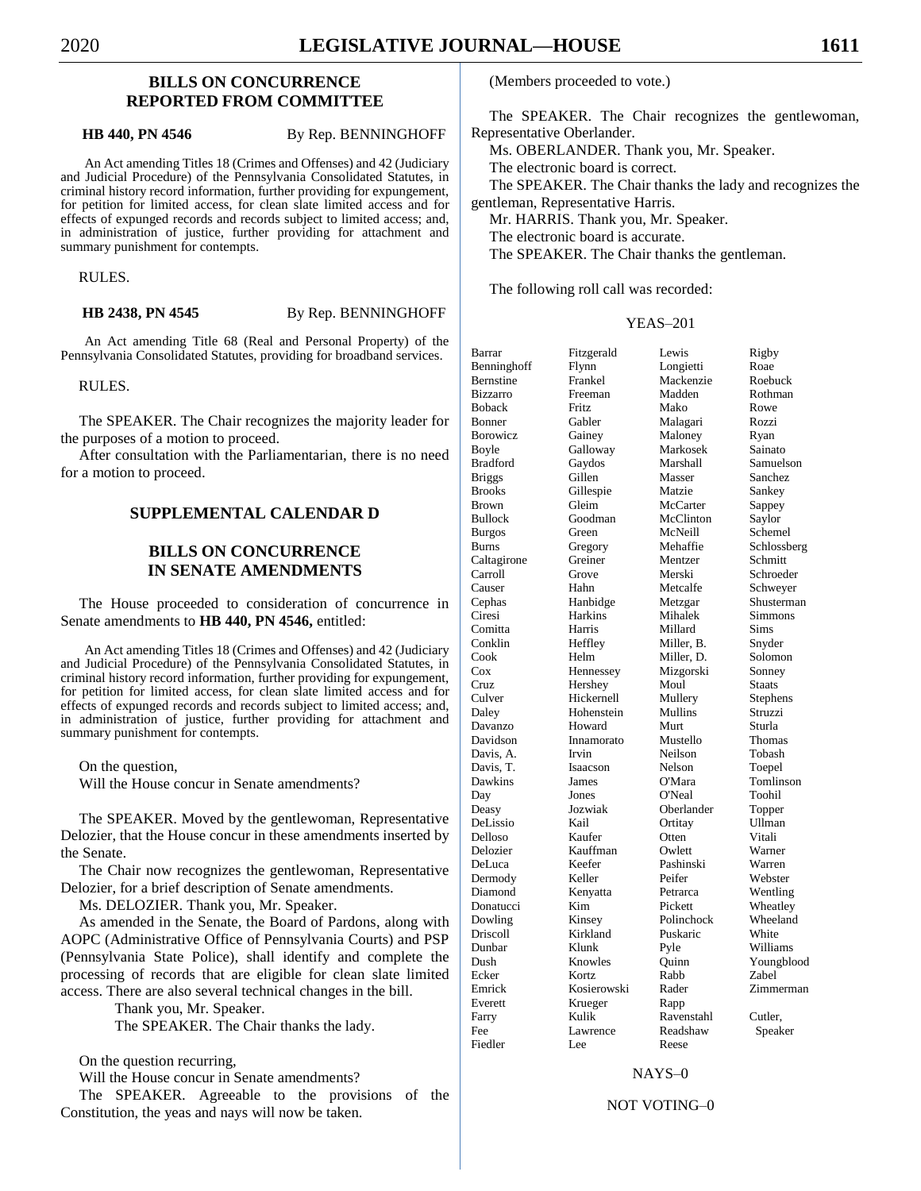## BILLS ON CONCURRENCE REPORTED FROM COMMITTEE

**HB 440, PN 4546** By Rep. BENNINGHOFF

An Act amending Titles 18 (Crimes and Offenses) and 42 (Judiciary and Judicial Procedure) of the Pennsylvania Consolidated Statutes, in criminal history record information, further providing for expungement, for petition for limited access, for clean slate limited access and for effects of expunged records and records subject to limited access; and, in administration of justice, further providing for attachment and summary punishment for contempts.

RULES.

**HB 2438, PN 4545** By Rep. BENNINGHOFF

An Act amending Title 68 (Real and Personal Property) of the Pennsylvania Consolidated Statutes, providing for broadband services.

RULES.

The SPEAKER. The Chair recognizes the majority leader for the purposes of a motion to proceed.

After consultation with the Parliamentarian, there is no need for a motion to proceed.

## SUPPLEMENTAL CALENDAR D

## BILLS ON CONCURRENCE IN SENATE AMENDMENTS

The House proceeded to consideration of concurrence in Senate amendments to **HB 440, PN 4546,** entitled:

An Act amending Titles 18 (Crimes and Offenses) and 42 (Judiciary and Judicial Procedure) of the Pennsylvania Consolidated Statutes, in criminal history record information, further providing for expungement, for petition for limited access, for clean slate limited access and for effects of expunged records and records subject to limited access; and, in administration of justice, further providing for attachment and summary punishment for contempts.

On the question,
Will the House concur in Senate amendments?

The SPEAKER. Moved by the gentlewoman, Representative Delozier, that the House concur in these amendments inserted by the Senate.

The Chair now recognizes the gentlewoman, Representative Delozier, for a brief description of Senate amendments.

Ms. DELOZIER. Thank you, Mr. Speaker.

As amended in the Senate, the Board of Pardons, along with AOPC (Administrative Office of Pennsylvania Courts) and PSP (Pennsylvania State Police), shall identify and complete the processing of records that are eligible for clean slate limited access. There are also several technical changes in the bill.

Thank you, Mr. Speaker.

The SPEAKER. The Chair thanks the lady.

On the question recurring,
Will the House concur in Senate amendments?

The SPEAKER. Agreeable to the provisions of the Constitution, the yeas and nays will now be taken.

(Members proceeded to vote.)

The SPEAKER. The Chair recognizes the gentlewoman, Representative Oberlander.

Ms. OBERLANDER. Thank you, Mr. Speaker.

The electronic board is correct.

The SPEAKER. The Chair thanks the lady and recognizes the gentleman, Representative Harris.

Mr. HARRIS. Thank you, Mr. Speaker.

The electronic board is accurate.

The SPEAKER. The Chair thanks the gentleman.

The following roll call was recorded:

YEAS–201

| | | | |
|---|---|---|---|
| Barrar | Fitzgerald | Lewis | Rigby |
| Benninghoff | Flynn | Longietti | Roae |
| Bernstine | Frankel | Mackenzie | Roebuck |
| Bizzarro | Freeman | Madden | Rothman |
| Boback | Fritz | Mako | Rowe |
| Bonner | Gabler | Malagari | Rozzi |
| Borowicz | Gainey | Maloney | Ryan |
| Boyle | Galloway | Markosek | Sainato |
| Bradford | Gaydos | Marshall | Samuelson |
| Briggs | Gillen | Masser | Sanchez |
| Brooks | Gillespie | Matzie | Sankey |
| Brown | Gleim | McCarter | Sappey |
| Bullock | Goodman | McClinton | Saylor |
| Burgos | Green | McNeill | Schemel |
| Burns | Gregory | Mehaffie | Schlossberg |
| Caltagirone | Greiner | Mentzer | Schmitt |
| Carroll | Grove | Merski | Schroeder |
| Causer | Hahn | Metcalfe | Schweyer |
| Cephas | Hanbidge | Metzgar | Shusterman |
| Ciresi | Harkins | Mihalek | Simmons |
| Comitta | Harris | Millard | Sims |
| Conklin | Heffley | Miller, B. | Snyder |
| Cook | Helm | Miller, D. | Solomon |
| Cox | Hennessey | Mizgorski | Sonney |
| Cruz | Hershey | Moul | Staats |
| Culver | Hickernell | Mullery | Stephens |
| Daley | Hohenstein | Mullins | Struzzi |
| Davanzo | Howard | Murt | Sturla |
| Davidson | Innamorato | Mustello | Thomas |
| Davis, A. | Irvin | Neilson | Tobash |
| Davis, T. | Isaacson | Nelson | Toepel |
| Dawkins | James | O'Mara | Tomlinson |
| Day | Jones | O'Neal | Toohil |
| Deasy | Jozwiak | Oberlander | Topper |
| DeLissio | Kail | Ortitay | Ullman |
| Delloso | Kaufer | Otten | Vitali |
| Delozier | Kauffman | Owlett | Warner |
| DeLuca | Keefer | Pashinski | Warren |
| Dermody | Keller | Peifer | Webster |
| Diamond | Kenyatta | Petrarca | Wentling |
| Donatucci | Kim | Pickett | Wheatley |
| Dowling | Kinsey | Polinchock | Wheeland |
| Driscoll | Kirkland | Puskaric | White |
| Dunbar | Klunk | Pyle | Williams |
| Dush | Knowles | Quinn | Youngblood |
| Ecker | Kortz | Rabb | Zabel |
| Emrick | Kosierowski | Rader | Zimmerman |
| Everett | Krueger | Rapp | |
| Farry | Kulik | Ravenstahl | Cutler, |
| Fee | Lawrence | Readshaw | Speaker |
| Fiedler | Lee | Reese | |

NAYS–0

NOT VOTING–0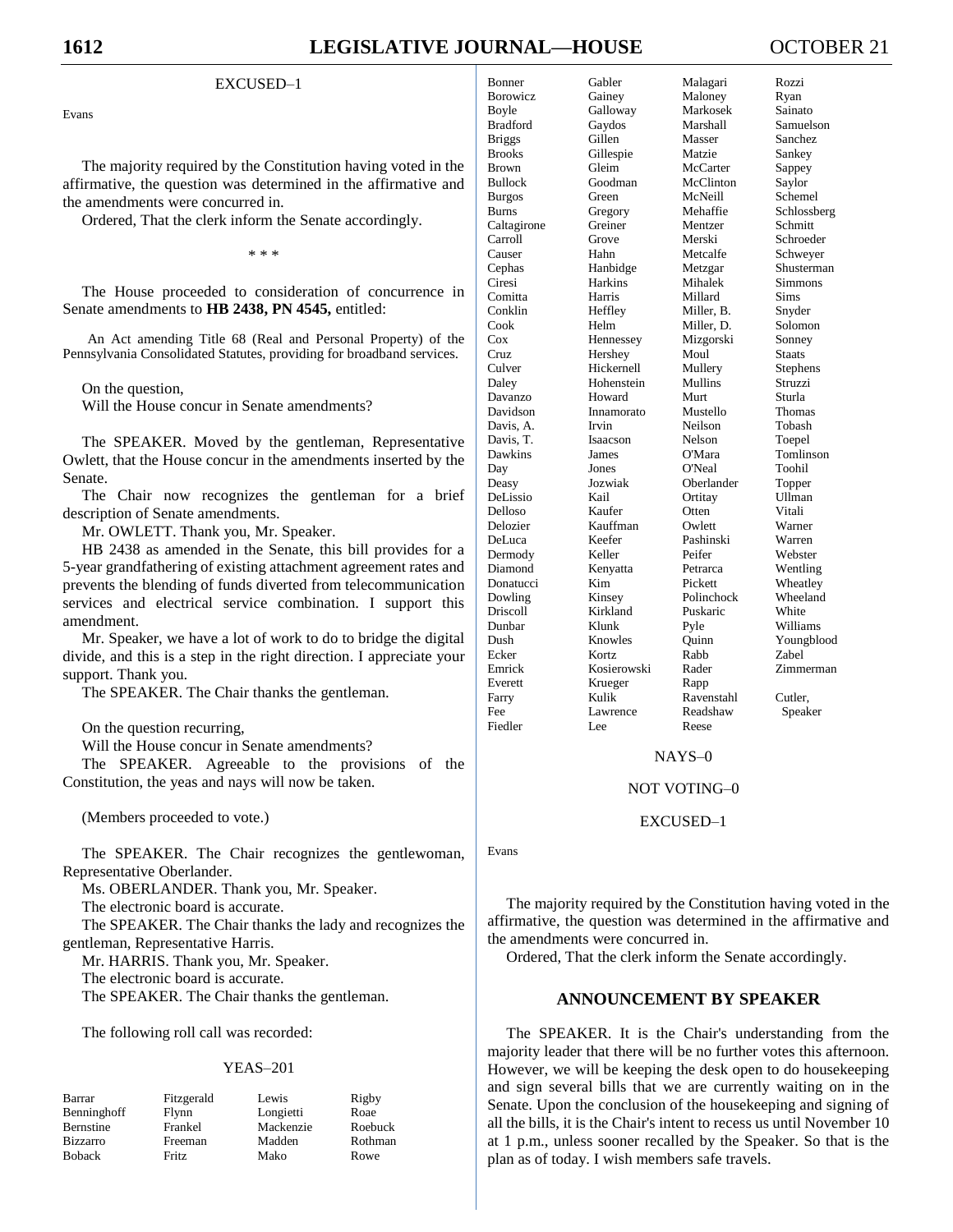EXCUSED–1

Evans

The majority required by the Constitution having voted in the affirmative, the question was determined in the affirmative and the amendments were concurred in.

Ordered, That the clerk inform the Senate accordingly.

\* \* \*

The House proceeded to consideration of concurrence in Senate amendments to **HB 2438, PN 4545,** entitled:

An Act amending Title 68 (Real and Personal Property) of the Pennsylvania Consolidated Statutes, providing for broadband services.

On the question,
Will the House concur in Senate amendments?

The SPEAKER. Moved by the gentleman, Representative Owlett, that the House concur in the amendments inserted by the Senate.

The Chair now recognizes the gentleman for a brief description of Senate amendments.

Mr. OWLETT. Thank you, Mr. Speaker.

HB 2438 as amended in the Senate, this bill provides for a 5-year grandfathering of existing attachment agreement rates and prevents the blending of funds diverted from telecommunication services and electrical service combination. I support this amendment.

Mr. Speaker, we have a lot of work to do to bridge the digital divide, and this is a step in the right direction. I appreciate your support. Thank you.

The SPEAKER. The Chair thanks the gentleman.

On the question recurring,
Will the House concur in Senate amendments?

The SPEAKER. Agreeable to the provisions of the Constitution, the yeas and nays will now be taken.

(Members proceeded to vote.)

The SPEAKER. The Chair recognizes the gentlewoman, Representative Oberlander.

Ms. OBERLANDER. Thank you, Mr. Speaker.

The electronic board is accurate.

The SPEAKER. The Chair thanks the lady and recognizes the gentleman, Representative Harris.

Mr. HARRIS. Thank you, Mr. Speaker.

The electronic board is accurate.

The SPEAKER. The Chair thanks the gentleman.

The following roll call was recorded:

YEAS–201

| | | | |
|---|---|---|---|
| Barrar | Fitzgerald | Lewis | Rigby |
| Benninghoff | Flynn | Longietti | Roae |
| Bernstine | Frankel | Mackenzie | Roebuck |
| Bizzarro | Freeman | Madden | Rothman |
| Boback | Fritz | Mako | Rowe |
| Bonner | Gabler | Malagari | Rozzi |
| Borowicz | Gainey | Maloney | Ryan |
| Boyle | Galloway | Markosek | Sainato |
| Bradford | Gaydos | Marshall | Samuelson |
| Briggs | Gillen | Masser | Sanchez |
| Brooks | Gillespie | Matzie | Sankey |
| Brown | Gleim | McCarter | Sappey |
| Bullock | Goodman | McClinton | Saylor |
| Burgos | Green | McNeill | Schemel |
| Burns | Gregory | Mehaffie | Schlossberg |
| Caltagirone | Greiner | Mentzer | Schmitt |
| Carroll | Grove | Merski | Schroeder |
| Causer | Hahn | Metcalfe | Schweyer |
| Cephas | Hanbidge | Metzgar | Shusterman |
| Ciresi | Harkins | Mihalek | Simmons |
| Comitta | Harris | Millard | Sims |
| Conklin | Heffley | Miller, B. | Snyder |
| Cook | Helm | Miller, D. | Solomon |
| Cox | Hennessey | Mizgorski | Sonney |
| Cruz | Hershey | Moul | Staats |
| Culver | Hickernell | Mullery | Stephens |
| Daley | Hohenstein | Mullins | Struzzi |
| Davanzo | Howard | Murt | Sturla |
| Davidson | Innamorato | Mustello | Thomas |
| Davis, A. | Irvin | Neilson | Tobash |
| Davis, T. | Isaacson | Nelson | Toepel |
| Dawkins | James | O'Mara | Tomlinson |
| Day | Jones | O'Neal | Toohil |
| Deasy | Jozwiak | Oberlander | Topper |
| DeLissio | Kail | Ortitay | Ullman |
| Delloso | Kaufer | Otten | Vitali |
| Delozier | Kauffman | Owlett | Warner |
| DeLuca | Keefer | Pashinski | Warren |
| Dermody | Keller | Peifer | Webster |
| Diamond | Kenyatta | Petrarca | Wentling |
| Donatucci | Kim | Pickett | Wheatley |
| Dowling | Kinsey | Polinchock | Wheeland |
| Driscoll | Kirkland | Puskaric | White |
| Dunbar | Klunk | Pyle | Williams |
| Dush | Knowles | Quinn | Youngblood |
| Ecker | Kortz | Rabb | Zabel |
| Emrick | Kosierowski | Rader | Zimmerman |
| Everett | Krueger | Rapp | |
| Farry | Kulik | Ravenstahl | Cutler, |
| Fee | Lawrence | Readshaw | Speaker |
| Fiedler | Lee | Reese | |

NAYS–0

NOT VOTING–0

EXCUSED–1

Evans

The majority required by the Constitution having voted in the affirmative, the question was determined in the affirmative and the amendments were concurred in.

Ordered, That the clerk inform the Senate accordingly.

## ANNOUNCEMENT BY SPEAKER

The SPEAKER. It is the Chair's understanding from the majority leader that there will be no further votes this afternoon. However, we will be keeping the desk open to do housekeeping and sign several bills that we are currently waiting on in the Senate. Upon the conclusion of the housekeeping and signing of all the bills, it is the Chair's intent to recess us until November 10 at 1 p.m., unless sooner recalled by the Speaker. So that is the plan as of today. I wish members safe travels.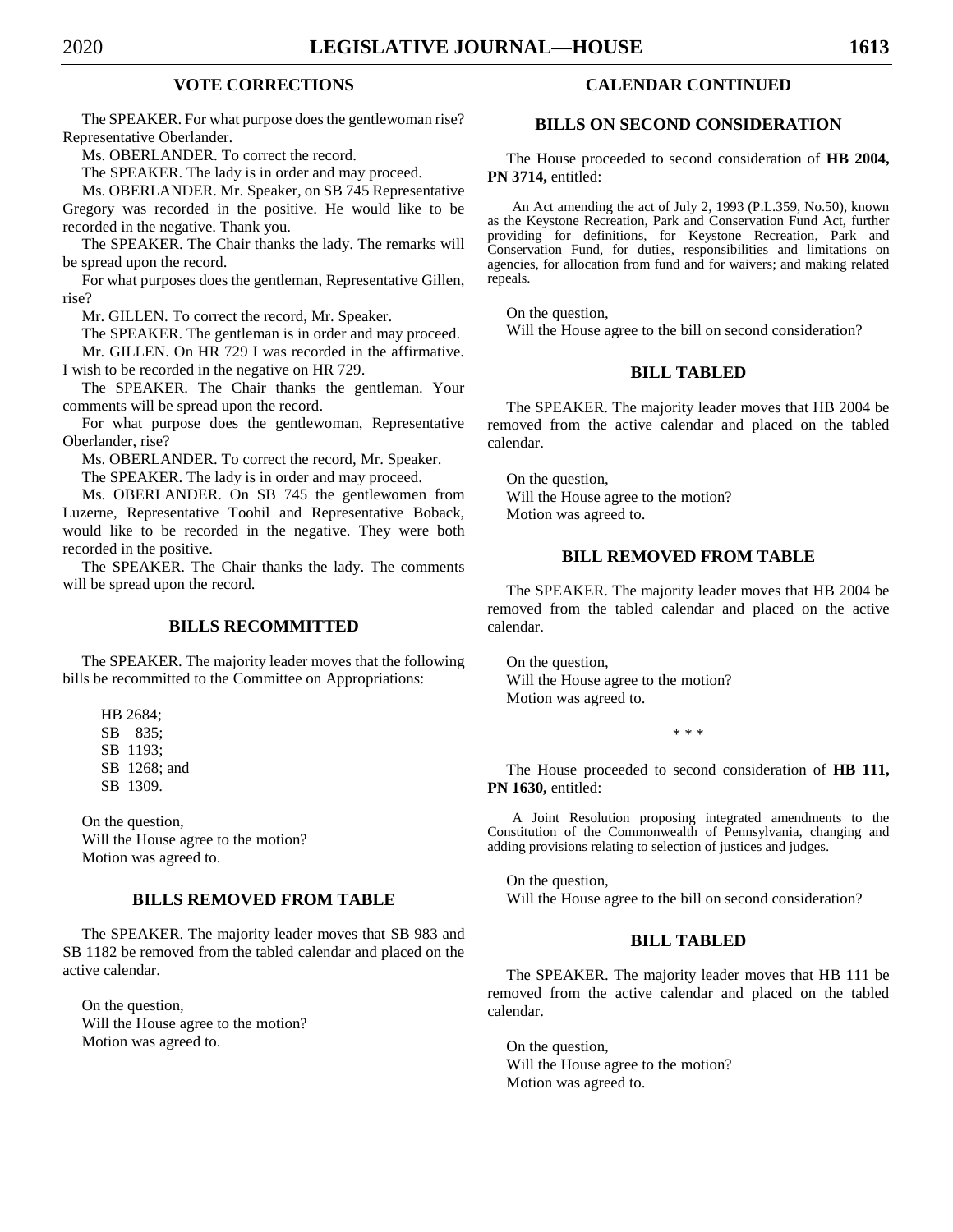## VOTE CORRECTIONS

The SPEAKER. For what purpose does the gentlewoman rise? Representative Oberlander.

Ms. OBERLANDER. To correct the record.

The SPEAKER. The lady is in order and may proceed.

Ms. OBERLANDER. Mr. Speaker, on SB 745 Representative Gregory was recorded in the positive. He would like to be recorded in the negative. Thank you.

The SPEAKER. The Chair thanks the lady. The remarks will be spread upon the record.

For what purposes does the gentleman, Representative Gillen, rise?

Mr. GILLEN. To correct the record, Mr. Speaker.

The SPEAKER. The gentleman is in order and may proceed.

Mr. GILLEN. On HR 729 I was recorded in the affirmative. I wish to be recorded in the negative on HR 729.

The SPEAKER. The Chair thanks the gentleman. Your comments will be spread upon the record.

For what purpose does the gentlewoman, Representative Oberlander, rise?

Ms. OBERLANDER. To correct the record, Mr. Speaker.

The SPEAKER. The lady is in order and may proceed.

Ms. OBERLANDER. On SB 745 the gentlewomen from Luzerne, Representative Toohil and Representative Boback, would like to be recorded in the negative. They were both recorded in the positive.

The SPEAKER. The Chair thanks the lady. The comments will be spread upon the record.

## BILLS RECOMMITTED

The SPEAKER. The majority leader moves that the following bills be recommitted to the Committee on Appropriations:

HB 2684;
SB 835;
SB 1193;
SB 1268; and
SB 1309.

On the question,
Will the House agree to the motion?
Motion was agreed to.

## BILLS REMOVED FROM TABLE

The SPEAKER. The majority leader moves that SB 983 and SB 1182 be removed from the tabled calendar and placed on the active calendar.

On the question,
Will the House agree to the motion?
Motion was agreed to.

## CALENDAR CONTINUED

## BILLS ON SECOND CONSIDERATION

The House proceeded to second consideration of **HB 2004, PN 3714,** entitled:

An Act amending the act of July 2, 1993 (P.L.359, No.50), known as the Keystone Recreation, Park and Conservation Fund Act, further providing for definitions, for Keystone Recreation, Park and Conservation Fund, for duties, responsibilities and limitations on agencies, for allocation from fund and for waivers; and making related repeals.

On the question,
Will the House agree to the bill on second consideration?

## BILL TABLED

The SPEAKER. The majority leader moves that HB 2004 be removed from the active calendar and placed on the tabled calendar.

On the question,
Will the House agree to the motion?
Motion was agreed to.

## BILL REMOVED FROM TABLE

The SPEAKER. The majority leader moves that HB 2004 be removed from the tabled calendar and placed on the active calendar.

On the question,
Will the House agree to the motion?
Motion was agreed to.

\* \* \*

The House proceeded to second consideration of **HB 111, PN 1630,** entitled:

A Joint Resolution proposing integrated amendments to the Constitution of the Commonwealth of Pennsylvania, changing and adding provisions relating to selection of justices and judges.

On the question,
Will the House agree to the bill on second consideration?

## BILL TABLED

The SPEAKER. The majority leader moves that HB 111 be removed from the active calendar and placed on the tabled calendar.

On the question,
Will the House agree to the motion?
Motion was agreed to.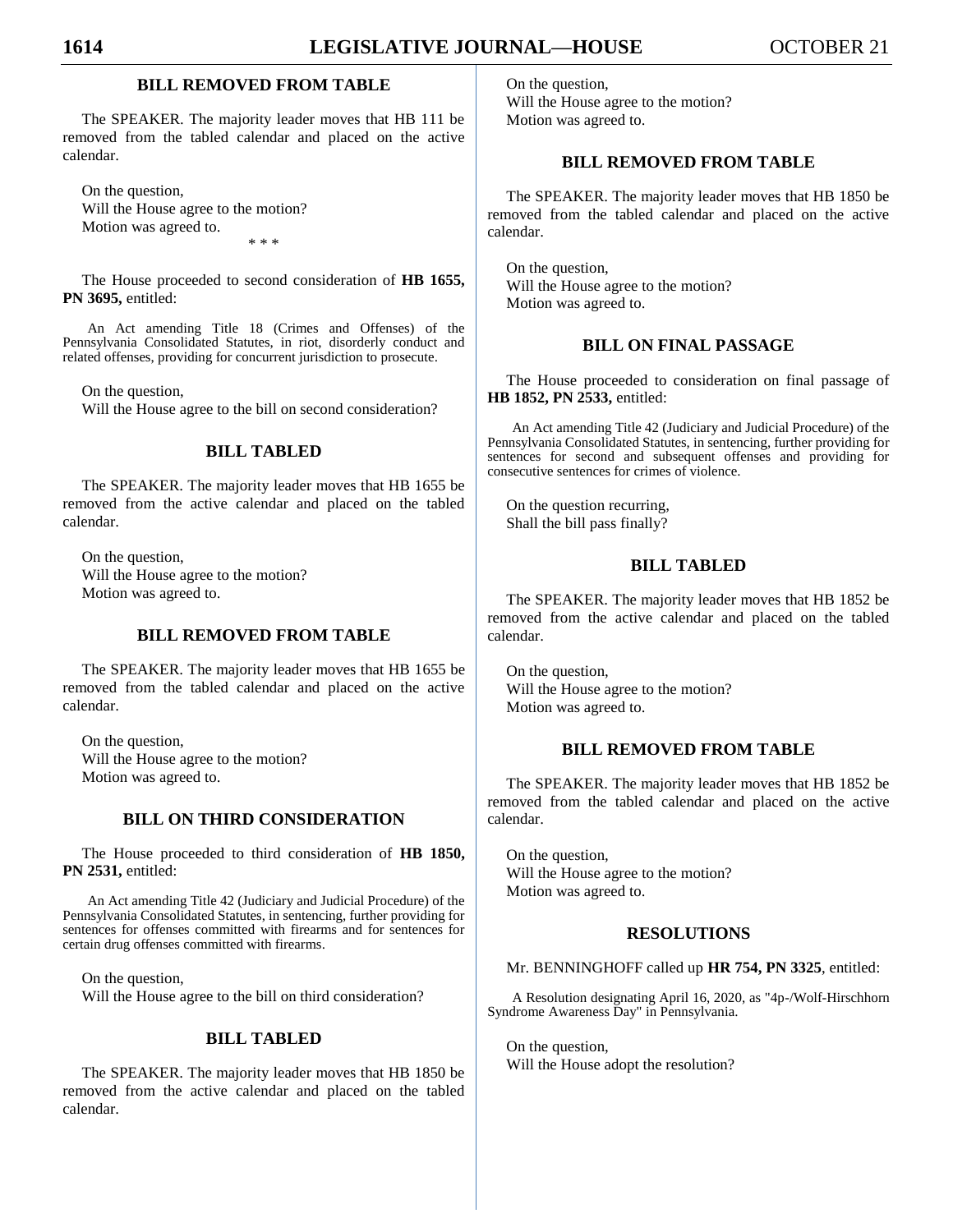## BILL REMOVED FROM TABLE

The SPEAKER. The majority leader moves that HB 111 be removed from the tabled calendar and placed on the active calendar.

On the question,
Will the House agree to the motion?
Motion was agreed to.

\* \* \*

The House proceeded to second consideration of **HB 1655, PN 3695,** entitled:

An Act amending Title 18 (Crimes and Offenses) of the Pennsylvania Consolidated Statutes, in riot, disorderly conduct and related offenses, providing for concurrent jurisdiction to prosecute.

On the question,
Will the House agree to the bill on second consideration?

## BILL TABLED

The SPEAKER. The majority leader moves that HB 1655 be removed from the active calendar and placed on the tabled calendar.

On the question,
Will the House agree to the motion?
Motion was agreed to.

## BILL REMOVED FROM TABLE

The SPEAKER. The majority leader moves that HB 1655 be removed from the tabled calendar and placed on the active calendar.

On the question,
Will the House agree to the motion?
Motion was agreed to.

## BILL ON THIRD CONSIDERATION

The House proceeded to third consideration of **HB 1850, PN 2531,** entitled:

An Act amending Title 42 (Judiciary and Judicial Procedure) of the Pennsylvania Consolidated Statutes, in sentencing, further providing for sentences for offenses committed with firearms and for sentences for certain drug offenses committed with firearms.

On the question,
Will the House agree to the bill on third consideration?

## BILL TABLED

The SPEAKER. The majority leader moves that HB 1850 be removed from the active calendar and placed on the tabled calendar.

On the question,
Will the House agree to the motion?
Motion was agreed to.

## BILL REMOVED FROM TABLE

The SPEAKER. The majority leader moves that HB 1850 be removed from the tabled calendar and placed on the active calendar.

On the question,
Will the House agree to the motion?
Motion was agreed to.

## BILL ON FINAL PASSAGE

The House proceeded to consideration on final passage of **HB 1852, PN 2533,** entitled:

An Act amending Title 42 (Judiciary and Judicial Procedure) of the Pennsylvania Consolidated Statutes, in sentencing, further providing for sentences for second and subsequent offenses and providing for consecutive sentences for crimes of violence.

On the question recurring,
Shall the bill pass finally?

## BILL TABLED

The SPEAKER. The majority leader moves that HB 1852 be removed from the active calendar and placed on the tabled calendar.

On the question,
Will the House agree to the motion?
Motion was agreed to.

## BILL REMOVED FROM TABLE

The SPEAKER. The majority leader moves that HB 1852 be removed from the tabled calendar and placed on the active calendar.

On the question,
Will the House agree to the motion?
Motion was agreed to.

## RESOLUTIONS

Mr. BENNINGHOFF called up **HR 754, PN 3325**, entitled:

A Resolution designating April 16, 2020, as "4p-/Wolf-Hirschhorn Syndrome Awareness Day" in Pennsylvania.

On the question,
Will the House adopt the resolution?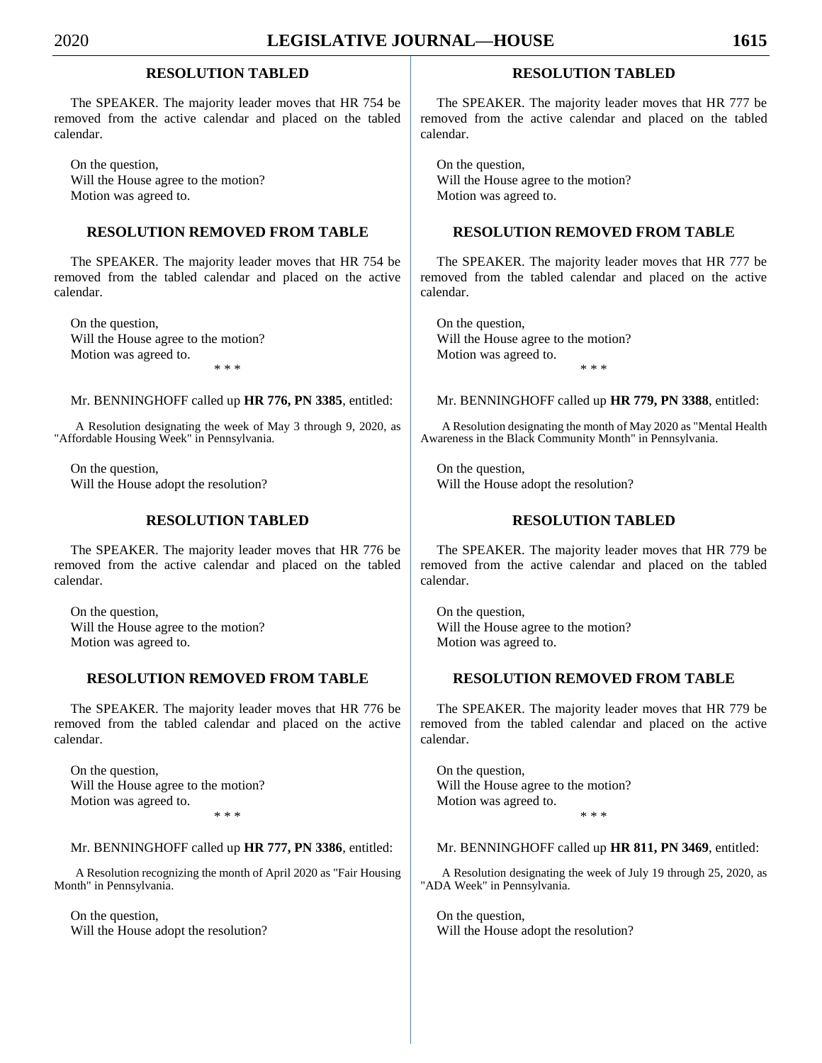## RESOLUTION TABLED

The SPEAKER. The majority leader moves that HR 754 be removed from the active calendar and placed on the tabled calendar.

On the question,
Will the House agree to the motion?
Motion was agreed to.

## RESOLUTION REMOVED FROM TABLE

The SPEAKER. The majority leader moves that HR 754 be removed from the tabled calendar and placed on the active calendar.

On the question,
Will the House agree to the motion?
Motion was agreed to.

\* \* \*

Mr. BENNINGHOFF called up **HR 776, PN 3385**, entitled:

A Resolution designating the week of May 3 through 9, 2020, as "Affordable Housing Week" in Pennsylvania.

On the question,
Will the House adopt the resolution?

## RESOLUTION TABLED

The SPEAKER. The majority leader moves that HR 776 be removed from the active calendar and placed on the tabled calendar.

On the question,
Will the House agree to the motion?
Motion was agreed to.

## RESOLUTION REMOVED FROM TABLE

The SPEAKER. The majority leader moves that HR 776 be removed from the tabled calendar and placed on the active calendar.

On the question,
Will the House agree to the motion?
Motion was agreed to.

\* \* \*

Mr. BENNINGHOFF called up **HR 777, PN 3386**, entitled:

A Resolution recognizing the month of April 2020 as "Fair Housing Month" in Pennsylvania.

On the question,
Will the House adopt the resolution?

## RESOLUTION TABLED

The SPEAKER. The majority leader moves that HR 777 be removed from the active calendar and placed on the tabled calendar.

On the question,
Will the House agree to the motion?
Motion was agreed to.

## RESOLUTION REMOVED FROM TABLE

The SPEAKER. The majority leader moves that HR 777 be removed from the tabled calendar and placed on the active calendar.

On the question,
Will the House agree to the motion?
Motion was agreed to.

\* \* \*

Mr. BENNINGHOFF called up **HR 779, PN 3388**, entitled:

A Resolution designating the month of May 2020 as "Mental Health Awareness in the Black Community Month" in Pennsylvania.

On the question,
Will the House adopt the resolution?

## RESOLUTION TABLED

The SPEAKER. The majority leader moves that HR 779 be removed from the active calendar and placed on the tabled calendar.

On the question,
Will the House agree to the motion?
Motion was agreed to.

## RESOLUTION REMOVED FROM TABLE

The SPEAKER. The majority leader moves that HR 779 be removed from the tabled calendar and placed on the active calendar.

On the question,
Will the House agree to the motion?
Motion was agreed to.

\* \* \*

Mr. BENNINGHOFF called up **HR 811, PN 3469**, entitled:

A Resolution designating the week of July 19 through 25, 2020, as "ADA Week" in Pennsylvania.

On the question,
Will the House adopt the resolution?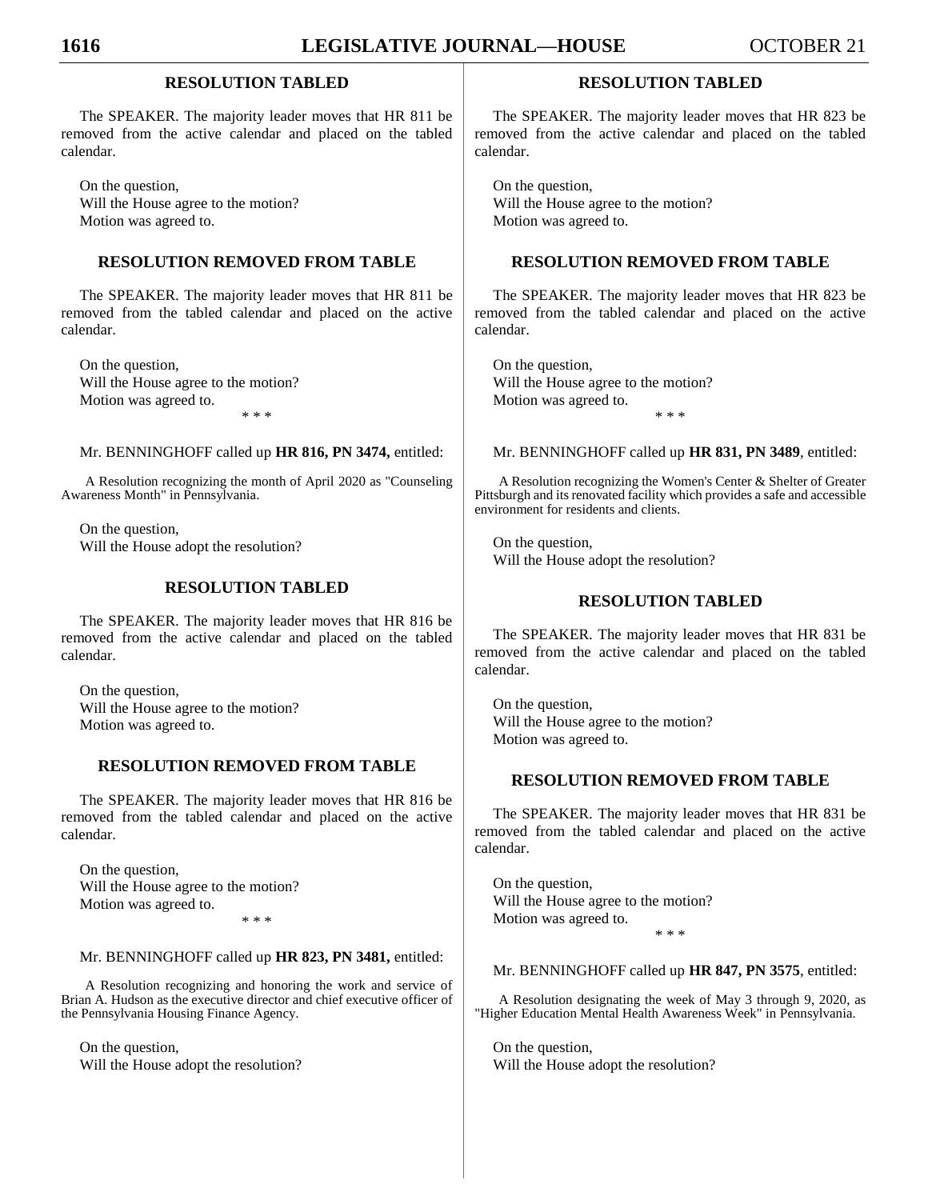## RESOLUTION TABLED

The SPEAKER. The majority leader moves that HR 811 be removed from the active calendar and placed on the tabled calendar.

On the question,
Will the House agree to the motion?
Motion was agreed to.

## RESOLUTION REMOVED FROM TABLE

The SPEAKER. The majority leader moves that HR 811 be removed from the tabled calendar and placed on the active calendar.

On the question,
Will the House agree to the motion?
Motion was agreed to.

\* \* \*

Mr. BENNINGHOFF called up **HR 816, PN 3474,** entitled:

A Resolution recognizing the month of April 2020 as "Counseling Awareness Month" in Pennsylvania.

On the question,
Will the House adopt the resolution?

## RESOLUTION TABLED

The SPEAKER. The majority leader moves that HR 816 be removed from the active calendar and placed on the tabled calendar.

On the question,
Will the House agree to the motion?
Motion was agreed to.

## RESOLUTION REMOVED FROM TABLE

The SPEAKER. The majority leader moves that HR 816 be removed from the tabled calendar and placed on the active calendar.

On the question,
Will the House agree to the motion?
Motion was agreed to.

\* \* \*

Mr. BENNINGHOFF called up **HR 823, PN 3481,** entitled:

A Resolution recognizing and honoring the work and service of Brian A. Hudson as the executive director and chief executive officer of the Pennsylvania Housing Finance Agency.

On the question,
Will the House adopt the resolution?

## RESOLUTION TABLED

The SPEAKER. The majority leader moves that HR 823 be removed from the active calendar and placed on the tabled calendar.

On the question,
Will the House agree to the motion?
Motion was agreed to.

## RESOLUTION REMOVED FROM TABLE

The SPEAKER. The majority leader moves that HR 823 be removed from the tabled calendar and placed on the active calendar.

On the question,
Will the House agree to the motion?
Motion was agreed to.

\* \* \*

Mr. BENNINGHOFF called up **HR 831, PN 3489**, entitled:

A Resolution recognizing the Women's Center & Shelter of Greater Pittsburgh and its renovated facility which provides a safe and accessible environment for residents and clients.

On the question,
Will the House adopt the resolution?

## RESOLUTION TABLED

The SPEAKER. The majority leader moves that HR 831 be removed from the active calendar and placed on the tabled calendar.

On the question,
Will the House agree to the motion?
Motion was agreed to.

## RESOLUTION REMOVED FROM TABLE

The SPEAKER. The majority leader moves that HR 831 be removed from the tabled calendar and placed on the active calendar.

On the question,
Will the House agree to the motion?
Motion was agreed to.

\* \* \*

Mr. BENNINGHOFF called up **HR 847, PN 3575**, entitled:

A Resolution designating the week of May 3 through 9, 2020, as "Higher Education Mental Health Awareness Week" in Pennsylvania.

On the question,
Will the House adopt the resolution?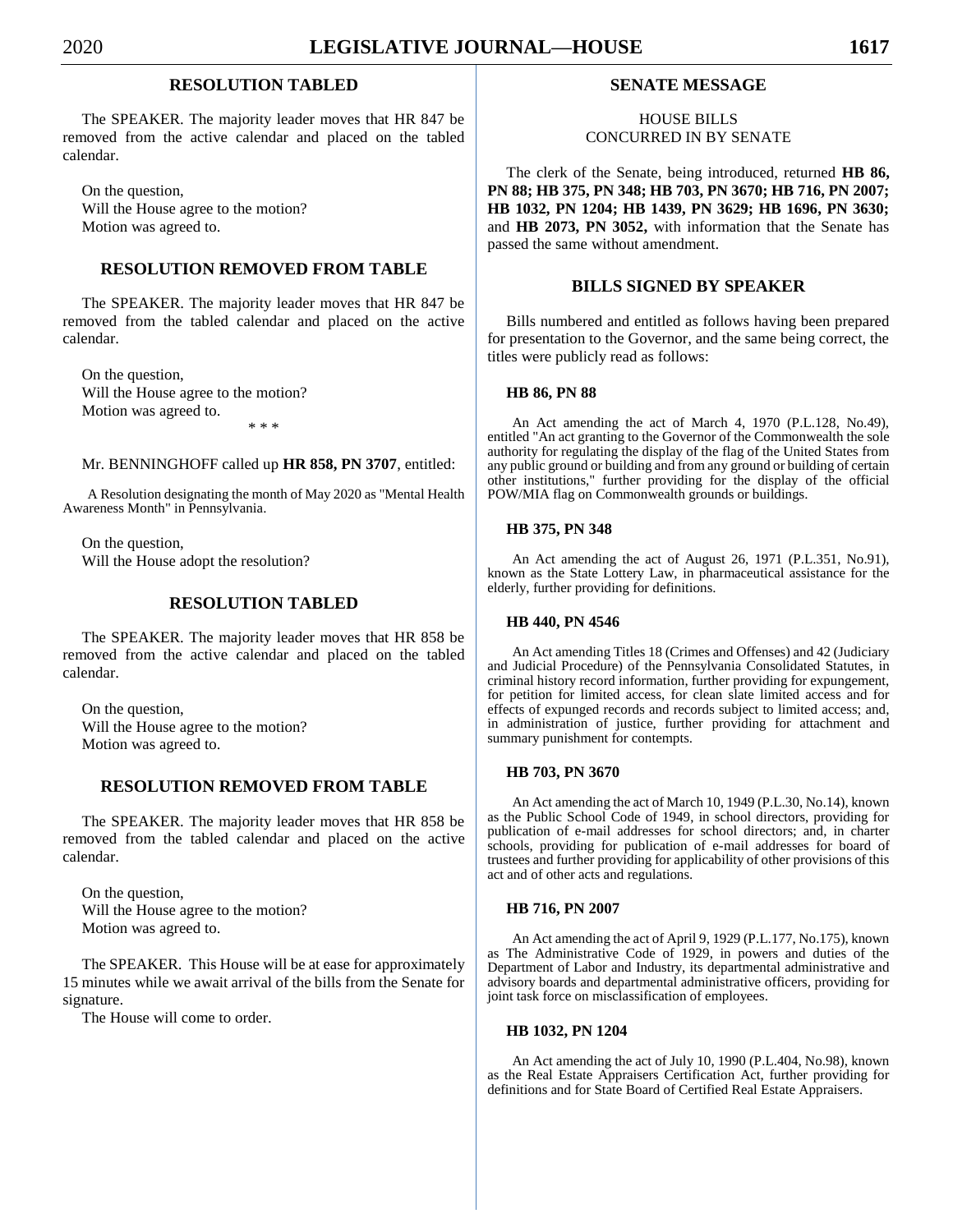## RESOLUTION TABLED

The SPEAKER. The majority leader moves that HR 847 be removed from the active calendar and placed on the tabled calendar.

On the question,
Will the House agree to the motion?
Motion was agreed to.

## RESOLUTION REMOVED FROM TABLE

The SPEAKER. The majority leader moves that HR 847 be removed from the tabled calendar and placed on the active calendar.

On the question,
Will the House agree to the motion?
Motion was agreed to.

\* \* \*

Mr. BENNINGHOFF called up **HR 858, PN 3707**, entitled:

A Resolution designating the month of May 2020 as "Mental Health Awareness Month" in Pennsylvania.

On the question,
Will the House adopt the resolution?

## RESOLUTION TABLED

The SPEAKER. The majority leader moves that HR 858 be removed from the active calendar and placed on the tabled calendar.

On the question,
Will the House agree to the motion?
Motion was agreed to.

## RESOLUTION REMOVED FROM TABLE

The SPEAKER. The majority leader moves that HR 858 be removed from the tabled calendar and placed on the active calendar.

On the question,
Will the House agree to the motion?
Motion was agreed to.

The SPEAKER. This House will be at ease for approximately 15 minutes while we await arrival of the bills from the Senate for signature.

The House will come to order.

## SENATE MESSAGE

HOUSE BILLS
CONCURRED IN BY SENATE

The clerk of the Senate, being introduced, returned **HB 86, PN 88; HB 375, PN 348; HB 703, PN 3670; HB 716, PN 2007; HB 1032, PN 1204; HB 1439, PN 3629; HB 1696, PN 3630;** and **HB 2073, PN 3052,** with information that the Senate has passed the same without amendment.

## BILLS SIGNED BY SPEAKER

Bills numbered and entitled as follows having been prepared for presentation to the Governor, and the same being correct, the titles were publicly read as follows:

**HB 86, PN 88**

An Act amending the act of March 4, 1970 (P.L.128, No.49), entitled "An act granting to the Governor of the Commonwealth the sole authority for regulating the display of the flag of the United States from any public ground or building and from any ground or building of certain other institutions," further providing for the display of the official POW/MIA flag on Commonwealth grounds or buildings.

**HB 375, PN 348**

An Act amending the act of August 26, 1971 (P.L.351, No.91), known as the State Lottery Law, in pharmaceutical assistance for the elderly, further providing for definitions.

**HB 440, PN 4546**

An Act amending Titles 18 (Crimes and Offenses) and 42 (Judiciary and Judicial Procedure) of the Pennsylvania Consolidated Statutes, in criminal history record information, further providing for expungement, for petition for limited access, for clean slate limited access and for effects of expunged records and records subject to limited access; and, in administration of justice, further providing for attachment and summary punishment for contempts.

**HB 703, PN 3670**

An Act amending the act of March 10, 1949 (P.L.30, No.14), known as the Public School Code of 1949, in school directors, providing for publication of e-mail addresses for school directors; and, in charter schools, providing for publication of e-mail addresses for board of trustees and further providing for applicability of other provisions of this act and of other acts and regulations.

**HB 716, PN 2007**

An Act amending the act of April 9, 1929 (P.L.177, No.175), known as The Administrative Code of 1929, in powers and duties of the Department of Labor and Industry, its departmental administrative and advisory boards and departmental administrative officers, providing for joint task force on misclassification of employees.

**HB 1032, PN 1204**

An Act amending the act of July 10, 1990 (P.L.404, No.98), known as the Real Estate Appraisers Certification Act, further providing for definitions and for State Board of Certified Real Estate Appraisers.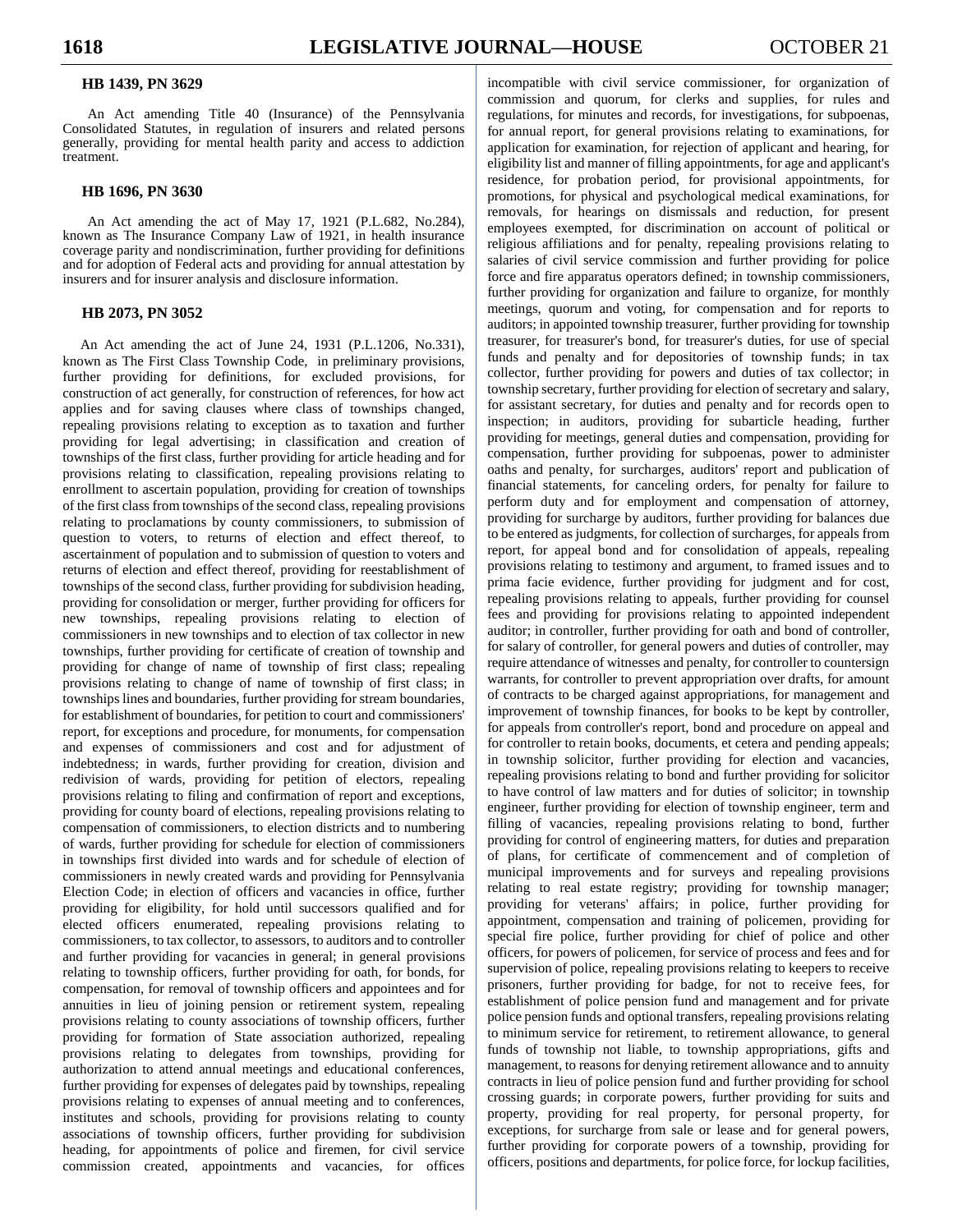**HB 1439, PN 3629**

An Act amending Title 40 (Insurance) of the Pennsylvania Consolidated Statutes, in regulation of insurers and related persons generally, providing for mental health parity and access to addiction treatment.

**HB 1696, PN 3630**

An Act amending the act of May 17, 1921 (P.L.682, No.284), known as The Insurance Company Law of 1921, in health insurance coverage parity and nondiscrimination, further providing for definitions and for adoption of Federal acts and providing for annual attestation by insurers and for insurer analysis and disclosure information.

**HB 2073, PN 3052**

An Act amending the act of June 24, 1931 (P.L.1206, No.331), known as The First Class Township Code, in preliminary provisions, further providing for definitions, for excluded provisions, for construction of act generally, for construction of references, for how act applies and for saving clauses where class of townships changed, repealing provisions relating to exception as to taxation and further providing for legal advertising; in classification and creation of townships of the first class, further providing for article heading and for provisions relating to classification, repealing provisions relating to enrollment to ascertain population, providing for creation of townships of the first class from townships of the second class, repealing provisions relating to proclamations by county commissioners, to submission of question to voters, to returns of election and effect thereof, to ascertainment of population and to submission of question to voters and returns of election and effect thereof, providing for reestablishment of townships of the second class, further providing for subdivision heading, providing for consolidation or merger, further providing for officers for new townships, repealing provisions relating to election of commissioners in new townships and to election of tax collector in new townships, further providing for certificate of creation of township and providing for change of name of township of first class; repealing provisions relating to change of name of township of first class; in townships lines and boundaries, further providing for stream boundaries, for establishment of boundaries, for petition to court and commissioners' report, for exceptions and procedure, for monuments, for compensation and expenses of commissioners and cost and for adjustment of indebtedness; in wards, further providing for creation, division and redivision of wards, providing for petition of electors, repealing provisions relating to filing and confirmation of report and exceptions, providing for county board of elections, repealing provisions relating to compensation of commissioners, to election districts and to numbering of wards, further providing for schedule for election of commissioners in townships first divided into wards and for schedule of election of commissioners in newly created wards and providing for Pennsylvania Election Code; in election of officers and vacancies in office, further providing for eligibility, for hold until successors qualified and for elected officers enumerated, repealing provisions relating to commissioners, to tax collector, to assessors, to auditors and to controller and further providing for vacancies in general; in general provisions relating to township officers, further providing for oath, for bonds, for compensation, for removal of township officers and appointees and for annuities in lieu of joining pension or retirement system, repealing provisions relating to county associations of township officers, further providing for formation of State association authorized, repealing provisions relating to delegates from townships, providing for authorization to attend annual meetings and educational conferences, further providing for expenses of delegates paid by townships, repealing provisions relating to expenses of annual meeting and to conferences, institutes and schools, providing for provisions relating to county associations of township officers, further providing for subdivision heading, for appointments of police and firemen, for civil service commission created, appointments and vacancies, for offices incompatible with civil service commissioner, for organization of commission and quorum, for clerks and supplies, for rules and regulations, for minutes and records, for investigations, for subpoenas, for annual report, for general provisions relating to examinations, for application for examination, for rejection of applicant and hearing, for eligibility list and manner of filling appointments, for age and applicant's residence, for probation period, for provisional appointments, for promotions, for physical and psychological medical examinations, for removals, for hearings on dismissals and reduction, for present employees exempted, for discrimination on account of political or religious affiliations and for penalty, repealing provisions relating to salaries of civil service commission and further providing for police force and fire apparatus operators defined; in township commissioners, further providing for organization and failure to organize, for monthly meetings, quorum and voting, for compensation and for reports to auditors; in appointed township treasurer, further providing for township treasurer, for treasurer's bond, for treasurer's duties, for use of special funds and penalty and for depositories of township funds; in tax collector, further providing for powers and duties of tax collector; in township secretary, further providing for election of secretary and salary, for assistant secretary, for duties and penalty and for records open to inspection; in auditors, providing for subarticle heading, further providing for meetings, general duties and compensation, providing for compensation, further providing for subpoenas, power to administer oaths and penalty, for surcharges, auditors' report and publication of financial statements, for canceling orders, for penalty for failure to perform duty and for employment and compensation of attorney, providing for surcharge by auditors, further providing for balances due to be entered as judgments, for collection of surcharges, for appeals from report, for appeal bond and for consolidation of appeals, repealing provisions relating to testimony and argument, to framed issues and to prima facie evidence, further providing for judgment and for cost, repealing provisions relating to appeals, further providing for counsel fees and providing for provisions relating to appointed independent auditor; in controller, further providing for oath and bond of controller, for salary of controller, for general powers and duties of controller, may require attendance of witnesses and penalty, for controller to countersign warrants, for controller to prevent appropriation over drafts, for amount of contracts to be charged against appropriations, for management and improvement of township finances, for books to be kept by controller, for appeals from controller's report, bond and procedure on appeal and for controller to retain books, documents, et cetera and pending appeals; in township solicitor, further providing for election and vacancies, repealing provisions relating to bond and further providing for solicitor to have control of law matters and for duties of solicitor; in township engineer, further providing for election of township engineer, term and filling of vacancies, repealing provisions relating to bond, further providing for control of engineering matters, for duties and preparation of plans, for certificate of commencement and of completion of municipal improvements and for surveys and repealing provisions relating to real estate registry; providing for township manager; providing for veterans' affairs; in police, further providing for appointment, compensation and training of policemen, providing for special fire police, further providing for chief of police and other officers, for powers of policemen, for service of process and fees and for supervision of police, repealing provisions relating to keepers to receive prisoners, further providing for badge, for not to receive fees, for establishment of police pension fund and management and for private police pension funds and optional transfers, repealing provisions relating to minimum service for retirement, to retirement allowance, to general funds of township not liable, to township appropriations, gifts and management, to reasons for denying retirement allowance and to annuity contracts in lieu of police pension fund and further providing for school crossing guards; in corporate powers, further providing for suits and property, providing for real property, for personal property, for exceptions, for surcharge from sale or lease and for general powers, further providing for corporate powers of a township, providing for officers, positions and departments, for police force, for lockup facilities,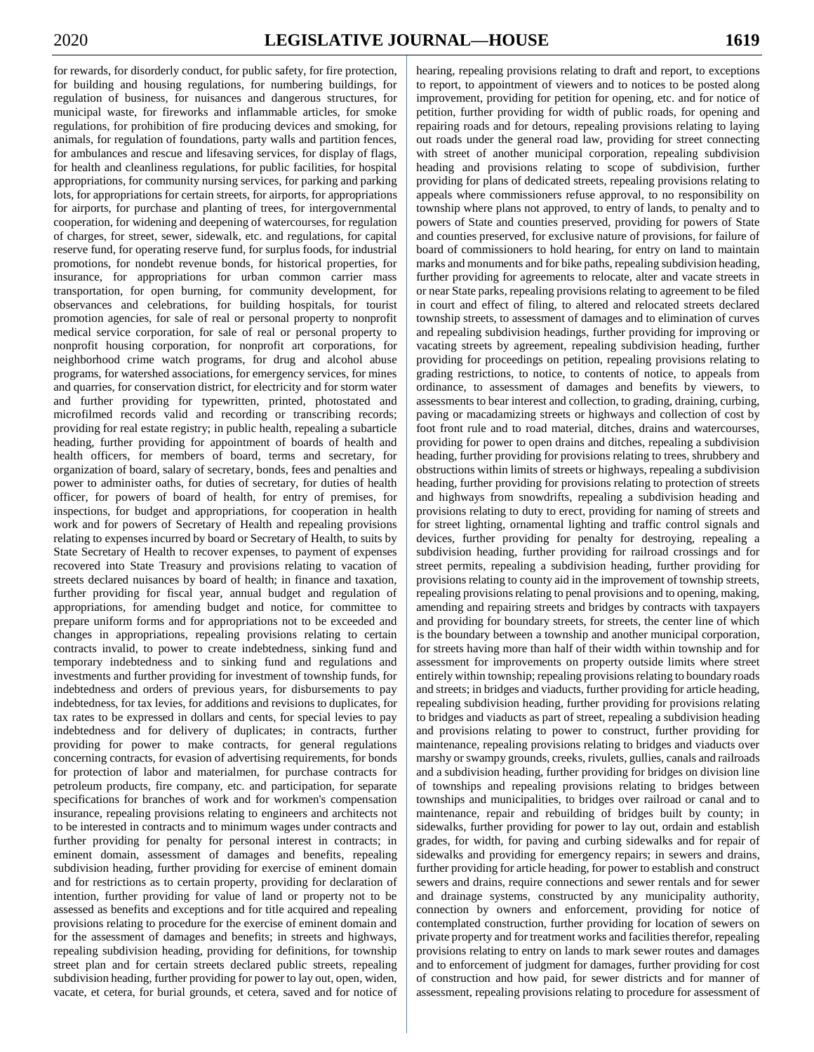for rewards, for disorderly conduct, for public safety, for fire protection, for building and housing regulations, for numbering buildings, for regulation of business, for nuisances and dangerous structures, for municipal waste, for fireworks and inflammable articles, for smoke regulations, for prohibition of fire producing devices and smoking, for animals, for regulation of foundations, party walls and partition fences, for ambulances and rescue and lifesaving services, for display of flags, for health and cleanliness regulations, for public facilities, for hospital appropriations, for community nursing services, for parking and parking lots, for appropriations for certain streets, for airports, for appropriations for airports, for purchase and planting of trees, for intergovernmental cooperation, for widening and deepening of watercourses, for regulation of charges, for street, sewer, sidewalk, etc. and regulations, for capital reserve fund, for operating reserve fund, for surplus foods, for industrial promotions, for nondebt revenue bonds, for historical properties, for insurance, for appropriations for urban common carrier mass transportation, for open burning, for community development, for observances and celebrations, for building hospitals, for tourist promotion agencies, for sale of real or personal property to nonprofit medical service corporation, for sale of real or personal property to nonprofit housing corporation, for nonprofit art corporations, for neighborhood crime watch programs, for drug and alcohol abuse programs, for watershed associations, for emergency services, for mines and quarries, for conservation district, for electricity and for storm water and further providing for typewritten, printed, photostated and microfilmed records valid and recording or transcribing records; providing for real estate registry; in public health, repealing a subarticle heading, further providing for appointment of boards of health and health officers, for members of board, terms and secretary, for organization of board, salary of secretary, bonds, fees and penalties and power to administer oaths, for duties of secretary, for duties of health officer, for powers of board of health, for entry of premises, for inspections, for budget and appropriations, for cooperation in health work and for powers of Secretary of Health and repealing provisions relating to expenses incurred by board or Secretary of Health, to suits by State Secretary of Health to recover expenses, to payment of expenses recovered into State Treasury and provisions relating to vacation of streets declared nuisances by board of health; in finance and taxation, further providing for fiscal year, annual budget and regulation of appropriations, for amending budget and notice, for committee to prepare uniform forms and for appropriations not to be exceeded and changes in appropriations, repealing provisions relating to certain contracts invalid, to power to create indebtedness, sinking fund and temporary indebtedness and to sinking fund and regulations and investments and further providing for investment of township funds, for indebtedness and orders of previous years, for disbursements to pay indebtedness, for tax levies, for additions and revisions to duplicates, for tax rates to be expressed in dollars and cents, for special levies to pay indebtedness and for delivery of duplicates; in contracts, further providing for power to make contracts, for general regulations concerning contracts, for evasion of advertising requirements, for bonds for protection of labor and materialmen, for purchase contracts for petroleum products, fire company, etc. and participation, for separate specifications for branches of work and for workmen's compensation insurance, repealing provisions relating to engineers and architects not to be interested in contracts and to minimum wages under contracts and further providing for penalty for personal interest in contracts; in eminent domain, assessment of damages and benefits, repealing subdivision heading, further providing for exercise of eminent domain and for restrictions as to certain property, providing for declaration of intention, further providing for value of land or property not to be assessed as benefits and exceptions and for title acquired and repealing provisions relating to procedure for the exercise of eminent domain and for the assessment of damages and benefits; in streets and highways, repealing subdivision heading, providing for definitions, for township street plan and for certain streets declared public streets, repealing subdivision heading, further providing for power to lay out, open, widen, vacate, et cetera, for burial grounds, et cetera, saved and for notice of hearing, repealing provisions relating to draft and report, to exceptions to report, to appointment of viewers and to notices to be posted along improvement, providing for petition for opening, etc. and for notice of petition, further providing for width of public roads, for opening and repairing roads and for detours, repealing provisions relating to laying out roads under the general road law, providing for street connecting with street of another municipal corporation, repealing subdivision heading and provisions relating to scope of subdivision, further providing for plans of dedicated streets, repealing provisions relating to appeals where commissioners refuse approval, to no responsibility on township where plans not approved, to entry of lands, to penalty and to powers of State and counties preserved, providing for powers of State and counties preserved, for exclusive nature of provisions, for failure of board of commissioners to hold hearing, for entry on land to maintain marks and monuments and for bike paths, repealing subdivision heading, further providing for agreements to relocate, alter and vacate streets in or near State parks, repealing provisions relating to agreement to be filed in court and effect of filing, to altered and relocated streets declared township streets, to assessment of damages and to elimination of curves and repealing subdivision headings, further providing for improving or vacating streets by agreement, repealing subdivision heading, further providing for proceedings on petition, repealing provisions relating to grading restrictions, to notice, to contents of notice, to appeals from ordinance, to assessment of damages and benefits by viewers, to assessments to bear interest and collection, to grading, draining, curbing, paving or macadamizing streets or highways and collection of cost by foot front rule and to road material, ditches, drains and watercourses, providing for power to open drains and ditches, repealing a subdivision heading, further providing for provisions relating to trees, shrubbery and obstructions within limits of streets or highways, repealing a subdivision heading, further providing for provisions relating to protection of streets and highways from snowdrifts, repealing a subdivision heading and provisions relating to duty to erect, providing for naming of streets and for street lighting, ornamental lighting and traffic control signals and devices, further providing for penalty for destroying, repealing a subdivision heading, further providing for railroad crossings and for street permits, repealing a subdivision heading, further providing for provisions relating to county aid in the improvement of township streets, repealing provisions relating to penal provisions and to opening, making, amending and repairing streets and bridges by contracts with taxpayers and providing for boundary streets, for streets, the center line of which is the boundary between a township and another municipal corporation, for streets having more than half of their width within township and for assessment for improvements on property outside limits where street entirely within township; repealing provisions relating to boundary roads and streets; in bridges and viaducts, further providing for article heading, repealing subdivision heading, further providing for provisions relating to bridges and viaducts as part of street, repealing a subdivision heading and provisions relating to power to construct, further providing for maintenance, repealing provisions relating to bridges and viaducts over marshy or swampy grounds, creeks, rivulets, gullies, canals and railroads and a subdivision heading, further providing for bridges on division line of townships and repealing provisions relating to bridges between townships and municipalities, to bridges over railroad or canal and to maintenance, repair and rebuilding of bridges built by county; in sidewalks, further providing for power to lay out, ordain and establish grades, for width, for paving and curbing sidewalks and for repair of sidewalks and providing for emergency repairs; in sewers and drains, further providing for article heading, for power to establish and construct sewers and drains, require connections and sewer rentals and for sewer and drainage systems, constructed by any municipality authority, connection by owners and enforcement, providing for notice of contemplated construction, further providing for location of sewers on private property and for treatment works and facilities therefor, repealing provisions relating to entry on lands to mark sewer routes and damages and to enforcement of judgment for damages, further providing for cost of construction and how paid, for sewer districts and for manner of assessment, repealing provisions relating to procedure for assessment of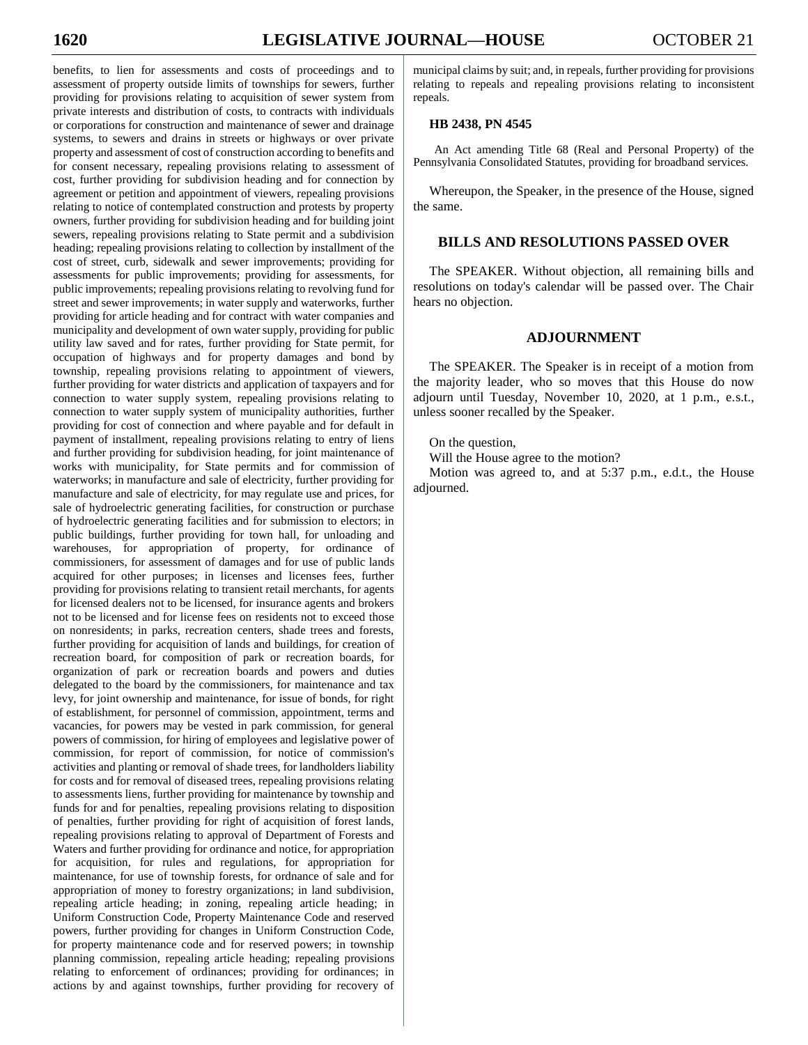benefits, to lien for assessments and costs of proceedings and to assessment of property outside limits of townships for sewers, further providing for provisions relating to acquisition of sewer system from private interests and distribution of costs, to contracts with individuals or corporations for construction and maintenance of sewer and drainage systems, to sewers and drains in streets or highways or over private property and assessment of cost of construction according to benefits and for consent necessary, repealing provisions relating to assessment of cost, further providing for subdivision heading and for connection by agreement or petition and appointment of viewers, repealing provisions relating to notice of contemplated construction and protests by property owners, further providing for subdivision heading and for building joint sewers, repealing provisions relating to State permit and a subdivision heading; repealing provisions relating to collection by installment of the cost of street, curb, sidewalk and sewer improvements; providing for assessments for public improvements; providing for assessments, for public improvements; repealing provisions relating to revolving fund for street and sewer improvements; in water supply and waterworks, further providing for article heading and for contract with water companies and municipality and development of own water supply, providing for public utility law saved and for rates, further providing for State permit, for occupation of highways and for property damages and bond by township, repealing provisions relating to appointment of viewers, further providing for water districts and application of taxpayers and for connection to water supply system, repealing provisions relating to connection to water supply system of municipality authorities, further providing for cost of connection and where payable and for default in payment of installment, repealing provisions relating to entry of liens and further providing for subdivision heading, for joint maintenance of works with municipality, for State permits and for commission of waterworks; in manufacture and sale of electricity, further providing for manufacture and sale of electricity, for may regulate use and prices, for sale of hydroelectric generating facilities, for construction or purchase of hydroelectric generating facilities and for submission to electors; in public buildings, further providing for town hall, for unloading and warehouses, for appropriation of property, for ordinance of commissioners, for assessment of damages and for use of public lands acquired for other purposes; in licenses and licenses fees, further providing for provisions relating to transient retail merchants, for agents for licensed dealers not to be licensed, for insurance agents and brokers not to be licensed and for license fees on residents not to exceed those on nonresidents; in parks, recreation centers, shade trees and forests, further providing for acquisition of lands and buildings, for creation of recreation board, for composition of park or recreation boards, for organization of park or recreation boards and powers and duties delegated to the board by the commissioners, for maintenance and tax levy, for joint ownership and maintenance, for issue of bonds, for right of establishment, for personnel of commission, appointment, terms and vacancies, for powers may be vested in park commission, for general powers of commission, for hiring of employees and legislative power of commission, for report of commission, for notice of commission's activities and planting or removal of shade trees, for landholders liability for costs and for removal of diseased trees, repealing provisions relating to assessments liens, further providing for maintenance by township and funds for and for penalties, repealing provisions relating to disposition of penalties, further providing for right of acquisition of forest lands, repealing provisions relating to approval of Department of Forests and Waters and further providing for ordinance and notice, for appropriation for acquisition, for rules and regulations, for appropriation for maintenance, for use of township forests, for ordnance of sale and for appropriation of money to forestry organizations; in land subdivision, repealing article heading; in zoning, repealing article heading; in Uniform Construction Code, Property Maintenance Code and reserved powers, further providing for changes in Uniform Construction Code, for property maintenance code and for reserved powers; in township planning commission, repealing article heading; repealing provisions relating to enforcement of ordinances; providing for ordinances; in actions by and against townships, further providing for recovery of municipal claims by suit; and, in repeals, further providing for provisions relating to repeals and repealing provisions relating to inconsistent repeals.

**HB 2438, PN 4545**

An Act amending Title 68 (Real and Personal Property) of the Pennsylvania Consolidated Statutes, providing for broadband services.

Whereupon, the Speaker, in the presence of the House, signed the same.

## BILLS AND RESOLUTIONS PASSED OVER

The SPEAKER. Without objection, all remaining bills and resolutions on today's calendar will be passed over. The Chair hears no objection.

## ADJOURNMENT

The SPEAKER. The Speaker is in receipt of a motion from the majority leader, who so moves that this House do now adjourn until Tuesday, November 10, 2020, at 1 p.m., e.s.t., unless sooner recalled by the Speaker.

On the question,
Will the House agree to the motion?
Motion was agreed to, and at 5:37 p.m., e.d.t., the House adjourned.